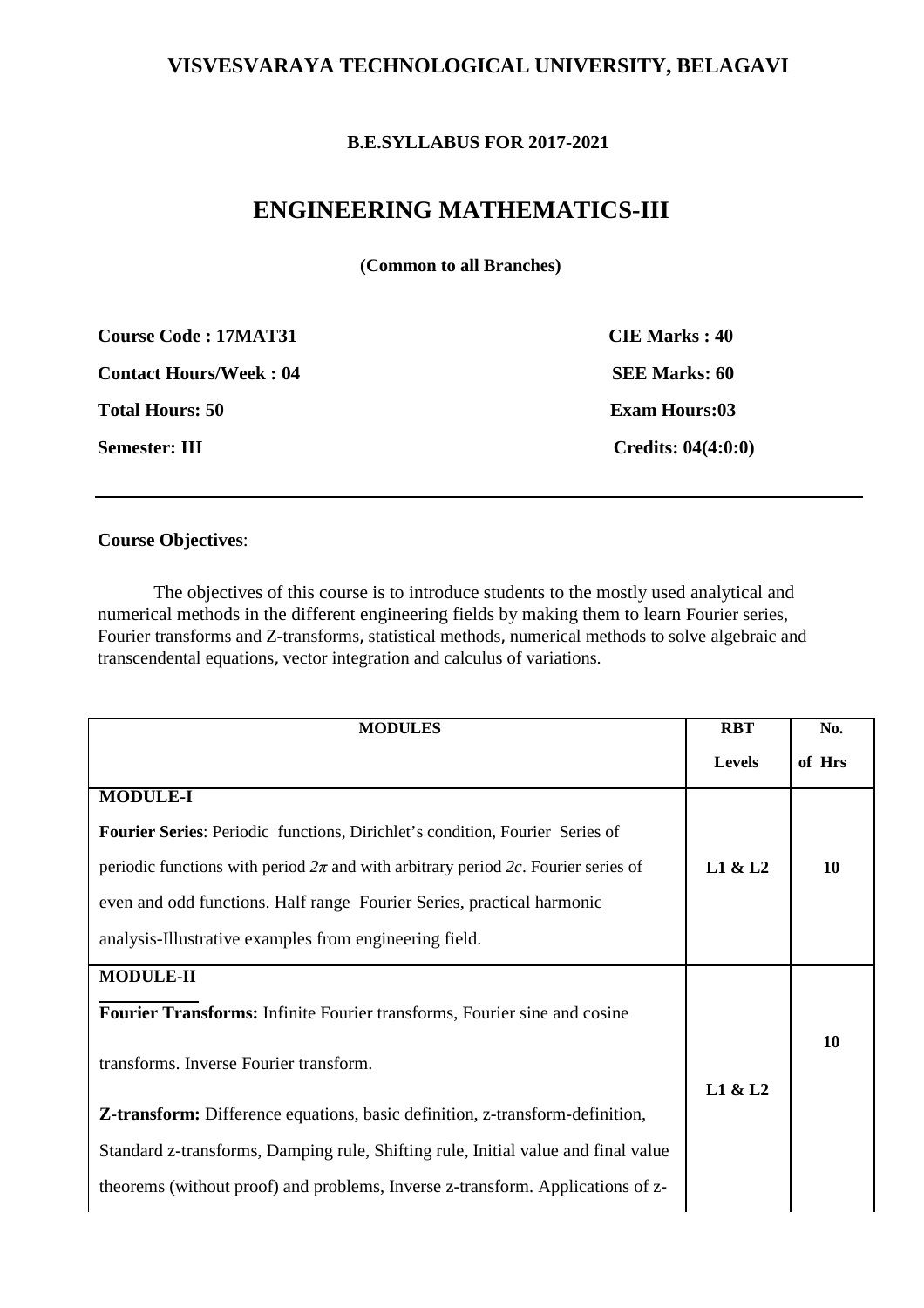# VISVESVARAYA TECHNOLOGICAL UNIVERSITY, BELAGAVI

**B.E.SYLLABUS FOR 2017-2021**

## ENGINEERING MATHEMATICS-III

**(Common to all Branches)**

| | |
|---|---|
| **Course Code : 17MAT31** | **CIE Marks : 40** |
| **Contact Hours/Week : 04** | **SEE Marks: 60** |
| **Total Hours: 50** | **Exam Hours:03** |
| **Semester: III** | **Credits: 04(4:0:0)** |

**Course Objectives**:

The objectives of this course is to introduce students to the mostly used analytical and numerical methods in the different engineering fields by making them to learn Fourier series, Fourier transforms and Z-transforms, statistical methods, numerical methods to solve algebraic and transcendental equations, vector integration and calculus of variations.

| MODULES | RBT Levels | No. of Hrs |
|---|---|---|
| **MODULE-I**<br>**Fourier Series**: Periodic functions, Dirichlet's condition, Fourier Series of periodic functions with period $2\pi$ and with arbitrary period $2c$. Fourier series of even and odd functions. Half range Fourier Series, practical harmonic analysis-Illustrative examples from engineering field. | **L1 & L2** | **10** |
| **MODULE-II**<br>**Fourier Transforms:** Infinite Fourier transforms, Fourier sine and cosine transforms. Inverse Fourier transform.<br>**Z-transform:** Difference equations, basic definition, z-transform-definition, Standard z-transforms, Damping rule, Shifting rule, Initial value and final value theorems (without proof) and problems, Inverse z-transform. Applications of z- | **L1 & L2** | **10** |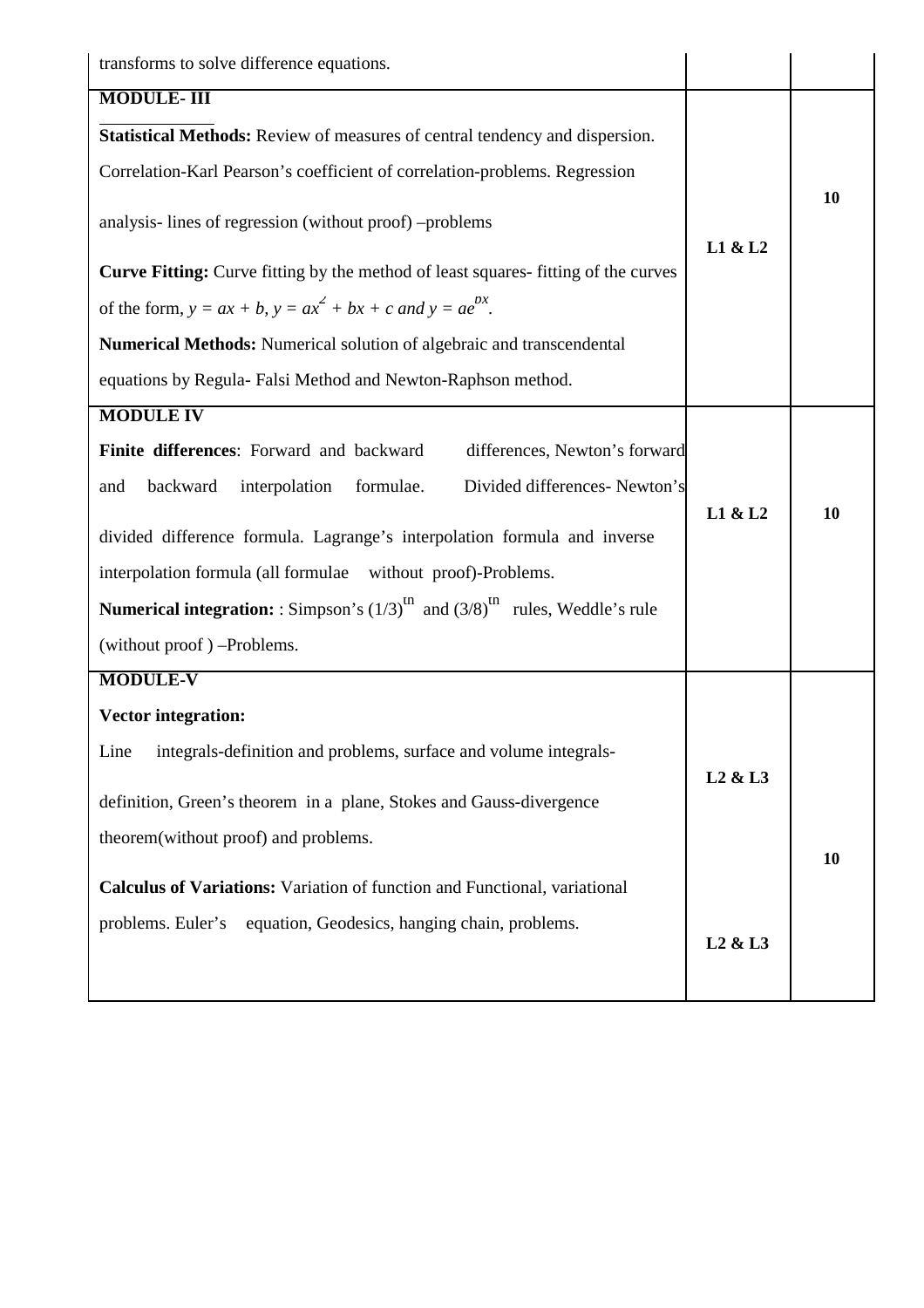| | | |
|---|---|---|
| transforms to solve difference equations. | | |
| **MODULE- III**<br><br>**Statistical Methods:** Review of measures of central tendency and dispersion. Correlation-Karl Pearson's coefficient of correlation-problems. Regression analysis- lines of regression (without proof) –problems<br><br>**Curve Fitting:** Curve fitting by the method of least squares- fitting of the curves of the form, $y = ax + b$, $y = ax^2 + bx + c$ and $y = ae^{bx}$.<br><br>**Numerical Methods:** Numerical solution of algebraic and transcendental equations by Regula- Falsi Method and Newton-Raphson method. | **L1 & L2** | **10** |
| **MODULE IV**<br><br>**Finite differences**: Forward and backward differences, Newton's forward and backward interpolation formulae. Divided differences- Newton's divided difference formula. Lagrange's interpolation formula and inverse interpolation formula (all formulae without proof)-Problems.<br><br>**Numerical integration:** : Simpson's $(1/3)^{th}$ and $(3/8)^{th}$ rules, Weddle's rule (without proof ) –Problems. | **L1 & L2** | **10** |
| **MODULE-V**<br><br>**Vector integration:**<br><br>Line integrals-definition and problems, surface and volume integrals-definition, Green's theorem in a plane, Stokes and Gauss-divergence theorem(without proof) and problems.<br><br>**Calculus of Variations:** Variation of function and Functional, variational problems. Euler's equation, Geodesics, hanging chain, problems. | **L2 & L3**<br><br>**L2 & L3** | **10** |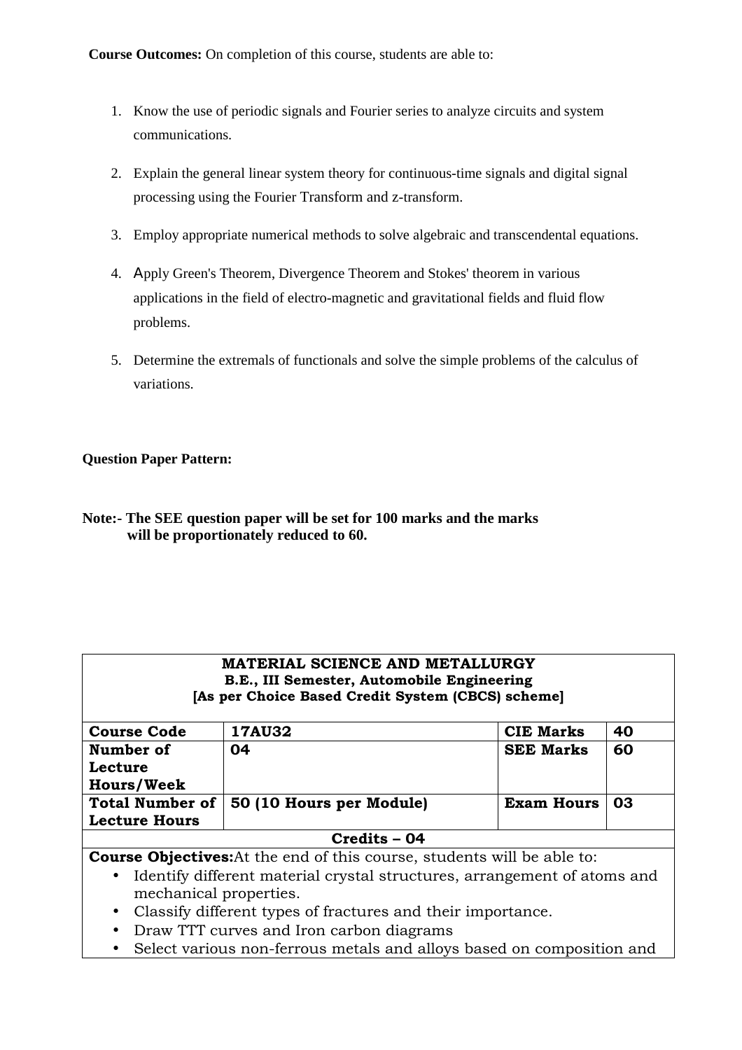**Course Outcomes:** On completion of this course, students are able to:

1. Know the use of periodic signals and Fourier series to analyze circuits and system communications.
2. Explain the general linear system theory for continuous-time signals and digital signal processing using the Fourier Transform and z-transform.
3. Employ appropriate numerical methods to solve algebraic and transcendental equations.
4. Apply Green's Theorem, Divergence Theorem and Stokes' theorem in various applications in the field of electro-magnetic and gravitational fields and fluid flow problems.
5. Determine the extremals of functionals and solve the simple problems of the calculus of variations.

**Question Paper Pattern:**

**Note:- The SEE question paper will be set for 100 marks and the marks will be proportionately reduced to 60.**

| **MATERIAL SCIENCE AND METALLURGY<br>B.E., III Semester, Automobile Engineering<br>[As per Choice Based Credit System (CBCS) scheme]** | | | |
|---|---|---|---|
| **Course Code** | **17AU32** | **CIE Marks** | **40** |
| **Number of Lecture Hours/Week** | **04** | **SEE Marks** | **60** |
| **Total Number of Lecture Hours** | **50 (10 Hours per Module)** | **Exam Hours** | **03** |
| **Credits – 04** | | | |

**Course Objectives:** At the end of this course, students will be able to:

- Identify different material crystal structures, arrangement of atoms and mechanical properties.
- Classify different types of fractures and their importance.
- Draw TTT curves and Iron carbon diagrams
- Select various non-ferrous metals and alloys based on composition and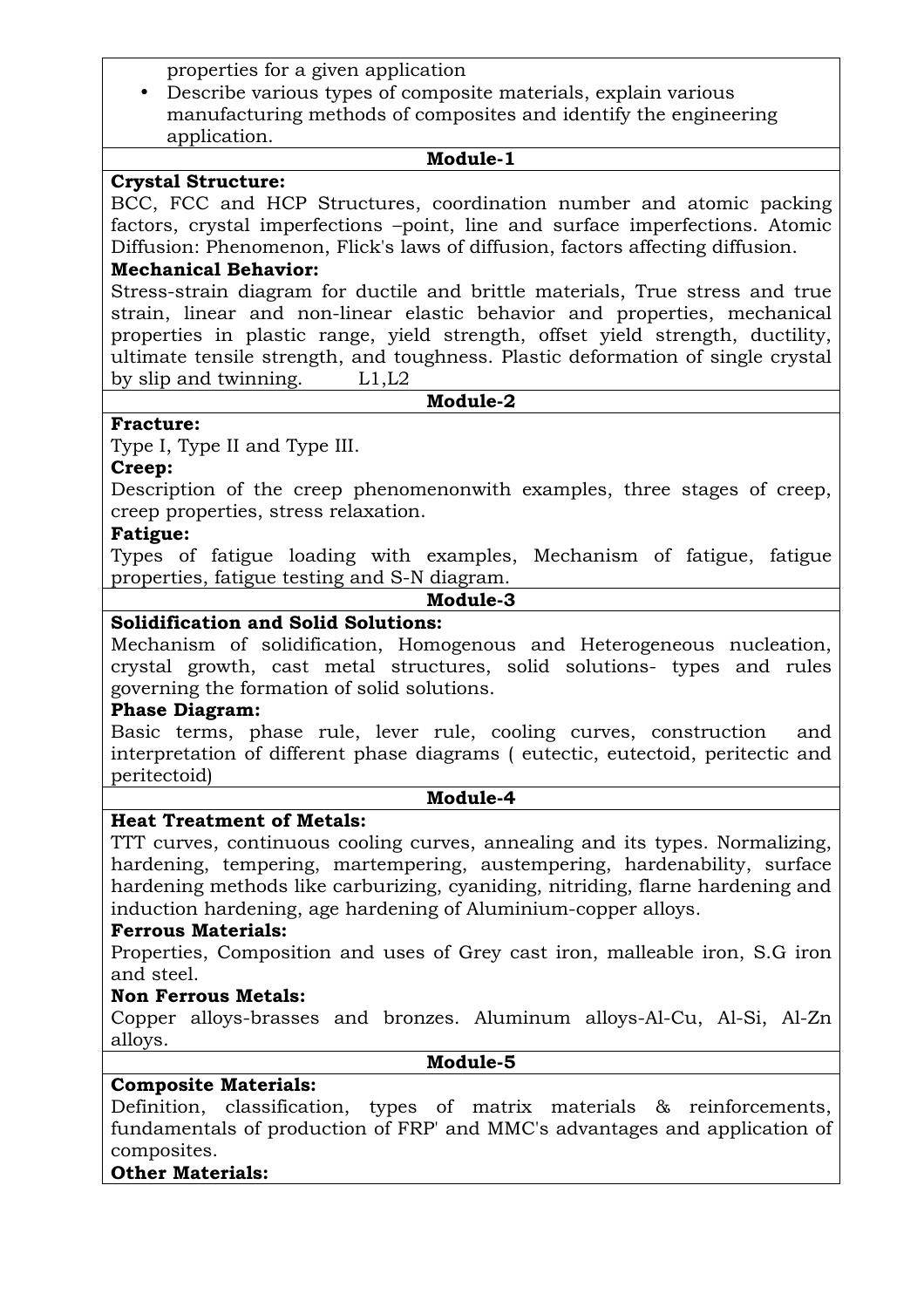properties for a given application

- Describe various types of composite materials, explain various manufacturing methods of composites and identify the engineering application.

## Module-1

**Crystal Structure:**

BCC, FCC and HCP Structures, coordination number and atomic packing factors, crystal imperfections –point, line and surface imperfections. Atomic Diffusion: Phenomenon, Flick's laws of diffusion, factors affecting diffusion.

**Mechanical Behavior:**

Stress-strain diagram for ductile and brittle materials, True stress and true strain, linear and non-linear elastic behavior and properties, mechanical properties in plastic range, yield strength, offset yield strength, ductility, ultimate tensile strength, and toughness. Plastic deformation of single crystal by slip and twinning. L1,L2

## Module-2

**Fracture:**

Type I, Type II and Type III.

**Creep:**

Description of the creep phenomenonwith examples, three stages of creep, creep properties, stress relaxation.

**Fatigue:**

Types of fatigue loading with examples, Mechanism of fatigue, fatigue properties, fatigue testing and S-N diagram.

## Module-3

**Solidification and Solid Solutions:**

Mechanism of solidification, Homogenous and Heterogeneous nucleation, crystal growth, cast metal structures, solid solutions- types and rules governing the formation of solid solutions.

**Phase Diagram:**

Basic terms, phase rule, lever rule, cooling curves, construction and interpretation of different phase diagrams ( eutectic, eutectoid, peritectic and peritectoid)

## Module-4

**Heat Treatment of Metals:**

TTT curves, continuous cooling curves, annealing and its types. Normalizing, hardening, tempering, martempering, austempering, hardenability, surface hardening methods like carburizing, cyaniding, nitriding, flarne hardening and induction hardening, age hardening of Aluminium-copper alloys.

**Ferrous Materials:**

Properties, Composition and uses of Grey cast iron, malleable iron, S.G iron and steel.

**Non Ferrous Metals:**

Copper alloys-brasses and bronzes. Aluminum alloys-Al-Cu, Al-Si, Al-Zn alloys.

## Module-5

**Composite Materials:**

Definition, classification, types of matrix materials & reinforcements, fundamentals of production of FRP' and MMC's advantages and application of composites.

**Other Materials:**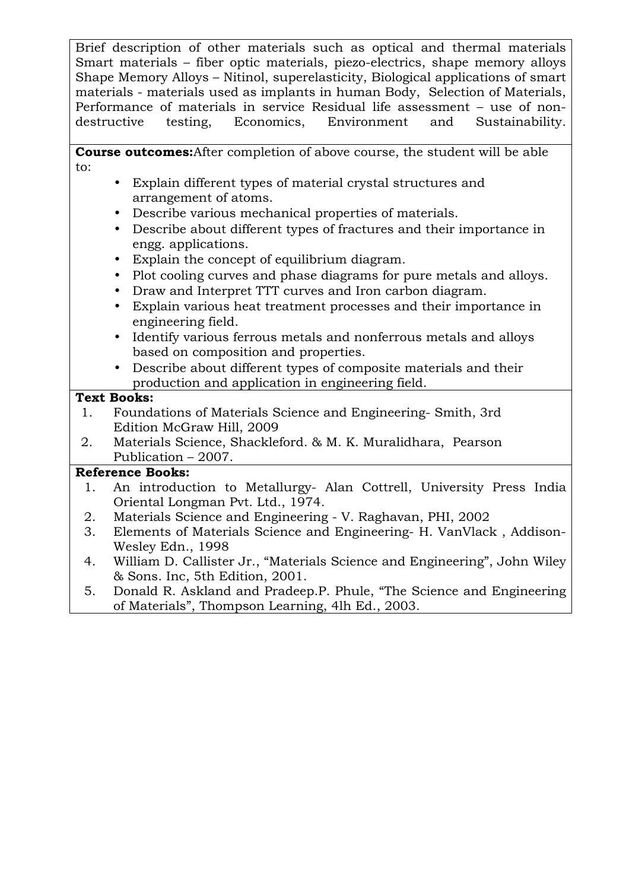Brief description of other materials such as optical and thermal materials Smart materials – fiber optic materials, piezo-electrics, shape memory alloys Shape Memory Alloys – Nitinol, superelasticity, Biological applications of smart materials - materials used as implants in human Body, Selection of Materials, Performance of materials in service Residual life assessment – use of non-destructive testing, Economics, Environment and Sustainability.

**Course outcomes:** After completion of above course, the student will be able to:

- Explain different types of material crystal structures and arrangement of atoms.
- Describe various mechanical properties of materials.
- Describe about different types of fractures and their importance in engg. applications.
- Explain the concept of equilibrium diagram.
- Plot cooling curves and phase diagrams for pure metals and alloys.
- Draw and Interpret TTT curves and Iron carbon diagram.
- Explain various heat treatment processes and their importance in engineering field.
- Identify various ferrous metals and nonferrous metals and alloys based on composition and properties.
- Describe about different types of composite materials and their production and application in engineering field.

**Text Books:**

1. Foundations of Materials Science and Engineering- Smith, 3rd Edition McGraw Hill, 2009
2. Materials Science, Shackleford. & M. K. Muralidhara, Pearson Publication – 2007.

**Reference Books:**

1. An introduction to Metallurgy- Alan Cottrell, University Press India Oriental Longman Pvt. Ltd., 1974.
2. Materials Science and Engineering - V. Raghavan, PHI, 2002
3. Elements of Materials Science and Engineering- H. VanVlack , Addison-Wesley Edn., 1998
4. William D. Callister Jr., “Materials Science and Engineering”, John Wiley & Sons. Inc, 5th Edition, 2001.
5. Donald R. Askland and Pradeep.P. Phule, “The Science and Engineering of Materials”, Thompson Learning, 4lh Ed., 2003.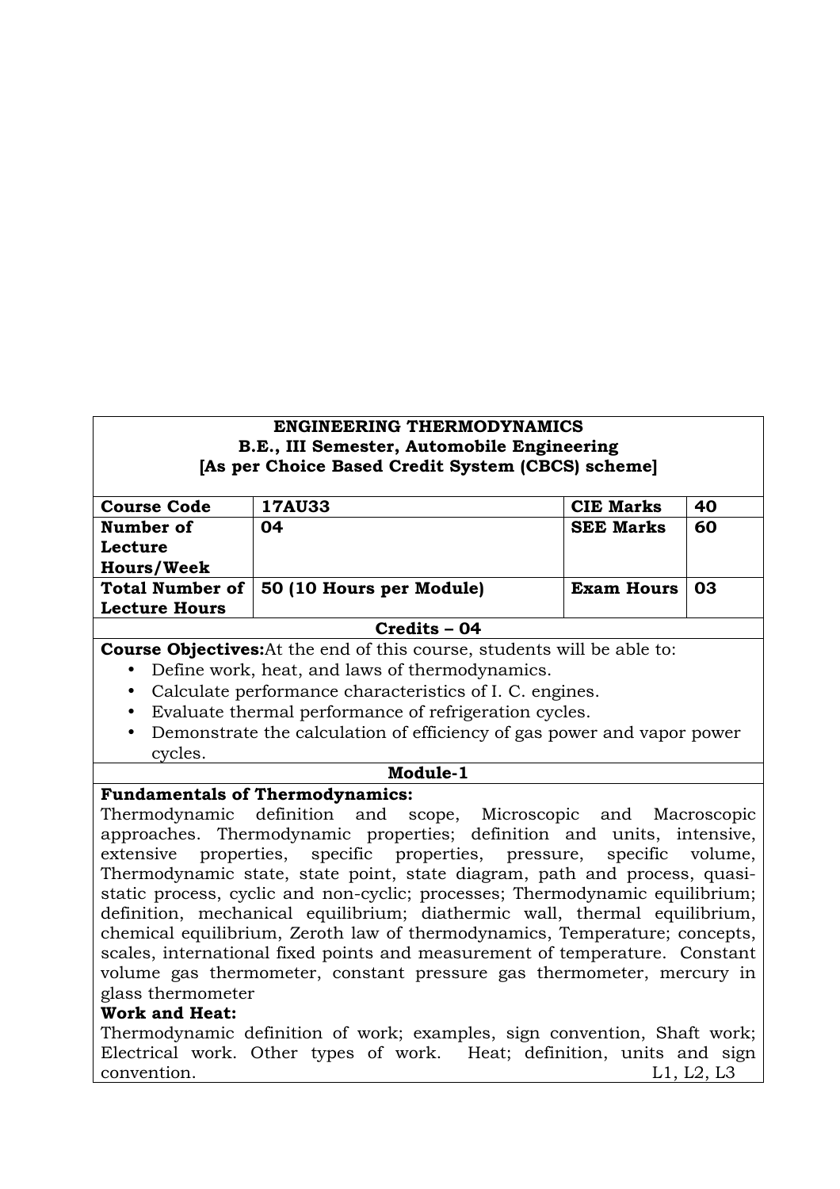**ENGINEERING THERMODYNAMICS**
**B.E., III Semester, Automobile Engineering**
**[As per Choice Based Credit System (CBCS) scheme]**

| | | | |
|---|---|---|---|
| **Course Code** | **17AU33** | **CIE Marks** | **40** |
| **Number of Lecture Hours/Week** | **04** | **SEE Marks** | **60** |
| **Total Number of Lecture Hours** | **50 (10 Hours per Module)** | **Exam Hours** | **03** |

**Credits – 04**

**Course Objectives:** At the end of this course, students will be able to:

- Define work, heat, and laws of thermodynamics.
- Calculate performance characteristics of I. C. engines.
- Evaluate thermal performance of refrigeration cycles.
- Demonstrate the calculation of efficiency of gas power and vapor power cycles.

**Module-1**

**Fundamentals of Thermodynamics:**

Thermodynamic definition and scope, Microscopic and Macroscopic approaches. Thermodynamic properties; definition and units, intensive, extensive properties, specific properties, pressure, specific volume, Thermodynamic state, state point, state diagram, path and process, quasi-static process, cyclic and non-cyclic; processes; Thermodynamic equilibrium; definition, mechanical equilibrium; diathermic wall, thermal equilibrium, chemical equilibrium, Zeroth law of thermodynamics, Temperature; concepts, scales, international fixed points and measurement of temperature. Constant volume gas thermometer, constant pressure gas thermometer, mercury in glass thermometer

**Work and Heat:**

Thermodynamic definition of work; examples, sign convention, Shaft work; Electrical work. Other types of work. Heat; definition, units and sign convention. L1, L2, L3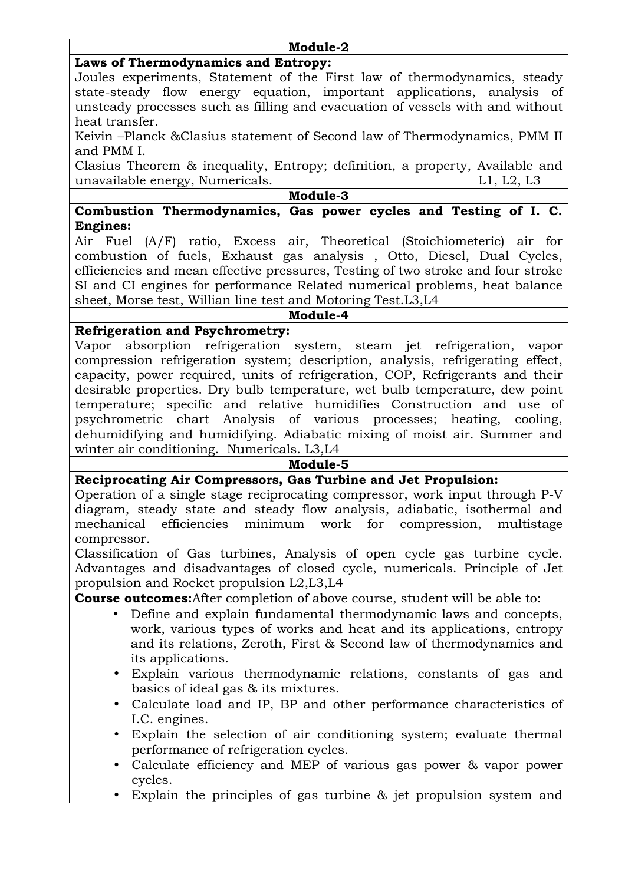### Module-2

**Laws of Thermodynamics and Entropy:**

Joules experiments, Statement of the First law of thermodynamics, steady state-steady flow energy equation, important applications, analysis of unsteady processes such as filling and evacuation of vessels with and without heat transfer.

Keivin –Planck &Clasius statement of Second law of Thermodynamics, PMM II and PMM I.

Clasius Theorem & inequality, Entropy; definition, a property, Available and unavailable energy, Numericals. L1, L2, L3

### Module-3

**Combustion Thermodynamics, Gas power cycles and Testing of I. C. Engines:**

Air Fuel (A/F) ratio, Excess air, Theoretical (Stoichiometeric) air for combustion of fuels, Exhaust gas analysis , Otto, Diesel, Dual Cycles, efficiencies and mean effective pressures, Testing of two stroke and four stroke SI and CI engines for performance Related numerical problems, heat balance sheet, Morse test, Willian line test and Motoring Test.L3,L4

### Module-4

**Refrigeration and Psychrometry:**

Vapor absorption refrigeration system, steam jet refrigeration, vapor compression refrigeration system; description, analysis, refrigerating effect, capacity, power required, units of refrigeration, COP, Refrigerants and their desirable properties. Dry bulb temperature, wet bulb temperature, dew point temperature; specific and relative humidifies Construction and use of psychrometric chart Analysis of various processes; heating, cooling, dehumidifying and humidifying. Adiabatic mixing of moist air. Summer and winter air conditioning. Numericals. L3,L4

### Module-5

**Reciprocating Air Compressors, Gas Turbine and Jet Propulsion:**

Operation of a single stage reciprocating compressor, work input through P-V diagram, steady state and steady flow analysis, adiabatic, isothermal and mechanical efficiencies minimum work for compression, multistage compressor.

Classification of Gas turbines, Analysis of open cycle gas turbine cycle. Advantages and disadvantages of closed cycle, numericals. Principle of Jet propulsion and Rocket propulsion L2,L3,L4

**Course outcomes:**After completion of above course, student will be able to:

- Define and explain fundamental thermodynamic laws and concepts, work, various types of works and heat and its applications, entropy and its relations, Zeroth, First & Second law of thermodynamics and its applications.
- Explain various thermodynamic relations, constants of gas and basics of ideal gas & its mixtures.
- Calculate load and IP, BP and other performance characteristics of I.C. engines.
- Explain the selection of air conditioning system; evaluate thermal performance of refrigeration cycles.
- Calculate efficiency and MEP of various gas power & vapor power cycles.
- Explain the principles of gas turbine & jet propulsion system and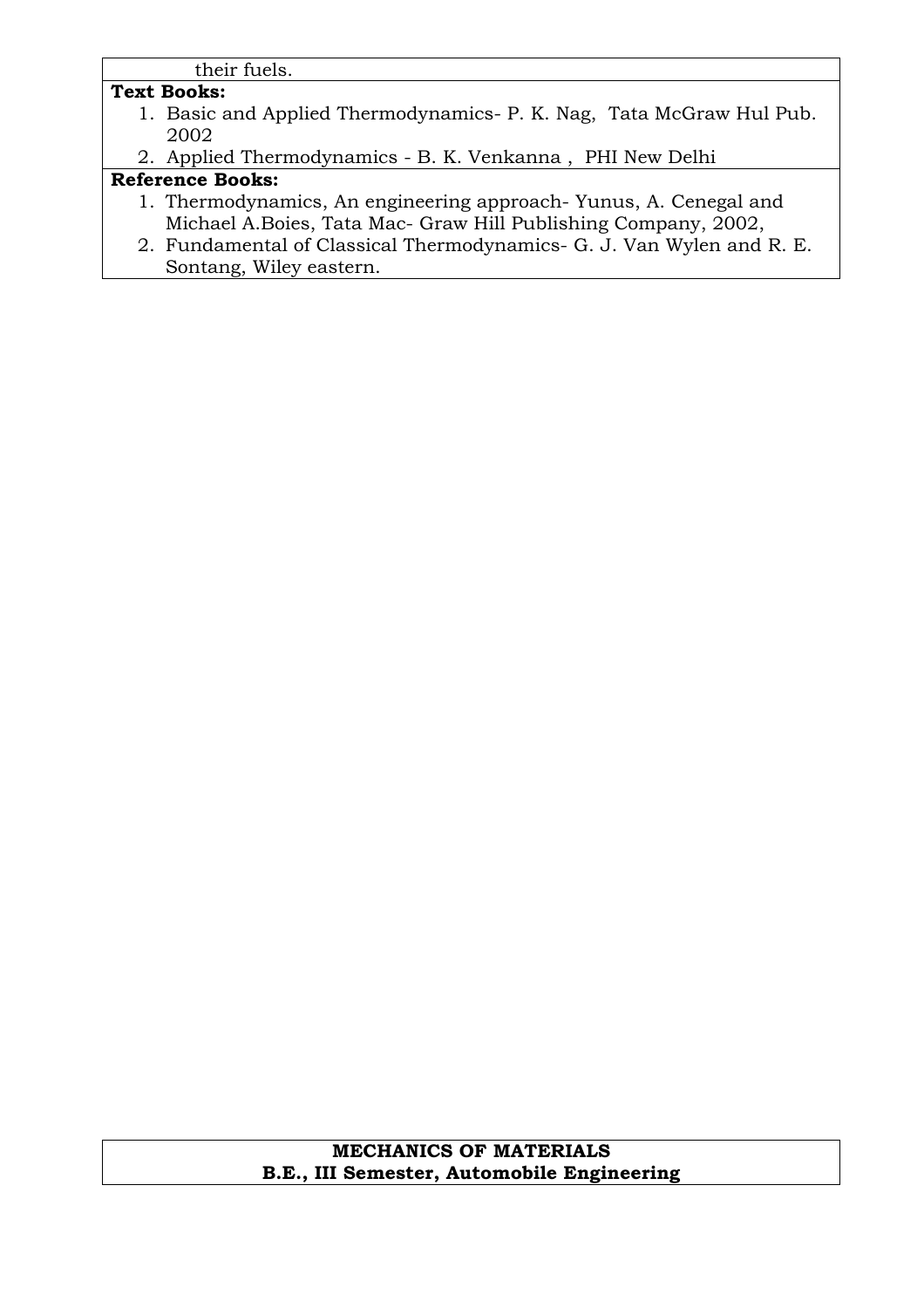their fuels.

**Text Books:**

1. Basic and Applied Thermodynamics- P. K. Nag, Tata McGraw Hul Pub. 2002
2. Applied Thermodynamics - B. K. Venkanna , PHI New Delhi

**Reference Books:**

1. Thermodynamics, An engineering approach- Yunus, A. Cenegal and Michael A.Boies, Tata Mac- Graw Hill Publishing Company, 2002,
2. Fundamental of Classical Thermodynamics- G. J. Van Wylen and R. E. Sontang, Wiley eastern.

**MECHANICS OF MATERIALS**
**B.E., III Semester, Automobile Engineering**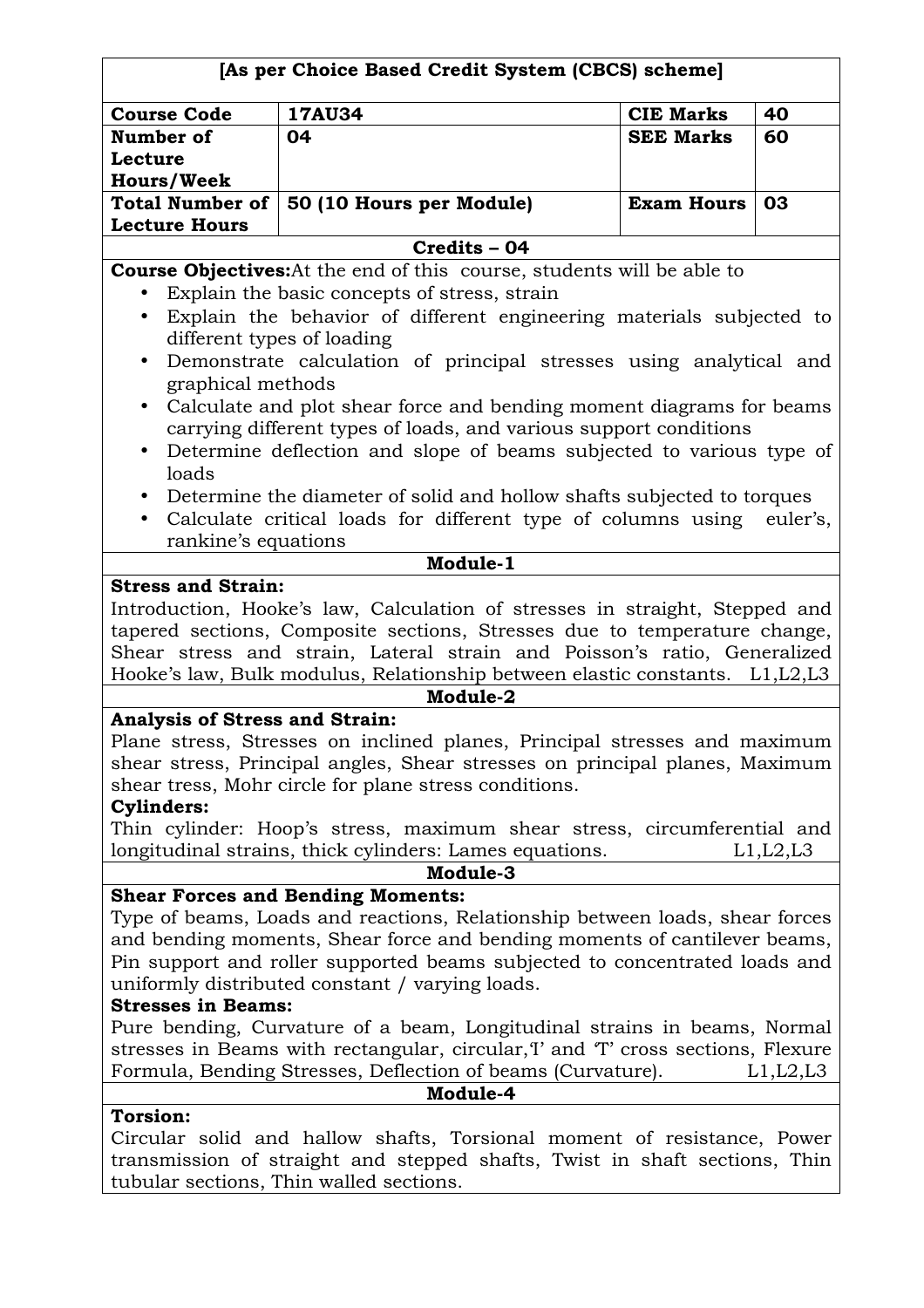**[As per Choice Based Credit System (CBCS) scheme]**

| **Course Code** | **17AU34** | **CIE Marks** | **40** |
|---|---|---|---|
| **Number of Lecture Hours/Week** | **04** | **SEE Marks** | **60** |
| **Total Number of Lecture Hours** | **50 (10 Hours per Module)** | **Exam Hours** | **03** |

**Credits – 04**

**Course Objectives:**At the end of this course, students will be able to

- Explain the basic concepts of stress, strain
- Explain the behavior of different engineering materials subjected to different types of loading
- Demonstrate calculation of principal stresses using analytical and graphical methods
- Calculate and plot shear force and bending moment diagrams for beams carrying different types of loads, and various support conditions
- Determine deflection and slope of beams subjected to various type of loads
- Determine the diameter of solid and hollow shafts subjected to torques
- Calculate critical loads for different type of columns using euler's, rankine's equations

**Module-1**

**Stress and Strain:**

Introduction, Hooke's law, Calculation of stresses in straight, Stepped and tapered sections, Composite sections, Stresses due to temperature change, Shear stress and strain, Lateral strain and Poisson's ratio, Generalized Hooke's law, Bulk modulus, Relationship between elastic constants. L1,L2,L3

**Module-2**

**Analysis of Stress and Strain:**

Plane stress, Stresses on inclined planes, Principal stresses and maximum shear stress, Principal angles, Shear stresses on principal planes, Maximum shear tress, Mohr circle for plane stress conditions.

**Cylinders:**

Thin cylinder: Hoop's stress, maximum shear stress, circumferential and longitudinal strains, thick cylinders: Lames equations. L1,L2,L3

**Module-3**

**Shear Forces and Bending Moments:**

Type of beams, Loads and reactions, Relationship between loads, shear forces and bending moments, Shear force and bending moments of cantilever beams, Pin support and roller supported beams subjected to concentrated loads and uniformly distributed constant / varying loads.

**Stresses in Beams:**

Pure bending, Curvature of a beam, Longitudinal strains in beams, Normal stresses in Beams with rectangular, circular,'I' and 'T' cross sections, Flexure Formula, Bending Stresses, Deflection of beams (Curvature). L1,L2,L3

**Module-4**

**Torsion:**

Circular solid and hallow shafts, Torsional moment of resistance, Power transmission of straight and stepped shafts, Twist in shaft sections, Thin tubular sections, Thin walled sections.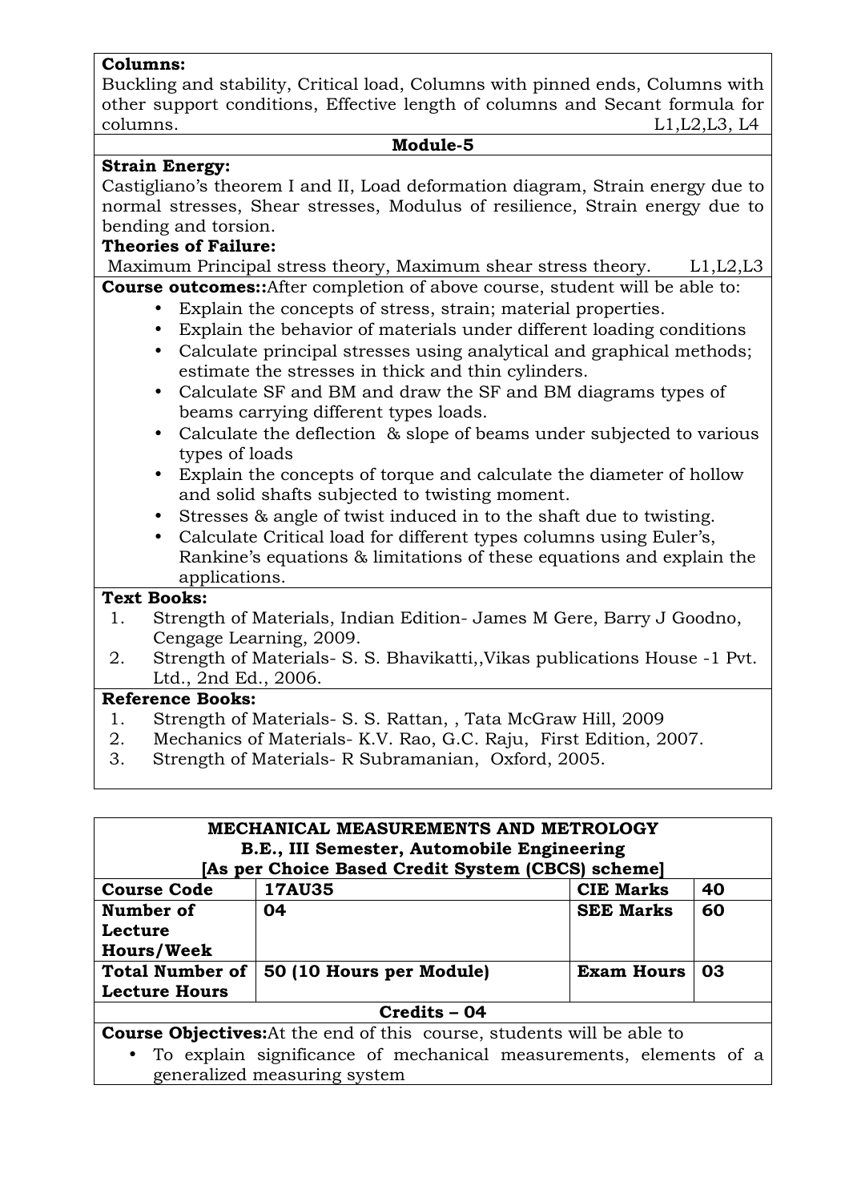**Columns:**
Buckling and stability, Critical load, Columns with pinned ends, Columns with other support conditions, Effective length of columns and Secant formula for columns. L1,L2,L3, L4

**Module-5**

**Strain Energy:**
Castigliano's theorem I and II, Load deformation diagram, Strain energy due to normal stresses, Shear stresses, Modulus of resilience, Strain energy due to bending and torsion.

**Theories of Failure:**
Maximum Principal stress theory, Maximum shear stress theory. L1,L2,L3

**Course outcomes::**After completion of above course, student will be able to:

- Explain the concepts of stress, strain; material properties.
- Explain the behavior of materials under different loading conditions
- Calculate principal stresses using analytical and graphical methods; estimate the stresses in thick and thin cylinders.
- Calculate SF and BM and draw the SF and BM diagrams types of beams carrying different types loads.
- Calculate the deflection & slope of beams under subjected to various types of loads
- Explain the concepts of torque and calculate the diameter of hollow and solid shafts subjected to twisting moment.
- Stresses & angle of twist induced in to the shaft due to twisting.
- Calculate Critical load for different types columns using Euler's, Rankine's equations & limitations of these equations and explain the applications.

**Text Books:**

1. Strength of Materials, Indian Edition- James M Gere, Barry J Goodno, Cengage Learning, 2009.
2. Strength of Materials- S. S. Bhavikatti,,Vikas publications House -1 Pvt. Ltd., 2nd Ed., 2006.

**Reference Books:**

1. Strength of Materials- S. S. Rattan, , Tata McGraw Hill, 2009
2. Mechanics of Materials- K.V. Rao, G.C. Raju, First Edition, 2007.
3. Strength of Materials- R Subramanian, Oxford, 2005.

## MECHANICAL MEASUREMENTS AND METROLOGY
### B.E., III Semester, Automobile Engineering
### [As per Choice Based Credit System (CBCS) scheme]

| **Course Code** | **17AU35** | **CIE Marks** | **40** |
|---|---|---|---|
| **Number of Lecture Hours/Week** | **04** | **SEE Marks** | **60** |
| **Total Number of Lecture Hours** | **50 (10 Hours per Module)** | **Exam Hours** | **03** |

**Credits – 04**

**Course Objectives:**At the end of this course, students will be able to

- To explain significance of mechanical measurements, elements of a generalized measuring system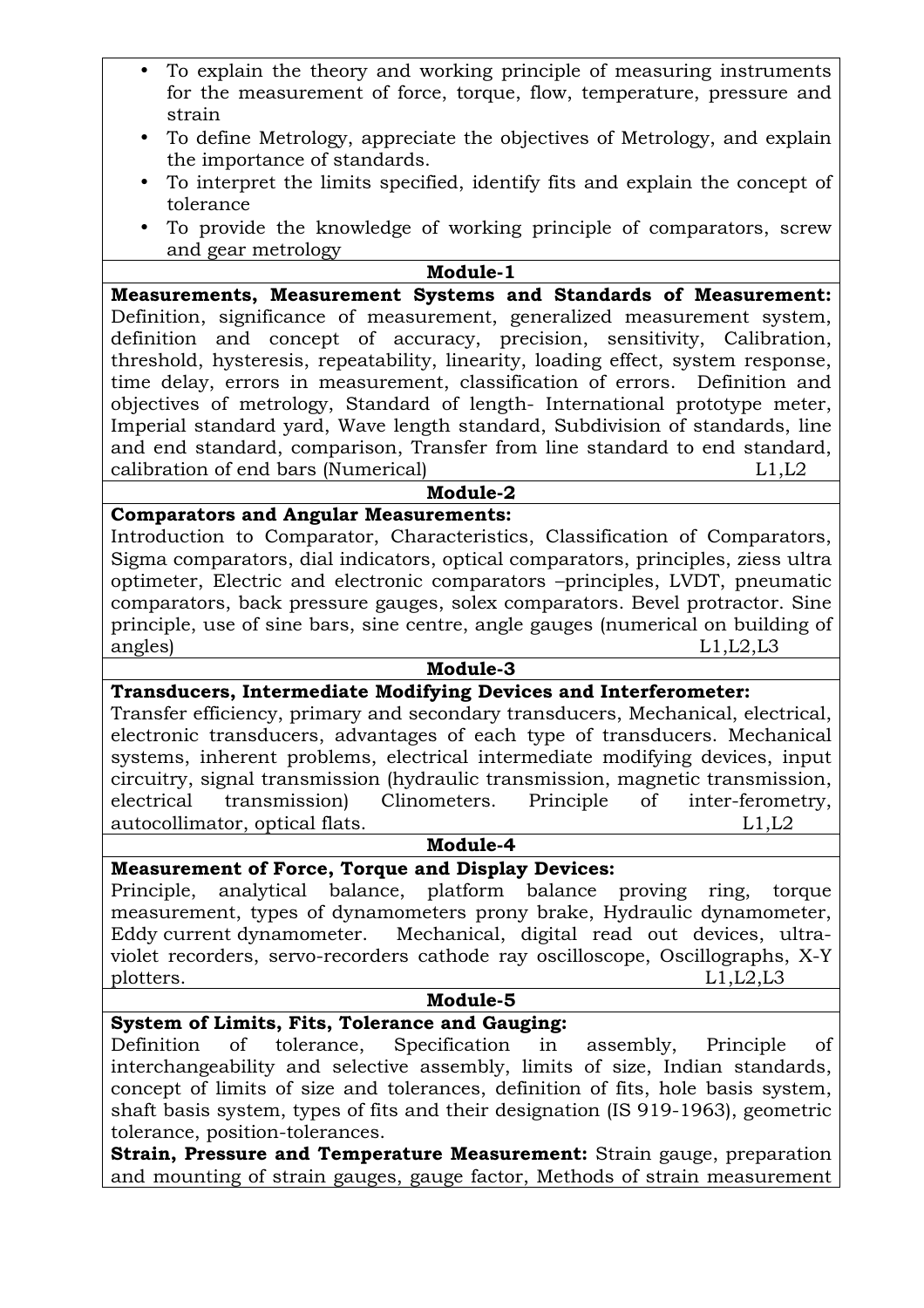- To explain the theory and working principle of measuring instruments for the measurement of force, torque, flow, temperature, pressure and strain
- To define Metrology, appreciate the objectives of Metrology, and explain the importance of standards.
- To interpret the limits specified, identify fits and explain the concept of tolerance
- To provide the knowledge of working principle of comparators, screw and gear metrology

**Module-1**

**Measurements, Measurement Systems and Standards of Measurement:** Definition, significance of measurement, generalized measurement system, definition and concept of accuracy, precision, sensitivity, Calibration, threshold, hysteresis, repeatability, linearity, loading effect, system response, time delay, errors in measurement, classification of errors. Definition and objectives of metrology, Standard of length- International prototype meter, Imperial standard yard, Wave length standard, Subdivision of standards, line and end standard, comparison, Transfer from line standard to end standard, calibration of end bars (Numerical) L1,L2

**Module-2**

**Comparators and Angular Measurements:**
Introduction to Comparator, Characteristics, Classification of Comparators, Sigma comparators, dial indicators, optical comparators, principles, ziess ultra optimeter, Electric and electronic comparators –principles, LVDT, pneumatic comparators, back pressure gauges, solex comparators. Bevel protractor. Sine principle, use of sine bars, sine centre, angle gauges (numerical on building of angles) L1,L2,L3

**Module-3**

**Transducers, Intermediate Modifying Devices and Interferometer:**
Transfer efficiency, primary and secondary transducers, Mechanical, electrical, electronic transducers, advantages of each type of transducers. Mechanical systems, inherent problems, electrical intermediate modifying devices, input circuitry, signal transmission (hydraulic transmission, magnetic transmission, electrical transmission) Clinometers. Principle of inter-ferometry, autocollimator, optical flats. L1,L2

**Module-4**

**Measurement of Force, Torque and Display Devices:**
Principle, analytical balance, platform balance proving ring, torque measurement, types of dynamometers prony brake, Hydraulic dynamometer, Eddy current dynamometer. Mechanical, digital read out devices, ultra-violet recorders, servo-recorders cathode ray oscilloscope, Oscillographs, X-Y plotters. L1,L2,L3

**Module-5**

**System of Limits, Fits, Tolerance and Gauging:**
Definition of tolerance, Specification in assembly, Principle of interchangeability and selective assembly, limits of size, Indian standards, concept of limits of size and tolerances, definition of fits, hole basis system, shaft basis system, types of fits and their designation (IS 919-1963), geometric tolerance, position-tolerances.

**Strain, Pressure and Temperature Measurement:** Strain gauge, preparation and mounting of strain gauges, gauge factor, Methods of strain measurement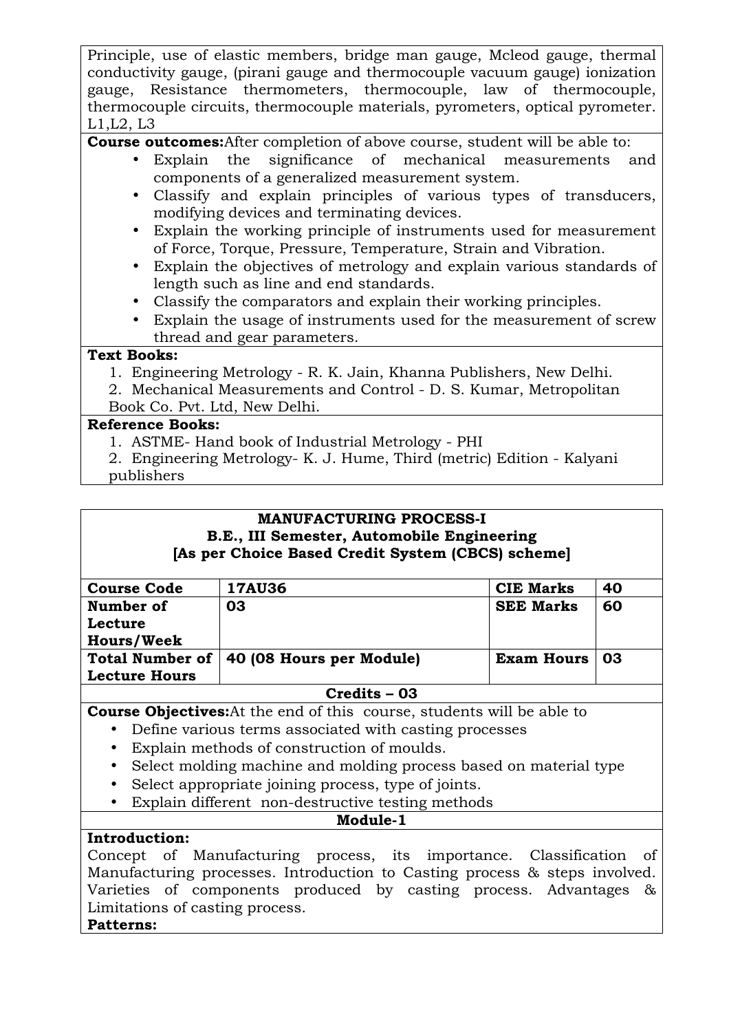Principle, use of elastic members, bridge man gauge, Mcleod gauge, thermal conductivity gauge, (pirani gauge and thermocouple vacuum gauge) ionization gauge, Resistance thermometers, thermocouple, law of thermocouple, thermocouple circuits, thermocouple materials, pyrometers, optical pyrometer. L1,L2, L3

**Course outcomes:**After completion of above course, student will be able to:

- Explain the significance of mechanical measurements and components of a generalized measurement system.
- Classify and explain principles of various types of transducers, modifying devices and terminating devices.
- Explain the working principle of instruments used for measurement of Force, Torque, Pressure, Temperature, Strain and Vibration.
- Explain the objectives of metrology and explain various standards of length such as line and end standards.
- Classify the comparators and explain their working principles.
- Explain the usage of instruments used for the measurement of screw thread and gear parameters.

**Text Books:**

1. Engineering Metrology - R. K. Jain, Khanna Publishers, New Delhi.
2. Mechanical Measurements and Control - D. S. Kumar, Metropolitan Book Co. Pvt. Ltd, New Delhi.

**Reference Books:**

1. ASTME- Hand book of Industrial Metrology - PHI
2. Engineering Metrology- K. J. Hume, Third (metric) Edition - Kalyani publishers

## MANUFACTURING PROCESS-I
### B.E., III Semester, Automobile Engineering
### [As per Choice Based Credit System (CBCS) scheme]

| **Course Code** | **17AU36** | **CIE Marks** | **40** |
|---|---|---|---|
| **Number of Lecture Hours/Week** | **03** | **SEE Marks** | **60** |
| **Total Number of Lecture Hours** | **40 (08 Hours per Module)** | **Exam Hours** | **03** |

**Credits – 03**

**Course Objectives:**At the end of this course, students will be able to

- Define various terms associated with casting processes
- Explain methods of construction of moulds.
- Select molding machine and molding process based on material type
- Select appropriate joining process, type of joints.
- Explain different non-destructive testing methods

**Module-1**

**Introduction:**

Concept of Manufacturing process, its importance. Classification of Manufacturing processes. Introduction to Casting process & steps involved. Varieties of components produced by casting process. Advantages & Limitations of casting process.

**Patterns:**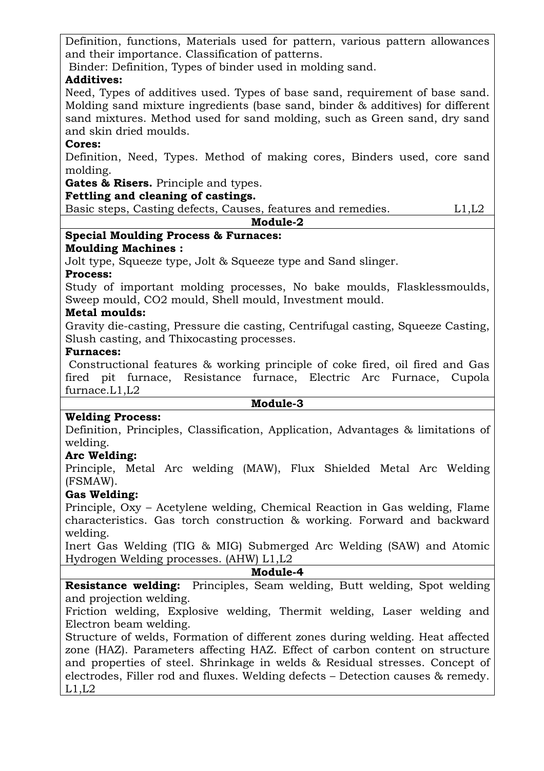Definition, functions, Materials used for pattern, various pattern allowances and their importance. Classification of patterns.

Binder: Definition, Types of binder used in molding sand.

**Additives:**

Need, Types of additives used. Types of base sand, requirement of base sand. Molding sand mixture ingredients (base sand, binder & additives) for different sand mixtures. Method used for sand molding, such as Green sand, dry sand and skin dried moulds.

**Cores:**

Definition, Need, Types. Method of making cores, Binders used, core sand molding.

**Gates & Risers.** Principle and types.

**Fettling and cleaning of castings.**

Basic steps, Casting defects, Causes, features and remedies. L1,L2

## Module-2

**Special Moulding Process & Furnaces:**

**Moulding Machines :**

Jolt type, Squeeze type, Jolt & Squeeze type and Sand slinger.

**Process:**

Study of important molding processes, No bake moulds, Flasklessmoulds, Sweep mould, CO2 mould, Shell mould, Investment mould.

**Metal moulds:**

Gravity die-casting, Pressure die casting, Centrifugal casting, Squeeze Casting, Slush casting, and Thixocasting processes.

**Furnaces:**

Constructional features & working principle of coke fired, oil fired and Gas fired pit furnace, Resistance furnace, Electric Arc Furnace, Cupola furnace.L1,L2

## Module-3

**Welding Process:**

Definition, Principles, Classification, Application, Advantages & limitations of welding.

**Arc Welding:**

Principle, Metal Arc welding (MAW), Flux Shielded Metal Arc Welding (FSMAW).

**Gas Welding:**

Principle, Oxy – Acetylene welding, Chemical Reaction in Gas welding, Flame characteristics. Gas torch construction & working. Forward and backward welding.

Inert Gas Welding (TIG & MIG) Submerged Arc Welding (SAW) and Atomic Hydrogen Welding processes. (AHW) L1,L2

## Module-4

**Resistance welding:** Principles, Seam welding, Butt welding, Spot welding and projection welding.

Friction welding, Explosive welding, Thermit welding, Laser welding and Electron beam welding.

Structure of welds, Formation of different zones during welding. Heat affected zone (HAZ). Parameters affecting HAZ. Effect of carbon content on structure and properties of steel. Shrinkage in welds & Residual stresses. Concept of electrodes, Filler rod and fluxes. Welding defects – Detection causes & remedy. L1,L2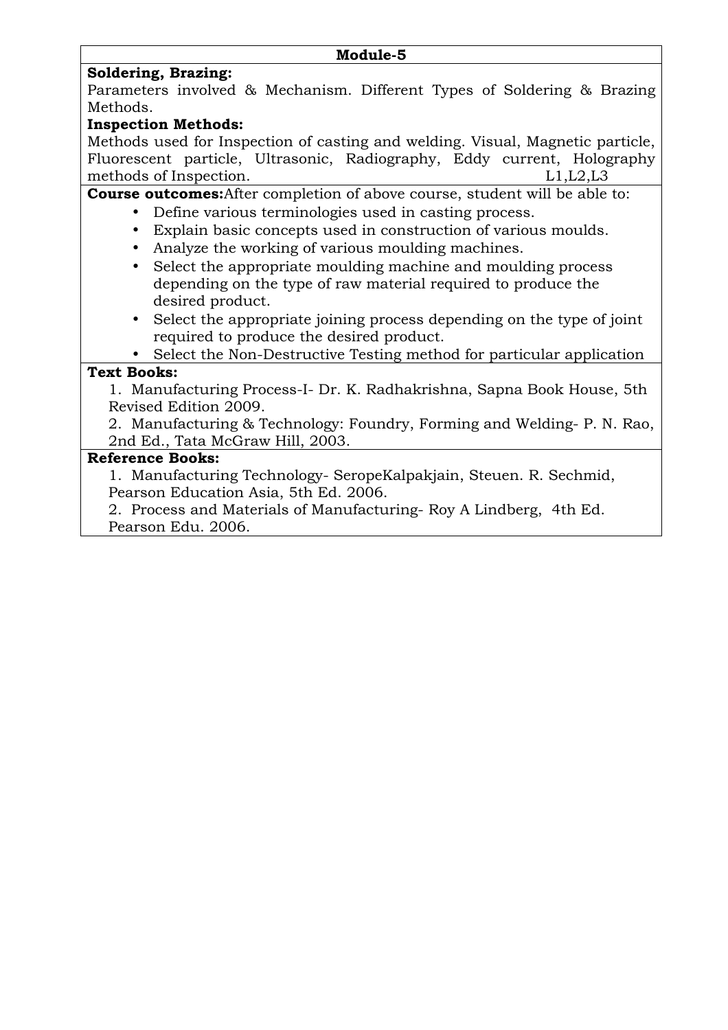## Module-5

**Soldering, Brazing:**

Parameters involved & Mechanism. Different Types of Soldering & Brazing Methods.

**Inspection Methods:**

Methods used for Inspection of casting and welding. Visual, Magnetic particle, Fluorescent particle, Ultrasonic, Radiography, Eddy current, Holography methods of Inspection. L1,L2,L3

**Course outcomes:**After completion of above course, student will be able to:

- Define various terminologies used in casting process.
- Explain basic concepts used in construction of various moulds.
- Analyze the working of various moulding machines.
- Select the appropriate moulding machine and moulding process depending on the type of raw material required to produce the desired product.
- Select the appropriate joining process depending on the type of joint required to produce the desired product.
- Select the Non-Destructive Testing method for particular application

**Text Books:**

1. Manufacturing Process-I- Dr. K. Radhakrishna, Sapna Book House, 5th Revised Edition 2009.
2. Manufacturing & Technology: Foundry, Forming and Welding- P. N. Rao, 2nd Ed., Tata McGraw Hill, 2003.

**Reference Books:**

1. Manufacturing Technology- SeropeKalpakjain, Steuen. R. Sechmid, Pearson Education Asia, 5th Ed. 2006.
2. Process and Materials of Manufacturing- Roy A Lindberg, 4th Ed. Pearson Edu. 2006.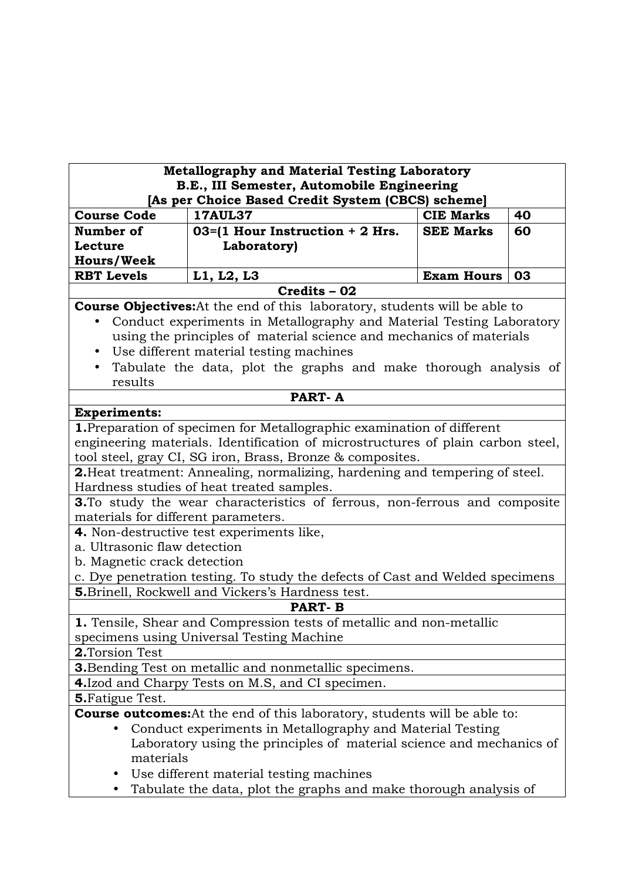**Metallography and Material Testing Laboratory**
**B.E., III Semester, Automobile Engineering**
**[As per Choice Based Credit System (CBCS) scheme]**

| | | | |
|---|---|---|---|
| **Course Code** | **17AUL37** | **CIE Marks** | **40** |
| **Number of Lecture Hours/Week** | **03=(1 Hour Instruction + 2 Hrs. Laboratory)** | **SEE Marks** | **60** |
| **RBT Levels** | **L1, L2, L3** | **Exam Hours** | **03** |

**Credits – 02**

**Course Objectives:** At the end of this laboratory, students will be able to

- Conduct experiments in Metallography and Material Testing Laboratory using the principles of material science and mechanics of materials
- Use different material testing machines
- Tabulate the data, plot the graphs and make thorough analysis of results

**PART- A**

**Experiments:**

**1.** Preparation of specimen for Metallographic examination of different engineering materials. Identification of microstructures of plain carbon steel, tool steel, gray CI, SG iron, Brass, Bronze & composites.

**2.** Heat treatment: Annealing, normalizing, hardening and tempering of steel. Hardness studies of heat treated samples.

**3.** To study the wear characteristics of ferrous, non-ferrous and composite materials for different parameters.

**4.** Non-destructive test experiments like,
a. Ultrasonic flaw detection
b. Magnetic crack detection
c. Dye penetration testing. To study the defects of Cast and Welded specimens

**5.** Brinell, Rockwell and Vickers's Hardness test.

**PART- B**

**1.** Tensile, Shear and Compression tests of metallic and non-metallic specimens using Universal Testing Machine

**2.** Torsion Test

**3.** Bending Test on metallic and nonmetallic specimens.

**4.** Izod and Charpy Tests on M.S, and CI specimen.

**5.** Fatigue Test.

**Course outcomes:** At the end of this laboratory, students will be able to:

- Conduct experiments in Metallography and Material Testing Laboratory using the principles of material science and mechanics of materials
- Use different material testing machines
- Tabulate the data, plot the graphs and make thorough analysis of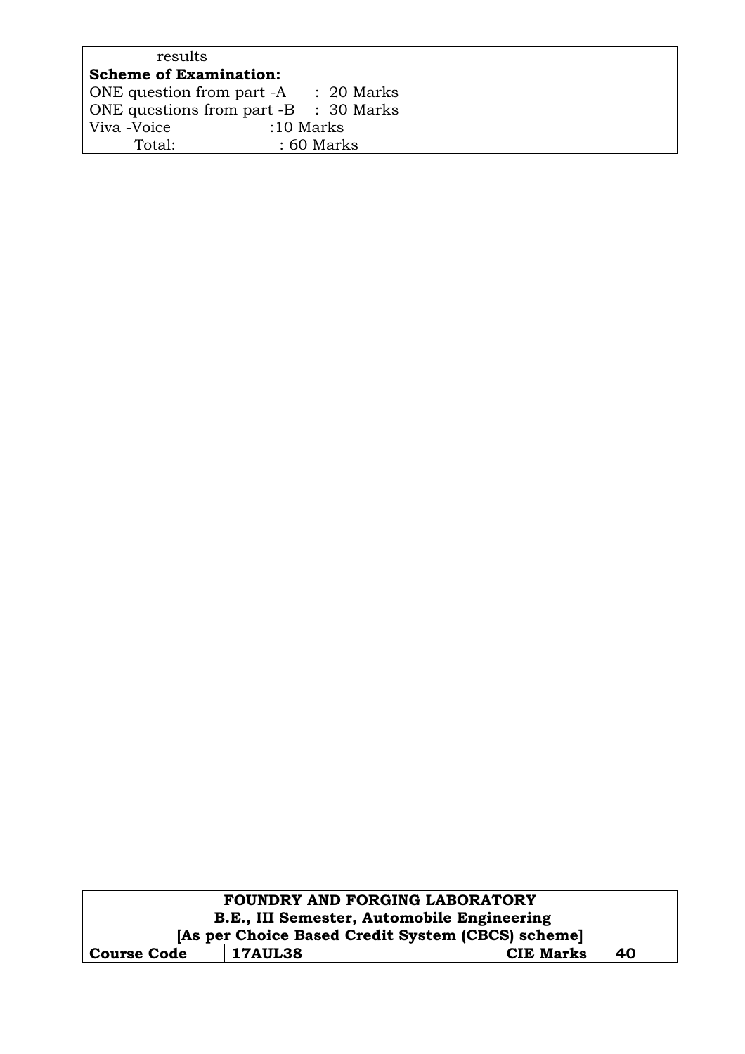results

**Scheme of Examination:**

ONE question from part -A : 20 Marks
ONE questions from part -B : 30 Marks
Viva -Voice :10 Marks
Total: : 60 Marks

| **FOUNDRY AND FORGING LABORATORY**<br>**B.E., III Semester, Automobile Engineering**<br>**[As per Choice Based Credit System (CBCS) scheme]** | | | |
|---|---|---|---|
| **Course Code** | **17AUL38** | **CIE Marks** | **40** |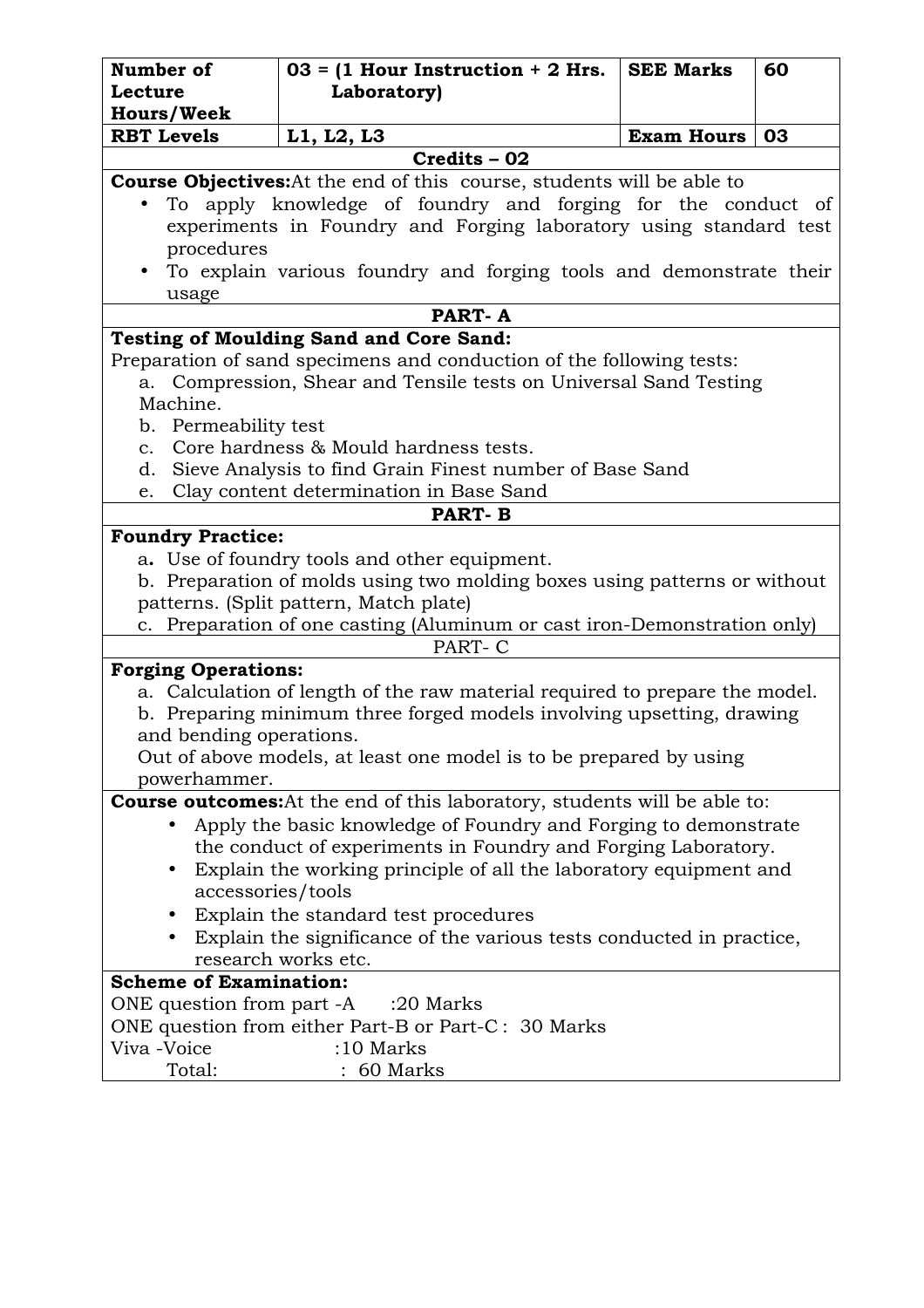| Number of Lecture Hours/Week | 03 = (1 Hour Instruction + 2 Hrs. Laboratory) | SEE Marks | 60 |
|---|---|---|---|
| RBT Levels | L1, L2, L3 | Exam Hours | 03 |

**Credits – 02**

**Course Objectives:** At the end of this course, students will be able to

- To apply knowledge of foundry and forging for the conduct of experiments in Foundry and Forging laboratory using standard test procedures
- To explain various foundry and forging tools and demonstrate their usage

## PART- A

**Testing of Moulding Sand and Core Sand:**

Preparation of sand specimens and conduction of the following tests:

a. Compression, Shear and Tensile tests on Universal Sand Testing Machine.
b. Permeability test
c. Core hardness & Mould hardness tests.
d. Sieve Analysis to find Grain Finest number of Base Sand
e. Clay content determination in Base Sand

## PART- B

**Foundry Practice:**

a. Use of foundry tools and other equipment.
b. Preparation of molds using two molding boxes using patterns or without patterns. (Split pattern, Match plate)
c. Preparation of one casting (Aluminum or cast iron-Demonstration only)

## PART- C

**Forging Operations:**

a. Calculation of length of the raw material required to prepare the model.
b. Preparing minimum three forged models involving upsetting, drawing and bending operations.

Out of above models, at least one model is to be prepared by using powerhammer.

**Course outcomes:** At the end of this laboratory, students will be able to:

- Apply the basic knowledge of Foundry and Forging to demonstrate the conduct of experiments in Foundry and Forging Laboratory.
- Explain the working principle of all the laboratory equipment and accessories/tools
- Explain the standard test procedures
- Explain the significance of the various tests conducted in practice, research works etc.

**Scheme of Examination:**

ONE question from part -A :20 Marks
ONE question from either Part-B or Part-C : 30 Marks
Viva -Voice :10 Marks
Total: : 60 Marks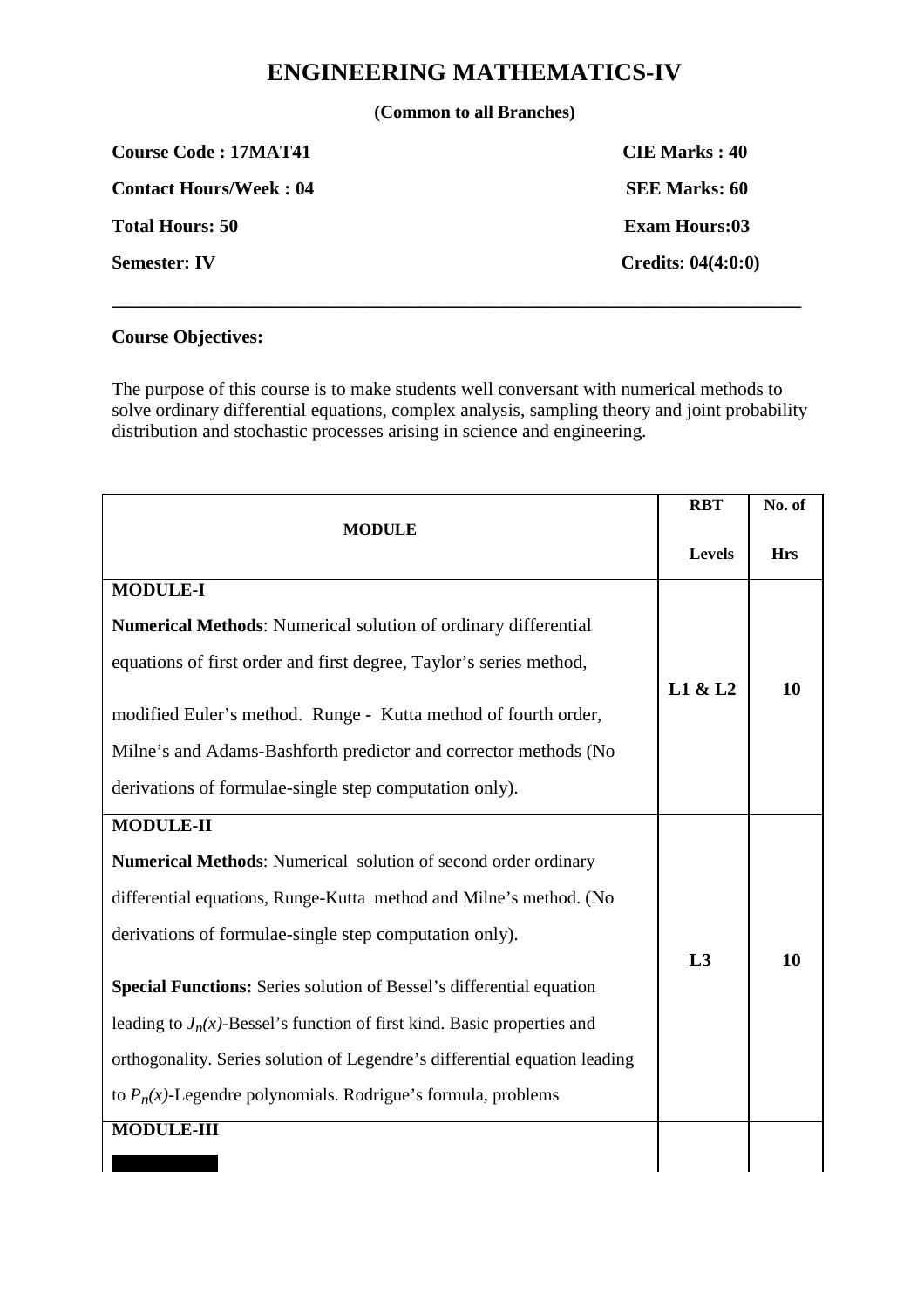# ENGINEERING MATHEMATICS-IV

**(Common to all Branches)**

| | |
|---|---|
| **Course Code : 17MAT41** | **CIE Marks : 40** |
| **Contact Hours/Week : 04** | **SEE Marks: 60** |
| **Total Hours: 50** | **Exam Hours:03** |
| **Semester: IV** | **Credits: 04(4:0:0)** |

---

**Course Objectives:**

The purpose of this course is to make students well conversant with numerical methods to solve ordinary differential equations, complex analysis, sampling theory and joint probability distribution and stochastic processes arising in science and engineering.

| **MODULE** | **RBT Levels** | **No. of Hrs** |
|---|---|---|
| **MODULE-I**<br>**Numerical Methods**: Numerical solution of ordinary differential equations of first order and first degree, Taylor's series method, modified Euler's method. Runge - Kutta method of fourth order, Milne's and Adams-Bashforth predictor and corrector methods (No derivations of formulae-single step computation only). | **L1 & L2** | **10** |
| **MODULE-II**<br>**Numerical Methods**: Numerical solution of second order ordinary differential equations, Runge-Kutta method and Milne's method. (No derivations of formulae-single step computation only).<br>**Special Functions:** Series solution of Bessel's differential equation leading to $J_n(x)$-Bessel's function of first kind. Basic properties and orthogonality. Series solution of Legendre's differential equation leading to $P_n(x)$-Legendre polynomials. Rodrigue's formula, problems | **L3** | **10** |
| **MODULE-III** | | |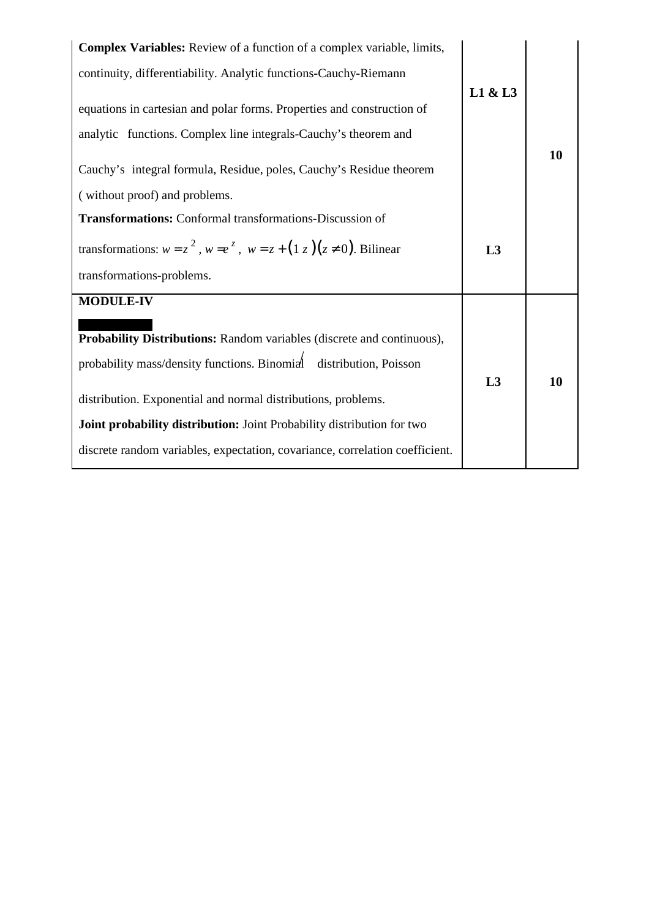| | | |
|---|---|---|
| **Complex Variables:** Review of a function of a complex variable, limits, continuity, differentiability. Analytic functions-Cauchy-Riemann equations in cartesian and polar forms. Properties and construction of analytic functions. Complex line integrals-Cauchy's theorem and Cauchy's integral formula, Residue, poles, Cauchy's Residue theorem ( without proof) and problems. | L1 & L3 | 10 |
| **Transformations:** Conformal transformations-Discussion of transformations: $w = z^2$, $w = e^z$, $w = z + (1/z)(z \neq 0)$. Bilinear transformations-problems. | L3 | |
| **MODULE-IV**<br><br>**Probability Distributions:** Random variables (discrete and continuous), probability mass/density functions. Binomial distribution, Poisson distribution. Exponential and normal distributions, problems.<br>**Joint probability distribution:** Joint Probability distribution for two discrete random variables, expectation, covariance, correlation coefficient. | L3 | 10 |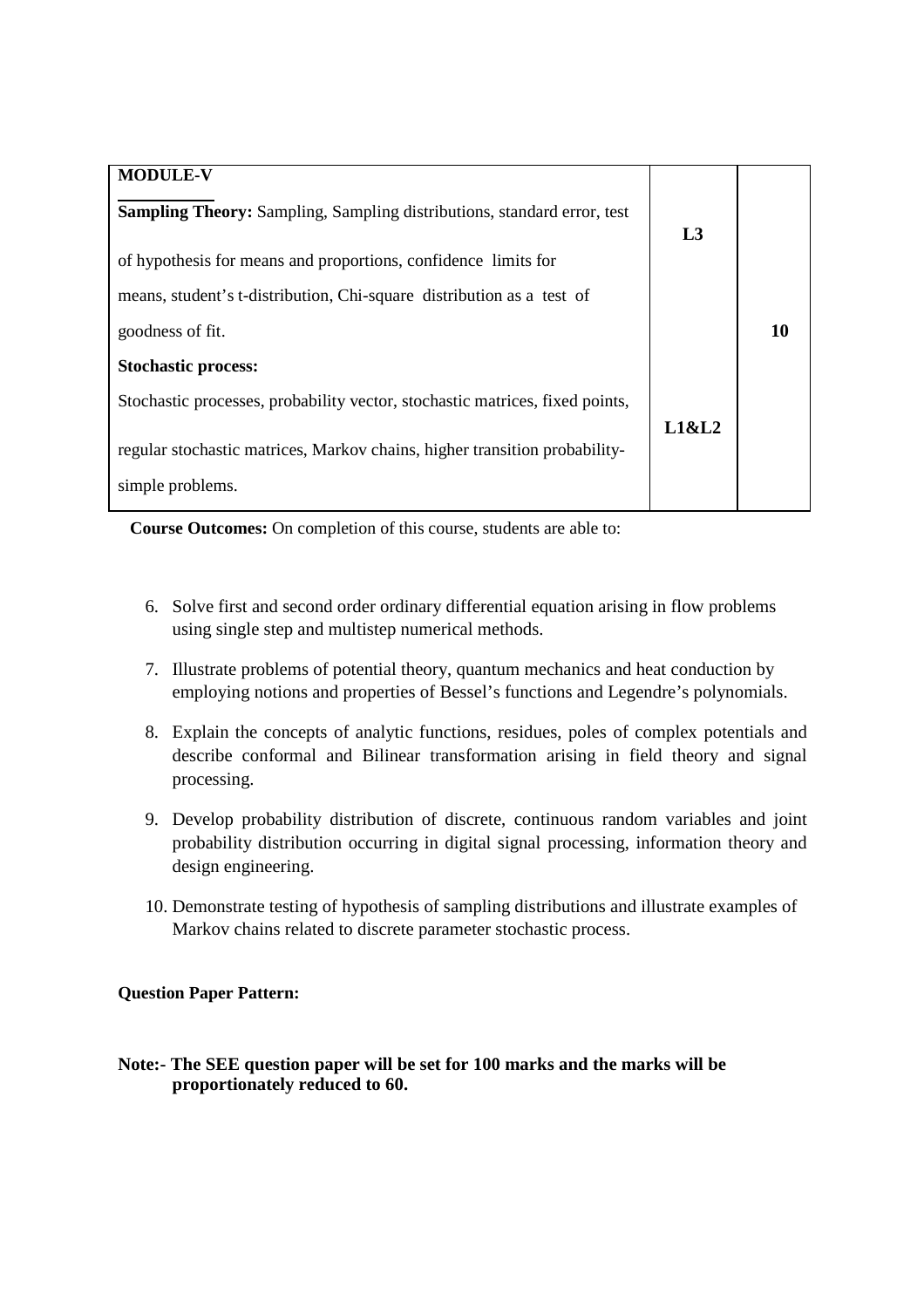| **MODULE-V** | | |
|---|---|---|
| **Sampling Theory:** Sampling, Sampling distributions, standard error, test of hypothesis for means and proportions, confidence limits for means, student's t-distribution, Chi-square distribution as a test of goodness of fit. | **L3** | **10** |
| **Stochastic process:** Stochastic processes, probability vector, stochastic matrices, fixed points, regular stochastic matrices, Markov chains, higher transition probability-simple problems. | **L1&L2** | |

**Course Outcomes:** On completion of this course, students are able to:

6. Solve first and second order ordinary differential equation arising in flow problems using single step and multistep numerical methods.
7. Illustrate problems of potential theory, quantum mechanics and heat conduction by employing notions and properties of Bessel's functions and Legendre's polynomials.
8. Explain the concepts of analytic functions, residues, poles of complex potentials and describe conformal and Bilinear transformation arising in field theory and signal processing.
9. Develop probability distribution of discrete, continuous random variables and joint probability distribution occurring in digital signal processing, information theory and design engineering.
10. Demonstrate testing of hypothesis of sampling distributions and illustrate examples of Markov chains related to discrete parameter stochastic process.

**Question Paper Pattern:**

**Note:- The SEE question paper will be set for 100 marks and the marks will be proportionately reduced to 60.**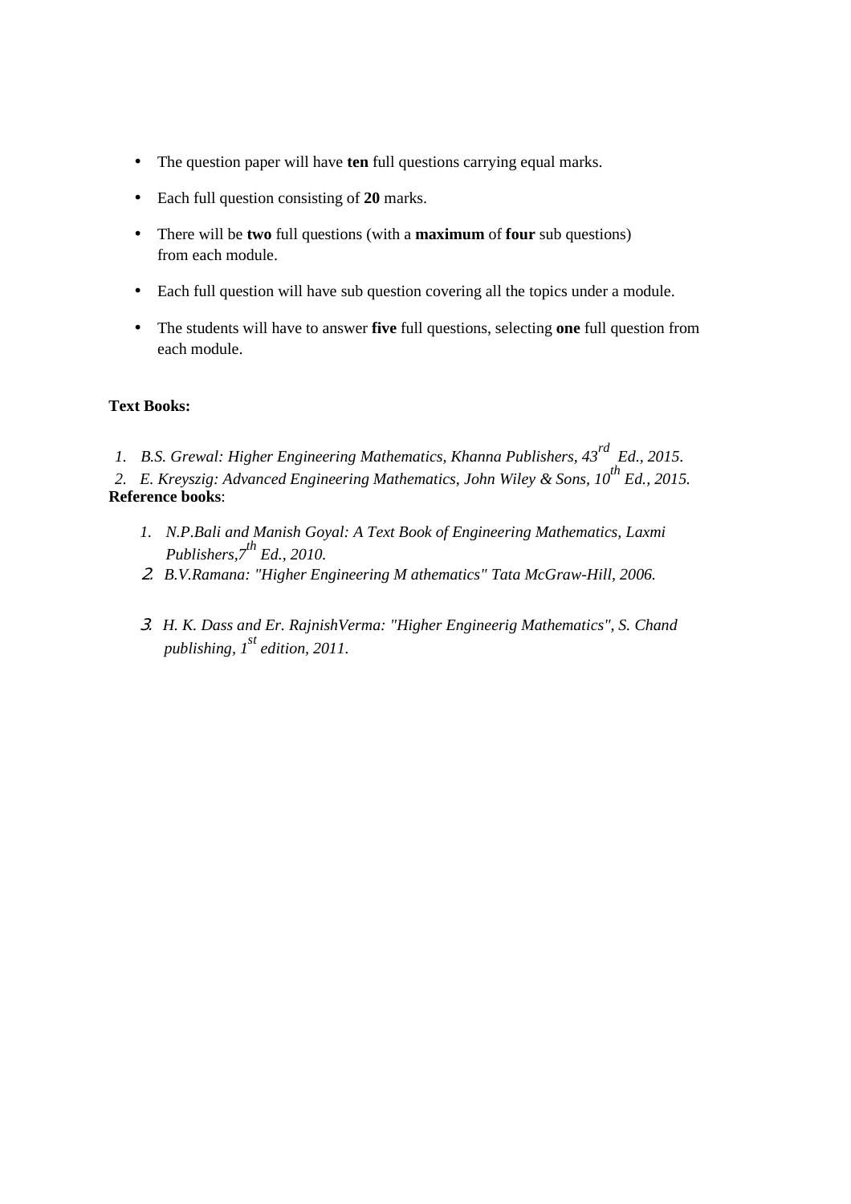- The question paper will have **ten** full questions carrying equal marks.
- Each full question consisting of **20** marks.
- There will be **two** full questions (with a **maximum** of **four** sub questions) from each module.
- Each full question will have sub question covering all the topics under a module.
- The students will have to answer **five** full questions, selecting **one** full question from each module.

**Text Books:**

1. *B.S. Grewal: Higher Engineering Mathematics, Khanna Publishers, 43rd Ed., 2015.*
2. *E. Kreyszig: Advanced Engineering Mathematics, John Wiley & Sons, 10th Ed., 2015.*

**Reference books**:

1. *N.P.Bali and Manish Goyal: A Text Book of Engineering Mathematics, Laxmi Publishers,7th Ed., 2010.*
2. *B.V.Ramana: "Higher Engineering M athematics" Tata McGraw-Hill, 2006.*
3. *H. K. Dass and Er. RajnishVerma: "Higher Engineerig Mathematics", S. Chand publishing, 1st edition, 2011.*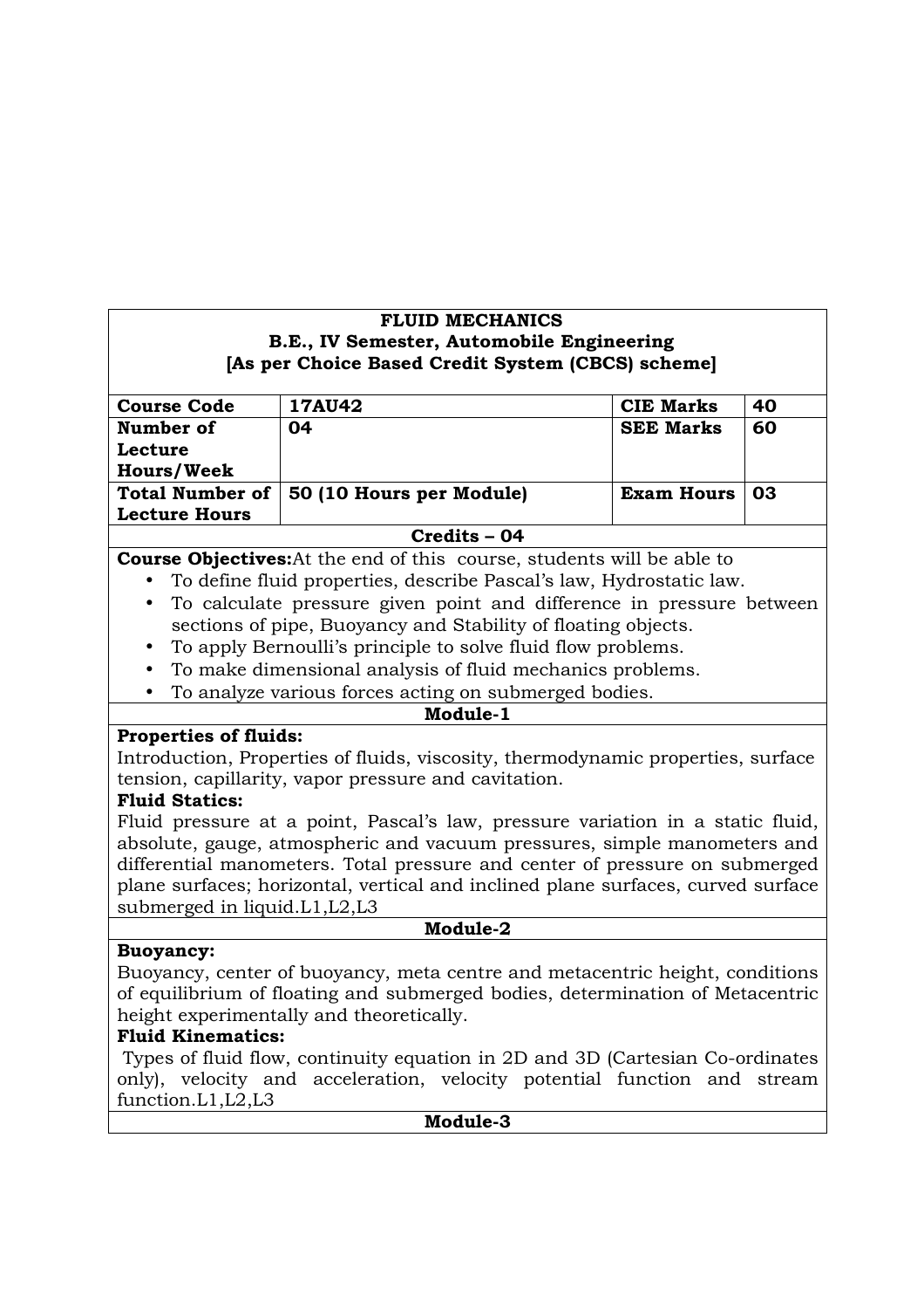**FLUID MECHANICS**
**B.E., IV Semester, Automobile Engineering**
**[As per Choice Based Credit System (CBCS) scheme]**

| **Course Code** | **17AU42** | **CIE Marks** | **40** |
|---|---|---|---|
| **Number of Lecture Hours/Week** | **04** | **SEE Marks** | **60** |
| **Total Number of Lecture Hours** | **50 (10 Hours per Module)** | **Exam Hours** | **03** |

**Credits – 04**

**Course Objectives:** At the end of this course, students will be able to

- To define fluid properties, describe Pascal's law, Hydrostatic law.
- To calculate pressure given point and difference in pressure between sections of pipe, Buoyancy and Stability of floating objects.
- To apply Bernoulli's principle to solve fluid flow problems.
- To make dimensional analysis of fluid mechanics problems.
- To analyze various forces acting on submerged bodies.

**Module-1**

**Properties of fluids:**
Introduction, Properties of fluids, viscosity, thermodynamic properties, surface tension, capillarity, vapor pressure and cavitation.

**Fluid Statics:**
Fluid pressure at a point, Pascal's law, pressure variation in a static fluid, absolute, gauge, atmospheric and vacuum pressures, simple manometers and differential manometers. Total pressure and center of pressure on submerged plane surfaces; horizontal, vertical and inclined plane surfaces, curved surface submerged in liquid.L1,L2,L3

**Module-2**

**Buoyancy:**
Buoyancy, center of buoyancy, meta centre and metacentric height, conditions of equilibrium of floating and submerged bodies, determination of Metacentric height experimentally and theoretically.

**Fluid Kinematics:**
Types of fluid flow, continuity equation in 2D and 3D (Cartesian Co-ordinates only), velocity and acceleration, velocity potential function and stream function.L1,L2,L3

**Module-3**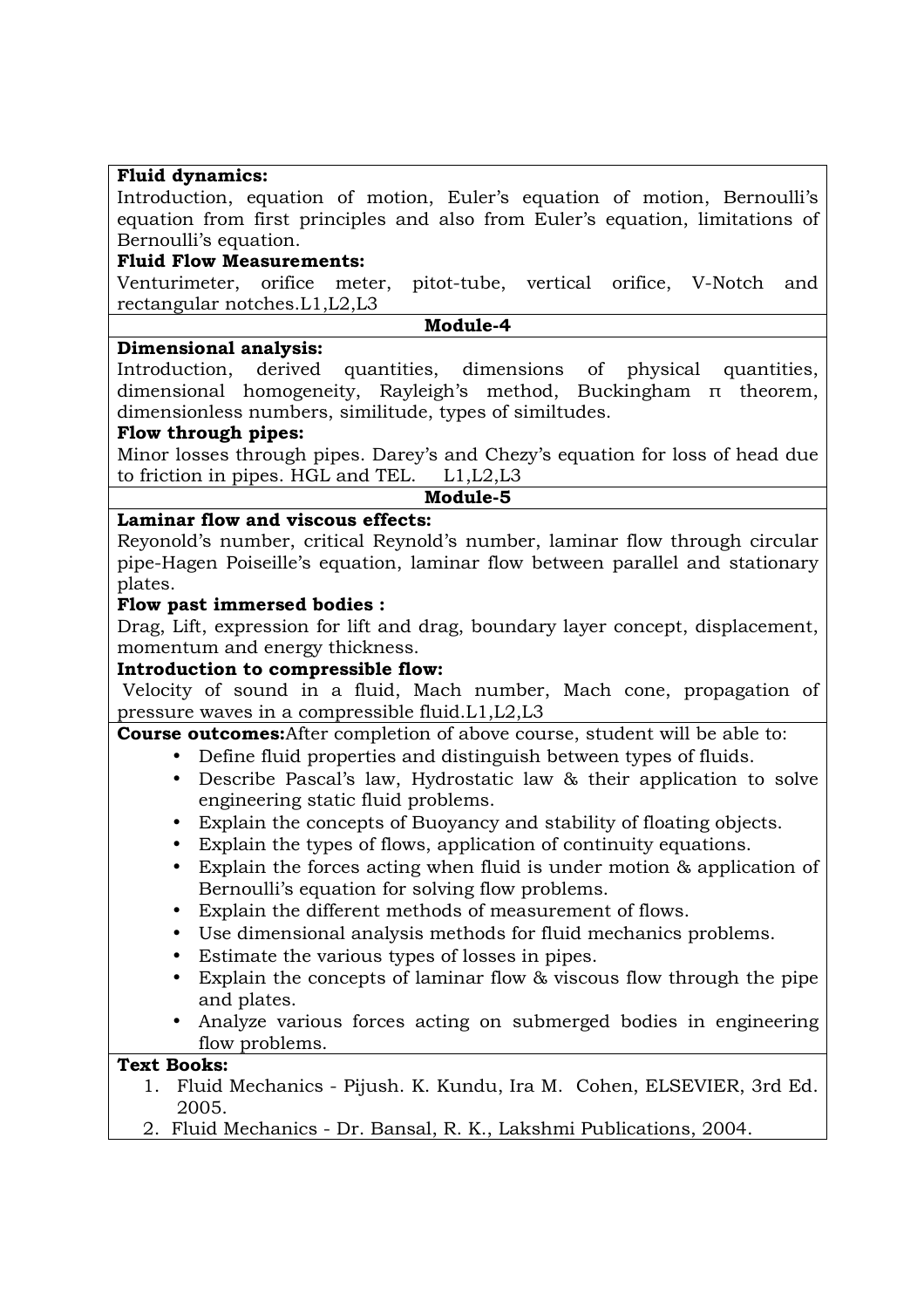**Fluid dynamics:**
Introduction, equation of motion, Euler's equation of motion, Bernoulli's equation from first principles and also from Euler's equation, limitations of Bernoulli's equation.

**Fluid Flow Measurements:**
Venturimeter, orifice meter, pitot-tube, vertical orifice, V-Notch and rectangular notches.L1,L2,L3

**Module-4**

**Dimensional analysis:**
Introduction, derived quantities, dimensions of physical quantities, dimensional homogeneity, Rayleigh's method, Buckingham π theorem, dimensionless numbers, similitude, types of similtudes.

**Flow through pipes:**
Minor losses through pipes. Darey's and Chezy's equation for loss of head due to friction in pipes. HGL and TEL. L1,L2,L3

**Module-5**

**Laminar flow and viscous effects:**
Reyonold's number, critical Reynold's number, laminar flow through circular pipe-Hagen Poiseille's equation, laminar flow between parallel and stationary plates.

**Flow past immersed bodies :**
Drag, Lift, expression for lift and drag, boundary layer concept, displacement, momentum and energy thickness.

**Introduction to compressible flow:**
Velocity of sound in a fluid, Mach number, Mach cone, propagation of pressure waves in a compressible fluid.L1,L2,L3

**Course outcomes:**After completion of above course, student will be able to:

- Define fluid properties and distinguish between types of fluids.
- Describe Pascal's law, Hydrostatic law & their application to solve engineering static fluid problems.
- Explain the concepts of Buoyancy and stability of floating objects.
- Explain the types of flows, application of continuity equations.
- Explain the forces acting when fluid is under motion & application of Bernoulli's equation for solving flow problems.
- Explain the different methods of measurement of flows.
- Use dimensional analysis methods for fluid mechanics problems.
- Estimate the various types of losses in pipes.
- Explain the concepts of laminar flow & viscous flow through the pipe and plates.
- Analyze various forces acting on submerged bodies in engineering flow problems.

**Text Books:**

1. Fluid Mechanics - Pijush. K. Kundu, Ira M. Cohen, ELSEVIER, 3rd Ed. 2005.
2. Fluid Mechanics - Dr. Bansal, R. K., Lakshmi Publications, 2004.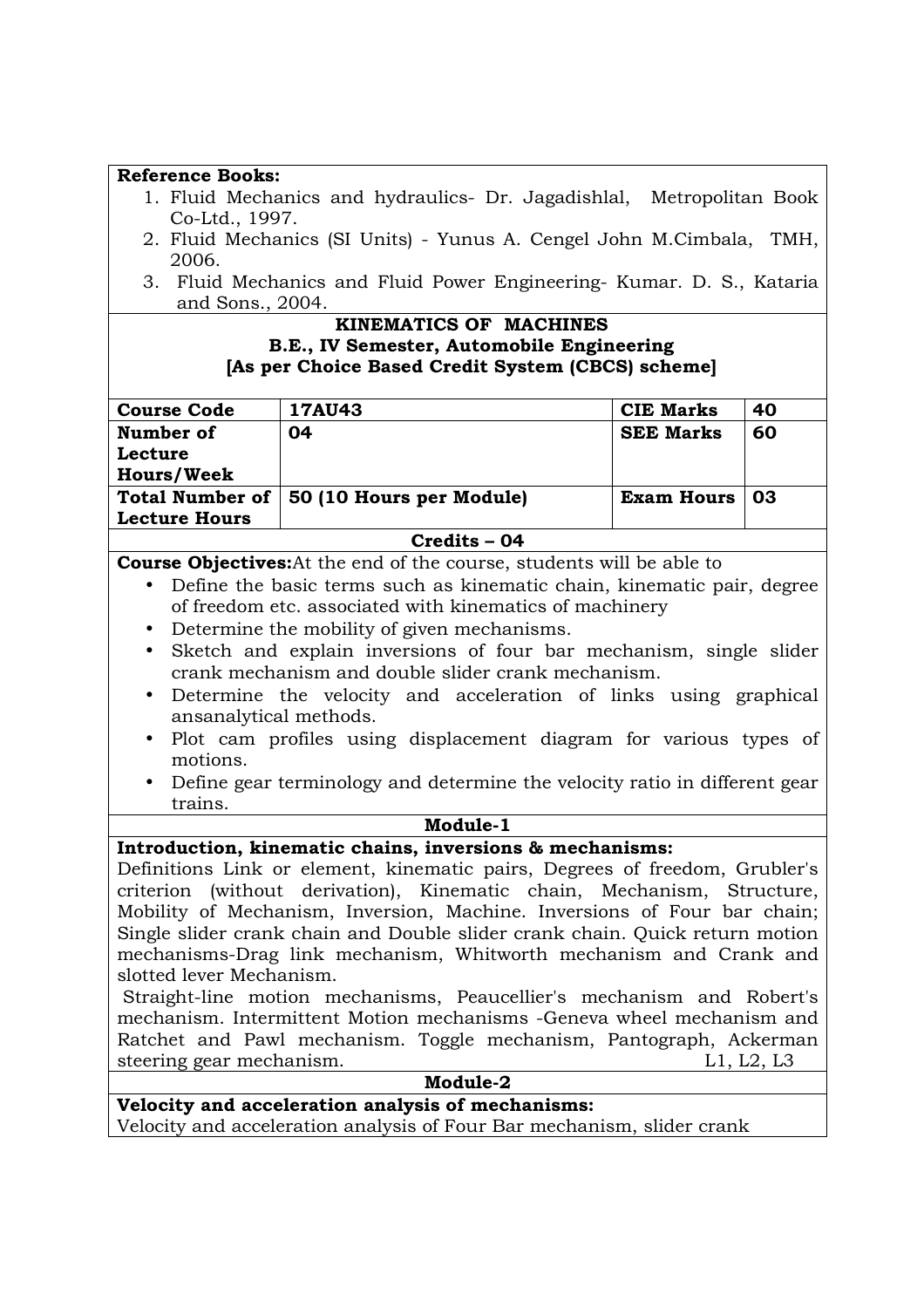**Reference Books:**

1. Fluid Mechanics and hydraulics- Dr. Jagadishlal, Metropolitan Book Co-Ltd., 1997.
2. Fluid Mechanics (SI Units) - Yunus A. Cengel John M.Cimbala, TMH, 2006.
3. Fluid Mechanics and Fluid Power Engineering- Kumar. D. S., Kataria and Sons., 2004.

## KINEMATICS OF MACHINES

**B.E., IV Semester, Automobile Engineering**

**[As per Choice Based Credit System (CBCS) scheme]**

| Course Code | 17AU43 | CIE Marks | 40 |
|---|---|---|---|
| Number of Lecture Hours/Week | 04 | SEE Marks | 60 |
| Total Number of Lecture Hours | 50 (10 Hours per Module) | Exam Hours | 03 |

**Credits – 04**

**Course Objectives:**At the end of the course, students will be able to

- Define the basic terms such as kinematic chain, kinematic pair, degree of freedom etc. associated with kinematics of machinery
- Determine the mobility of given mechanisms.
- Sketch and explain inversions of four bar mechanism, single slider crank mechanism and double slider crank mechanism.
- Determine the velocity and acceleration of links using graphical ansanalytical methods.
- Plot cam profiles using displacement diagram for various types of motions.
- Define gear terminology and determine the velocity ratio in different gear trains.

### Module-1

**Introduction, kinematic chains, inversions & mechanisms:**

Definitions Link or element, kinematic pairs, Degrees of freedom, Grubler's criterion (without derivation), Kinematic chain, Mechanism, Structure, Mobility of Mechanism, Inversion, Machine. Inversions of Four bar chain; Single slider crank chain and Double slider crank chain. Quick return motion mechanisms-Drag link mechanism, Whitworth mechanism and Crank and slotted lever Mechanism.

Straight-line motion mechanisms, Peaucellier's mechanism and Robert's mechanism. Intermittent Motion mechanisms -Geneva wheel mechanism and Ratchet and Pawl mechanism. Toggle mechanism, Pantograph, Ackerman steering gear mechanism. L1, L2, L3

### Module-2

**Velocity and acceleration analysis of mechanisms:**

Velocity and acceleration analysis of Four Bar mechanism, slider crank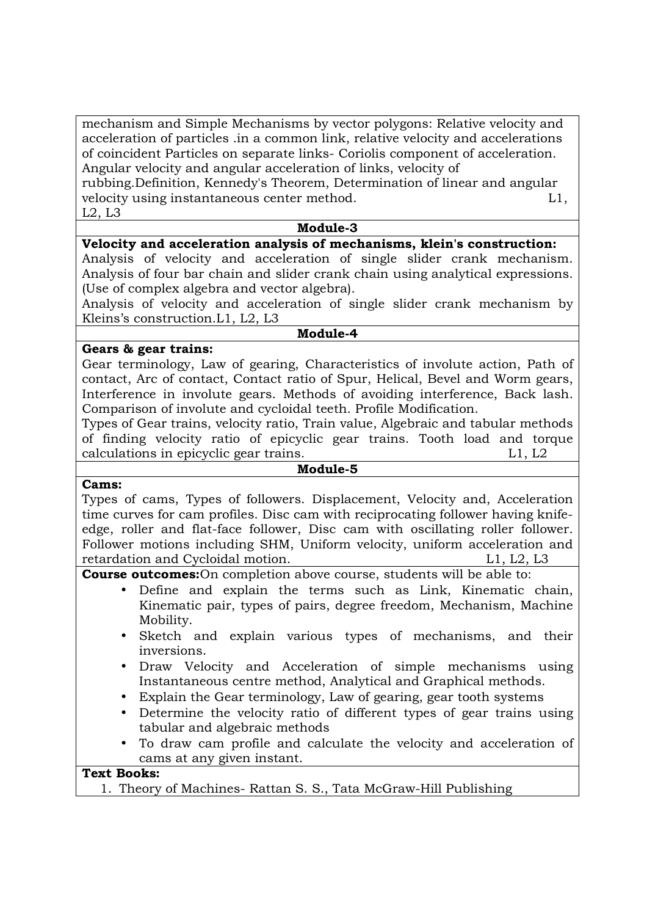mechanism and Simple Mechanisms by vector polygons: Relative velocity and acceleration of particles .in a common link, relative velocity and accelerations of coincident Particles on separate links- Coriolis component of acceleration. Angular velocity and angular acceleration of links, velocity of rubbing.Definition, Kennedy's Theorem, Determination of linear and angular velocity using instantaneous center method. L1, L2, L3

**Module-3**

**Velocity and acceleration analysis of mechanisms, klein's construction:**

Analysis of velocity and acceleration of single slider crank mechanism. Analysis of four bar chain and slider crank chain using analytical expressions. (Use of complex algebra and vector algebra).

Analysis of velocity and acceleration of single slider crank mechanism by Kleins's construction.L1, L2, L3

**Module-4**

**Gears & gear trains:**

Gear terminology, Law of gearing, Characteristics of involute action, Path of contact, Arc of contact, Contact ratio of Spur, Helical, Bevel and Worm gears, Interference in involute gears. Methods of avoiding interference, Back lash. Comparison of involute and cycloidal teeth. Profile Modification.

Types of Gear trains, velocity ratio, Train value, Algebraic and tabular methods of finding velocity ratio of epicyclic gear trains. Tooth load and torque calculations in epicyclic gear trains. L1, L2

**Module-5**

**Cams:**

Types of cams, Types of followers. Displacement, Velocity and, Acceleration time curves for cam profiles. Disc cam with reciprocating follower having knife-edge, roller and flat-face follower, Disc cam with oscillating roller follower. Follower motions including SHM, Uniform velocity, uniform acceleration and retardation and Cycloidal motion. L1, L2, L3

**Course outcomes:**On completion above course, students will be able to:

- Define and explain the terms such as Link, Kinematic chain, Kinematic pair, types of pairs, degree freedom, Mechanism, Machine Mobility.
- Sketch and explain various types of mechanisms, and their inversions.
- Draw Velocity and Acceleration of simple mechanisms using Instantaneous centre method, Analytical and Graphical methods.
- Explain the Gear terminology, Law of gearing, gear tooth systems
- Determine the velocity ratio of different types of gear trains using tabular and algebraic methods
- To draw cam profile and calculate the velocity and acceleration of cams at any given instant.

**Text Books:**

1. Theory of Machines- Rattan S. S., Tata McGraw-Hill Publishing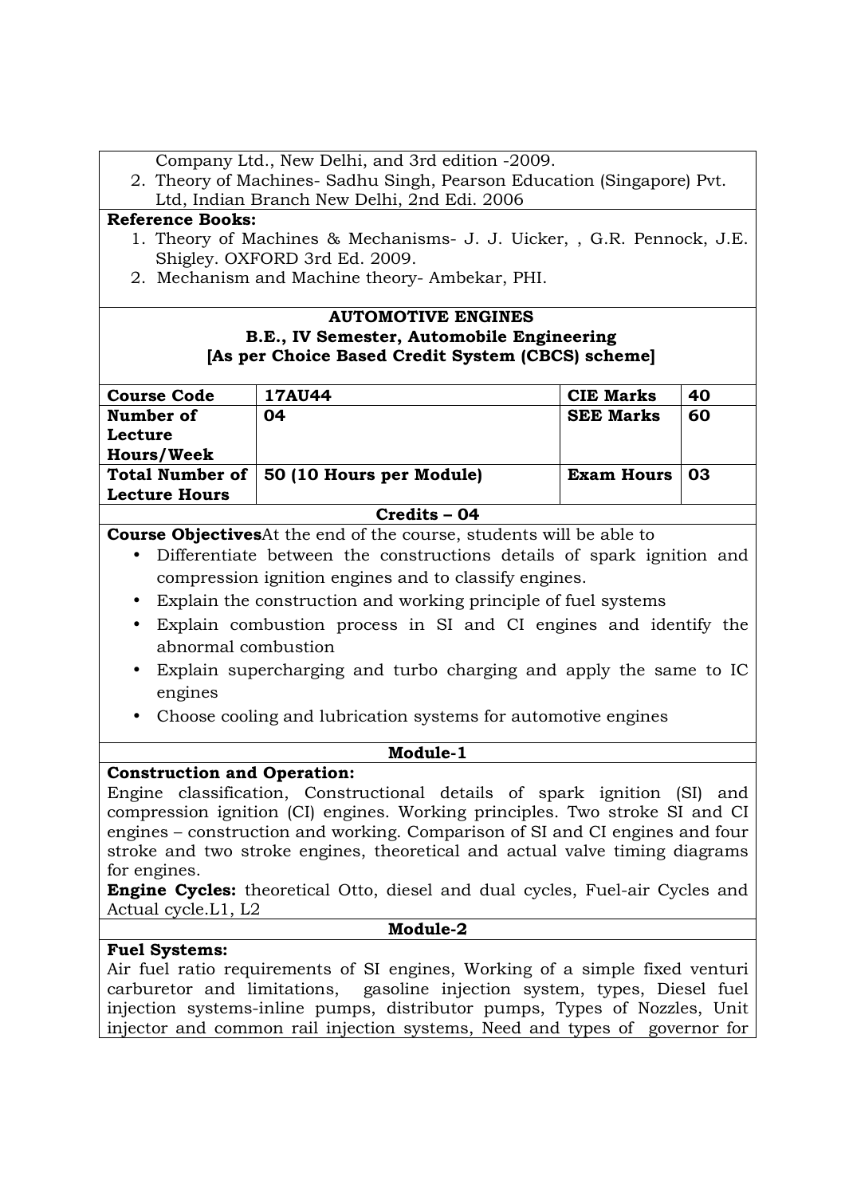Company Ltd., New Delhi, and 3rd edition -2009.

2. Theory of Machines- Sadhu Singh, Pearson Education (Singapore) Pvt. Ltd, Indian Branch New Delhi, 2nd Edi. 2006

**Reference Books:**

1. Theory of Machines & Mechanisms- J. J. Uicker, , G.R. Pennock, J.E. Shigley. OXFORD 3rd Ed. 2009.
2. Mechanism and Machine theory- Ambekar, PHI.

## AUTOMOTIVE ENGINES

**B.E., IV Semester, Automobile Engineering**

**[As per Choice Based Credit System (CBCS) scheme]**

| **Course Code** | **17AU44** | **CIE Marks** | **40** |
|---|---|---|---|
| **Number of Lecture Hours/Week** | **04** | **SEE Marks** | **60** |
| **Total Number of Lecture Hours** | **50 (10 Hours per Module)** | **Exam Hours** | **03** |

**Credits – 04**

**Course Objectives**At the end of the course, students will be able to

- Differentiate between the constructions details of spark ignition and compression ignition engines and to classify engines.
- Explain the construction and working principle of fuel systems
- Explain combustion process in SI and CI engines and identify the abnormal combustion
- Explain supercharging and turbo charging and apply the same to IC engines
- Choose cooling and lubrication systems for automotive engines

**Module-1**

**Construction and Operation:**

Engine classification, Constructional details of spark ignition (SI) and compression ignition (CI) engines. Working principles. Two stroke SI and CI engines – construction and working. Comparison of SI and CI engines and four stroke and two stroke engines, theoretical and actual valve timing diagrams for engines.

**Engine Cycles:** theoretical Otto, diesel and dual cycles, Fuel-air Cycles and Actual cycle.L1, L2

**Module-2**

**Fuel Systems:**

Air fuel ratio requirements of SI engines, Working of a simple fixed venturi carburetor and limitations, gasoline injection system, types, Diesel fuel injection systems-inline pumps, distributor pumps, Types of Nozzles, Unit injector and common rail injection systems, Need and types of governor for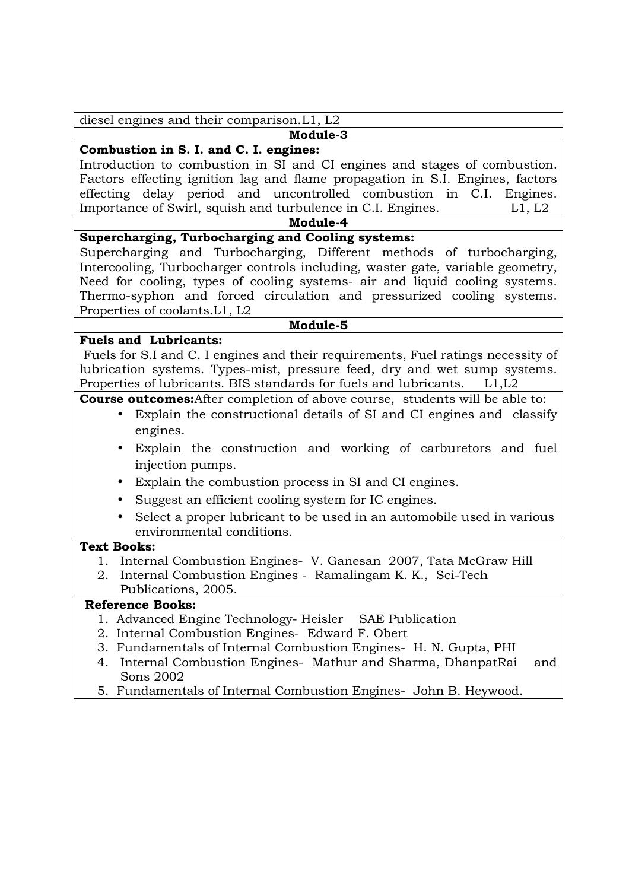diesel engines and their comparison.L1, L2

**Module-3**

**Combustion in S. I. and C. I. engines:**

Introduction to combustion in SI and CI engines and stages of combustion. Factors effecting ignition lag and flame propagation in S.I. Engines, factors effecting delay period and uncontrolled combustion in C.I. Engines. Importance of Swirl, squish and turbulence in C.I. Engines. L1, L2

**Module-4**

**Supercharging, Turbocharging and Cooling systems:**

Supercharging and Turbocharging, Different methods of turbocharging, Intercooling, Turbocharger controls including, waster gate, variable geometry, Need for cooling, types of cooling systems- air and liquid cooling systems. Thermo-syphon and forced circulation and pressurized cooling systems. Properties of coolants.L1, L2

**Module-5**

**Fuels and Lubricants:**

Fuels for S.I and C. I engines and their requirements, Fuel ratings necessity of lubrication systems. Types-mist, pressure feed, dry and wet sump systems. Properties of lubricants. BIS standards for fuels and lubricants. L1,L2

**Course outcomes:**After completion of above course, students will be able to:

- Explain the constructional details of SI and CI engines and classify engines.
- Explain the construction and working of carburetors and fuel injection pumps.
- Explain the combustion process in SI and CI engines.
- Suggest an efficient cooling system for IC engines.
- Select a proper lubricant to be used in an automobile used in various environmental conditions.

**Text Books:**

1. Internal Combustion Engines- V. Ganesan 2007, Tata McGraw Hill
2. Internal Combustion Engines - Ramalingam K. K., Sci-Tech Publications, 2005.

**Reference Books:**

1. Advanced Engine Technology- Heisler SAE Publication
2. Internal Combustion Engines- Edward F. Obert
3. Fundamentals of Internal Combustion Engines- H. N. Gupta, PHI
4. Internal Combustion Engines- Mathur and Sharma, DhanpatRai and Sons 2002
5. Fundamentals of Internal Combustion Engines- John B. Heywood.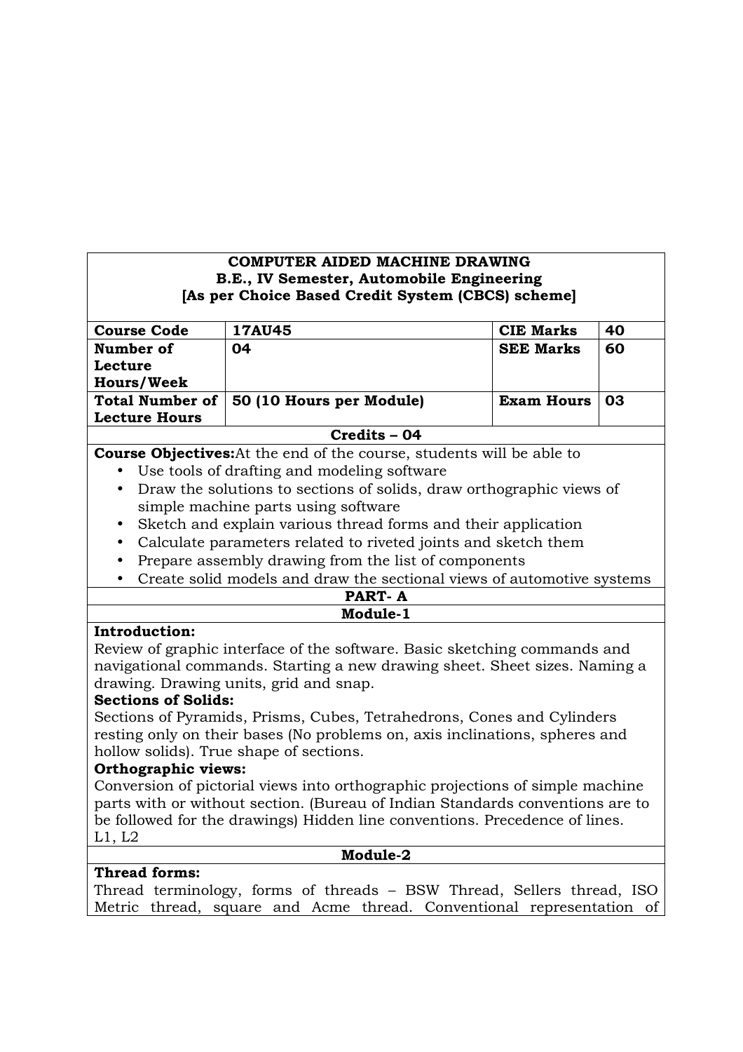**COMPUTER AIDED MACHINE DRAWING**
**B.E., IV Semester, Automobile Engineering**
**[As per Choice Based Credit System (CBCS) scheme]**

| **Course Code** | **17AU45** | **CIE Marks** | **40** |
|---|---|---|---|
| **Number of Lecture Hours/Week** | **04** | **SEE Marks** | **60** |
| **Total Number of Lecture Hours** | **50 (10 Hours per Module)** | **Exam Hours** | **03** |

**Credits – 04**

**Course Objectives:** At the end of the course, students will be able to

- Use tools of drafting and modeling software
- Draw the solutions to sections of solids, draw orthographic views of simple machine parts using software
- Sketch and explain various thread forms and their application
- Calculate parameters related to riveted joints and sketch them
- Prepare assembly drawing from the list of components
- Create solid models and draw the sectional views of automotive systems

**PART- A**

**Module-1**

**Introduction:**
Review of graphic interface of the software. Basic sketching commands and navigational commands. Starting a new drawing sheet. Sheet sizes. Naming a drawing. Drawing units, grid and snap.

**Sections of Solids:**
Sections of Pyramids, Prisms, Cubes, Tetrahedrons, Cones and Cylinders resting only on their bases (No problems on, axis inclinations, spheres and hollow solids). True shape of sections.

**Orthographic views:**
Conversion of pictorial views into orthographic projections of simple machine parts with or without section. (Bureau of Indian Standards conventions are to be followed for the drawings) Hidden line conventions. Precedence of lines.
L1, L2

**Module-2**

**Thread forms:**
Thread terminology, forms of threads – BSW Thread, Sellers thread, ISO Metric thread, square and Acme thread. Conventional representation of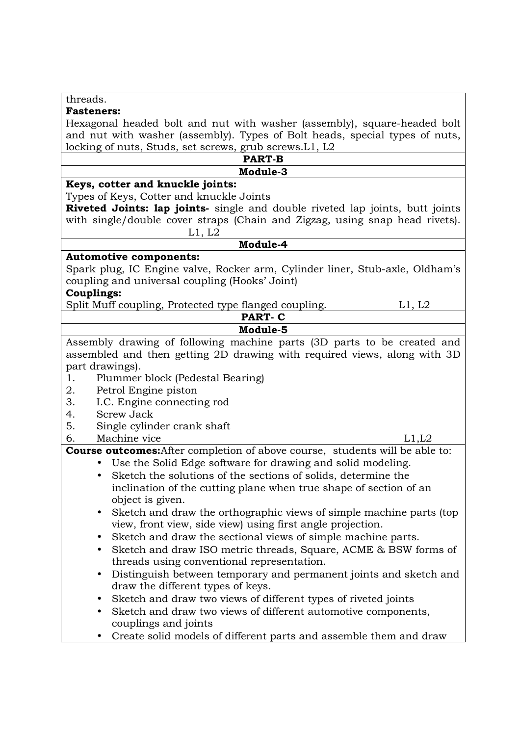threads.

**Fasteners:**

Hexagonal headed bolt and nut with washer (assembly), square-headed bolt and nut with washer (assembly). Types of Bolt heads, special types of nuts, locking of nuts, Studs, set screws, grub screws.L1, L2

**PART-B**

**Module-3**

**Keys, cotter and knuckle joints:**

Types of Keys, Cotter and knuckle Joints

**Riveted Joints: lap joints-** single and double riveted lap joints, butt joints with single/double cover straps (Chain and Zigzag, using snap head rivets). L1, L2

**Module-4**

**Automotive components:**

Spark plug, IC Engine valve, Rocker arm, Cylinder liner, Stub-axle, Oldham's coupling and universal coupling (Hooks' Joint)

**Couplings:**

Split Muff coupling, Protected type flanged coupling. L1, L2

**PART- C**

**Module-5**

Assembly drawing of following machine parts (3D parts to be created and assembled and then getting 2D drawing with required views, along with 3D part drawings).

1. Plummer block (Pedestal Bearing)
2. Petrol Engine piston
3. I.C. Engine connecting rod
4. Screw Jack
5. Single cylinder crank shaft
6. Machine vice L1,L2

**Course outcomes:**After completion of above course, students will be able to:

- Use the Solid Edge software for drawing and solid modeling.
- Sketch the solutions of the sections of solids, determine the inclination of the cutting plane when true shape of section of an object is given.
- Sketch and draw the orthographic views of simple machine parts (top view, front view, side view) using first angle projection.
- Sketch and draw the sectional views of simple machine parts.
- Sketch and draw ISO metric threads, Square, ACME & BSW forms of threads using conventional representation.
- Distinguish between temporary and permanent joints and sketch and draw the different types of keys.
- Sketch and draw two views of different types of riveted joints
- Sketch and draw two views of different automotive components, couplings and joints
- Create solid models of different parts and assemble them and draw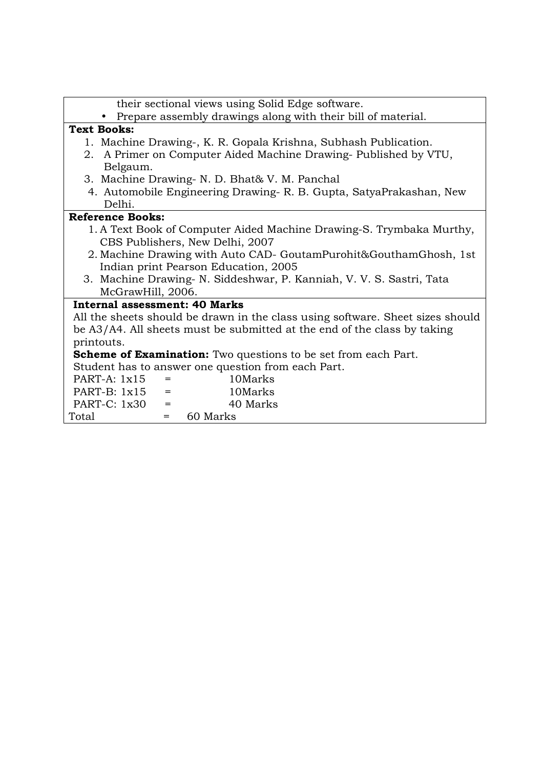their sectional views using Solid Edge software.

- Prepare assembly drawings along with their bill of material.

**Text Books:**

1. Machine Drawing-, K. R. Gopala Krishna, Subhash Publication.
2. A Primer on Computer Aided Machine Drawing- Published by VTU, Belgaum.
3. Machine Drawing- N. D. Bhat& V. M. Panchal
4. Automobile Engineering Drawing- R. B. Gupta, SatyaPrakashan, New Delhi.

**Reference Books:**

1. A Text Book of Computer Aided Machine Drawing-S. Trymbaka Murthy, CBS Publishers, New Delhi, 2007
2. Machine Drawing with Auto CAD- GoutamPurohit&GouthamGhosh, 1st Indian print Pearson Education, 2005
3. Machine Drawing- N. Siddeshwar, P. Kanniah, V. V. S. Sastri, Tata McGrawHill, 2006.

**Internal assessment: 40 Marks**

All the sheets should be drawn in the class using software. Sheet sizes should be A3/A4. All sheets must be submitted at the end of the class by taking printouts.

**Scheme of Examination:** Two questions to be set from each Part.
Student has to answer one question from each Part.

PART-A: 1x15 = 10Marks
PART-B: 1x15 = 10Marks
PART-C: 1x30 = 40 Marks
Total = 60 Marks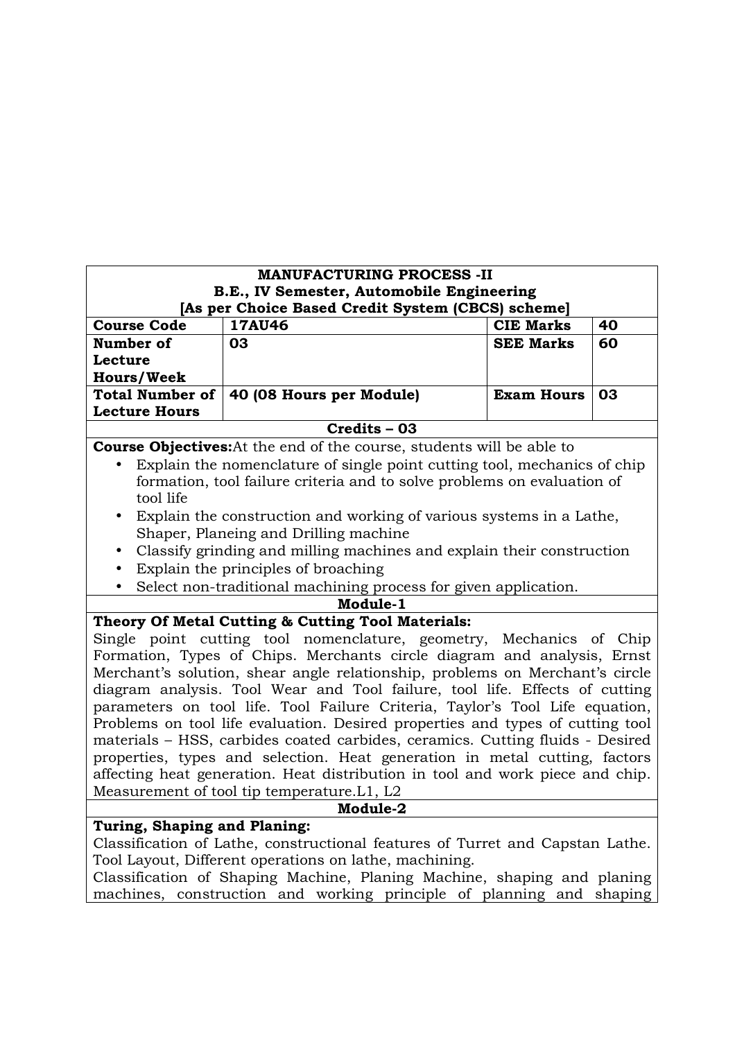| MANUFACTURING PROCESS -II<br>B.E., IV Semester, Automobile Engineering<br>[As per Choice Based Credit System (CBCS) scheme] | | | |
|---|---|---|---|
| **Course Code** | **17AU46** | **CIE Marks** | **40** |
| **Number of Lecture Hours/Week** | **03** | **SEE Marks** | **60** |
| **Total Number of Lecture Hours** | **40 (08 Hours per Module)** | **Exam Hours** | **03** |
| **Credits – 03** | | | |

**Course Objectives:** At the end of the course, students will be able to

- Explain the nomenclature of single point cutting tool, mechanics of chip formation, tool failure criteria and to solve problems on evaluation of tool life
- Explain the construction and working of various systems in a Lathe, Shaper, Planeing and Drilling machine
- Classify grinding and milling machines and explain their construction
- Explain the principles of broaching
- Select non-traditional machining process for given application.

**Module-1**

**Theory Of Metal Cutting & Cutting Tool Materials:**

Single point cutting tool nomenclature, geometry, Mechanics of Chip Formation, Types of Chips. Merchants circle diagram and analysis, Ernst Merchant's solution, shear angle relationship, problems on Merchant's circle diagram analysis. Tool Wear and Tool failure, tool life. Effects of cutting parameters on tool life. Tool Failure Criteria, Taylor's Tool Life equation, Problems on tool life evaluation. Desired properties and types of cutting tool materials – HSS, carbides coated carbides, ceramics. Cutting fluids - Desired properties, types and selection. Heat generation in metal cutting, factors affecting heat generation. Heat distribution in tool and work piece and chip. Measurement of tool tip temperature.L1, L2

**Module-2**

**Turing, Shaping and Planing:**

Classification of Lathe, constructional features of Turret and Capstan Lathe. Tool Layout, Different operations on lathe, machining.

Classification of Shaping Machine, Planing Machine, shaping and planing machines, construction and working principle of planning and shaping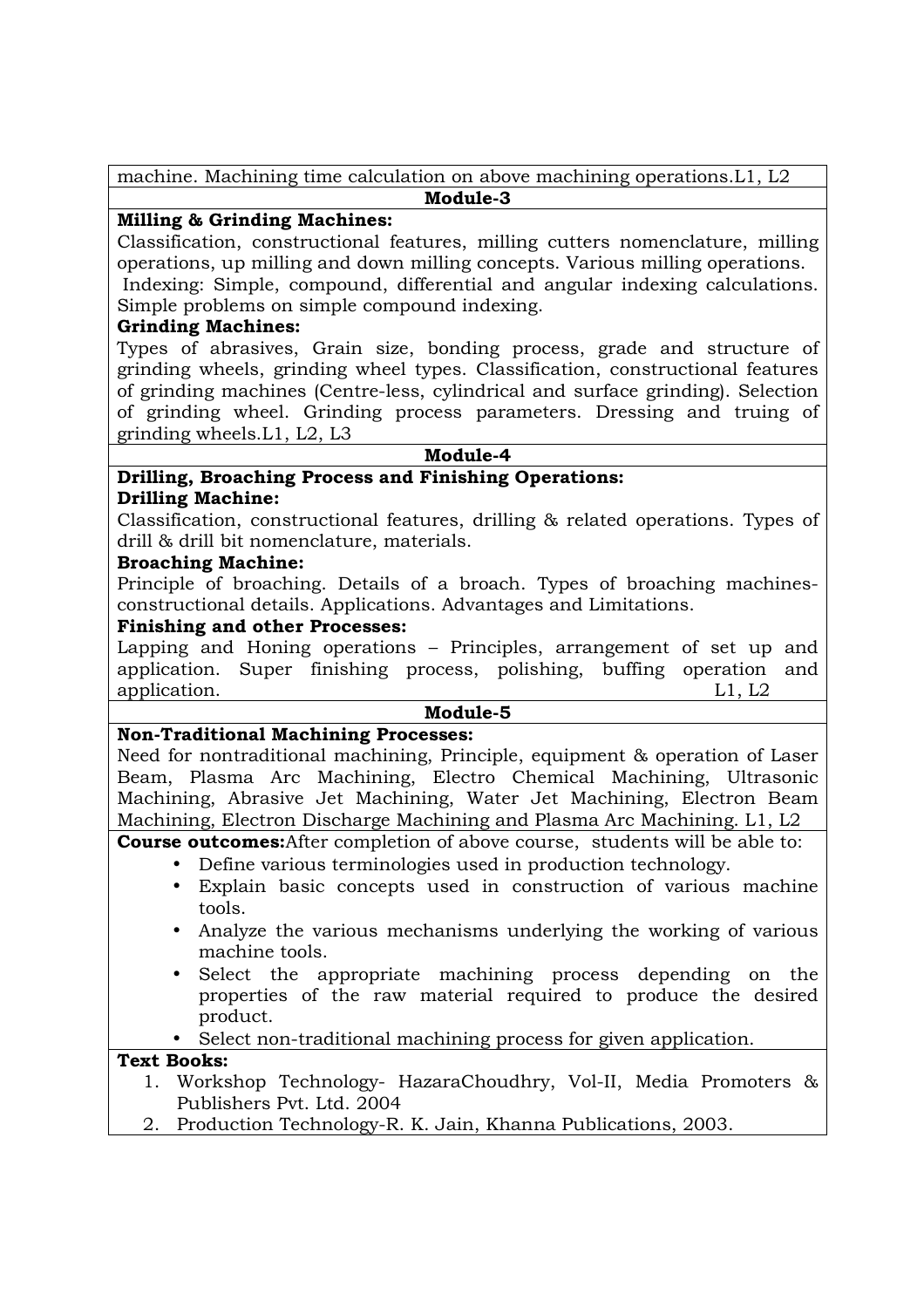machine. Machining time calculation on above machining operations.L1, L2

**Module-3**

**Milling & Grinding Machines:**

Classification, constructional features, milling cutters nomenclature, milling operations, up milling and down milling concepts. Various milling operations.

Indexing: Simple, compound, differential and angular indexing calculations. Simple problems on simple compound indexing.

**Grinding Machines:**

Types of abrasives, Grain size, bonding process, grade and structure of grinding wheels, grinding wheel types. Classification, constructional features of grinding machines (Centre-less, cylindrical and surface grinding). Selection of grinding wheel. Grinding process parameters. Dressing and truing of grinding wheels.L1, L2, L3

**Module-4**

**Drilling, Broaching Process and Finishing Operations:**

**Drilling Machine:**

Classification, constructional features, drilling & related operations. Types of drill & drill bit nomenclature, materials.

**Broaching Machine:**

Principle of broaching. Details of a broach. Types of broaching machines-constructional details. Applications. Advantages and Limitations.

**Finishing and other Processes:**

Lapping and Honing operations – Principles, arrangement of set up and application. Super finishing process, polishing, buffing operation and application. L1, L2

**Module-5**

**Non-Traditional Machining Processes:**

Need for nontraditional machining, Principle, equipment & operation of Laser Beam, Plasma Arc Machining, Electro Chemical Machining, Ultrasonic Machining, Abrasive Jet Machining, Water Jet Machining, Electron Beam Machining, Electron Discharge Machining and Plasma Arc Machining. L1, L2

**Course outcomes:**After completion of above course, students will be able to:

- Define various terminologies used in production technology.
- Explain basic concepts used in construction of various machine tools.
- Analyze the various mechanisms underlying the working of various machine tools.
- Select the appropriate machining process depending on the properties of the raw material required to produce the desired product.
- Select non-traditional machining process for given application.

**Text Books:**

1. Workshop Technology- HazaraChoudhry, Vol-II, Media Promoters & Publishers Pvt. Ltd. 2004
2. Production Technology-R. K. Jain, Khanna Publications, 2003.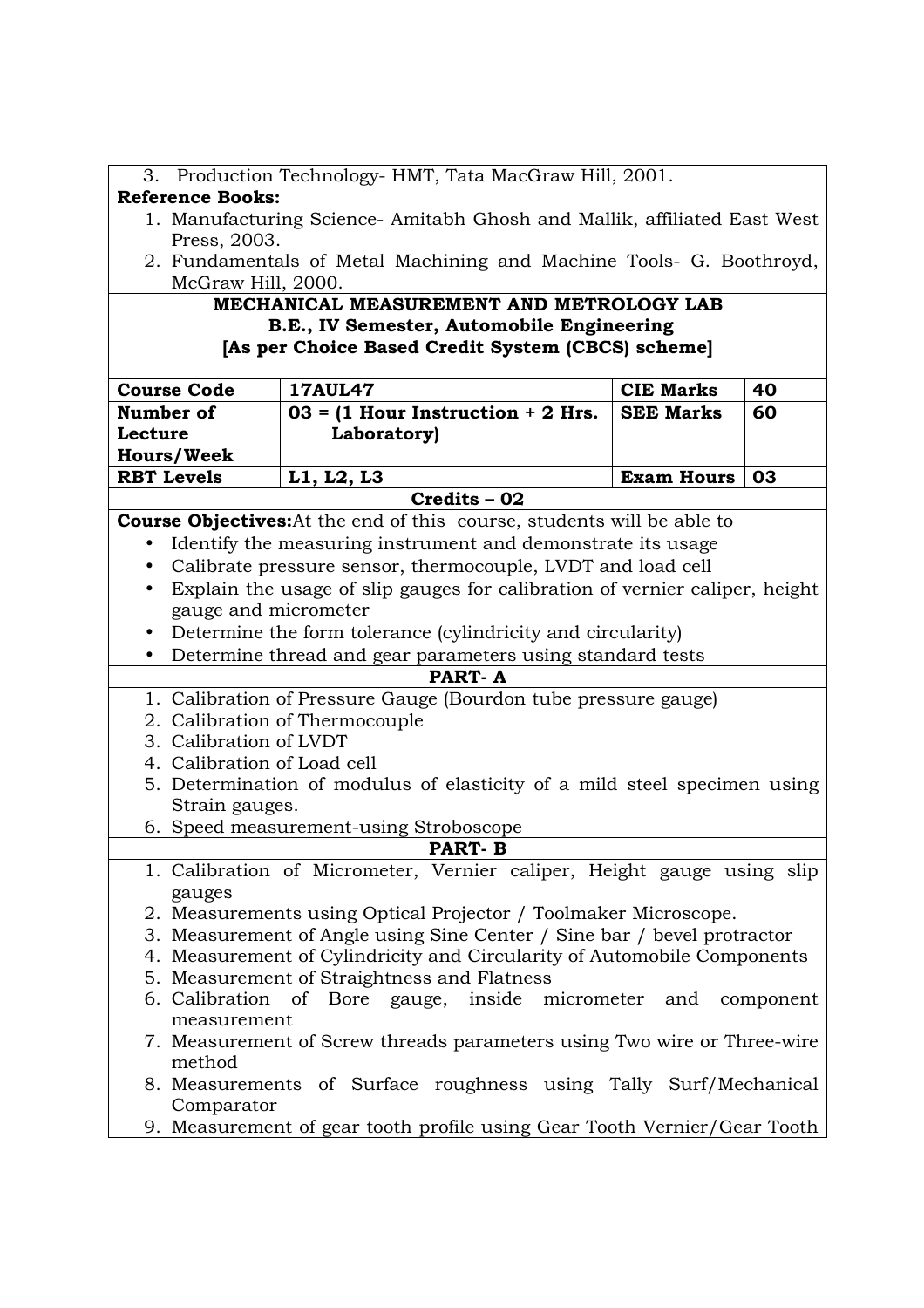3. Production Technology- HMT, Tata MacGraw Hill, 2001.

**Reference Books:**

1. Manufacturing Science- Amitabh Ghosh and Mallik, affiliated East West Press, 2003.
2. Fundamentals of Metal Machining and Machine Tools- G. Boothroyd, McGraw Hill, 2000.

**MECHANICAL MEASUREMENT AND METROLOGY LAB**
**B.E., IV Semester, Automobile Engineering**
**[As per Choice Based Credit System (CBCS) scheme]**

| **Course Code** | **17AUL47** | **CIE Marks** | **40** |
|---|---|---|---|
| **Number of Lecture Hours/Week** | **03 = (1 Hour Instruction + 2 Hrs. Laboratory)** | **SEE Marks** | **60** |
| **RBT Levels** | **L1, L2, L3** | **Exam Hours** | **03** |

**Credits – 02**

**Course Objectives:**At the end of this course, students will be able to

- Identify the measuring instrument and demonstrate its usage
- Calibrate pressure sensor, thermocouple, LVDT and load cell
- Explain the usage of slip gauges for calibration of vernier caliper, height gauge and micrometer
- Determine the form tolerance (cylindricity and circularity)
- Determine thread and gear parameters using standard tests

**PART- A**

1. Calibration of Pressure Gauge (Bourdon tube pressure gauge)
2. Calibration of Thermocouple
3. Calibration of LVDT
4. Calibration of Load cell
5. Determination of modulus of elasticity of a mild steel specimen using Strain gauges.
6. Speed measurement-using Stroboscope

**PART- B**

1. Calibration of Micrometer, Vernier caliper, Height gauge using slip gauges
2. Measurements using Optical Projector / Toolmaker Microscope.
3. Measurement of Angle using Sine Center / Sine bar / bevel protractor
4. Measurement of Cylindricity and Circularity of Automobile Components
5. Measurement of Straightness and Flatness
6. Calibration of Bore gauge, inside micrometer and component measurement
7. Measurement of Screw threads parameters using Two wire or Three-wire method
8. Measurements of Surface roughness using Tally Surf/Mechanical Comparator
9. Measurement of gear tooth profile using Gear Tooth Vernier/Gear Tooth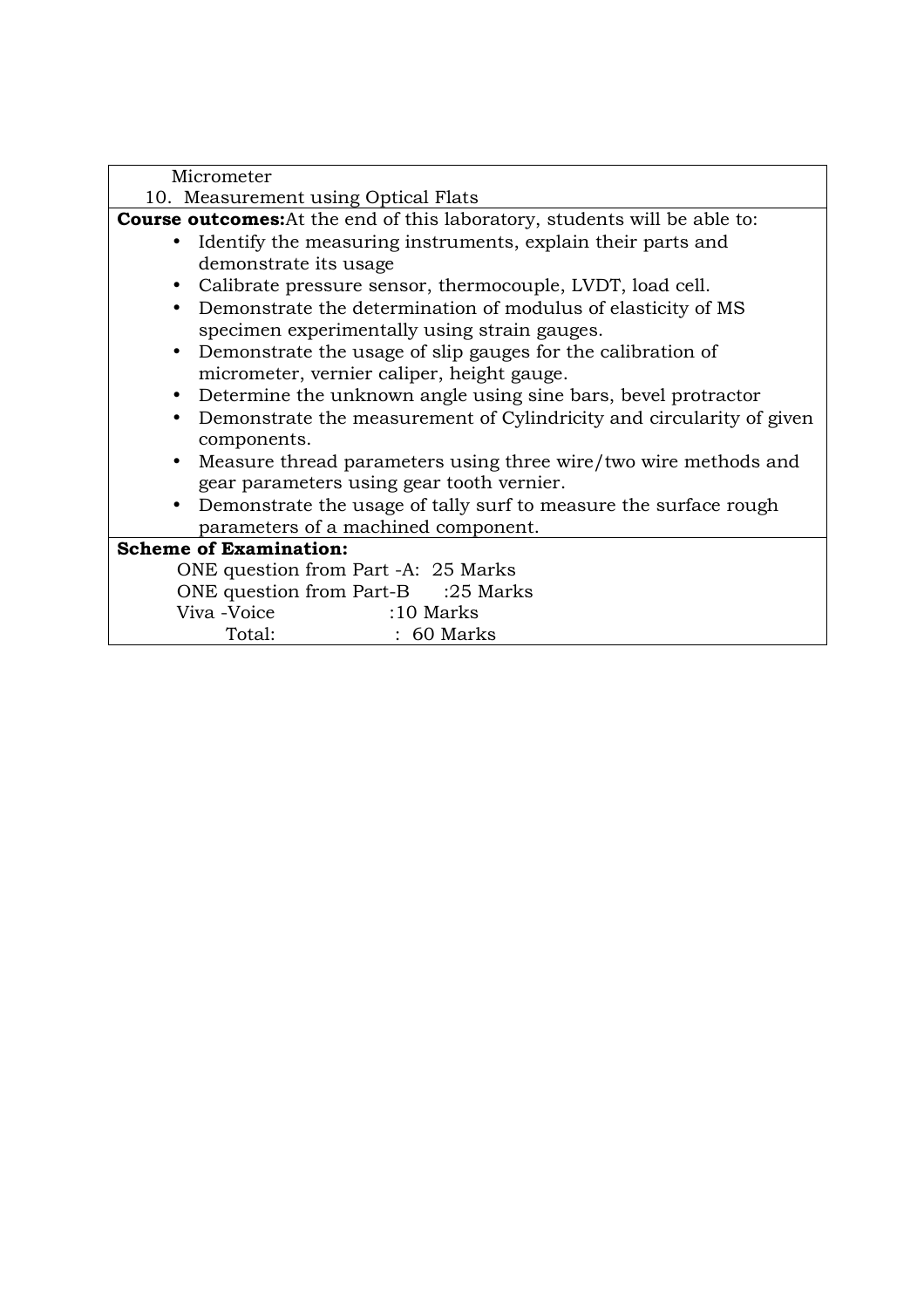Micrometer

10. Measurement using Optical Flats

**Course outcomes:** At the end of this laboratory, students will be able to:

- Identify the measuring instruments, explain their parts and demonstrate its usage
- Calibrate pressure sensor, thermocouple, LVDT, load cell.
- Demonstrate the determination of modulus of elasticity of MS specimen experimentally using strain gauges.
- Demonstrate the usage of slip gauges for the calibration of micrometer, vernier caliper, height gauge.
- Determine the unknown angle using sine bars, bevel protractor
- Demonstrate the measurement of Cylindricity and circularity of given components.
- Measure thread parameters using three wire/two wire methods and gear parameters using gear tooth vernier.
- Demonstrate the usage of tally surf to measure the surface rough parameters of a machined component.

**Scheme of Examination:**

ONE question from Part -A: 25 Marks
ONE question from Part-B :25 Marks
Viva -Voice :10 Marks
Total: : 60 Marks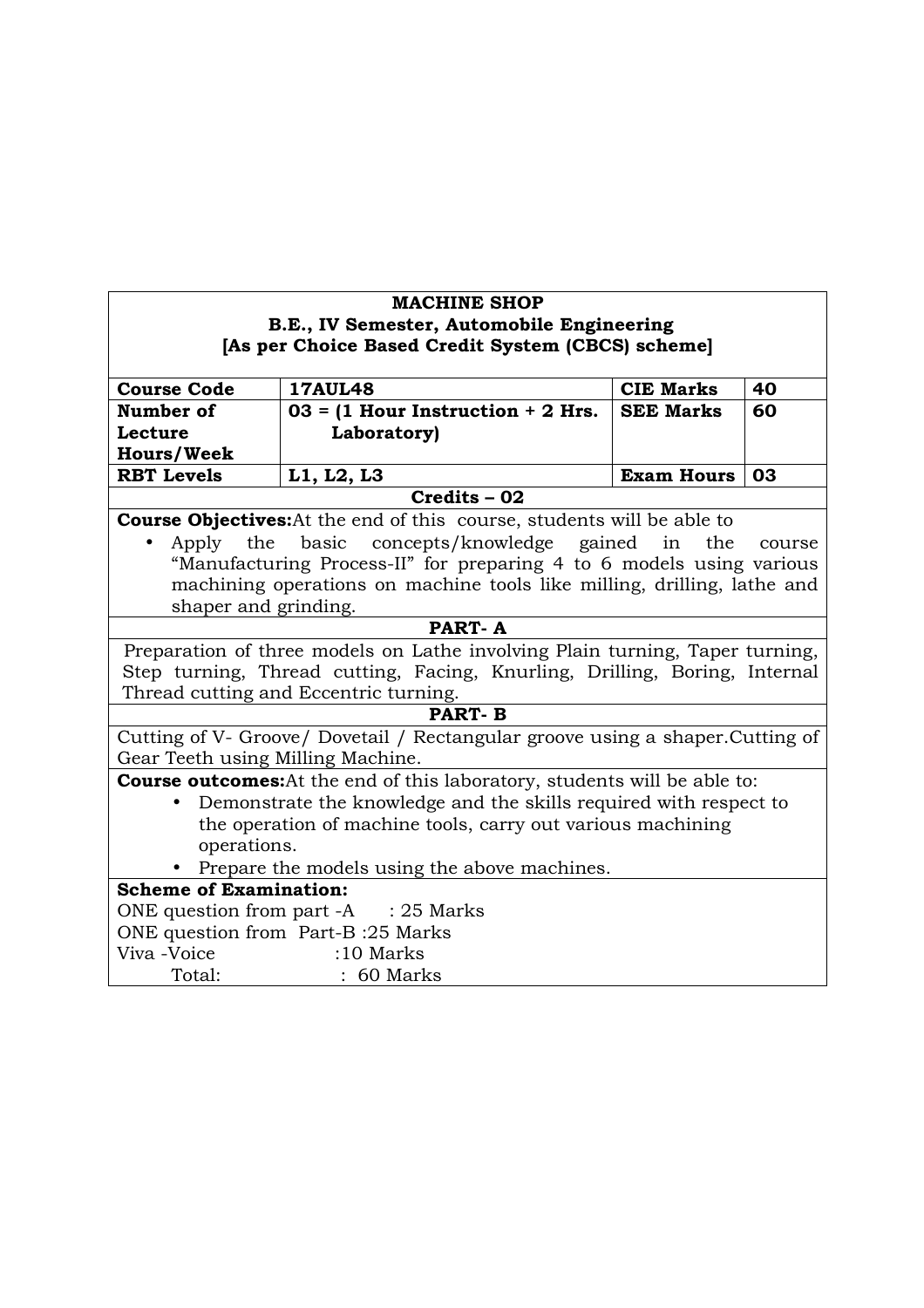**MACHINE SHOP**
**B.E., IV Semester, Automobile Engineering**
**[As per Choice Based Credit System (CBCS) scheme]**

| **Course Code** | **17AUL48** | **CIE Marks** | **40** |
|---|---|---|---|
| **Number of Lecture Hours/Week** | **03 = (1 Hour Instruction + 2 Hrs. Laboratory)** | **SEE Marks** | **60** |
| **RBT Levels** | **L1, L2, L3** | **Exam Hours** | **03** |

**Credits – 02**

**Course Objectives:** At the end of this course, students will be able to

- Apply the basic concepts/knowledge gained in the course "Manufacturing Process-II" for preparing 4 to 6 models using various machining operations on machine tools like milling, drilling, lathe and shaper and grinding.

**PART- A**

Preparation of three models on Lathe involving Plain turning, Taper turning, Step turning, Thread cutting, Facing, Knurling, Drilling, Boring, Internal Thread cutting and Eccentric turning.

**PART- B**

Cutting of V- Groove/ Dovetail / Rectangular groove using a shaper. Cutting of Gear Teeth using Milling Machine.

**Course outcomes:** At the end of this laboratory, students will be able to:

- Demonstrate the knowledge and the skills required with respect to the operation of machine tools, carry out various machining operations.
- Prepare the models using the above machines.

**Scheme of Examination:**

ONE question from part -A : 25 Marks
ONE question from Part-B : 25 Marks
Viva -Voice : 10 Marks
Total: : 60 Marks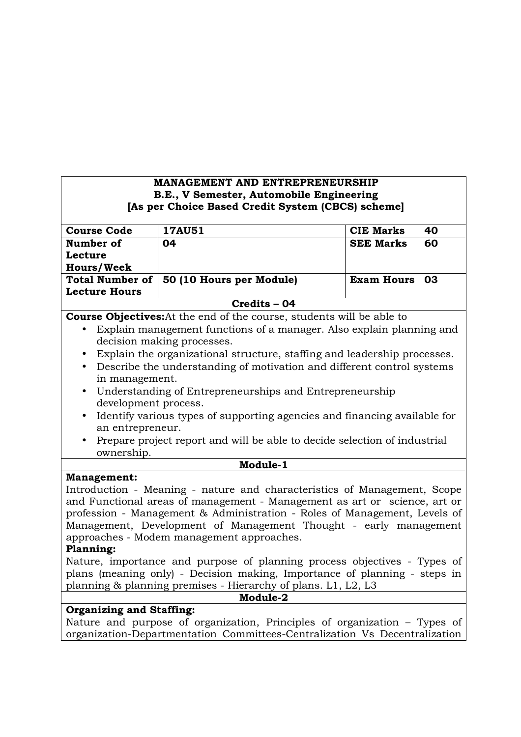**MANAGEMENT AND ENTREPRENEURSHIP**
**B.E., V Semester, Automobile Engineering**
**[As per Choice Based Credit System (CBCS) scheme]**

| **Course Code** | **17AU51** | **CIE Marks** | **40** |
|---|---|---|---|
| **Number of Lecture Hours/Week** | **04** | **SEE Marks** | **60** |
| **Total Number of Lecture Hours** | **50 (10 Hours per Module)** | **Exam Hours** | **03** |

**Credits – 04**

**Course Objectives:** At the end of the course, students will be able to

- Explain management functions of a manager. Also explain planning and decision making processes.
- Explain the organizational structure, staffing and leadership processes.
- Describe the understanding of motivation and different control systems in management.
- Understanding of Entrepreneurships and Entrepreneurship development process.
- Identify various types of supporting agencies and financing available for an entrepreneur.
- Prepare project report and will be able to decide selection of industrial ownership.

**Module-1**

**Management:**

Introduction - Meaning - nature and characteristics of Management, Scope and Functional areas of management - Management as art or science, art or profession - Management & Administration - Roles of Management, Levels of Management, Development of Management Thought - early management approaches - Modem management approaches.

**Planning:**

Nature, importance and purpose of planning process objectives - Types of plans (meaning only) - Decision making, Importance of planning - steps in planning & planning premises - Hierarchy of plans. L1, L2, L3

**Module-2**

**Organizing and Staffing:**

Nature and purpose of organization, Principles of organization – Types of organization-Departmentation Committees-Centralization Vs Decentralization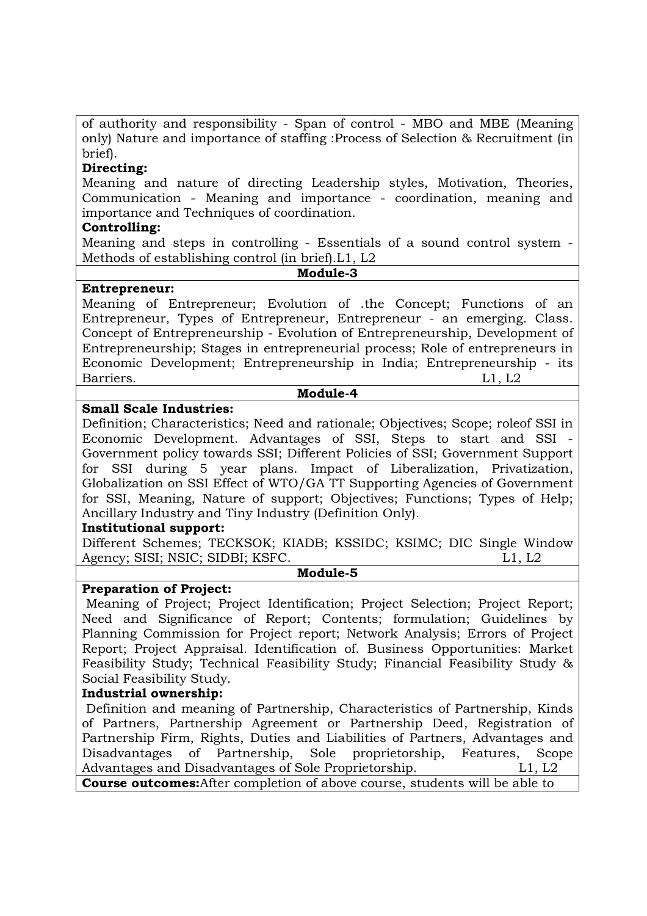of authority and responsibility - Span of control - MBO and MBE (Meaning only) Nature and importance of staffing :Process of Selection & Recruitment (in brief).

**Directing:**

Meaning and nature of directing Leadership styles, Motivation, Theories, Communication - Meaning and importance - coordination, meaning and importance and Techniques of coordination.

**Controlling:**

Meaning and steps in controlling - Essentials of a sound control system - Methods of establishing control (in brief).L1, L2

**Module-3**

**Entrepreneur:**

Meaning of Entrepreneur; Evolution of .the Concept; Functions of an Entrepreneur, Types of Entrepreneur, Entrepreneur - an emerging. Class. Concept of Entrepreneurship - Evolution of Entrepreneurship, Development of Entrepreneurship; Stages in entrepreneurial process; Role of entrepreneurs in Economic Development; Entrepreneurship in India; Entrepreneurship - its Barriers. L1, L2

**Module-4**

**Small Scale Industries:**

Definition; Characteristics; Need and rationale; Objectives; Scope; roleof SSI in Economic Development. Advantages of SSI, Steps to start and SSI - Government policy towards SSI; Different Policies of SSI; Government Support for SSI during 5 year plans. Impact of Liberalization, Privatization, Globalization on SSI Effect of WTO/GA TT Supporting Agencies of Government for SSI, Meaning, Nature of support; Objectives; Functions; Types of Help; Ancillary Industry and Tiny Industry (Definition Only).

**Institutional support:**

Different Schemes; TECKSOK; KIADB; KSSIDC; KSIMC; DIC Single Window Agency; SISI; NSIC; SIDBI; KSFC. L1, L2

**Module-5**

**Preparation of Project:**

Meaning of Project; Project Identification; Project Selection; Project Report; Need and Significance of Report; Contents; formulation; Guidelines by Planning Commission for Project report; Network Analysis; Errors of Project Report; Project Appraisal. Identification of. Business Opportunities: Market Feasibility Study; Technical Feasibility Study; Financial Feasibility Study & Social Feasibility Study.

**Industrial ownership:**

Definition and meaning of Partnership, Characteristics of Partnership, Kinds of Partners, Partnership Agreement or Partnership Deed, Registration of Partnership Firm, Rights, Duties and Liabilities of Partners, Advantages and Disadvantages of Partnership, Sole proprietorship, Features, Scope Advantages and Disadvantages of Sole Proprietorship. L1, L2

**Course outcomes:**After completion of above course, students will be able to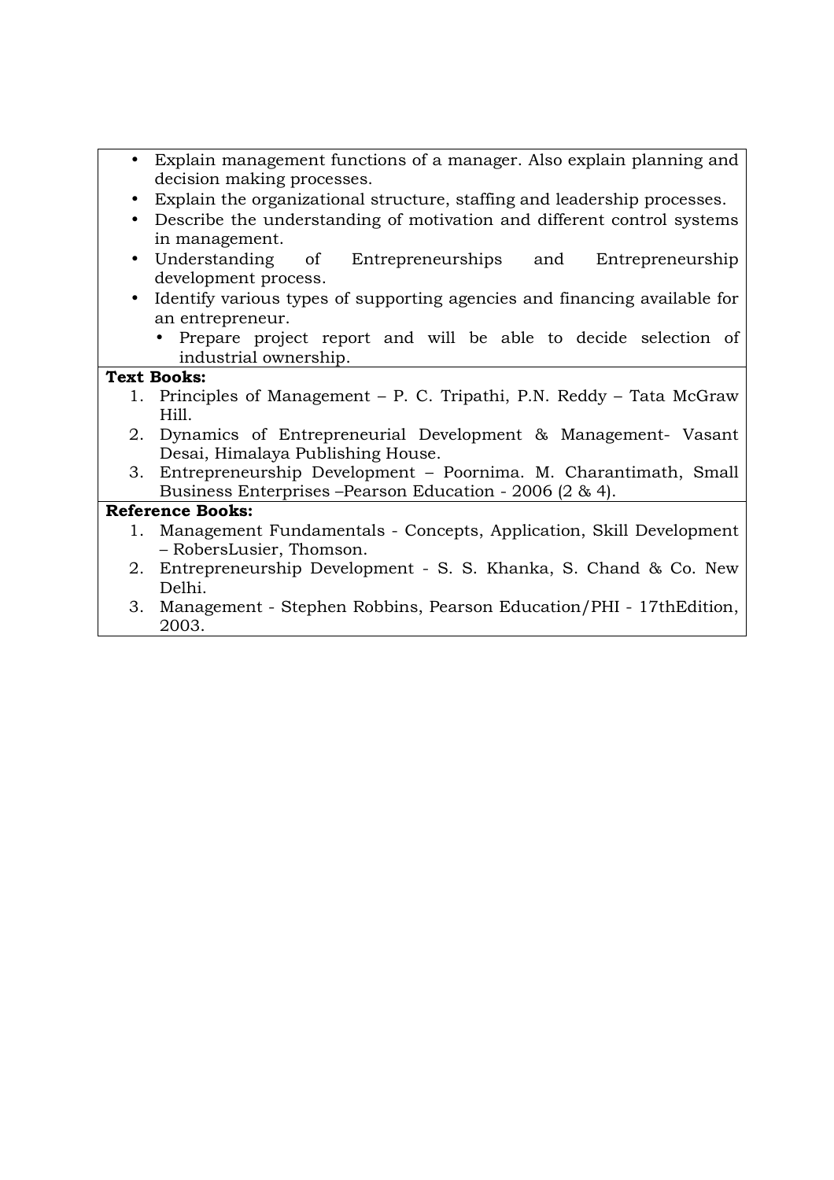- Explain management functions of a manager. Also explain planning and decision making processes.
- Explain the organizational structure, staffing and leadership processes.
- Describe the understanding of motivation and different control systems in management.
- Understanding of Entrepreneurships and Entrepreneurship development process.
- Identify various types of supporting agencies and financing available for an entrepreneur.
  - Prepare project report and will be able to decide selection of industrial ownership.

**Text Books:**

1. Principles of Management – P. C. Tripathi, P.N. Reddy – Tata McGraw Hill.
2. Dynamics of Entrepreneurial Development & Management- Vasant Desai, Himalaya Publishing House.
3. Entrepreneurship Development – Poornima. M. Charantimath, Small Business Enterprises –Pearson Education - 2006 (2 & 4).

**Reference Books:**

1. Management Fundamentals - Concepts, Application, Skill Development – RobersLusier, Thomson.
2. Entrepreneurship Development - S. S. Khanka, S. Chand & Co. New Delhi.
3. Management - Stephen Robbins, Pearson Education/PHI - 17thEdition, 2003.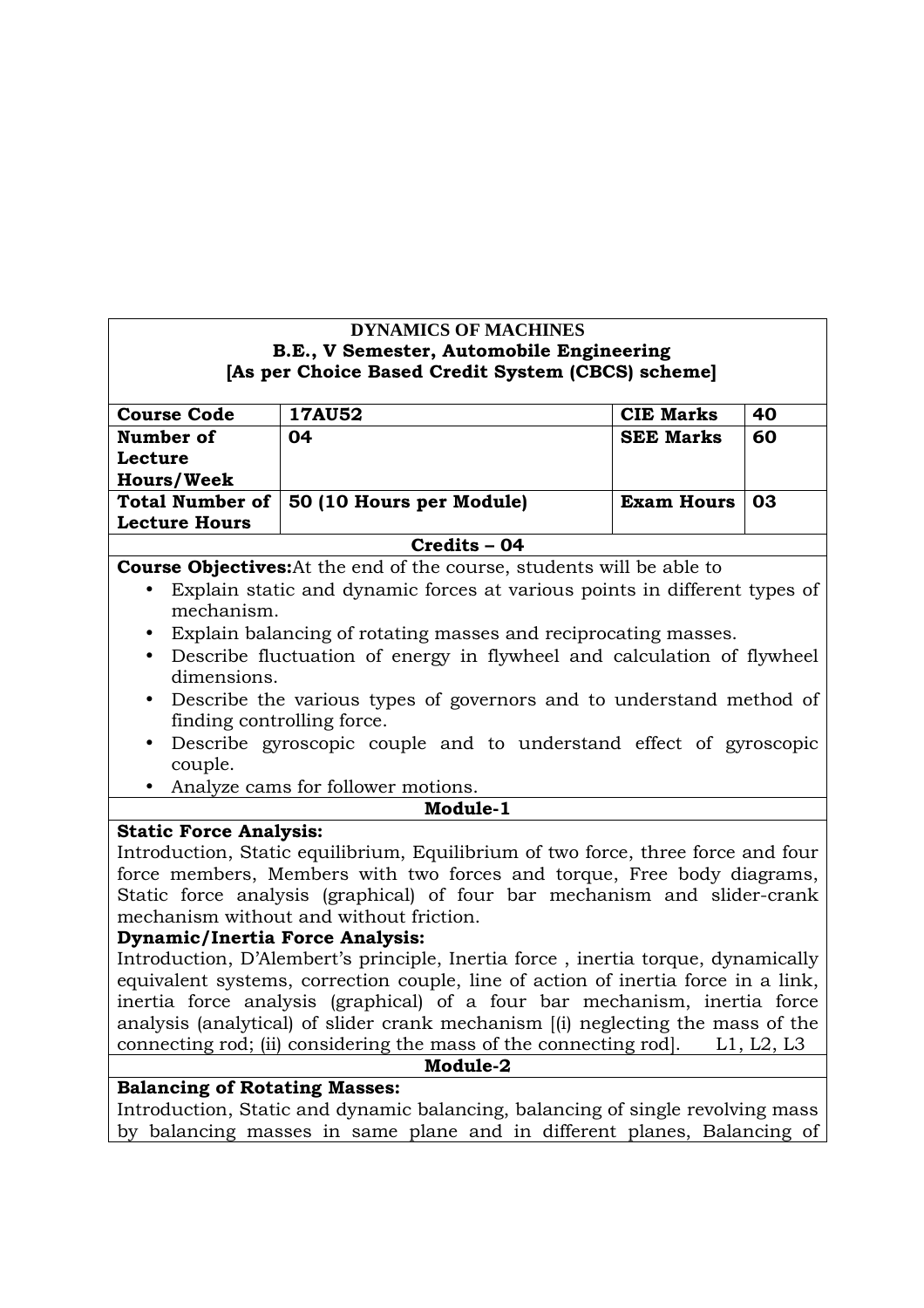| **DYNAMICS OF MACHINES**<br>**B.E., V Semester, Automobile Engineering**<br>**[As per Choice Based Credit System (CBCS) scheme]** | | | |
|---|---|---|---|
| **Course Code** | **17AU52** | **CIE Marks** | **40** |
| **Number of Lecture Hours/Week** | **04** | **SEE Marks** | **60** |
| **Total Number of Lecture Hours** | **50 (10 Hours per Module)** | **Exam Hours** | **03** |
| **Credits – 04** | | | |

**Course Objectives:**At the end of the course, students will be able to

- Explain static and dynamic forces at various points in different types of mechanism.
- Explain balancing of rotating masses and reciprocating masses.
- Describe fluctuation of energy in flywheel and calculation of flywheel dimensions.
- Describe the various types of governors and to understand method of finding controlling force.
- Describe gyroscopic couple and to understand effect of gyroscopic couple.
- Analyze cams for follower motions.

**Module-1**

**Static Force Analysis:**

Introduction, Static equilibrium, Equilibrium of two force, three force and four force members, Members with two forces and torque, Free body diagrams, Static force analysis (graphical) of four bar mechanism and slider-crank mechanism without and without friction.

**Dynamic/Inertia Force Analysis:**

Introduction, D'Alembert's principle, Inertia force , inertia torque, dynamically equivalent systems, correction couple, line of action of inertia force in a link, inertia force analysis (graphical) of a four bar mechanism, inertia force analysis (analytical) of slider crank mechanism [(i) neglecting the mass of the connecting rod; (ii) considering the mass of the connecting rod]. L1, L2, L3

**Module-2**

**Balancing of Rotating Masses:**

Introduction, Static and dynamic balancing, balancing of single revolving mass by balancing masses in same plane and in different planes, Balancing of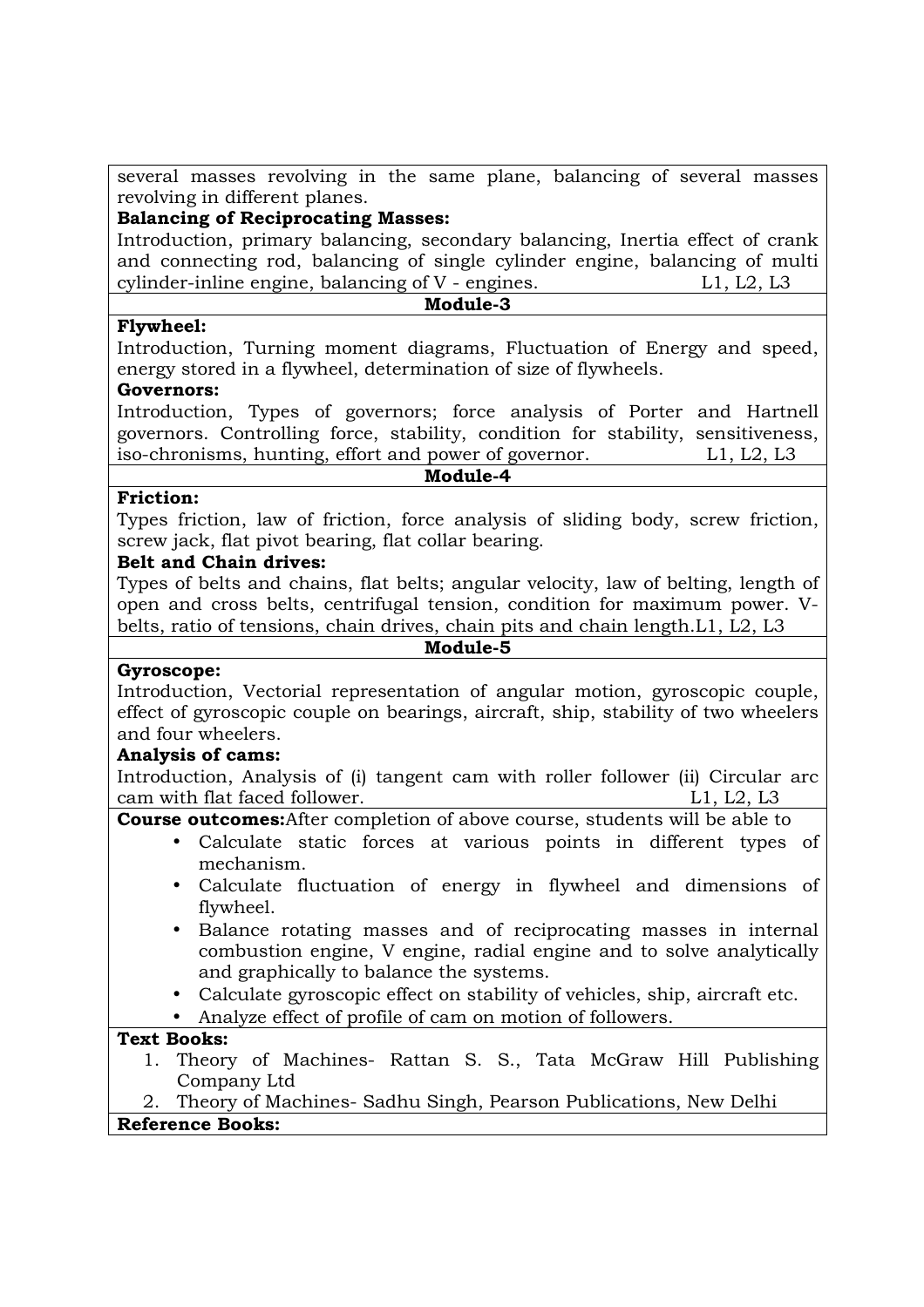several masses revolving in the same plane, balancing of several masses revolving in different planes.

**Balancing of Reciprocating Masses:**

Introduction, primary balancing, secondary balancing, Inertia effect of crank and connecting rod, balancing of single cylinder engine, balancing of multi cylinder-inline engine, balancing of V - engines. L1, L2, L3

**Module-3**

**Flywheel:**

Introduction, Turning moment diagrams, Fluctuation of Energy and speed, energy stored in a flywheel, determination of size of flywheels.

**Governors:**

Introduction, Types of governors; force analysis of Porter and Hartnell governors. Controlling force, stability, condition for stability, sensitiveness, iso-chronisms, hunting, effort and power of governor. L1, L2, L3

**Module-4**

**Friction:**

Types friction, law of friction, force analysis of sliding body, screw friction, screw jack, flat pivot bearing, flat collar bearing.

**Belt and Chain drives:**

Types of belts and chains, flat belts; angular velocity, law of belting, length of open and cross belts, centrifugal tension, condition for maximum power. V-belts, ratio of tensions, chain drives, chain pits and chain length.L1, L2, L3

**Module-5**

**Gyroscope:**

Introduction, Vectorial representation of angular motion, gyroscopic couple, effect of gyroscopic couple on bearings, aircraft, ship, stability of two wheelers and four wheelers.

**Analysis of cams:**

Introduction, Analysis of (i) tangent cam with roller follower (ii) Circular arc cam with flat faced follower. L1, L2, L3

**Course outcomes:**After completion of above course, students will be able to

- Calculate static forces at various points in different types of mechanism.
- Calculate fluctuation of energy in flywheel and dimensions of flywheel.
- Balance rotating masses and of reciprocating masses in internal combustion engine, V engine, radial engine and to solve analytically and graphically to balance the systems.
- Calculate gyroscopic effect on stability of vehicles, ship, aircraft etc.
- Analyze effect of profile of cam on motion of followers.

**Text Books:**

1. Theory of Machines- Rattan S. S., Tata McGraw Hill Publishing Company Ltd
2. Theory of Machines- Sadhu Singh, Pearson Publications, New Delhi

**Reference Books:**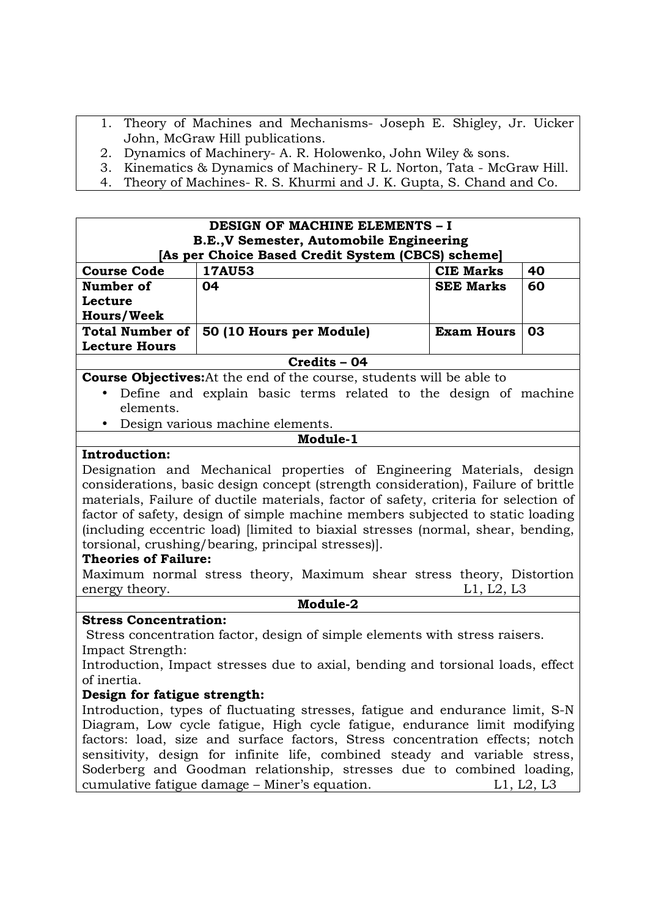1. Theory of Machines and Mechanisms- Joseph E. Shigley, Jr. Uicker John, McGraw Hill publications.
2. Dynamics of Machinery- A. R. Holowenko, John Wiley & sons.
3. Kinematics & Dynamics of Machinery- R L. Norton, Tata - McGraw Hill.
4. Theory of Machines- R. S. Khurmi and J. K. Gupta, S. Chand and Co.

## DESIGN OF MACHINE ELEMENTS – I

**B.E.,V Semester, Automobile Engineering**

**[As per Choice Based Credit System (CBCS) scheme]**

| **Course Code** | **17AU53** | **CIE Marks** | **40** |
|---|---|---|---|
| **Number of Lecture Hours/Week** | **04** | **SEE Marks** | **60** |
| **Total Number of Lecture Hours** | **50 (10 Hours per Module)** | **Exam Hours** | **03** |

**Credits – 04**

**Course Objectives:** At the end of the course, students will be able to

- Define and explain basic terms related to the design of machine elements.
- Design various machine elements.

### Module-1

**Introduction:**

Designation and Mechanical properties of Engineering Materials, design considerations, basic design concept (strength consideration), Failure of brittle materials, Failure of ductile materials, factor of safety, criteria for selection of factor of safety, design of simple machine members subjected to static loading (including eccentric load) [limited to biaxial stresses (normal, shear, bending, torsional, crushing/bearing, principal stresses)].

**Theories of Failure:**

Maximum normal stress theory, Maximum shear stress theory, Distortion energy theory. L1, L2, L3

### Module-2

**Stress Concentration:**

Stress concentration factor, design of simple elements with stress raisers.

Impact Strength:

Introduction, Impact stresses due to axial, bending and torsional loads, effect of inertia.

**Design for fatigue strength:**

Introduction, types of fluctuating stresses, fatigue and endurance limit, S-N Diagram, Low cycle fatigue, High cycle fatigue, endurance limit modifying factors: load, size and surface factors, Stress concentration effects; notch sensitivity, design for infinite life, combined steady and variable stress, Soderberg and Goodman relationship, stresses due to combined loading, cumulative fatigue damage – Miner's equation. L1, L2, L3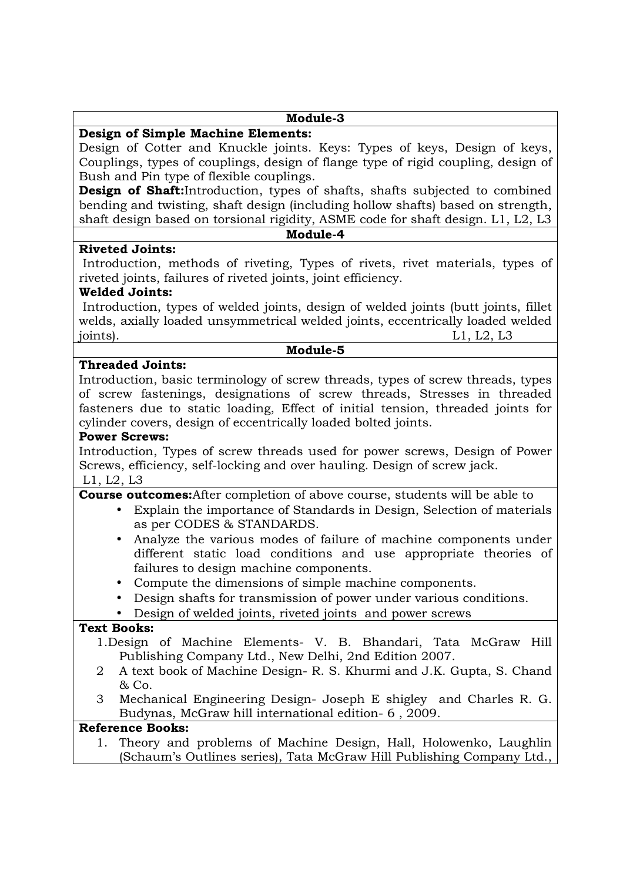## Module-3

**Design of Simple Machine Elements:**
Design of Cotter and Knuckle joints. Keys: Types of keys, Design of keys, Couplings, types of couplings, design of flange type of rigid coupling, design of Bush and Pin type of flexible couplings.

**Design of Shaft:**Introduction, types of shafts, shafts subjected to combined bending and twisting, shaft design (including hollow shafts) based on strength, shaft design based on torsional rigidity, ASME code for shaft design. L1, L2, L3

## Module-4

**Riveted Joints:**
Introduction, methods of riveting, Types of rivets, rivet materials, types of riveted joints, failures of riveted joints, joint efficiency.

**Welded Joints:**
Introduction, types of welded joints, design of welded joints (butt joints, fillet welds, axially loaded unsymmetrical welded joints, eccentrically loaded welded joints). L1, L2, L3

## Module-5

**Threaded Joints:**
Introduction, basic terminology of screw threads, types of screw threads, types of screw fastenings, designations of screw threads, Stresses in threaded fasteners due to static loading, Effect of initial tension, threaded joints for cylinder covers, design of eccentrically loaded bolted joints.

**Power Screws:**
Introduction, Types of screw threads used for power screws, Design of Power Screws, efficiency, self-locking and over hauling. Design of screw jack.
L1, L2, L3

**Course outcomes:**After completion of above course, students will be able to

- Explain the importance of Standards in Design, Selection of materials as per CODES & STANDARDS.
- Analyze the various modes of failure of machine components under different static load conditions and use appropriate theories of failures to design machine components.
- Compute the dimensions of simple machine components.
- Design shafts for transmission of power under various conditions.
- Design of welded joints, riveted joints and power screws

**Text Books:**

1. Design of Machine Elements- V. B. Bhandari, Tata McGraw Hill Publishing Company Ltd., New Delhi, 2nd Edition 2007.
2. A text book of Machine Design- R. S. Khurmi and J.K. Gupta, S. Chand & Co.
3. Mechanical Engineering Design- Joseph E shigley and Charles R. G. Budynas, McGraw hill international edition- 6 , 2009.

**Reference Books:**

1. Theory and problems of Machine Design, Hall, Holowenko, Laughlin (Schaum's Outlines series), Tata McGraw Hill Publishing Company Ltd.,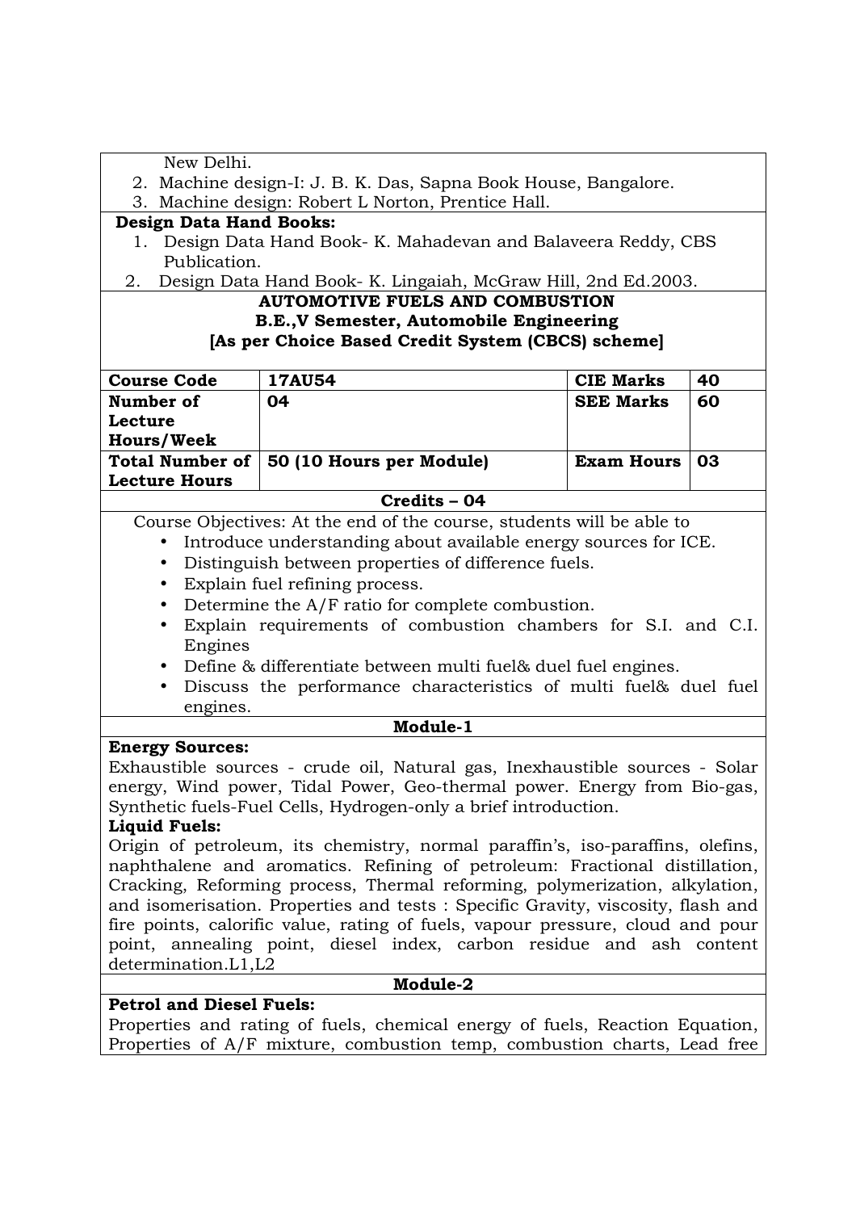New Delhi.

2. Machine design-I: J. B. K. Das, Sapna Book House, Bangalore.
3. Machine design: Robert L Norton, Prentice Hall.

**Design Data Hand Books:**

1. Design Data Hand Book- K. Mahadevan and Balaveera Reddy, CBS Publication.
2. Design Data Hand Book- K. Lingaiah, McGraw Hill, 2nd Ed.2003.

## AUTOMOTIVE FUELS AND COMBUSTION

**B.E.,V Semester, Automobile Engineering**

**[As per Choice Based Credit System (CBCS) scheme]**

| **Course Code** | **17AU54** | **CIE Marks** | **40** |
|---|---|---|---|
| **Number of Lecture Hours/Week** | **04** | **SEE Marks** | **60** |
| **Total Number of Lecture Hours** | **50 (10 Hours per Module)** | **Exam Hours** | **03** |

**Credits – 04**

Course Objectives: At the end of the course, students will be able to

- Introduce understanding about available energy sources for ICE.
- Distinguish between properties of difference fuels.
- Explain fuel refining process.
- Determine the A/F ratio for complete combustion.
- Explain requirements of combustion chambers for S.I. and C.I. Engines
- Define & differentiate between multi fuel& duel fuel engines.
- Discuss the performance characteristics of multi fuel& duel fuel engines.

### Module-1

**Energy Sources:**

Exhaustible sources - crude oil, Natural gas, Inexhaustible sources - Solar energy, Wind power, Tidal Power, Geo-thermal power. Energy from Bio-gas, Synthetic fuels-Fuel Cells, Hydrogen-only a brief introduction.

**Liquid Fuels:**

Origin of petroleum, its chemistry, normal paraffin's, iso-paraffins, olefins, naphthalene and aromatics. Refining of petroleum: Fractional distillation, Cracking, Reforming process, Thermal reforming, polymerization, alkylation, and isomerisation. Properties and tests : Specific Gravity, viscosity, flash and fire points, calorific value, rating of fuels, vapour pressure, cloud and pour point, annealing point, diesel index, carbon residue and ash content determination.L1,L2

### Module-2

**Petrol and Diesel Fuels:**

Properties and rating of fuels, chemical energy of fuels, Reaction Equation, Properties of A/F mixture, combustion temp, combustion charts, Lead free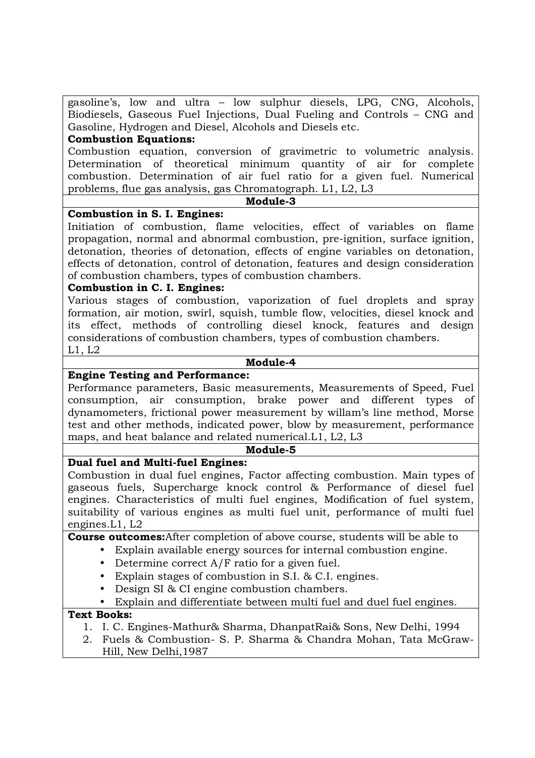gasoline's, low and ultra – low sulphur diesels, LPG, CNG, Alcohols, Biodiesels, Gaseous Fuel Injections, Dual Fueling and Controls – CNG and Gasoline, Hydrogen and Diesel, Alcohols and Diesels etc.

**Combustion Equations:**

Combustion equation, conversion of gravimetric to volumetric analysis. Determination of theoretical minimum quantity of air for complete combustion. Determination of air fuel ratio for a given fuel. Numerical problems, flue gas analysis, gas Chromatograph. L1, L2, L3

**Module-3**

**Combustion in S. I. Engines:**

Initiation of combustion, flame velocities, effect of variables on flame propagation, normal and abnormal combustion, pre-ignition, surface ignition, detonation, theories of detonation, effects of engine variables on detonation, effects of detonation, control of detonation, features and design consideration of combustion chambers, types of combustion chambers.

**Combustion in C. I. Engines:**

Various stages of combustion, vaporization of fuel droplets and spray formation, air motion, swirl, squish, tumble flow, velocities, diesel knock and its effect, methods of controlling diesel knock, features and design considerations of combustion chambers, types of combustion chambers.
L1, L2

**Module-4**

**Engine Testing and Performance:**

Performance parameters, Basic measurements, Measurements of Speed, Fuel consumption, air consumption, brake power and different types of dynamometers, frictional power measurement by willam's line method, Morse test and other methods, indicated power, blow by measurement, performance maps, and heat balance and related numerical.L1, L2, L3

**Module-5**

**Dual fuel and Multi-fuel Engines:**

Combustion in dual fuel engines, Factor affecting combustion. Main types of gaseous fuels, Supercharge knock control & Performance of diesel fuel engines. Characteristics of multi fuel engines, Modification of fuel system, suitability of various engines as multi fuel unit, performance of multi fuel engines.L1, L2

**Course outcomes:**After completion of above course, students will be able to

- Explain available energy sources for internal combustion engine.
- Determine correct A/F ratio for a given fuel.
- Explain stages of combustion in S.I. & C.I. engines.
- Design SI & CI engine combustion chambers.
- Explain and differentiate between multi fuel and duel fuel engines.

**Text Books:**

1. I. C. Engines-Mathur& Sharma, DhanpatRai& Sons, New Delhi, 1994
2. Fuels & Combustion- S. P. Sharma & Chandra Mohan, Tata McGraw-Hill, New Delhi,1987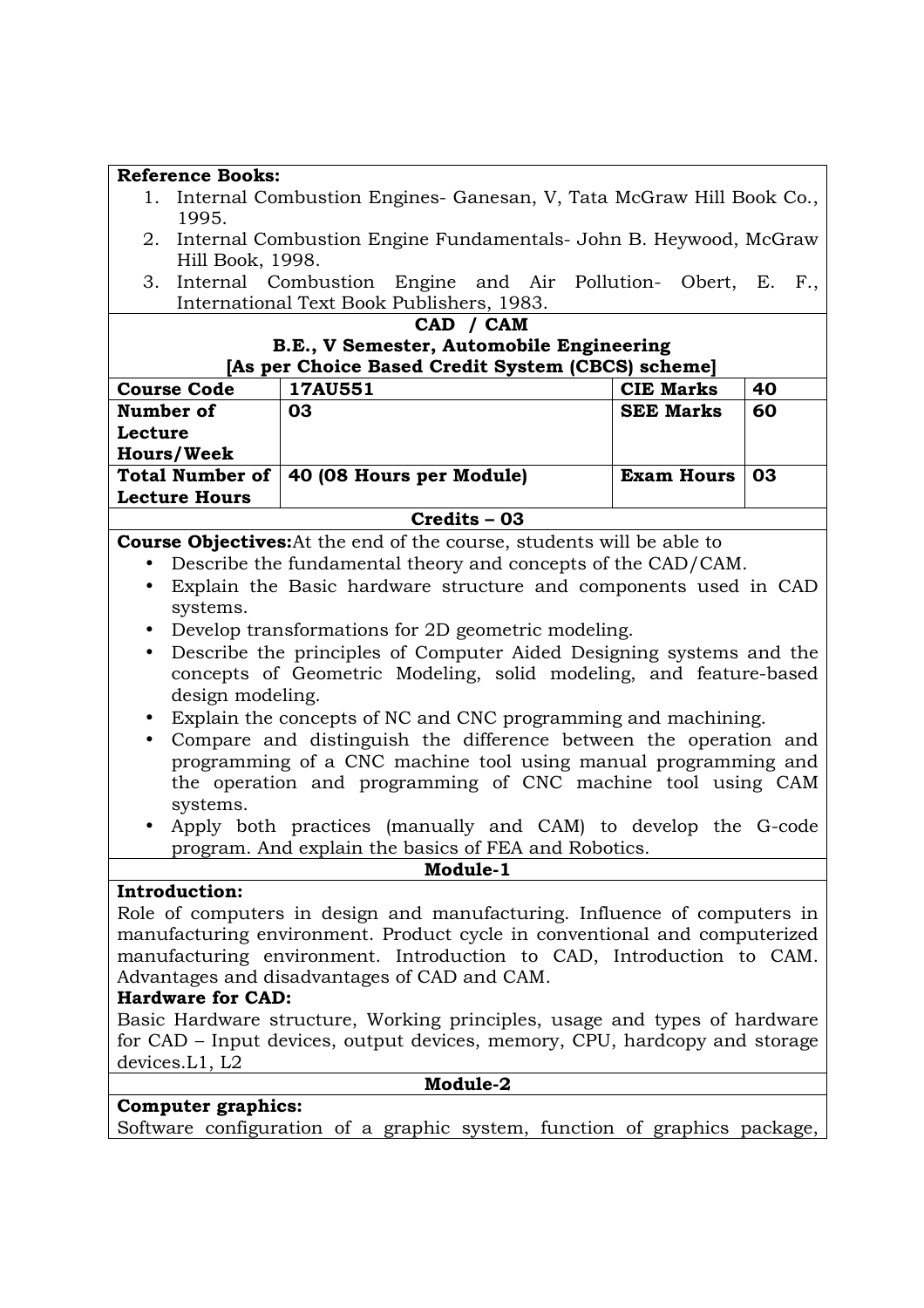**Reference Books:**

1. Internal Combustion Engines- Ganesan, V, Tata McGraw Hill Book Co., 1995.
2. Internal Combustion Engine Fundamentals- John B. Heywood, McGraw Hill Book, 1998.
3. Internal Combustion Engine and Air Pollution- Obert, E. F., International Text Book Publishers, 1983.

## CAD / CAM

**B.E., V Semester, Automobile Engineering**

**[As per Choice Based Credit System (CBCS) scheme]**

| Course Code | 17AU551 | CIE Marks | 40 |
|---|---|---|---|
| Number of Lecture Hours/Week | 03 | SEE Marks | 60 |
| Total Number of Lecture Hours | 40 (08 Hours per Module) | Exam Hours | 03 |

**Credits – 03**

**Course Objectives:**At the end of the course, students will be able to

- Describe the fundamental theory and concepts of the CAD/CAM.
- Explain the Basic hardware structure and components used in CAD systems.
- Develop transformations for 2D geometric modeling.
- Describe the principles of Computer Aided Designing systems and the concepts of Geometric Modeling, solid modeling, and feature-based design modeling.
- Explain the concepts of NC and CNC programming and machining.
- Compare and distinguish the difference between the operation and programming of a CNC machine tool using manual programming and the operation and programming of CNC machine tool using CAM systems.
- Apply both practices (manually and CAM) to develop the G-code program. And explain the basics of FEA and Robotics.

### Module-1

**Introduction:**

Role of computers in design and manufacturing. Influence of computers in manufacturing environment. Product cycle in conventional and computerized manufacturing environment. Introduction to CAD, Introduction to CAM. Advantages and disadvantages of CAD and CAM.

**Hardware for CAD:**

Basic Hardware structure, Working principles, usage and types of hardware for CAD – Input devices, output devices, memory, CPU, hardcopy and storage devices.L1, L2

### Module-2

**Computer graphics:**

Software configuration of a graphic system, function of graphics package,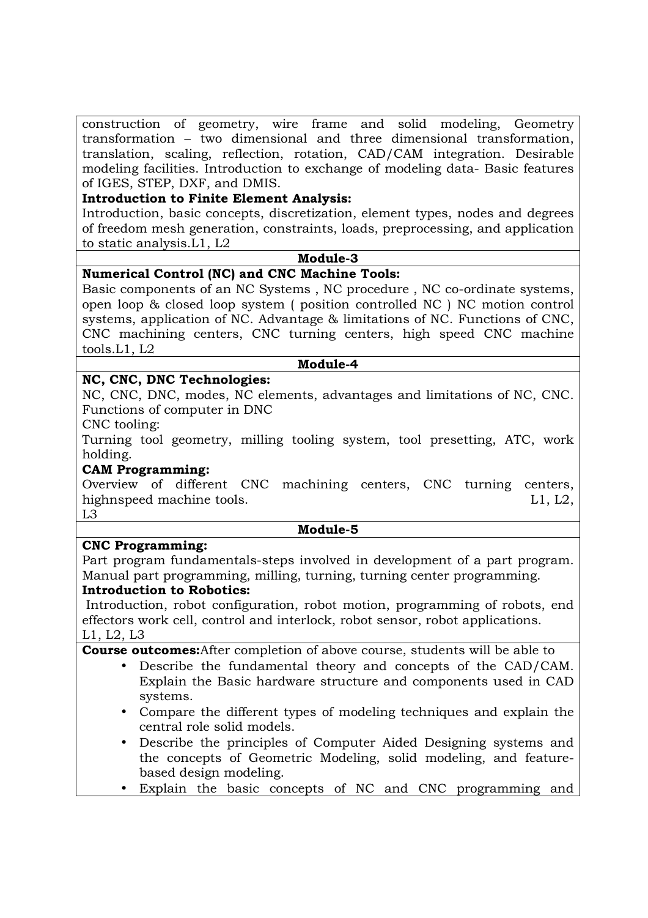construction of geometry, wire frame and solid modeling, Geometry transformation – two dimensional and three dimensional transformation, translation, scaling, reflection, rotation, CAD/CAM integration. Desirable modeling facilities. Introduction to exchange of modeling data- Basic features of IGES, STEP, DXF, and DMIS.

**Introduction to Finite Element Analysis:**

Introduction, basic concepts, discretization, element types, nodes and degrees of freedom mesh generation, constraints, loads, preprocessing, and application to static analysis.L1, L2

**Module-3**

**Numerical Control (NC) and CNC Machine Tools:**

Basic components of an NC Systems , NC procedure , NC co-ordinate systems, open loop & closed loop system ( position controlled NC ) NC motion control systems, application of NC. Advantage & limitations of NC. Functions of CNC, CNC machining centers, CNC turning centers, high speed CNC machine tools.L1, L2

**Module-4**

**NC, CNC, DNC Technologies:**

NC, CNC, DNC, modes, NC elements, advantages and limitations of NC, CNC. Functions of computer in DNC

CNC tooling:

Turning tool geometry, milling tooling system, tool presetting, ATC, work holding.

**CAM Programming:**

Overview of different CNC machining centers, CNC turning centers, highnspeed machine tools. L1, L2, L3

**Module-5**

**CNC Programming:**

Part program fundamentals-steps involved in development of a part program. Manual part programming, milling, turning, turning center programming.

**Introduction to Robotics:**

Introduction, robot configuration, robot motion, programming of robots, end effectors work cell, control and interlock, robot sensor, robot applications.
L1, L2, L3

**Course outcomes:**After completion of above course, students will be able to

- Describe the fundamental theory and concepts of the CAD/CAM. Explain the Basic hardware structure and components used in CAD systems.
- Compare the different types of modeling techniques and explain the central role solid models.
- Describe the principles of Computer Aided Designing systems and the concepts of Geometric Modeling, solid modeling, and feature-based design modeling.
- Explain the basic concepts of NC and CNC programming and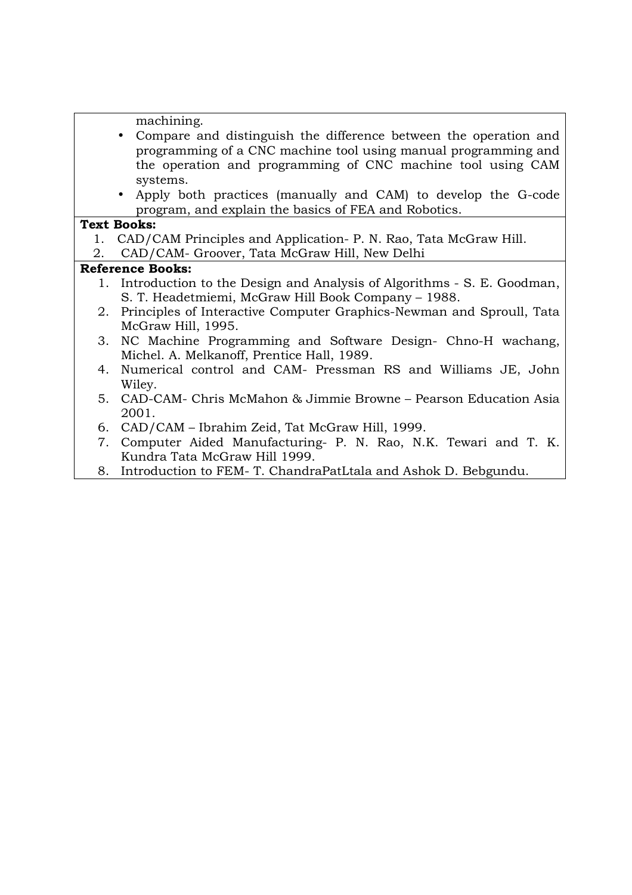machining.

- Compare and distinguish the difference between the operation and programming of a CNC machine tool using manual programming and the operation and programming of CNC machine tool using CAM systems.
- Apply both practices (manually and CAM) to develop the G-code program, and explain the basics of FEA and Robotics.

**Text Books:**

1. CAD/CAM Principles and Application- P. N. Rao, Tata McGraw Hill.
2. CAD/CAM- Groover, Tata McGraw Hill, New Delhi

**Reference Books:**

1. Introduction to the Design and Analysis of Algorithms - S. E. Goodman, S. T. Headetmiemi, McGraw Hill Book Company – 1988.
2. Principles of Interactive Computer Graphics-Newman and Sproull, Tata McGraw Hill, 1995.
3. NC Machine Programming and Software Design- Chno-H wachang, Michel. A. Melkanoff, Prentice Hall, 1989.
4. Numerical control and CAM- Pressman RS and Williams JE, John Wiley.
5. CAD-CAM- Chris McMahon & Jimmie Browne – Pearson Education Asia 2001.
6. CAD/CAM – Ibrahim Zeid, Tat McGraw Hill, 1999.
7. Computer Aided Manufacturing- P. N. Rao, N.K. Tewari and T. K. Kundra Tata McGraw Hill 1999.
8. Introduction to FEM- T. ChandraPatLtala and Ashok D. Bebgundu.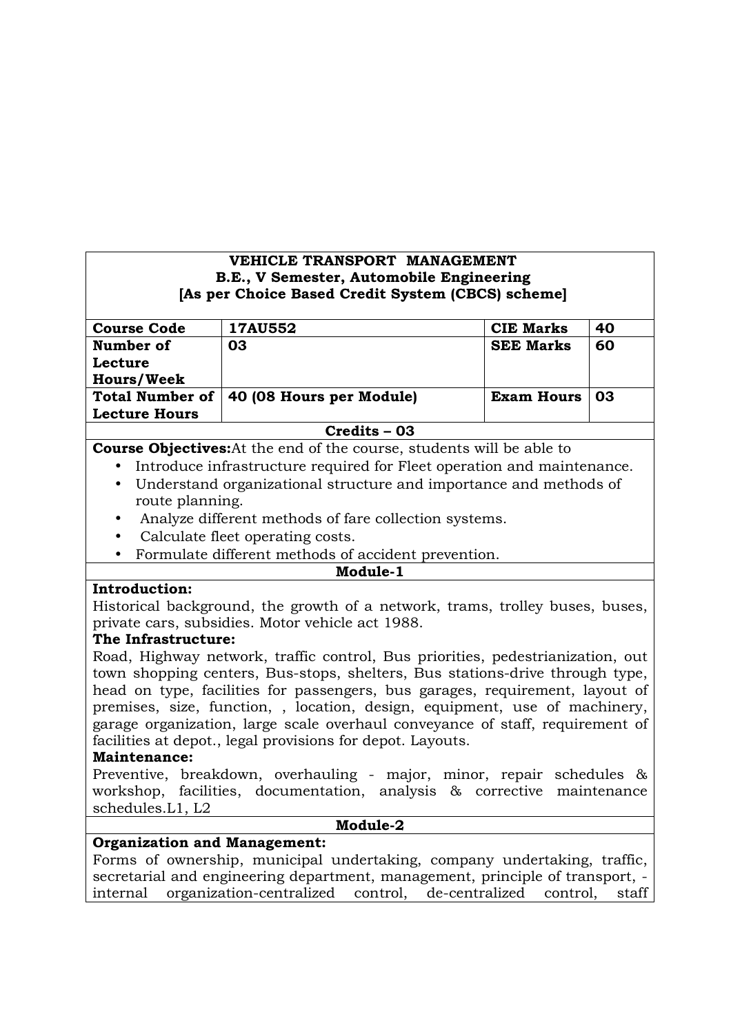**VEHICLE TRANSPORT MANAGEMENT**
**B.E., V Semester, Automobile Engineering**
**[As per Choice Based Credit System (CBCS) scheme]**

| Course Code | 17AU552 | CIE Marks | 40 |
|---|---|---|---|
| Number of Lecture Hours/Week | 03 | SEE Marks | 60 |
| Total Number of Lecture Hours | 40 (08 Hours per Module) | Exam Hours | 03 |

**Credits – 03**

**Course Objectives:** At the end of the course, students will be able to

- Introduce infrastructure required for Fleet operation and maintenance.
- Understand organizational structure and importance and methods of route planning.
- Analyze different methods of fare collection systems.
- Calculate fleet operating costs.
- Formulate different methods of accident prevention.

**Module-1**

**Introduction:**
Historical background, the growth of a network, trams, trolley buses, buses, private cars, subsidies. Motor vehicle act 1988.

**The Infrastructure:**
Road, Highway network, traffic control, Bus priorities, pedestrianization, out town shopping centers, Bus-stops, shelters, Bus stations-drive through type, head on type, facilities for passengers, bus garages, requirement, layout of premises, size, function, , location, design, equipment, use of machinery, garage organization, large scale overhaul conveyance of staff, requirement of facilities at depot., legal provisions for depot. Layouts.

**Maintenance:**
Preventive, breakdown, overhauling - major, minor, repair schedules & workshop, facilities, documentation, analysis & corrective maintenance schedules.L1, L2

**Module-2**

**Organization and Management:**
Forms of ownership, municipal undertaking, company undertaking, traffic, secretarial and engineering department, management, principle of transport, -internal organization-centralized control, de-centralized control, staff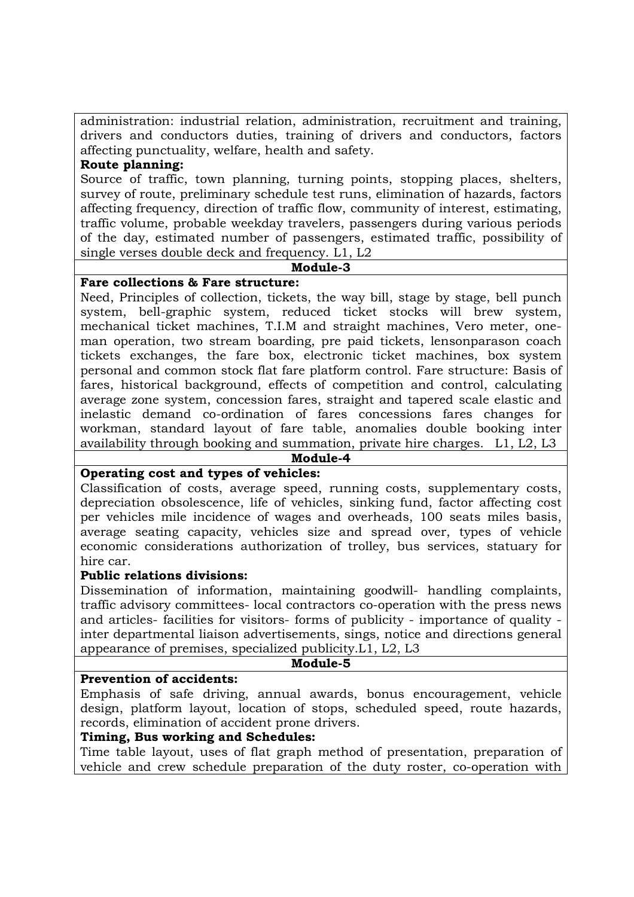administration: industrial relation, administration, recruitment and training, drivers and conductors duties, training of drivers and conductors, factors affecting punctuality, welfare, health and safety.

**Route planning:**

Source of traffic, town planning, turning points, stopping places, shelters, survey of route, preliminary schedule test runs, elimination of hazards, factors affecting frequency, direction of traffic flow, community of interest, estimating, traffic volume, probable weekday travelers, passengers during various periods of the day, estimated number of passengers, estimated traffic, possibility of single verses double deck and frequency. L1, L2

**Module-3**

**Fare collections & Fare structure:**

Need, Principles of collection, tickets, the way bill, stage by stage, bell punch system, bell-graphic system, reduced ticket stocks will brew system, mechanical ticket machines, T.I.M and straight machines, Vero meter, one-man operation, two stream boarding, pre paid tickets, lensonparason coach tickets exchanges, the fare box, electronic ticket machines, box system personal and common stock flat fare platform control. Fare structure: Basis of fares, historical background, effects of competition and control, calculating average zone system, concession fares, straight and tapered scale elastic and inelastic demand co-ordination of fares concessions fares changes for workman, standard layout of fare table, anomalies double booking inter availability through booking and summation, private hire charges. L1, L2, L3

**Module-4**

**Operating cost and types of vehicles:**

Classification of costs, average speed, running costs, supplementary costs, depreciation obsolescence, life of vehicles, sinking fund, factor affecting cost per vehicles mile incidence of wages and overheads, 100 seats miles basis, average seating capacity, vehicles size and spread over, types of vehicle economic considerations authorization of trolley, bus services, statuary for hire car.

**Public relations divisions:**

Dissemination of information, maintaining goodwill- handling complaints, traffic advisory committees- local contractors co-operation with the press news and articles- facilities for visitors- forms of publicity - importance of quality - inter departmental liaison advertisements, sings, notice and directions general appearance of premises, specialized publicity.L1, L2, L3

**Module-5**

**Prevention of accidents:**

Emphasis of safe driving, annual awards, bonus encouragement, vehicle design, platform layout, location of stops, scheduled speed, route hazards, records, elimination of accident prone drivers.

**Timing, Bus working and Schedules:**

Time table layout, uses of flat graph method of presentation, preparation of vehicle and crew schedule preparation of the duty roster, co-operation with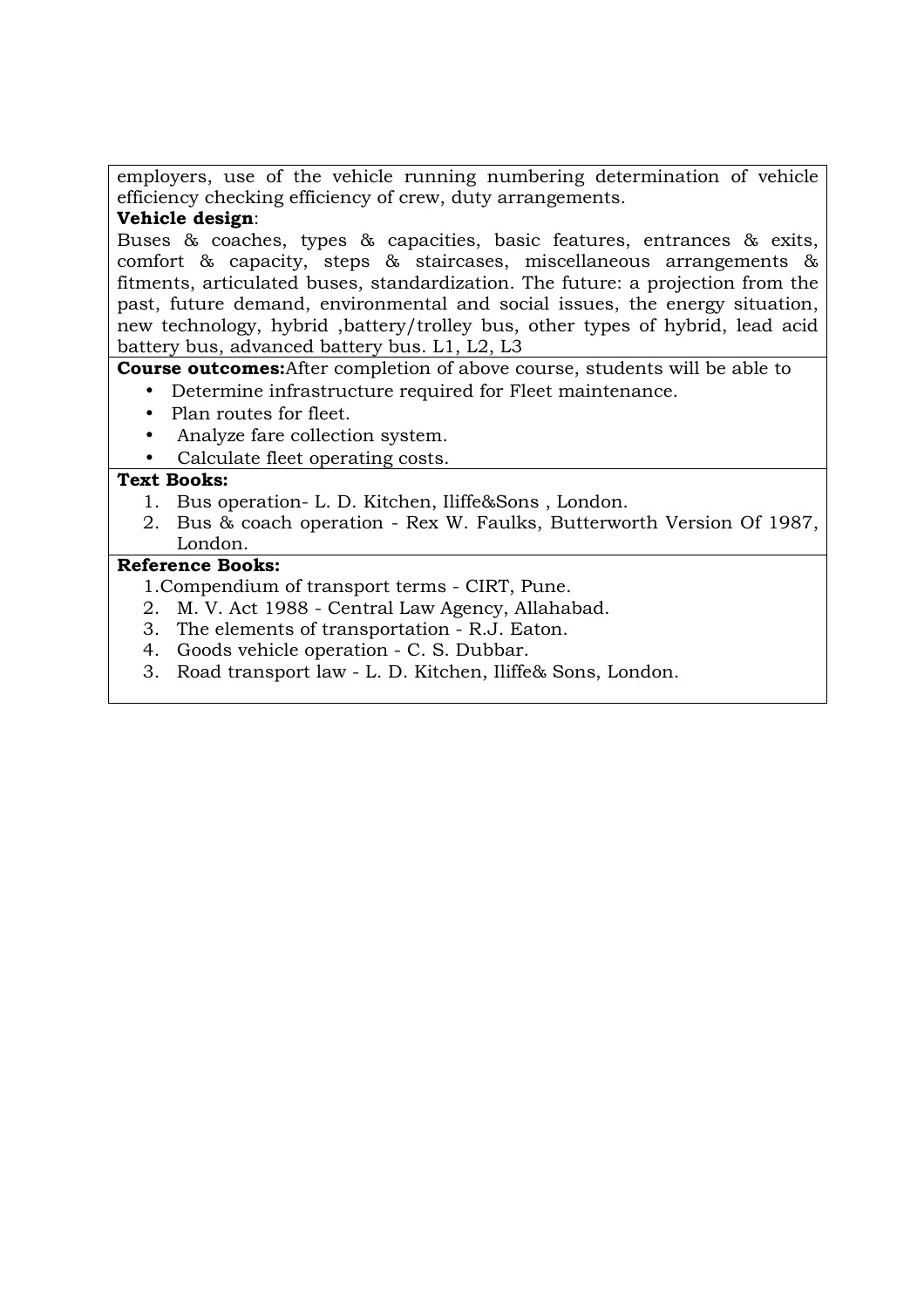employers, use of the vehicle running numbering determination of vehicle efficiency checking efficiency of crew, duty arrangements.

**Vehicle design**:

Buses & coaches, types & capacities, basic features, entrances & exits, comfort & capacity, steps & staircases, miscellaneous arrangements & fitments, articulated buses, standardization. The future: a projection from the past, future demand, environmental and social issues, the energy situation, new technology, hybrid ,battery/trolley bus, other types of hybrid, lead acid battery bus, advanced battery bus. L1, L2, L3

**Course outcomes:**After completion of above course, students will be able to

- Determine infrastructure required for Fleet maintenance.
- Plan routes for fleet.
- Analyze fare collection system.
- Calculate fleet operating costs.

**Text Books:**

1. Bus operation- L. D. Kitchen, Iliffe&Sons , London.
2. Bus & coach operation - Rex W. Faulks, Butterworth Version Of 1987, London.

**Reference Books:**

1.Compendium of transport terms - CIRT, Pune.
2. M. V. Act 1988 - Central Law Agency, Allahabad.
3. The elements of transportation - R.J. Eaton.
4. Goods vehicle operation - C. S. Dubbar.
3. Road transport law - L. D. Kitchen, Iliffe& Sons, London.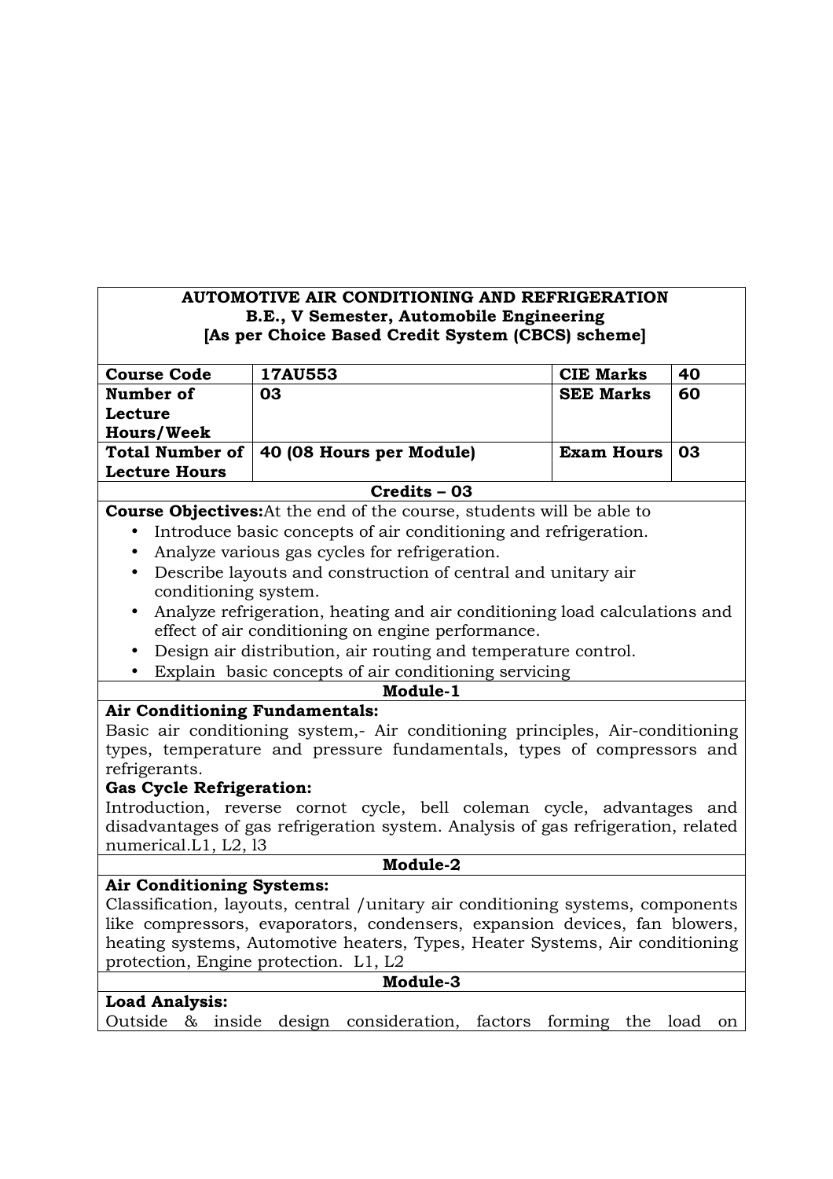# AUTOMOTIVE AIR CONDITIONING AND REFRIGERATION

**B.E., V Semester, Automobile Engineering**

**[As per Choice Based Credit System (CBCS) scheme]**

| Course Code | 17AU553 | CIE Marks | 40 |
|---|---|---|---|
| Number of Lecture Hours/Week | 03 | SEE Marks | 60 |
| Total Number of Lecture Hours | 40 (08 Hours per Module) | Exam Hours | 03 |

**Credits – 03**

**Course Objectives:** At the end of the course, students will be able to

- Introduce basic concepts of air conditioning and refrigeration.
- Analyze various gas cycles for refrigeration.
- Describe layouts and construction of central and unitary air conditioning system.
- Analyze refrigeration, heating and air conditioning load calculations and effect of air conditioning on engine performance.
- Design air distribution, air routing and temperature control.
- Explain basic concepts of air conditioning servicing

## Module-1

**Air Conditioning Fundamentals:**

Basic air conditioning system,- Air conditioning principles, Air-conditioning types, temperature and pressure fundamentals, types of compressors and refrigerants.

**Gas Cycle Refrigeration:**

Introduction, reverse cornot cycle, bell coleman cycle, advantages and disadvantages of gas refrigeration system. Analysis of gas refrigeration, related numerical.L1, L2, l3

## Module-2

**Air Conditioning Systems:**

Classification, layouts, central /unitary air conditioning systems, components like compressors, evaporators, condensers, expansion devices, fan blowers, heating systems, Automotive heaters, Types, Heater Systems, Air conditioning protection, Engine protection. L1, L2

## Module-3

**Load Analysis:**

Outside & inside design consideration, factors forming the load on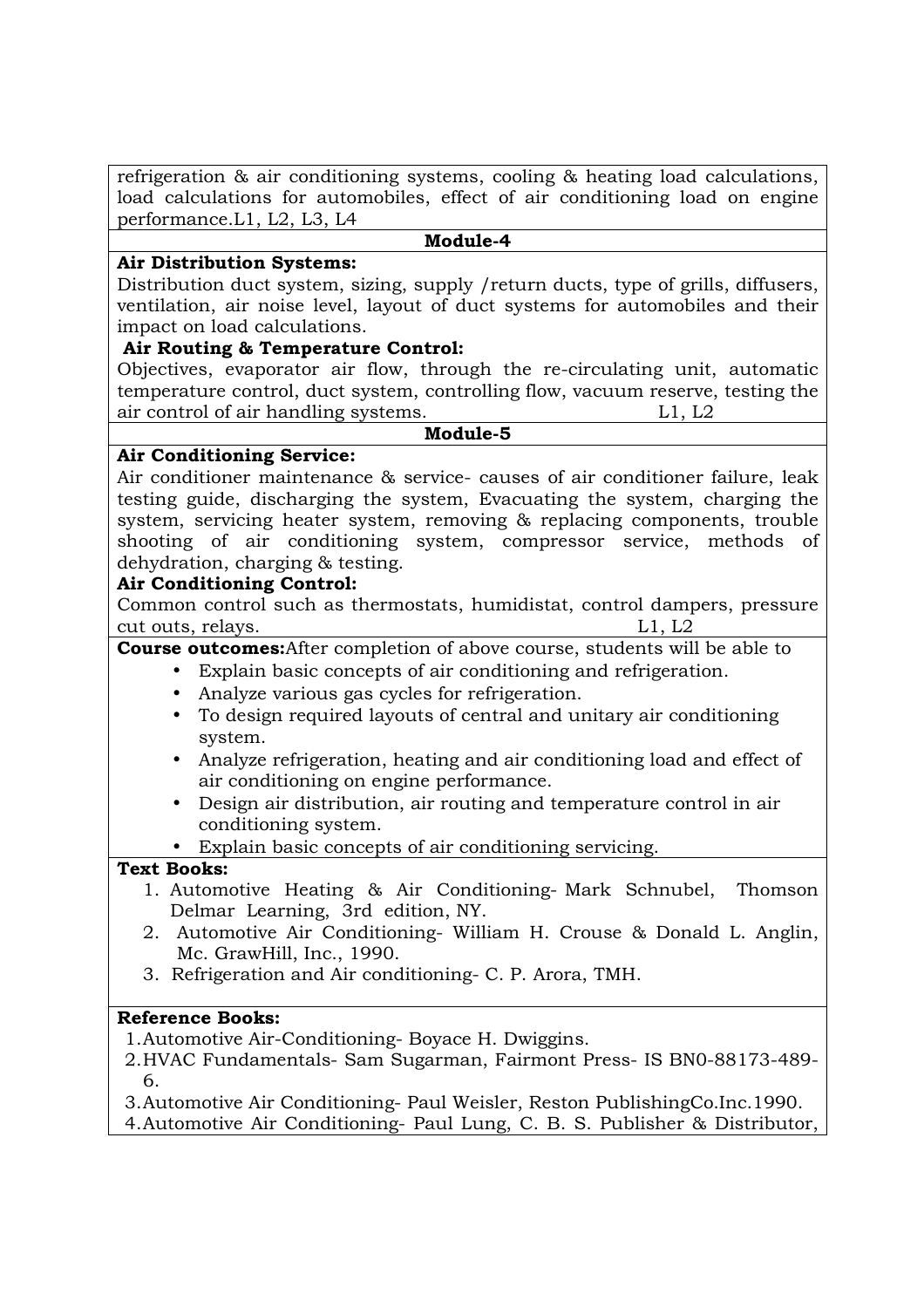refrigeration & air conditioning systems, cooling & heating load calculations, load calculations for automobiles, effect of air conditioning load on engine performance.L1, L2, L3, L4

**Module-4**

**Air Distribution Systems:**

Distribution duct system, sizing, supply /return ducts, type of grills, diffusers, ventilation, air noise level, layout of duct systems for automobiles and their impact on load calculations.

**Air Routing & Temperature Control:**

Objectives, evaporator air flow, through the re-circulating unit, automatic temperature control, duct system, controlling flow, vacuum reserve, testing the air control of air handling systems. L1, L2

**Module-5**

**Air Conditioning Service:**

Air conditioner maintenance & service- causes of air conditioner failure, leak testing guide, discharging the system, Evacuating the system, charging the system, servicing heater system, removing & replacing components, trouble shooting of air conditioning system, compressor service, methods of dehydration, charging & testing.

**Air Conditioning Control:**

Common control such as thermostats, humidistat, control dampers, pressure cut outs, relays. L1, L2

**Course outcomes:**After completion of above course, students will be able to

- Explain basic concepts of air conditioning and refrigeration.
- Analyze various gas cycles for refrigeration.
- To design required layouts of central and unitary air conditioning system.
- Analyze refrigeration, heating and air conditioning load and effect of air conditioning on engine performance.
- Design air distribution, air routing and temperature control in air conditioning system.
- Explain basic concepts of air conditioning servicing.

**Text Books:**

1. Automotive Heating & Air Conditioning- Mark Schnubel, Thomson Delmar Learning, 3rd edition, NY.
2. Automotive Air Conditioning- William H. Crouse & Donald L. Anglin, Mc. GrawHill, Inc., 1990.
3. Refrigeration and Air conditioning- C. P. Arora, TMH.

**Reference Books:**

1. Automotive Air-Conditioning- Boyace H. Dwiggins.
2. HVAC Fundamentals- Sam Sugarman, Fairmont Press- IS BN0-88173-489-6.
3. Automotive Air Conditioning- Paul Weisler, Reston PublishingCo.Inc.1990.
4. Automotive Air Conditioning- Paul Lung, C. B. S. Publisher & Distributor,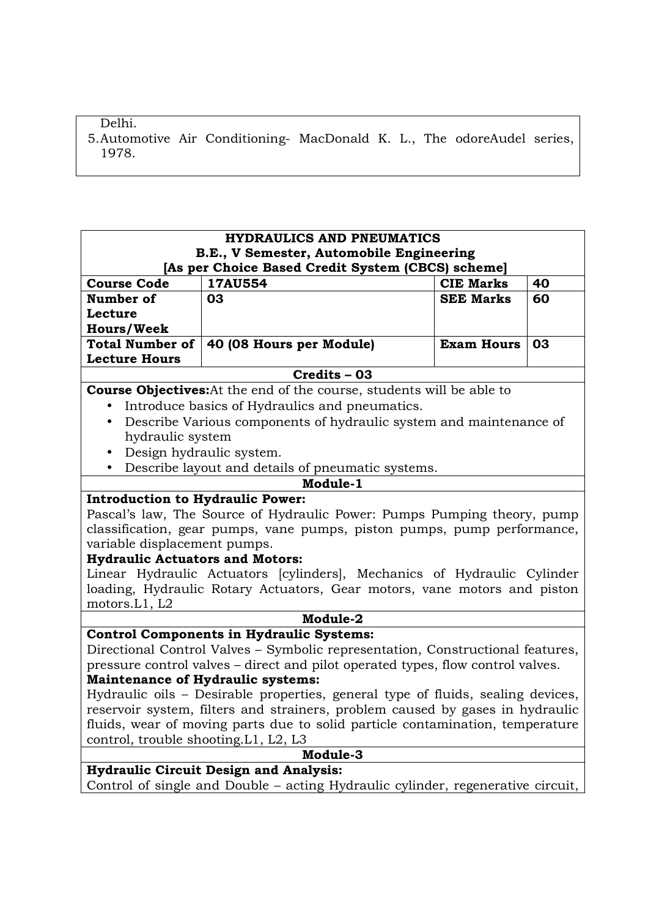Delhi.

5. Automotive Air Conditioning- MacDonald K. L., The odoreAudel series, 1978.

| **HYDRAULICS AND PNEUMATICS**<br>**B.E., V Semester, Automobile Engineering**<br>**[As per Choice Based Credit System (CBCS) scheme]** | | | |
|---|---|---|---|
| **Course Code** | **17AU554** | **CIE Marks** | **40** |
| **Number of Lecture Hours/Week** | **03** | **SEE Marks** | **60** |
| **Total Number of Lecture Hours** | **40 (08 Hours per Module)** | **Exam Hours** | **03** |
| **Credits – 03** | | | |

**Course Objectives:** At the end of the course, students will be able to

- Introduce basics of Hydraulics and pneumatics.
- Describe Various components of hydraulic system and maintenance of hydraulic system
- Design hydraulic system.
- Describe layout and details of pneumatic systems.

**Module-1**

**Introduction to Hydraulic Power:**

Pascal's law, The Source of Hydraulic Power: Pumps Pumping theory, pump classification, gear pumps, vane pumps, piston pumps, pump performance, variable displacement pumps.

**Hydraulic Actuators and Motors:**

Linear Hydraulic Actuators [cylinders], Mechanics of Hydraulic Cylinder loading, Hydraulic Rotary Actuators, Gear motors, vane motors and piston motors.L1, L2

**Module-2**

**Control Components in Hydraulic Systems:**

Directional Control Valves – Symbolic representation, Constructional features, pressure control valves – direct and pilot operated types, flow control valves.

**Maintenance of Hydraulic systems:**

Hydraulic oils – Desirable properties, general type of fluids, sealing devices, reservoir system, filters and strainers, problem caused by gases in hydraulic fluids, wear of moving parts due to solid particle contamination, temperature control, trouble shooting.L1, L2, L3

**Module-3**

**Hydraulic Circuit Design and Analysis:**

Control of single and Double – acting Hydraulic cylinder, regenerative circuit,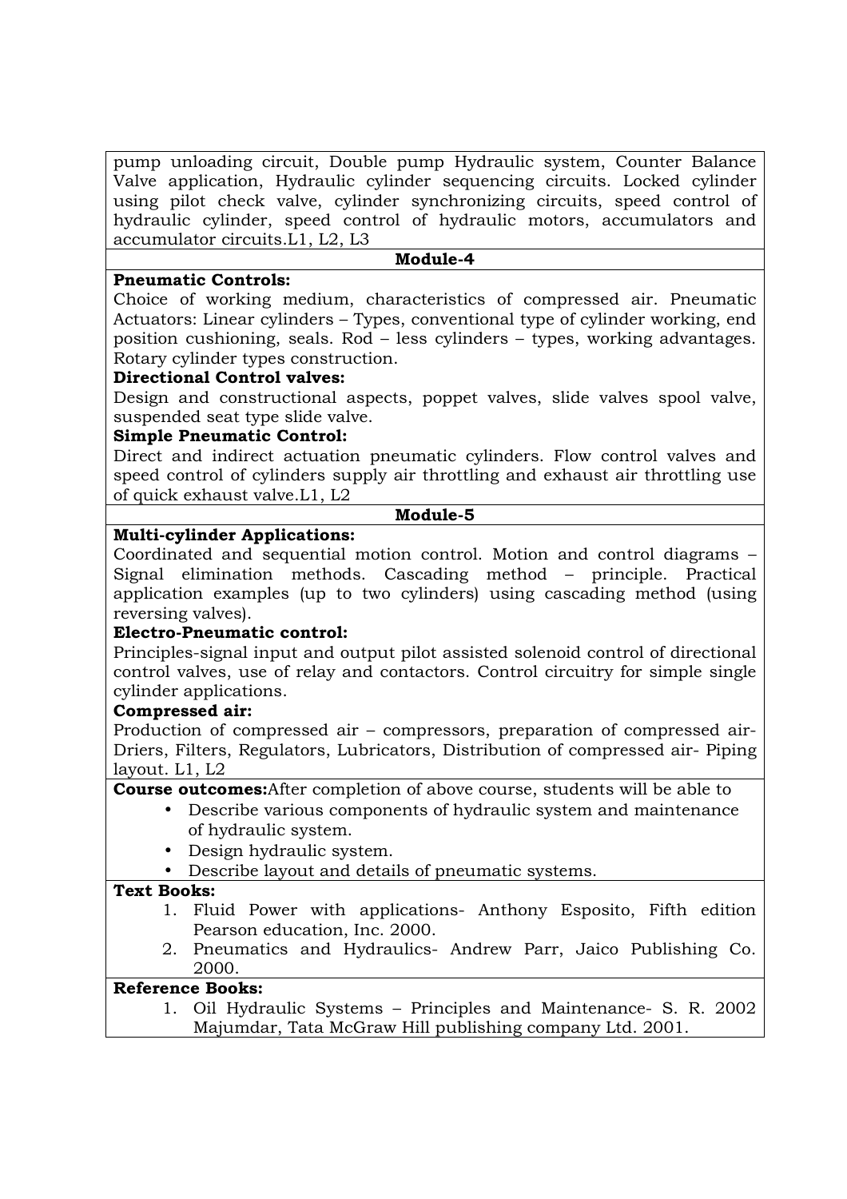pump unloading circuit, Double pump Hydraulic system, Counter Balance Valve application, Hydraulic cylinder sequencing circuits. Locked cylinder using pilot check valve, cylinder synchronizing circuits, speed control of hydraulic cylinder, speed control of hydraulic motors, accumulators and accumulator circuits.L1, L2, L3

## Module-4

**Pneumatic Controls:**
Choice of working medium, characteristics of compressed air. Pneumatic Actuators: Linear cylinders – Types, conventional type of cylinder working, end position cushioning, seals. Rod – less cylinders – types, working advantages. Rotary cylinder types construction.

**Directional Control valves:**
Design and constructional aspects, poppet valves, slide valves spool valve, suspended seat type slide valve.

**Simple Pneumatic Control:**
Direct and indirect actuation pneumatic cylinders. Flow control valves and speed control of cylinders supply air throttling and exhaust air throttling use of quick exhaust valve.L1, L2

## Module-5

**Multi-cylinder Applications:**
Coordinated and sequential motion control. Motion and control diagrams – Signal elimination methods. Cascading method – principle. Practical application examples (up to two cylinders) using cascading method (using reversing valves).

**Electro-Pneumatic control:**
Principles-signal input and output pilot assisted solenoid control of directional control valves, use of relay and contactors. Control circuitry for simple single cylinder applications.

**Compressed air:**
Production of compressed air – compressors, preparation of compressed air-Driers, Filters, Regulators, Lubricators, Distribution of compressed air- Piping layout. L1, L2

**Course outcomes:** After completion of above course, students will be able to

- Describe various components of hydraulic system and maintenance of hydraulic system.
- Design hydraulic system.
- Describe layout and details of pneumatic systems.

**Text Books:**

1. Fluid Power with applications- Anthony Esposito, Fifth edition Pearson education, Inc. 2000.
2. Pneumatics and Hydraulics- Andrew Parr, Jaico Publishing Co. 2000.

**Reference Books:**

1. Oil Hydraulic Systems – Principles and Maintenance- S. R. 2002 Majumdar, Tata McGraw Hill publishing company Ltd. 2001.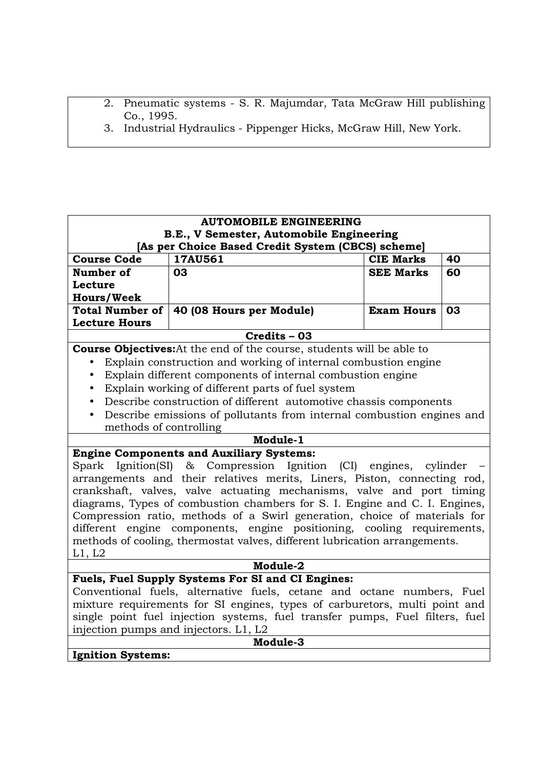2. Pneumatic systems - S. R. Majumdar, Tata McGraw Hill publishing Co., 1995.
3. Industrial Hydraulics - Pippenger Hicks, McGraw Hill, New York.

| **AUTOMOBILE ENGINEERING**<br>**B.E., V Semester, Automobile Engineering**<br>**[As per Choice Based Credit System (CBCS) scheme]** | | | |
|---|---|---|---|
| **Course Code** | **17AU561** | **CIE Marks** | **40** |
| **Number of Lecture Hours/Week** | **03** | **SEE Marks** | **60** |
| **Total Number of Lecture Hours** | **40 (08 Hours per Module)** | **Exam Hours** | **03** |
| **Credits – 03** | | | |

**Course Objectives:** At the end of the course, students will be able to

- Explain construction and working of internal combustion engine
- Explain different components of internal combustion engine
- Explain working of different parts of fuel system
- Describe construction of different automotive chassis components
- Describe emissions of pollutants from internal combustion engines and methods of controlling

**Module-1**

**Engine Components and Auxiliary Systems:**
Spark Ignition(SI) & Compression Ignition (CI) engines, cylinder – arrangements and their relatives merits, Liners, Piston, connecting rod, crankshaft, valves, valve actuating mechanisms, valve and port timing diagrams, Types of combustion chambers for S. I. Engine and C. I. Engines, Compression ratio, methods of a Swirl generation, choice of materials for different engine components, engine positioning, cooling requirements, methods of cooling, thermostat valves, different lubrication arrangements.
L1, L2

**Module-2**

**Fuels, Fuel Supply Systems For SI and CI Engines:**
Conventional fuels, alternative fuels, cetane and octane numbers, Fuel mixture requirements for SI engines, types of carburetors, multi point and single point fuel injection systems, fuel transfer pumps, Fuel filters, fuel injection pumps and injectors. L1, L2

**Module-3**

**Ignition Systems:**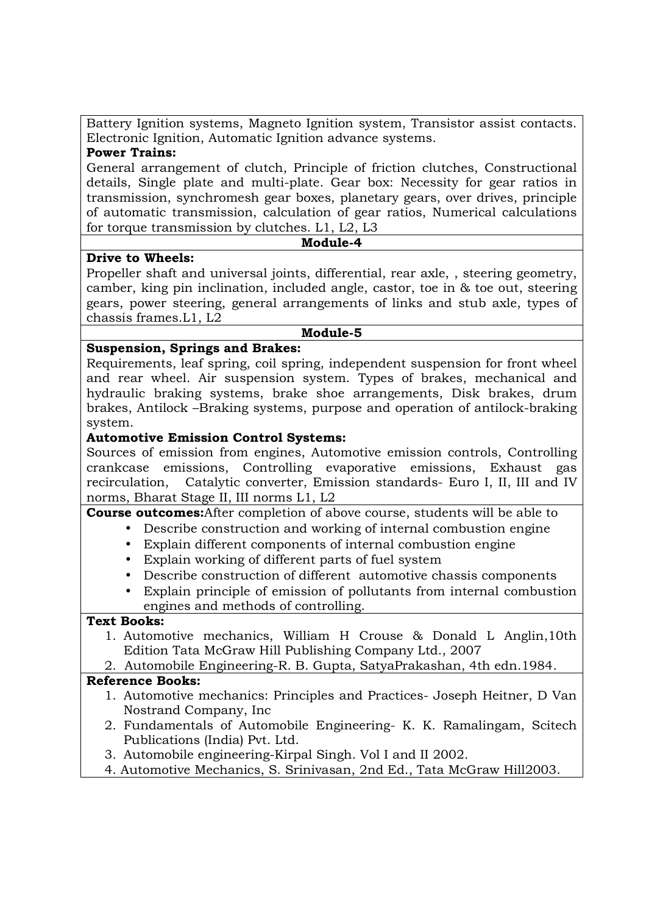Battery Ignition systems, Magneto Ignition system, Transistor assist contacts. Electronic Ignition, Automatic Ignition advance systems.

**Power Trains:**

General arrangement of clutch, Principle of friction clutches, Constructional details, Single plate and multi-plate. Gear box: Necessity for gear ratios in transmission, synchromesh gear boxes, planetary gears, over drives, principle of automatic transmission, calculation of gear ratios, Numerical calculations for torque transmission by clutches. L1, L2, L3

**Module-4**

**Drive to Wheels:**

Propeller shaft and universal joints, differential, rear axle, , steering geometry, camber, king pin inclination, included angle, castor, toe in & toe out, steering gears, power steering, general arrangements of links and stub axle, types of chassis frames.L1, L2

**Module-5**

**Suspension, Springs and Brakes:**

Requirements, leaf spring, coil spring, independent suspension for front wheel and rear wheel. Air suspension system. Types of brakes, mechanical and hydraulic braking systems, brake shoe arrangements, Disk brakes, drum brakes, Antilock –Braking systems, purpose and operation of antilock-braking system.

**Automotive Emission Control Systems:**

Sources of emission from engines, Automotive emission controls, Controlling crankcase emissions, Controlling evaporative emissions, Exhaust gas recirculation, Catalytic converter, Emission standards- Euro I, II, III and IV norms, Bharat Stage II, III norms L1, L2

**Course outcomes:**After completion of above course, students will be able to

- Describe construction and working of internal combustion engine
- Explain different components of internal combustion engine
- Explain working of different parts of fuel system
- Describe construction of different automotive chassis components
- Explain principle of emission of pollutants from internal combustion engines and methods of controlling.

**Text Books:**

1. Automotive mechanics, William H Crouse & Donald L Anglin,10th Edition Tata McGraw Hill Publishing Company Ltd., 2007
2. Automobile Engineering-R. B. Gupta, SatyaPrakashan, 4th edn.1984.

**Reference Books:**

1. Automotive mechanics: Principles and Practices- Joseph Heitner, D Van Nostrand Company, Inc
2. Fundamentals of Automobile Engineering- K. K. Ramalingam, Scitech Publications (India) Pvt. Ltd.
3. Automobile engineering-Kirpal Singh. Vol I and II 2002.
4. Automotive Mechanics, S. Srinivasan, 2nd Ed., Tata McGraw Hill2003.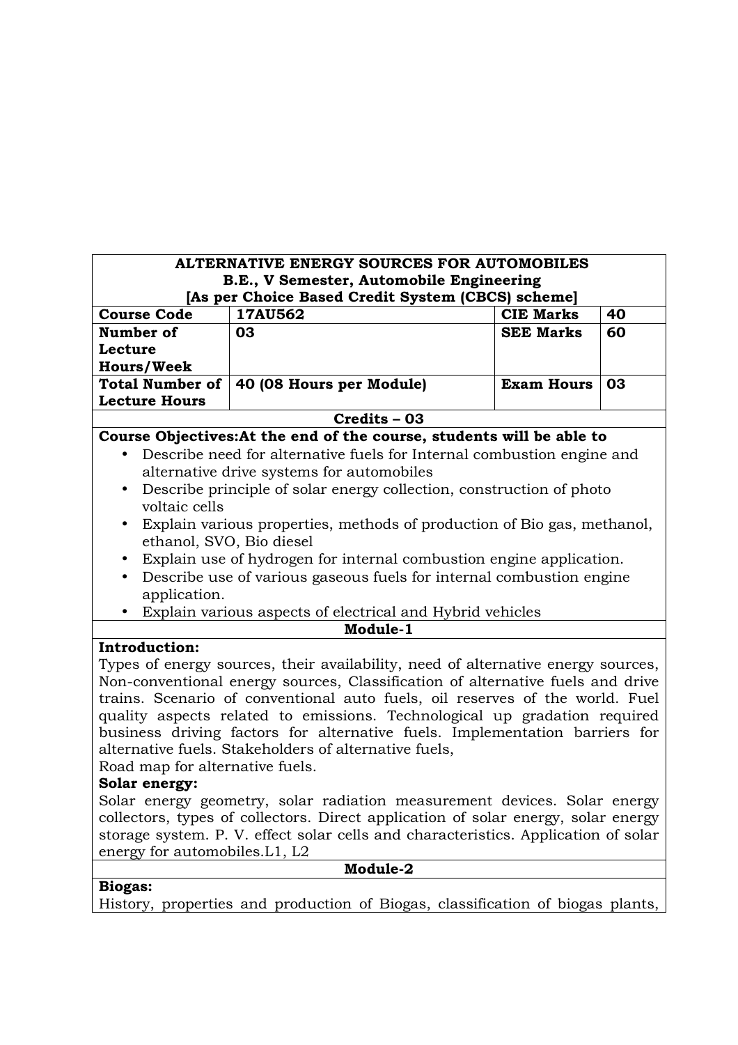| ALTERNATIVE ENERGY SOURCES FOR AUTOMOBILES<br>B.E., V Semester, Automobile Engineering<br>[As per Choice Based Credit System (CBCS) scheme] | | | |
|---|---|---|---|
| **Course Code** | **17AU562** | **CIE Marks** | **40** |
| **Number of Lecture Hours/Week** | **03** | **SEE Marks** | **60** |
| **Total Number of Lecture Hours** | **40 (08 Hours per Module)** | **Exam Hours** | **03** |

**Credits – 03**

**Course Objectives:At the end of the course, students will be able to**

- Describe need for alternative fuels for Internal combustion engine and alternative drive systems for automobiles
- Describe principle of solar energy collection, construction of photo voltaic cells
- Explain various properties, methods of production of Bio gas, methanol, ethanol, SVO, Bio diesel
- Explain use of hydrogen for internal combustion engine application.
- Describe use of various gaseous fuels for internal combustion engine application.
- Explain various aspects of electrical and Hybrid vehicles

**Module-1**

**Introduction:**

Types of energy sources, their availability, need of alternative energy sources, Non-conventional energy sources, Classification of alternative fuels and drive trains. Scenario of conventional auto fuels, oil reserves of the world. Fuel quality aspects related to emissions. Technological up gradation required business driving factors for alternative fuels. Implementation barriers for alternative fuels. Stakeholders of alternative fuels,
Road map for alternative fuels.

**Solar energy:**

Solar energy geometry, solar radiation measurement devices. Solar energy collectors, types of collectors. Direct application of solar energy, solar energy storage system. P. V. effect solar cells and characteristics. Application of solar energy for automobiles.L1, L2

**Module-2**

**Biogas:**

History, properties and production of Biogas, classification of biogas plants,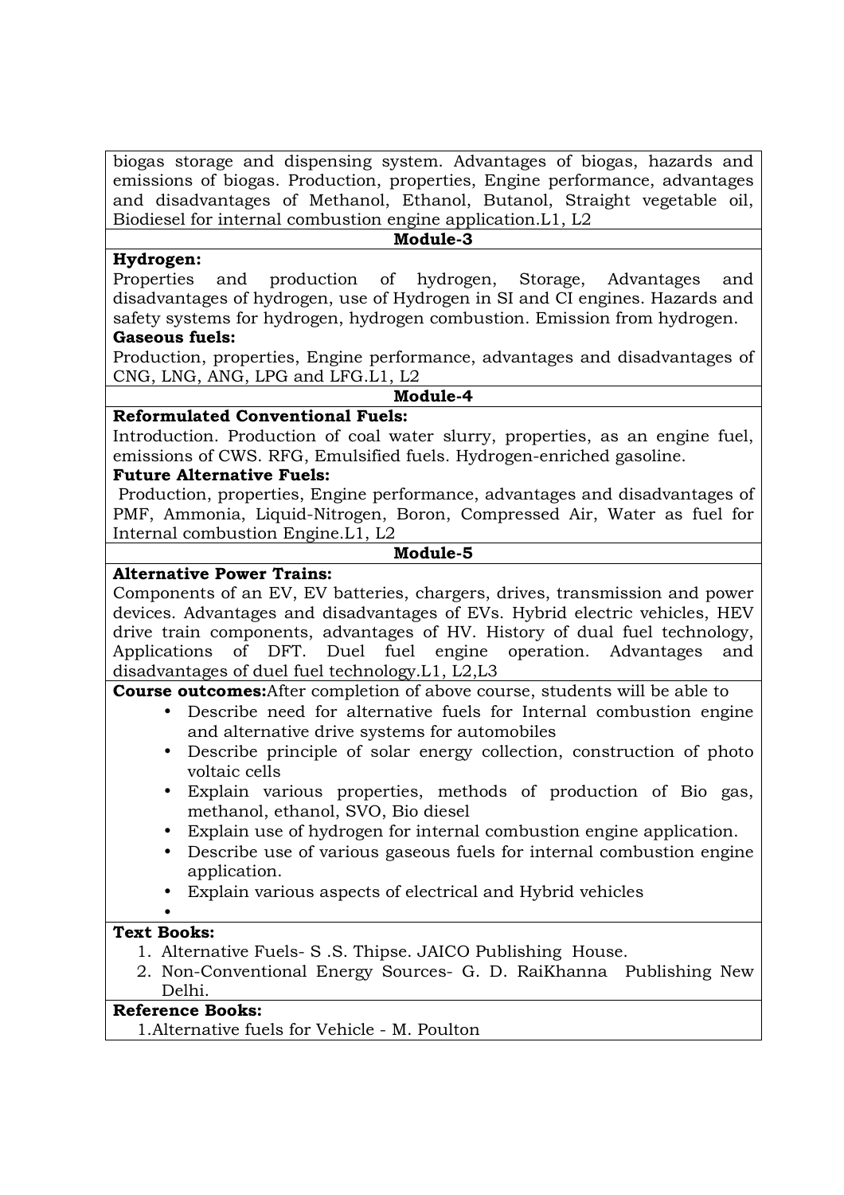biogas storage and dispensing system. Advantages of biogas, hazards and emissions of biogas. Production, properties, Engine performance, advantages and disadvantages of Methanol, Ethanol, Butanol, Straight vegetable oil, Biodiesel for internal combustion engine application.L1, L2

**Module-3**

**Hydrogen:**

Properties and production of hydrogen, Storage, Advantages and disadvantages of hydrogen, use of Hydrogen in SI and CI engines. Hazards and safety systems for hydrogen, hydrogen combustion. Emission from hydrogen.

**Gaseous fuels:**

Production, properties, Engine performance, advantages and disadvantages of CNG, LNG, ANG, LPG and LFG.L1, L2

**Module-4**

**Reformulated Conventional Fuels:**

Introduction. Production of coal water slurry, properties, as an engine fuel, emissions of CWS. RFG, Emulsified fuels. Hydrogen-enriched gasoline.

**Future Alternative Fuels:**

Production, properties, Engine performance, advantages and disadvantages of PMF, Ammonia, Liquid-Nitrogen, Boron, Compressed Air, Water as fuel for Internal combustion Engine.L1, L2

**Module-5**

**Alternative Power Trains:**

Components of an EV, EV batteries, chargers, drives, transmission and power devices. Advantages and disadvantages of EVs. Hybrid electric vehicles, HEV drive train components, advantages of HV. History of dual fuel technology, Applications of DFT. Duel fuel engine operation. Advantages and disadvantages of duel fuel technology.L1, L2,L3

**Course outcomes:**After completion of above course, students will be able to

- Describe need for alternative fuels for Internal combustion engine and alternative drive systems for automobiles
- Describe principle of solar energy collection, construction of photo voltaic cells
- Explain various properties, methods of production of Bio gas, methanol, ethanol, SVO, Bio diesel
- Explain use of hydrogen for internal combustion engine application.
- Describe use of various gaseous fuels for internal combustion engine application.
- Explain various aspects of electrical and Hybrid vehicles

**Text Books:**

1. Alternative Fuels- S .S. Thipse. JAICO Publishing House.
2. Non-Conventional Energy Sources- G. D. RaiKhanna Publishing New Delhi.

**Reference Books:**

1.Alternative fuels for Vehicle - M. Poulton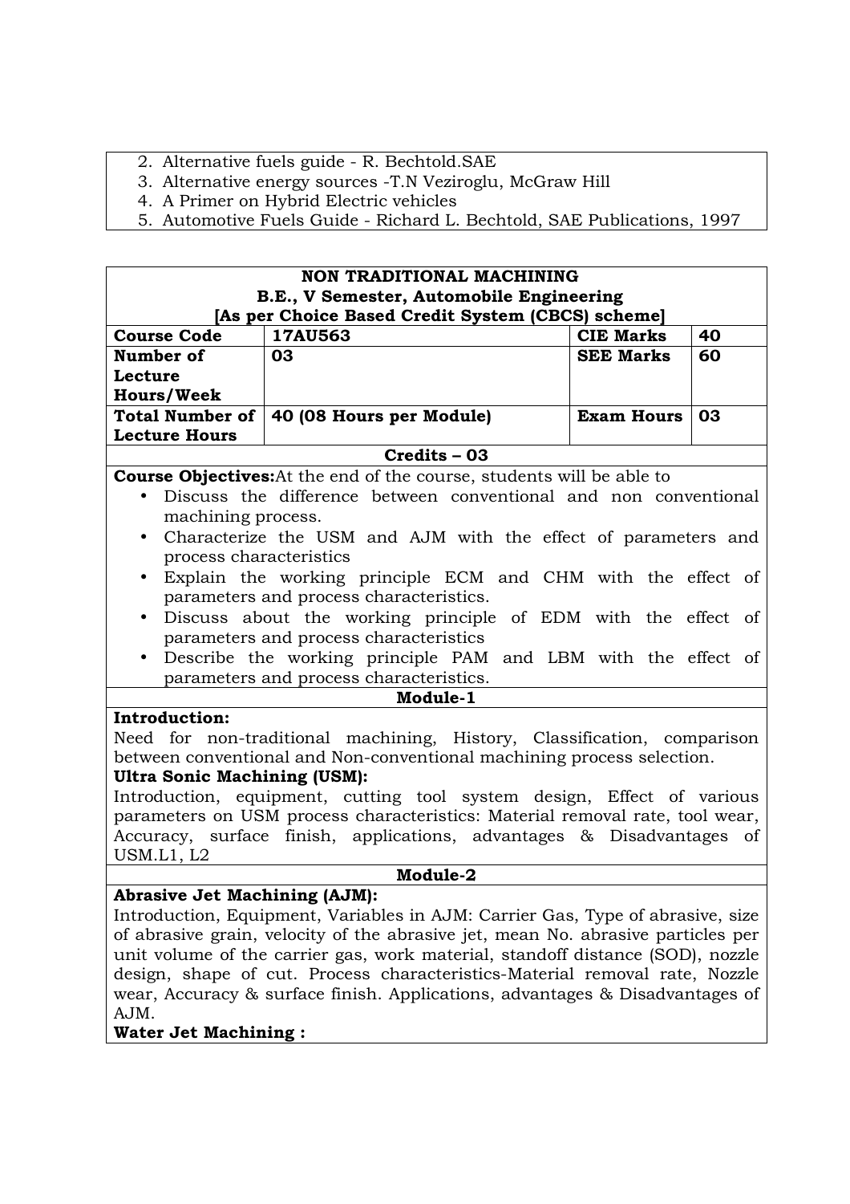2. Alternative fuels guide - R. Bechtold.SAE
3. Alternative energy sources -T.N Veziroglu, McGraw Hill
4. A Primer on Hybrid Electric vehicles
5. Automotive Fuels Guide - Richard L. Bechtold, SAE Publications, 1997

**NON TRADITIONAL MACHINING**
**B.E., V Semester, Automobile Engineering**
**[As per Choice Based Credit System (CBCS) scheme]**

| **Course Code** | **17AU563** | **CIE Marks** | **40** |
|---|---|---|---|
| **Number of Lecture Hours/Week** | **03** | **SEE Marks** | **60** |
| **Total Number of Lecture Hours** | **40 (08 Hours per Module)** | **Exam Hours** | **03** |

**Credits – 03**

**Course Objectives:**At the end of the course, students will be able to

- Discuss the difference between conventional and non conventional machining process.
- Characterize the USM and AJM with the effect of parameters and process characteristics
- Explain the working principle ECM and CHM with the effect of parameters and process characteristics.
- Discuss about the working principle of EDM with the effect of parameters and process characteristics
- Describe the working principle PAM and LBM with the effect of parameters and process characteristics.

**Module-1**

**Introduction:**
Need for non-traditional machining, History, Classification, comparison between conventional and Non-conventional machining process selection.

**Ultra Sonic Machining (USM):**
Introduction, equipment, cutting tool system design, Effect of various parameters on USM process characteristics: Material removal rate, tool wear, Accuracy, surface finish, applications, advantages & Disadvantages of USM.L1, L2

**Module-2**

**Abrasive Jet Machining (AJM):**
Introduction, Equipment, Variables in AJM: Carrier Gas, Type of abrasive, size of abrasive grain, velocity of the abrasive jet, mean No. abrasive particles per unit volume of the carrier gas, work material, standoff distance (SOD), nozzle design, shape of cut. Process characteristics-Material removal rate, Nozzle wear, Accuracy & surface finish. Applications, advantages & Disadvantages of AJM.

**Water Jet Machining :**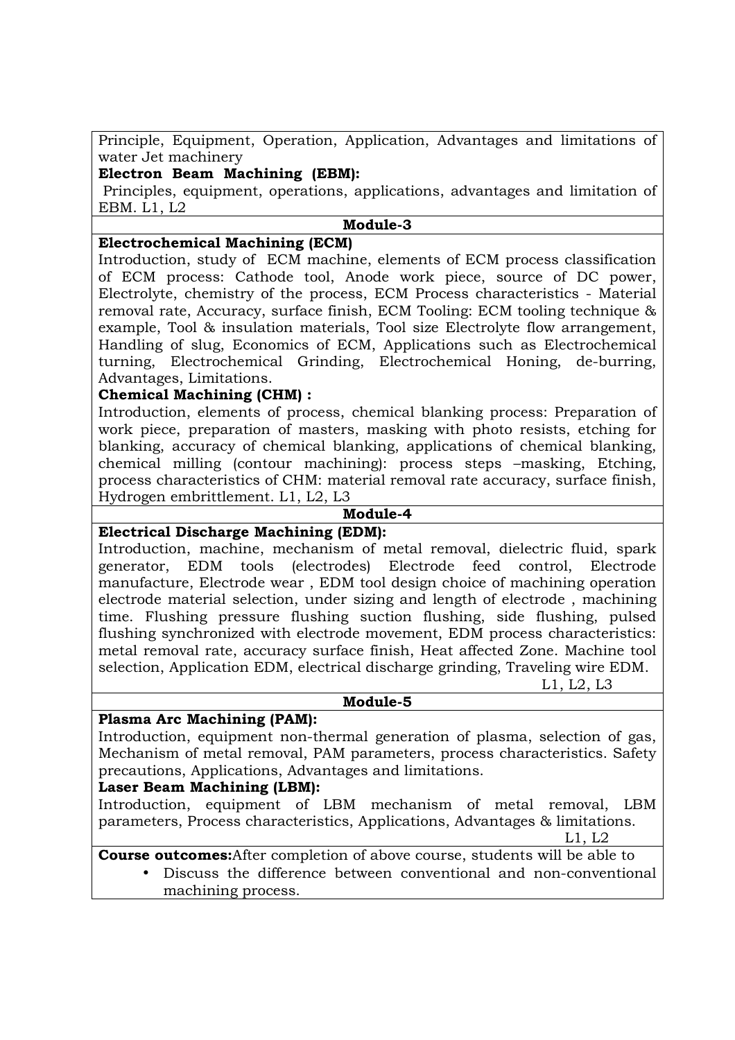Principle, Equipment, Operation, Application, Advantages and limitations of water Jet machinery

**Electron Beam Machining (EBM):**

Principles, equipment, operations, applications, advantages and limitation of EBM. L1, L2

**Module-3**

**Electrochemical Machining (ECM)**

Introduction, study of ECM machine, elements of ECM process classification of ECM process: Cathode tool, Anode work piece, source of DC power, Electrolyte, chemistry of the process, ECM Process characteristics - Material removal rate, Accuracy, surface finish, ECM Tooling: ECM tooling technique & example, Tool & insulation materials, Tool size Electrolyte flow arrangement, Handling of slug, Economics of ECM, Applications such as Electrochemical turning, Electrochemical Grinding, Electrochemical Honing, de-burring, Advantages, Limitations.

**Chemical Machining (CHM) :**

Introduction, elements of process, chemical blanking process: Preparation of work piece, preparation of masters, masking with photo resists, etching for blanking, accuracy of chemical blanking, applications of chemical blanking, chemical milling (contour machining): process steps –masking, Etching, process characteristics of CHM: material removal rate accuracy, surface finish, Hydrogen embrittlement. L1, L2, L3

**Module-4**

**Electrical Discharge Machining (EDM):**

Introduction, machine, mechanism of metal removal, dielectric fluid, spark generator, EDM tools (electrodes) Electrode feed control, Electrode manufacture, Electrode wear , EDM tool design choice of machining operation electrode material selection, under sizing and length of electrode , machining time. Flushing pressure flushing suction flushing, side flushing, pulsed flushing synchronized with electrode movement, EDM process characteristics: metal removal rate, accuracy surface finish, Heat affected Zone. Machine tool selection, Application EDM, electrical discharge grinding, Traveling wire EDM.

L1, L2, L3

**Module-5**

**Plasma Arc Machining (PAM):**

Introduction, equipment non-thermal generation of plasma, selection of gas, Mechanism of metal removal, PAM parameters, process characteristics. Safety precautions, Applications, Advantages and limitations.

**Laser Beam Machining (LBM):**

Introduction, equipment of LBM mechanism of metal removal, LBM parameters, Process characteristics, Applications, Advantages & limitations.

L1, L2

**Course outcomes:** After completion of above course, students will be able to

- Discuss the difference between conventional and non-conventional machining process.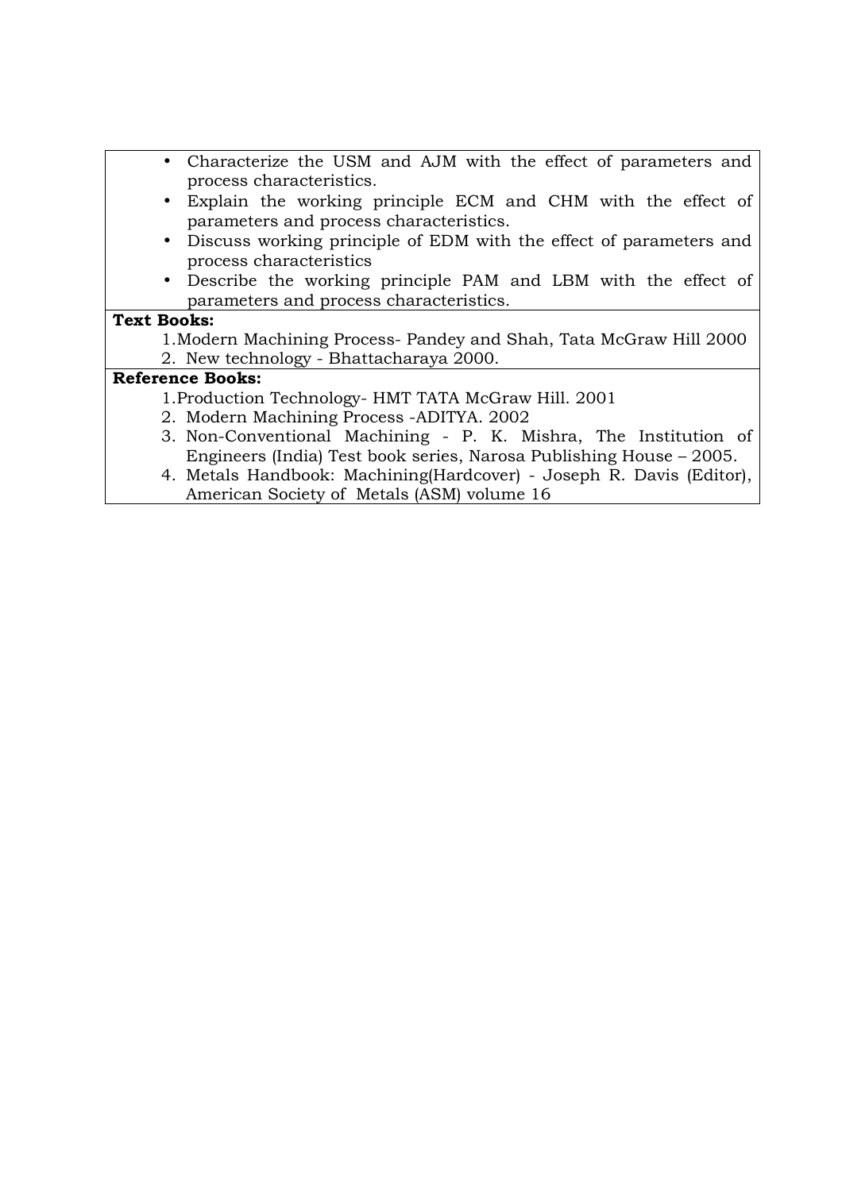- Characterize the USM and AJM with the effect of parameters and process characteristics.
- Explain the working principle ECM and CHM with the effect of parameters and process characteristics.
- Discuss working principle of EDM with the effect of parameters and process characteristics
- Describe the working principle PAM and LBM with the effect of parameters and process characteristics.

**Text Books:**

1. Modern Machining Process- Pandey and Shah, Tata McGraw Hill 2000
2. New technology - Bhattacharaya 2000.

**Reference Books:**

1. Production Technology- HMT TATA McGraw Hill. 2001
2. Modern Machining Process -ADITYA. 2002
3. Non-Conventional Machining - P. K. Mishra, The Institution of Engineers (India) Test book series, Narosa Publishing House – 2005.
4. Metals Handbook: Machining(Hardcover) - Joseph R. Davis (Editor), American Society of Metals (ASM) volume 16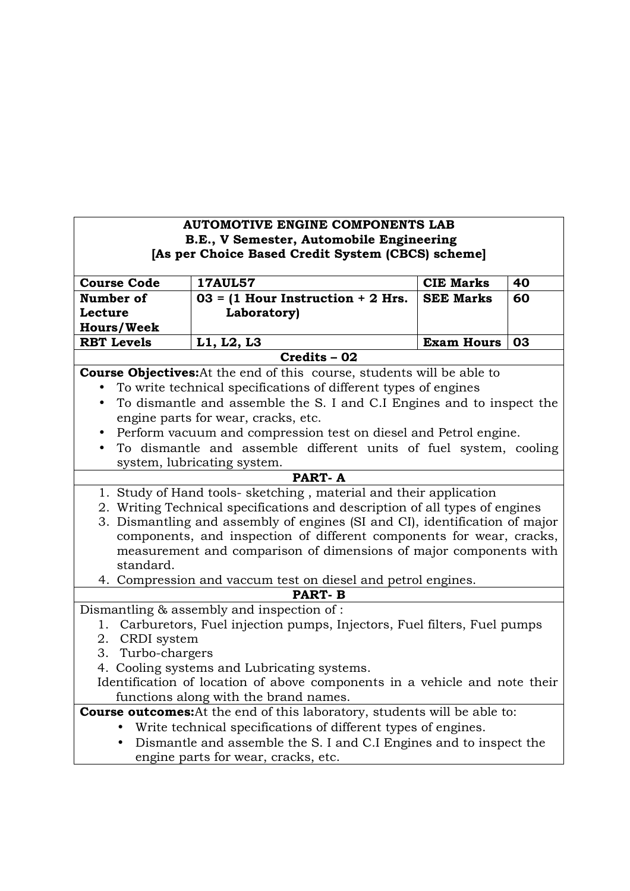**AUTOMOTIVE ENGINE COMPONENTS LAB**
**B.E., V Semester, Automobile Engineering**
**[As per Choice Based Credit System (CBCS) scheme]**

| **Course Code** | **17AUL57** | **CIE Marks** | **40** |
|---|---|---|---|
| **Number of Lecture Hours/Week** | **03 = (1 Hour Instruction + 2 Hrs. Laboratory)** | **SEE Marks** | **60** |
| **RBT Levels** | **L1, L2, L3** | **Exam Hours** | **03** |

**Credits – 02**

**Course Objectives:** At the end of this course, students will be able to

- To write technical specifications of different types of engines
- To dismantle and assemble the S. I and C.I Engines and to inspect the engine parts for wear, cracks, etc.
- Perform vacuum and compression test on diesel and Petrol engine.
- To dismantle and assemble different units of fuel system, cooling system, lubricating system.

**PART- A**

1. Study of Hand tools- sketching , material and their application
2. Writing Technical specifications and description of all types of engines
3. Dismantling and assembly of engines (SI and CI), identification of major components, and inspection of different components for wear, cracks, measurement and comparison of dimensions of major components with standard.
4. Compression and vaccum test on diesel and petrol engines.

**PART- B**

Dismantling & assembly and inspection of :

1. Carburetors, Fuel injection pumps, Injectors, Fuel filters, Fuel pumps
2. CRDI system
3. Turbo-chargers
4. Cooling systems and Lubricating systems.

Identification of location of above components in a vehicle and note their functions along with the brand names.

**Course outcomes:** At the end of this laboratory, students will be able to:

- Write technical specifications of different types of engines.
- Dismantle and assemble the S. I and C.I Engines and to inspect the engine parts for wear, cracks, etc.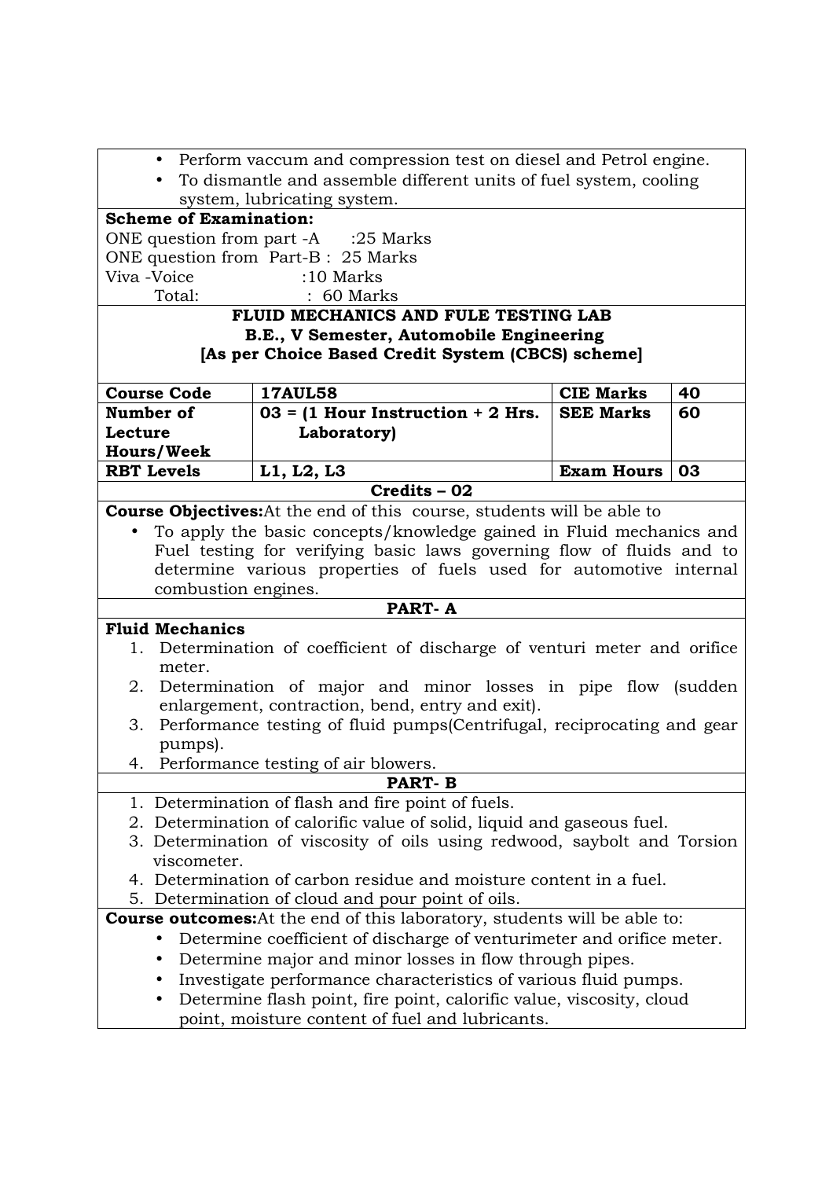- Perform vaccum and compression test on diesel and Petrol engine.
- To dismantle and assemble different units of fuel system, cooling system, lubricating system.

**Scheme of Examination:**

ONE question from part -A :25 Marks
ONE question from Part-B : 25 Marks
Viva -Voice :10 Marks
Total: : 60 Marks

**FLUID MECHANICS AND FULE TESTING LAB**
**B.E., V Semester, Automobile Engineering**
**[As per Choice Based Credit System (CBCS) scheme]**

| **Course Code** | **17AUL58** | **CIE Marks** | **40** |
|---|---|---|---|
| **Number of Lecture Hours/Week** | **03 = (1 Hour Instruction + 2 Hrs. Laboratory)** | **SEE Marks** | **60** |
| **RBT Levels** | **L1, L2, L3** | **Exam Hours** | **03** |

**Credits – 02**

**Course Objectives:** At the end of this course, students will be able to

- To apply the basic concepts/knowledge gained in Fluid mechanics and Fuel testing for verifying basic laws governing flow of fluids and to determine various properties of fuels used for automotive internal combustion engines.

**PART- A**

**Fluid Mechanics**

1. Determination of coefficient of discharge of venturi meter and orifice meter.
2. Determination of major and minor losses in pipe flow (sudden enlargement, contraction, bend, entry and exit).
3. Performance testing of fluid pumps(Centrifugal, reciprocating and gear pumps).
4. Performance testing of air blowers.

**PART- B**

1. Determination of flash and fire point of fuels.
2. Determination of calorific value of solid, liquid and gaseous fuel.
3. Determination of viscosity of oils using redwood, saybolt and Torsion viscometer.
4. Determination of carbon residue and moisture content in a fuel.
5. Determination of cloud and pour point of oils.

**Course outcomes:** At the end of this laboratory, students will be able to:

- Determine coefficient of discharge of venturimeter and orifice meter.
- Determine major and minor losses in flow through pipes.
- Investigate performance characteristics of various fluid pumps.
- Determine flash point, fire point, calorific value, viscosity, cloud point, moisture content of fuel and lubricants.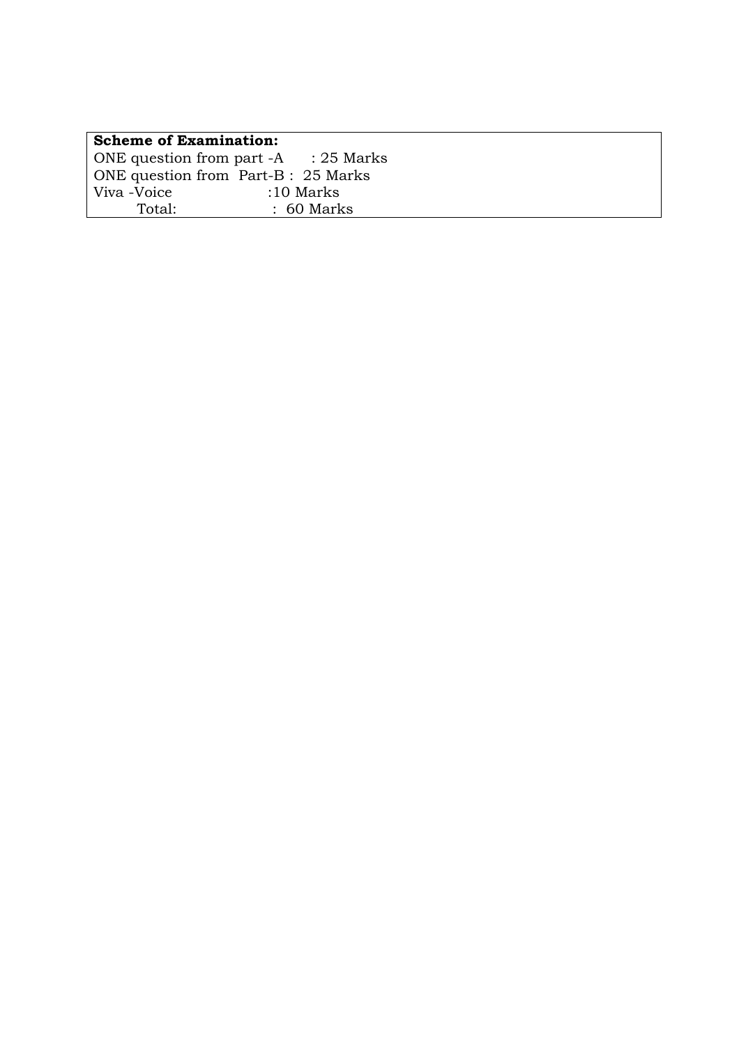**Scheme of Examination:**

ONE question from part -A : 25 Marks
ONE question from Part-B : 25 Marks
Viva -Voice :10 Marks
Total: : 60 Marks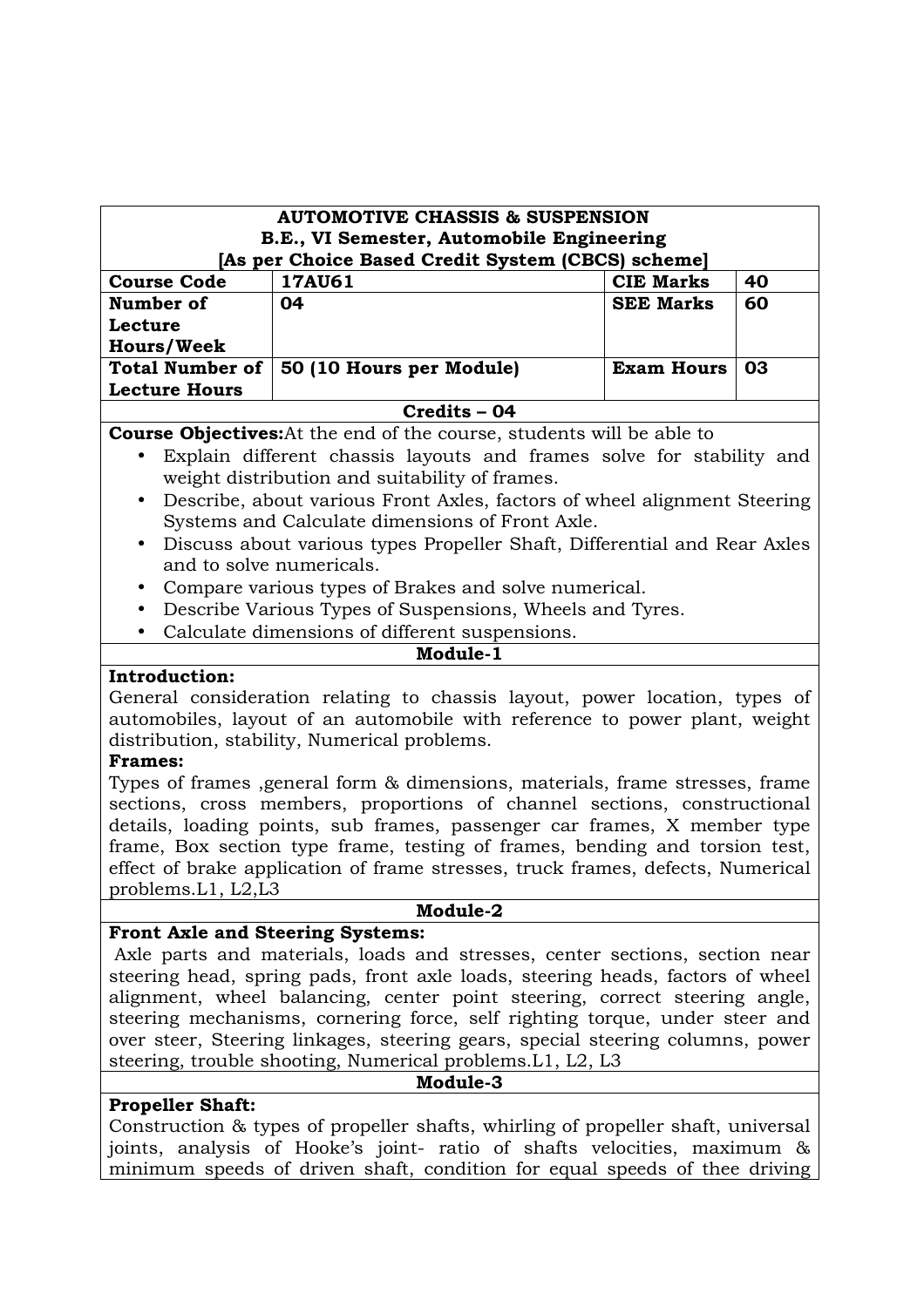| AUTOMOTIVE CHASSIS & SUSPENSION<br>B.E., VI Semester, Automobile Engineering<br>[As per Choice Based Credit System (CBCS) scheme] | | | |
|---|---|---|---|
| **Course Code** | **17AU61** | **CIE Marks** | **40** |
| **Number of Lecture Hours/Week** | **04** | **SEE Marks** | **60** |
| **Total Number of Lecture Hours** | **50 (10 Hours per Module)** | **Exam Hours** | **03** |
| **Credits – 04** | | | |

**Course Objectives:** At the end of the course, students will be able to

- Explain different chassis layouts and frames solve for stability and weight distribution and suitability of frames.
- Describe, about various Front Axles, factors of wheel alignment Steering Systems and Calculate dimensions of Front Axle.
- Discuss about various types Propeller Shaft, Differential and Rear Axles and to solve numericals.
- Compare various types of Brakes and solve numerical.
- Describe Various Types of Suspensions, Wheels and Tyres.
- Calculate dimensions of different suspensions.

## Module-1

**Introduction:**

General consideration relating to chassis layout, power location, types of automobiles, layout of an automobile with reference to power plant, weight distribution, stability, Numerical problems.

**Frames:**

Types of frames ,general form & dimensions, materials, frame stresses, frame sections, cross members, proportions of channel sections, constructional details, loading points, sub frames, passenger car frames, X member type frame, Box section type frame, testing of frames, bending and torsion test, effect of brake application of frame stresses, truck frames, defects, Numerical problems.L1, L2,L3

## Module-2

**Front Axle and Steering Systems:**

Axle parts and materials, loads and stresses, center sections, section near steering head, spring pads, front axle loads, steering heads, factors of wheel alignment, wheel balancing, center point steering, correct steering angle, steering mechanisms, cornering force, self righting torque, under steer and over steer, Steering linkages, steering gears, special steering columns, power steering, trouble shooting, Numerical problems.L1, L2, L3

## Module-3

**Propeller Shaft:**

Construction & types of propeller shafts, whirling of propeller shaft, universal joints, analysis of Hooke's joint- ratio of shafts velocities, maximum & minimum speeds of driven shaft, condition for equal speeds of thee driving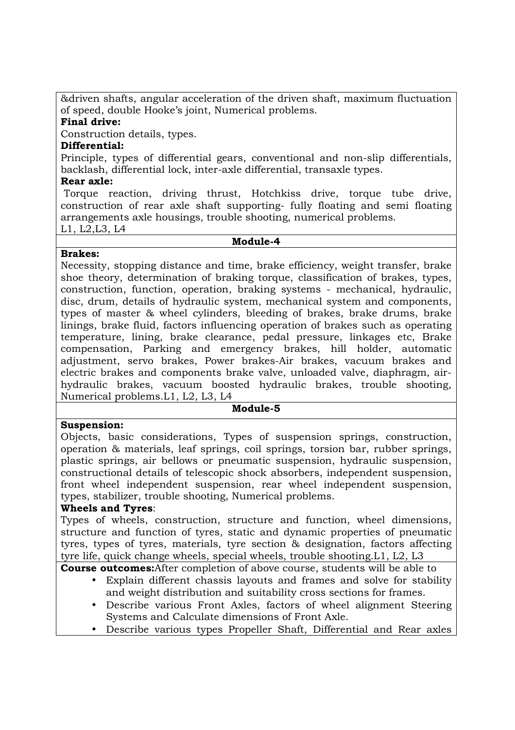&driven shafts, angular acceleration of the driven shaft, maximum fluctuation of speed, double Hooke's joint, Numerical problems.

**Final drive:**

Construction details, types.

**Differential:**

Principle, types of differential gears, conventional and non-slip differentials, backlash, differential lock, inter-axle differential, transaxle types.

**Rear axle:**

Torque reaction, driving thrust, Hotchkiss drive, torque tube drive, construction of rear axle shaft supporting- fully floating and semi floating arrangements axle housings, trouble shooting, numerical problems.

L1, L2,L3, L4

## Module-4

**Brakes:**

Necessity, stopping distance and time, brake efficiency, weight transfer, brake shoe theory, determination of braking torque, classification of brakes, types, construction, function, operation, braking systems - mechanical, hydraulic, disc, drum, details of hydraulic system, mechanical system and components, types of master & wheel cylinders, bleeding of brakes, brake drums, brake linings, brake fluid, factors influencing operation of brakes such as operating temperature, lining, brake clearance, pedal pressure, linkages etc, Brake compensation, Parking and emergency brakes, hill holder, automatic adjustment, servo brakes, Power brakes-Air brakes, vacuum brakes and electric brakes and components brake valve, unloaded valve, diaphragm, air-hydraulic brakes, vacuum boosted hydraulic brakes, trouble shooting, Numerical problems.L1, L2, L3, L4

## Module-5

**Suspension:**

Objects, basic considerations, Types of suspension springs, construction, operation & materials, leaf springs, coil springs, torsion bar, rubber springs, plastic springs, air bellows or pneumatic suspension, hydraulic suspension, constructional details of telescopic shock absorbers, independent suspension, front wheel independent suspension, rear wheel independent suspension, types, stabilizer, trouble shooting, Numerical problems.

**Wheels and Tyres**:

Types of wheels, construction, structure and function, wheel dimensions, structure and function of tyres, static and dynamic properties of pneumatic tyres, types of tyres, materials, tyre section & designation, factors affecting tyre life, quick change wheels, special wheels, trouble shooting.L1, L2, L3

**Course outcomes:**After completion of above course, students will be able to

- Explain different chassis layouts and frames and solve for stability and weight distribution and suitability cross sections for frames.
- Describe various Front Axles, factors of wheel alignment Steering Systems and Calculate dimensions of Front Axle.
- Describe various types Propeller Shaft, Differential and Rear axles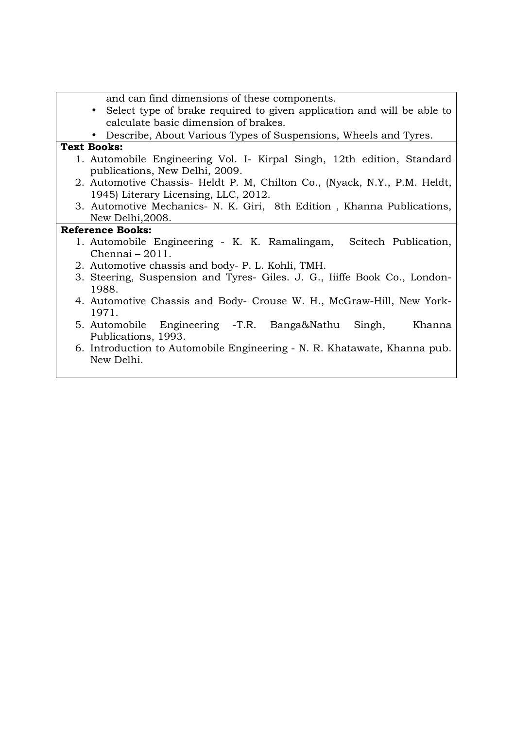and can find dimensions of these components.

- Select type of brake required to given application and will be able to calculate basic dimension of brakes.
- Describe, About Various Types of Suspensions, Wheels and Tyres.

**Text Books:**

1. Automobile Engineering Vol. I- Kirpal Singh, 12th edition, Standard publications, New Delhi, 2009.
2. Automotive Chassis- Heldt P. M, Chilton Co., (Nyack, N.Y., P.M. Heldt, 1945) Literary Licensing, LLC, 2012.
3. Automotive Mechanics- N. K. Giri, 8th Edition , Khanna Publications, New Delhi,2008.

**Reference Books:**

1. Automobile Engineering - K. K. Ramalingam, Scitech Publication, Chennai – 2011.
2. Automotive chassis and body- P. L. Kohli, TMH.
3. Steering, Suspension and Tyres- Giles. J. G., Iiiffe Book Co., London-1988.
4. Automotive Chassis and Body- Crouse W. H., McGraw-Hill, New York-1971.
5. Automobile Engineering -T.R. Banga&Nathu Singh, Khanna Publications, 1993.
6. Introduction to Automobile Engineering - N. R. Khatawate, Khanna pub. New Delhi.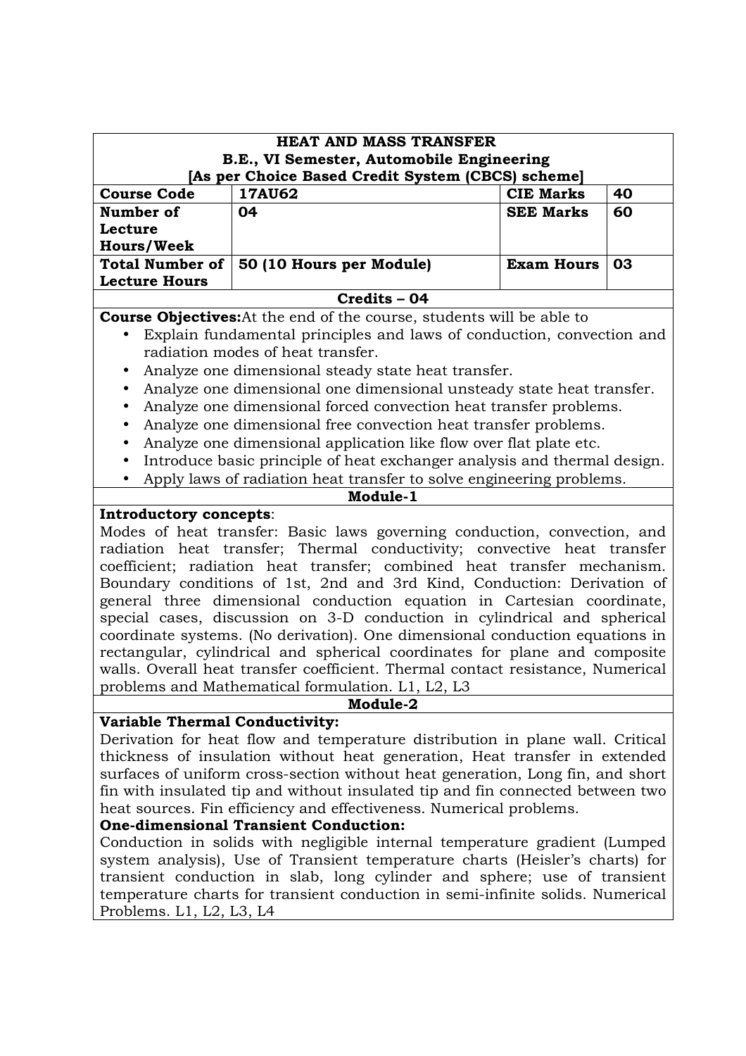| HEAT AND MASS TRANSFER<br>B.E., VI Semester, Automobile Engineering<br>[As per Choice Based Credit System (CBCS) scheme] | | | |
|---|---|---|---|
| **Course Code** | **17AU62** | **CIE Marks** | **40** |
| **Number of Lecture Hours/Week** | **04** | **SEE Marks** | **60** |
| **Total Number of Lecture Hours** | **50 (10 Hours per Module)** | **Exam Hours** | **03** |
| **Credits – 04** | | | |

**Course Objectives:** At the end of the course, students will be able to

- Explain fundamental principles and laws of conduction, convection and radiation modes of heat transfer.
- Analyze one dimensional steady state heat transfer.
- Analyze one dimensional one dimensional unsteady state heat transfer.
- Analyze one dimensional forced convection heat transfer problems.
- Analyze one dimensional free convection heat transfer problems.
- Analyze one dimensional application like flow over flat plate etc.
- Introduce basic principle of heat exchanger analysis and thermal design.
- Apply laws of radiation heat transfer to solve engineering problems.

## Module-1

**Introductory concepts**:

Modes of heat transfer: Basic laws governing conduction, convection, and radiation heat transfer; Thermal conductivity; convective heat transfer coefficient; radiation heat transfer; combined heat transfer mechanism. Boundary conditions of 1st, 2nd and 3rd Kind, Conduction: Derivation of general three dimensional conduction equation in Cartesian coordinate, special cases, discussion on 3-D conduction in cylindrical and spherical coordinate systems. (No derivation). One dimensional conduction equations in rectangular, cylindrical and spherical coordinates for plane and composite walls. Overall heat transfer coefficient. Thermal contact resistance, Numerical problems and Mathematical formulation. L1, L2, L3

## Module-2

**Variable Thermal Conductivity:**

Derivation for heat flow and temperature distribution in plane wall. Critical thickness of insulation without heat generation, Heat transfer in extended surfaces of uniform cross-section without heat generation, Long fin, and short fin with insulated tip and without insulated tip and fin connected between two heat sources. Fin efficiency and effectiveness. Numerical problems.

**One-dimensional Transient Conduction:**

Conduction in solids with negligible internal temperature gradient (Lumped system analysis), Use of Transient temperature charts (Heisler's charts) for transient conduction in slab, long cylinder and sphere; use of transient temperature charts for transient conduction in semi-infinite solids. Numerical Problems. L1, L2, L3, L4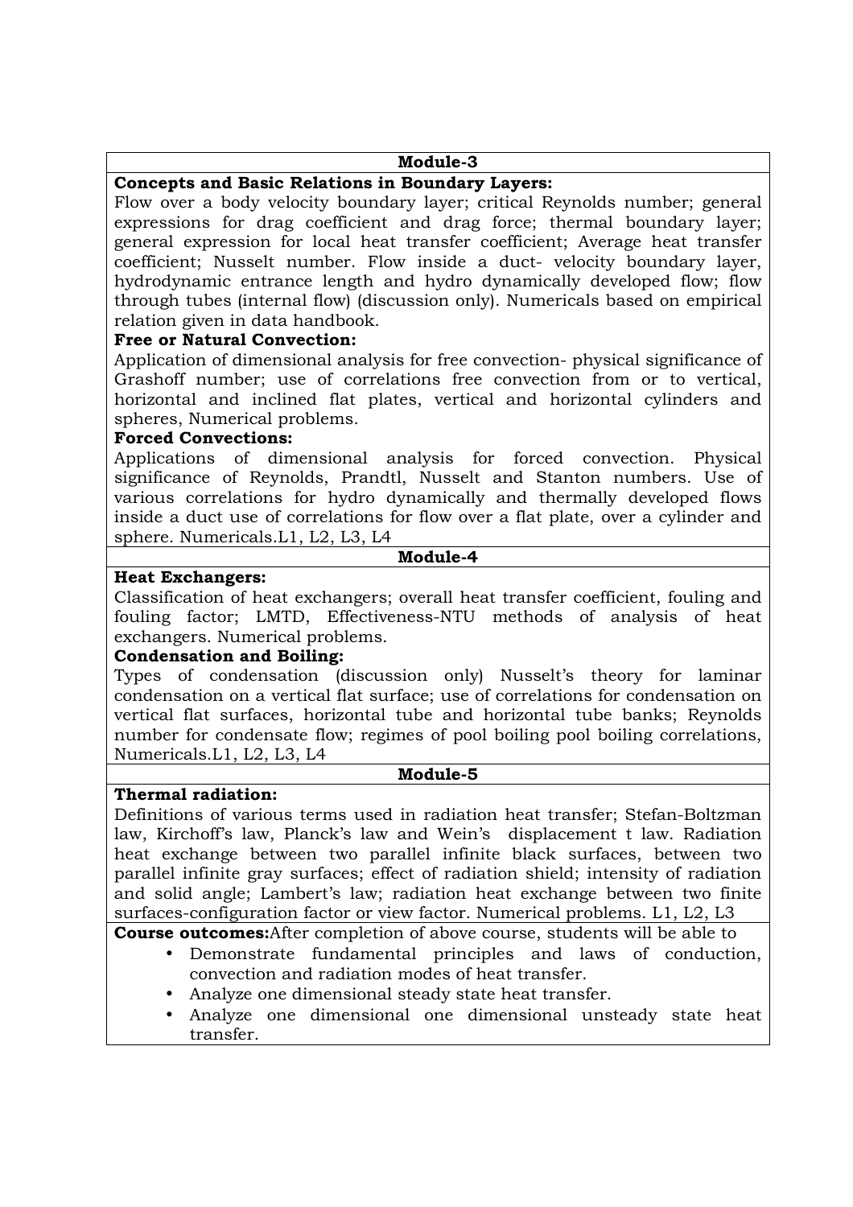**Module-3**

**Concepts and Basic Relations in Boundary Layers:**
Flow over a body velocity boundary layer; critical Reynolds number; general expressions for drag coefficient and drag force; thermal boundary layer; general expression for local heat transfer coefficient; Average heat transfer coefficient; Nusselt number. Flow inside a duct- velocity boundary layer, hydrodynamic entrance length and hydro dynamically developed flow; flow through tubes (internal flow) (discussion only). Numericals based on empirical relation given in data handbook.

**Free or Natural Convection:**
Application of dimensional analysis for free convection- physical significance of Grashoff number; use of correlations free convection from or to vertical, horizontal and inclined flat plates, vertical and horizontal cylinders and spheres, Numerical problems.

**Forced Convections:**
Applications of dimensional analysis for forced convection. Physical significance of Reynolds, Prandtl, Nusselt and Stanton numbers. Use of various correlations for hydro dynamically and thermally developed flows inside a duct use of correlations for flow over a flat plate, over a cylinder and sphere. Numericals.L1, L2, L3, L4

**Module-4**

**Heat Exchangers:**
Classification of heat exchangers; overall heat transfer coefficient, fouling and fouling factor; LMTD, Effectiveness-NTU methods of analysis of heat exchangers. Numerical problems.

**Condensation and Boiling:**
Types of condensation (discussion only) Nusselt's theory for laminar condensation on a vertical flat surface; use of correlations for condensation on vertical flat surfaces, horizontal tube and horizontal tube banks; Reynolds number for condensate flow; regimes of pool boiling pool boiling correlations, Numericals.L1, L2, L3, L4

**Module-5**

**Thermal radiation:**
Definitions of various terms used in radiation heat transfer; Stefan-Boltzman law, Kirchoff's law, Planck's law and Wein's displacement t law. Radiation heat exchange between two parallel infinite black surfaces, between two parallel infinite gray surfaces; effect of radiation shield; intensity of radiation and solid angle; Lambert's law; radiation heat exchange between two finite surfaces-configuration factor or view factor. Numerical problems. L1, L2, L3

**Course outcomes:**After completion of above course, students will be able to

- Demonstrate fundamental principles and laws of conduction, convection and radiation modes of heat transfer.
- Analyze one dimensional steady state heat transfer.
- Analyze one dimensional one dimensional unsteady state heat transfer.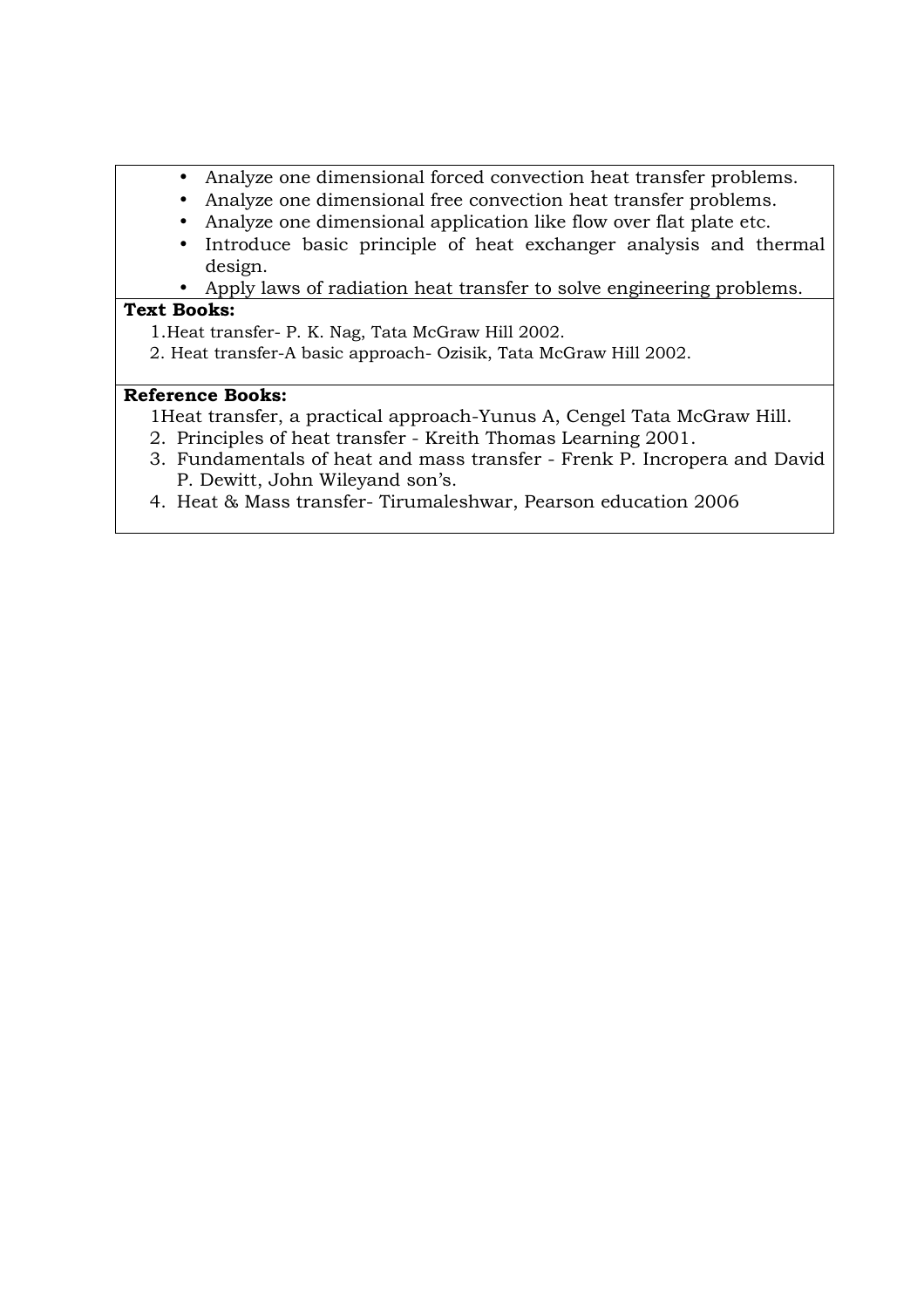- Analyze one dimensional forced convection heat transfer problems.
- Analyze one dimensional free convection heat transfer problems.
- Analyze one dimensional application like flow over flat plate etc.
- Introduce basic principle of heat exchanger analysis and thermal design.
- Apply laws of radiation heat transfer to solve engineering problems.

**Text Books:**

1. Heat transfer- P. K. Nag, Tata McGraw Hill 2002.
2. Heat transfer-A basic approach- Ozisik, Tata McGraw Hill 2002.

**Reference Books:**

1Heat transfer, a practical approach-Yunus A, Cengel Tata McGraw Hill.
2. Principles of heat transfer - Kreith Thomas Learning 2001.
3. Fundamentals of heat and mass transfer - Frenk P. Incropera and David P. Dewitt, John Wileyand son's.
4. Heat & Mass transfer- Tirumaleshwar, Pearson education 2006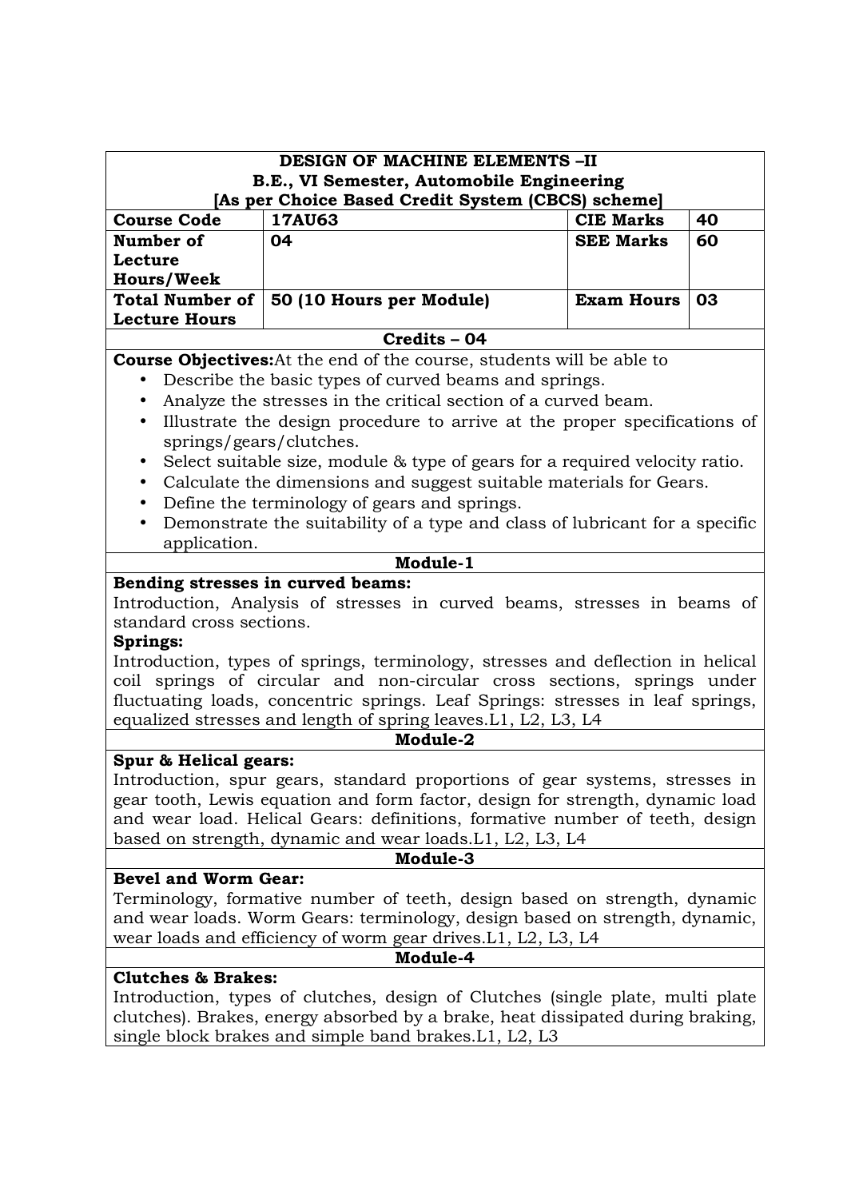| DESIGN OF MACHINE ELEMENTS –II<br>B.E., VI Semester, Automobile Engineering<br>[As per Choice Based Credit System (CBCS) scheme] | | | |
|---|---|---|---|
| **Course Code** | **17AU63** | **CIE Marks** | **40** |
| **Number of Lecture Hours/Week** | **04** | **SEE Marks** | **60** |
| **Total Number of Lecture Hours** | **50 (10 Hours per Module)** | **Exam Hours** | **03** |
| **Credits – 04** | | | |

**Course Objectives:** At the end of the course, students will be able to

- Describe the basic types of curved beams and springs.
- Analyze the stresses in the critical section of a curved beam.
- Illustrate the design procedure to arrive at the proper specifications of springs/gears/clutches.
- Select suitable size, module & type of gears for a required velocity ratio.
- Calculate the dimensions and suggest suitable materials for Gears.
- Define the terminology of gears and springs.
- Demonstrate the suitability of a type and class of lubricant for a specific application.

## Module-1

**Bending stresses in curved beams:**
Introduction, Analysis of stresses in curved beams, stresses in beams of standard cross sections.

**Springs:**
Introduction, types of springs, terminology, stresses and deflection in helical coil springs of circular and non-circular cross sections, springs under fluctuating loads, concentric springs. Leaf Springs: stresses in leaf springs, equalized stresses and length of spring leaves. L1, L2, L3, L4

## Module-2

**Spur & Helical gears:**
Introduction, spur gears, standard proportions of gear systems, stresses in gear tooth, Lewis equation and form factor, design for strength, dynamic load and wear load. Helical Gears: definitions, formative number of teeth, design based on strength, dynamic and wear loads. L1, L2, L3, L4

## Module-3

**Bevel and Worm Gear:**
Terminology, formative number of teeth, design based on strength, dynamic and wear loads. Worm Gears: terminology, design based on strength, dynamic, wear loads and efficiency of worm gear drives. L1, L2, L3, L4

## Module-4

**Clutches & Brakes:**
Introduction, types of clutches, design of Clutches (single plate, multi plate clutches). Brakes, energy absorbed by a brake, heat dissipated during braking, single block brakes and simple band brakes. L1, L2, L3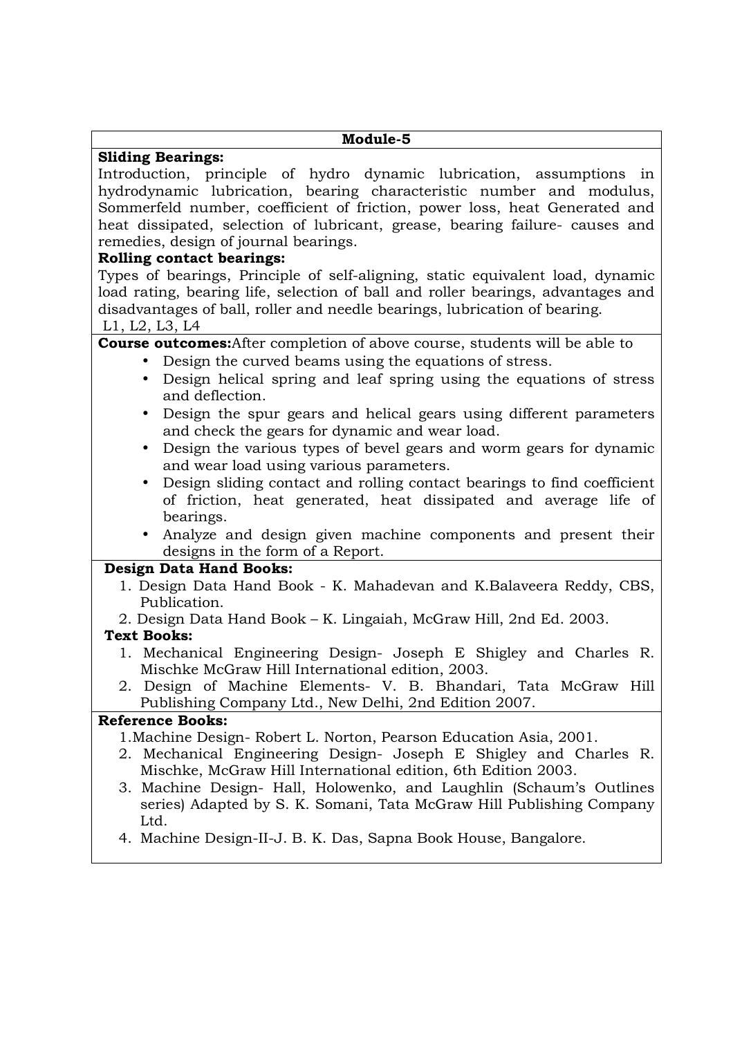## Module-5

**Sliding Bearings:**

Introduction, principle of hydro dynamic lubrication, assumptions in hydrodynamic lubrication, bearing characteristic number and modulus, Sommerfeld number, coefficient of friction, power loss, heat Generated and heat dissipated, selection of lubricant, grease, bearing failure- causes and remedies, design of journal bearings.

**Rolling contact bearings:**

Types of bearings, Principle of self-aligning, static equivalent load, dynamic load rating, bearing life, selection of ball and roller bearings, advantages and disadvantages of ball, roller and needle bearings, lubrication of bearing.

L1, L2, L3, L4

**Course outcomes:**After completion of above course, students will be able to

- Design the curved beams using the equations of stress.
- Design helical spring and leaf spring using the equations of stress and deflection.
- Design the spur gears and helical gears using different parameters and check the gears for dynamic and wear load.
- Design the various types of bevel gears and worm gears for dynamic and wear load using various parameters.
- Design sliding contact and rolling contact bearings to find coefficient of friction, heat generated, heat dissipated and average life of bearings.
- Analyze and design given machine components and present their designs in the form of a Report.

**Design Data Hand Books:**

1. Design Data Hand Book - K. Mahadevan and K.Balaveera Reddy, CBS, Publication.
2. Design Data Hand Book – K. Lingaiah, McGraw Hill, 2nd Ed. 2003.

**Text Books:**

1. Mechanical Engineering Design- Joseph E Shigley and Charles R. Mischke McGraw Hill International edition, 2003.
2. Design of Machine Elements- V. B. Bhandari, Tata McGraw Hill Publishing Company Ltd., New Delhi, 2nd Edition 2007.

**Reference Books:**

1. Machine Design- Robert L. Norton, Pearson Education Asia, 2001.
2. Mechanical Engineering Design- Joseph E Shigley and Charles R. Mischke, McGraw Hill International edition, 6th Edition 2003.
3. Machine Design- Hall, Holowenko, and Laughlin (Schaum's Outlines series) Adapted by S. K. Somani, Tata McGraw Hill Publishing Company Ltd.
4. Machine Design-II-J. B. K. Das, Sapna Book House, Bangalore.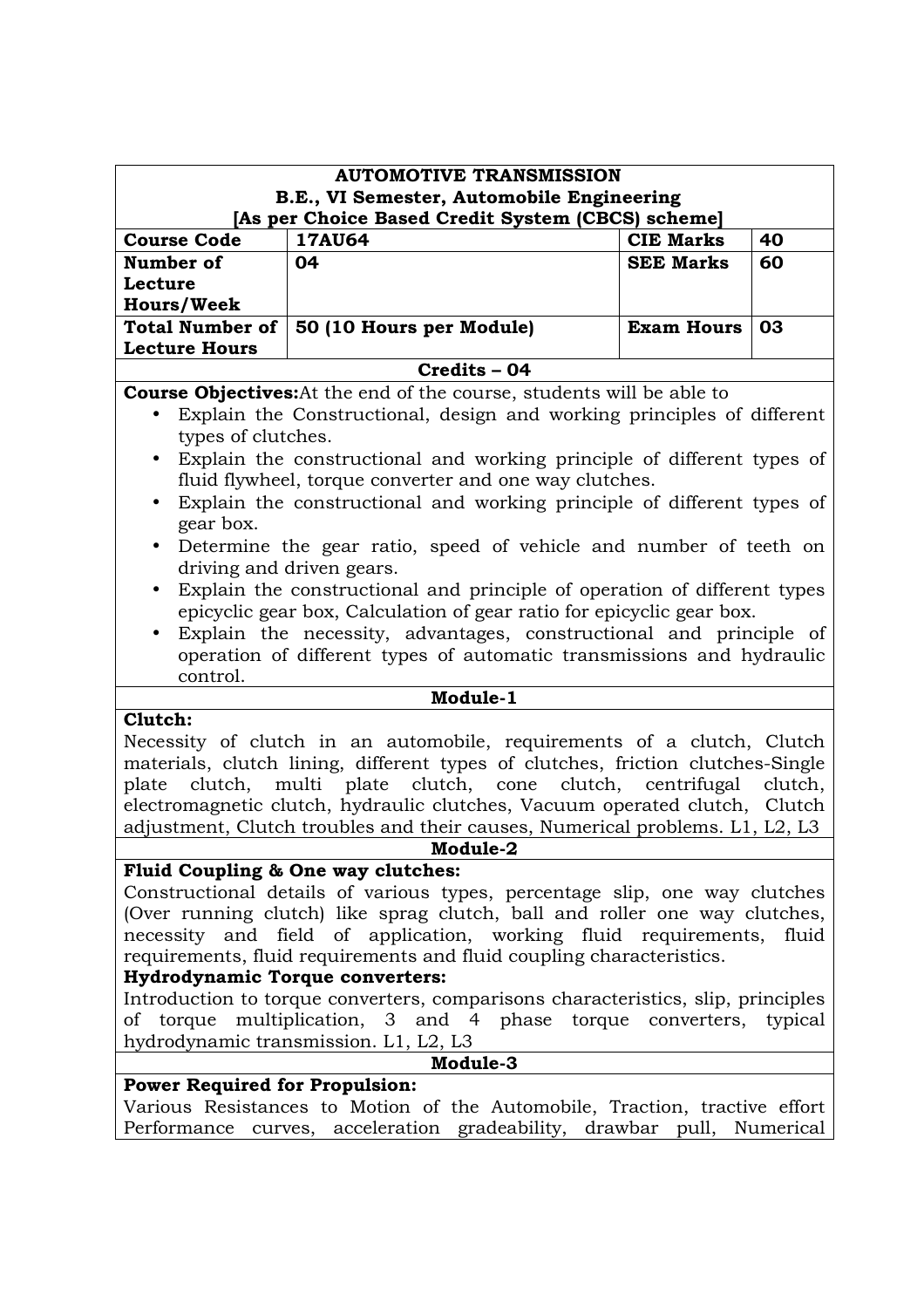# AUTOMOTIVE TRANSMISSION

**B.E., VI Semester, Automobile Engineering**

**[As per Choice Based Credit System (CBCS) scheme]**

| Course Code | 17AU64 | CIE Marks | 40 |
|---|---|---|---|
| Number of Lecture Hours/Week | 04 | SEE Marks | 60 |
| Total Number of Lecture Hours | 50 (10 Hours per Module) | Exam Hours | 03 |

**Credits – 04**

**Course Objectives:** At the end of the course, students will be able to

- Explain the Constructional, design and working principles of different types of clutches.
- Explain the constructional and working principle of different types of fluid flywheel, torque converter and one way clutches.
- Explain the constructional and working principle of different types of gear box.
- Determine the gear ratio, speed of vehicle and number of teeth on driving and driven gears.
- Explain the constructional and principle of operation of different types epicyclic gear box, Calculation of gear ratio for epicyclic gear box.
- Explain the necessity, advantages, constructional and principle of operation of different types of automatic transmissions and hydraulic control.

## Module-1

**Clutch:**

Necessity of clutch in an automobile, requirements of a clutch, Clutch materials, clutch lining, different types of clutches, friction clutches-Single plate clutch, multi plate clutch, cone clutch, centrifugal clutch, electromagnetic clutch, hydraulic clutches, Vacuum operated clutch, Clutch adjustment, Clutch troubles and their causes, Numerical problems. L1, L2, L3

## Module-2

**Fluid Coupling & One way clutches:**

Constructional details of various types, percentage slip, one way clutches (Over running clutch) like sprag clutch, ball and roller one way clutches, necessity and field of application, working fluid requirements, fluid requirements, fluid requirements and fluid coupling characteristics.

**Hydrodynamic Torque converters:**

Introduction to torque converters, comparisons characteristics, slip, principles of torque multiplication, 3 and 4 phase torque converters, typical hydrodynamic transmission. L1, L2, L3

## Module-3

**Power Required for Propulsion:**

Various Resistances to Motion of the Automobile, Traction, tractive effort Performance curves, acceleration gradeability, drawbar pull, Numerical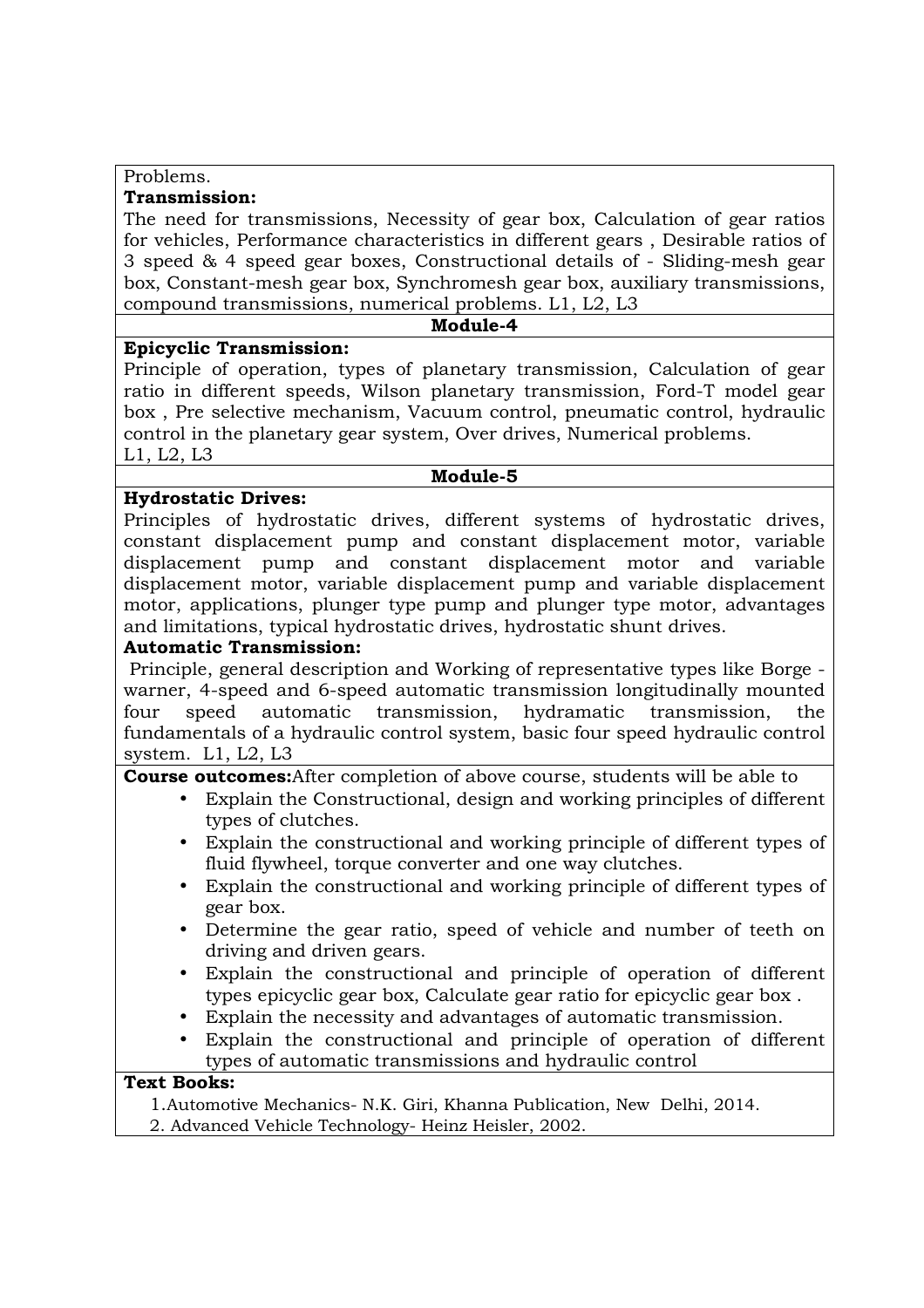Problems.

**Transmission:**

The need for transmissions, Necessity of gear box, Calculation of gear ratios for vehicles, Performance characteristics in different gears , Desirable ratios of 3 speed & 4 speed gear boxes, Constructional details of - Sliding-mesh gear box, Constant-mesh gear box, Synchromesh gear box, auxiliary transmissions, compound transmissions, numerical problems. L1, L2, L3

**Module-4**

**Epicyclic Transmission:**

Principle of operation, types of planetary transmission, Calculation of gear ratio in different speeds, Wilson planetary transmission, Ford-T model gear box , Pre selective mechanism, Vacuum control, pneumatic control, hydraulic control in the planetary gear system, Over drives, Numerical problems.
L1, L2, L3

**Module-5**

**Hydrostatic Drives:**

Principles of hydrostatic drives, different systems of hydrostatic drives, constant displacement pump and constant displacement motor, variable displacement pump and constant displacement motor and variable displacement motor, variable displacement pump and variable displacement motor, applications, plunger type pump and plunger type motor, advantages and limitations, typical hydrostatic drives, hydrostatic shunt drives.

**Automatic Transmission:**

Principle, general description and Working of representative types like Borge - warner, 4-speed and 6-speed automatic transmission longitudinally mounted four speed automatic transmission, hydramatic transmission, the fundamentals of a hydraulic control system, basic four speed hydraulic control system. L1, L2, L3

**Course outcomes:** After completion of above course, students will be able to

- Explain the Constructional, design and working principles of different types of clutches.
- Explain the constructional and working principle of different types of fluid flywheel, torque converter and one way clutches.
- Explain the constructional and working principle of different types of gear box.
- Determine the gear ratio, speed of vehicle and number of teeth on driving and driven gears.
- Explain the constructional and principle of operation of different types epicyclic gear box, Calculate gear ratio for epicyclic gear box .
- Explain the necessity and advantages of automatic transmission.
- Explain the constructional and principle of operation of different types of automatic transmissions and hydraulic control

**Text Books:**

1. Automotive Mechanics- N.K. Giri, Khanna Publication, New Delhi, 2014.
2. Advanced Vehicle Technology- Heinz Heisler, 2002.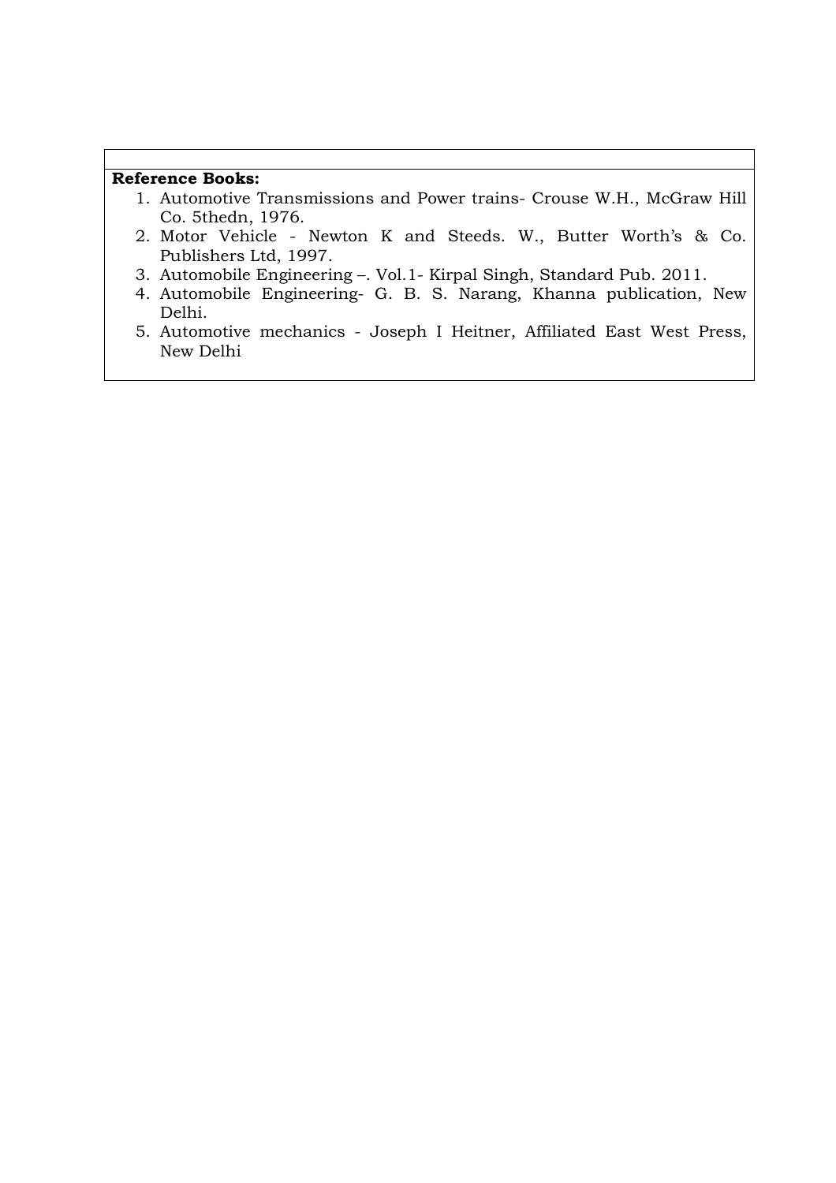**Reference Books:**

1. Automotive Transmissions and Power trains- Crouse W.H., McGraw Hill Co. 5thedn, 1976.
2. Motor Vehicle - Newton K and Steeds. W., Butter Worth's & Co. Publishers Ltd, 1997.
3. Automobile Engineering –. Vol.1- Kirpal Singh, Standard Pub. 2011.
4. Automobile Engineering- G. B. S. Narang, Khanna publication, New Delhi.
5. Automotive mechanics - Joseph I Heitner, Affiliated East West Press, New Delhi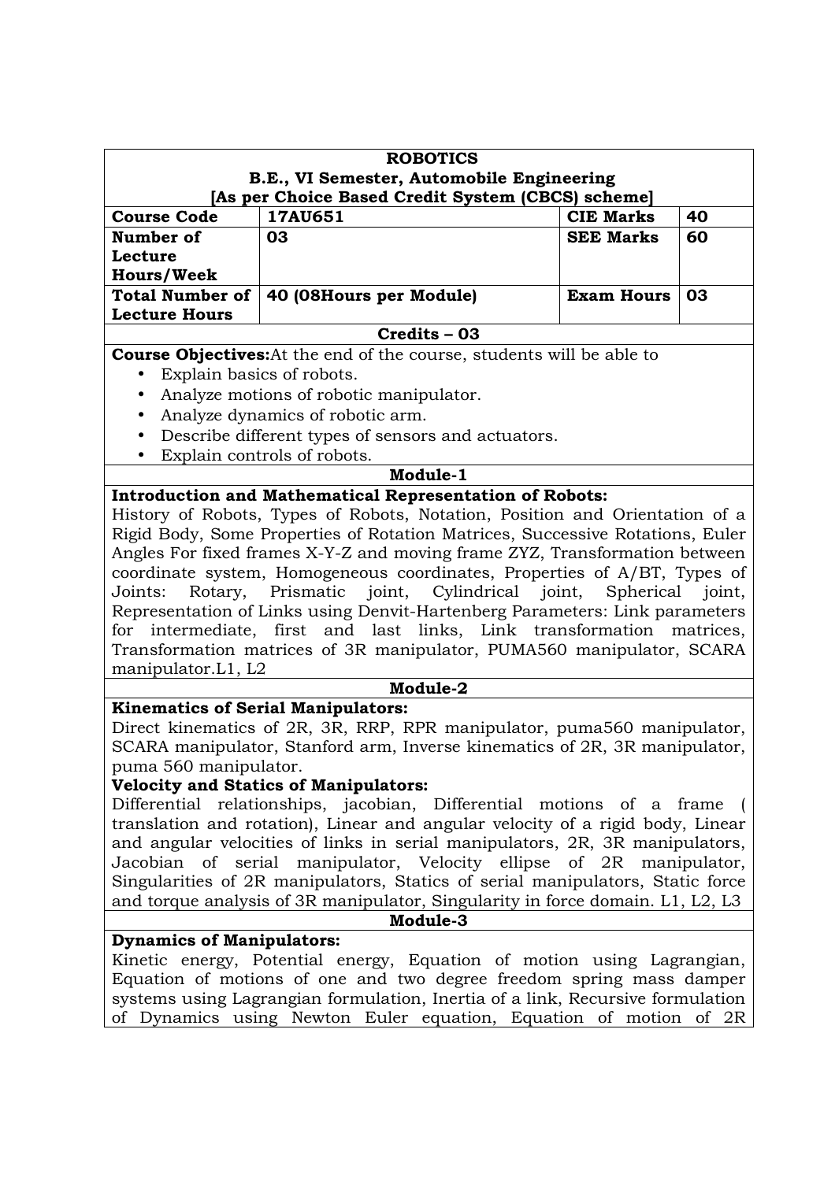| ROBOTICS<br>B.E., VI Semester, Automobile Engineering<br>[As per Choice Based Credit System (CBCS) scheme] | | | |
|---|---|---|---|
| **Course Code** | **17AU651** | **CIE Marks** | **40** |
| **Number of Lecture Hours/Week** | **03** | **SEE Marks** | **60** |
| **Total Number of Lecture Hours** | **40 (08Hours per Module)** | **Exam Hours** | **03** |
| **Credits – 03** | | | |

**Course Objectives:**At the end of the course, students will be able to

- Explain basics of robots.
- Analyze motions of robotic manipulator.
- Analyze dynamics of robotic arm.
- Describe different types of sensors and actuators.
- Explain controls of robots.

**Module-1**

**Introduction and Mathematical Representation of Robots:**

History of Robots, Types of Robots, Notation, Position and Orientation of a Rigid Body, Some Properties of Rotation Matrices, Successive Rotations, Euler Angles For fixed frames X-Y-Z and moving frame ZYZ, Transformation between coordinate system, Homogeneous coordinates, Properties of A/BT, Types of Joints: Rotary, Prismatic joint, Cylindrical joint, Spherical joint, Representation of Links using Denvit-Hartenberg Parameters: Link parameters for intermediate, first and last links, Link transformation matrices, Transformation matrices of 3R manipulator, PUMA560 manipulator, SCARA manipulator.L1, L2

**Module-2**

**Kinematics of Serial Manipulators:**

Direct kinematics of 2R, 3R, RRP, RPR manipulator, puma560 manipulator, SCARA manipulator, Stanford arm, Inverse kinematics of 2R, 3R manipulator, puma 560 manipulator.

**Velocity and Statics of Manipulators:**

Differential relationships, jacobian, Differential motions of a frame ( translation and rotation), Linear and angular velocity of a rigid body, Linear and angular velocities of links in serial manipulators, 2R, 3R manipulators, Jacobian of serial manipulator, Velocity ellipse of 2R manipulator, Singularities of 2R manipulators, Statics of serial manipulators, Static force and torque analysis of 3R manipulator, Singularity in force domain. L1, L2, L3

**Module-3**

**Dynamics of Manipulators:**

Kinetic energy, Potential energy, Equation of motion using Lagrangian, Equation of motions of one and two degree freedom spring mass damper systems using Lagrangian formulation, Inertia of a link, Recursive formulation of Dynamics using Newton Euler equation, Equation of motion of 2R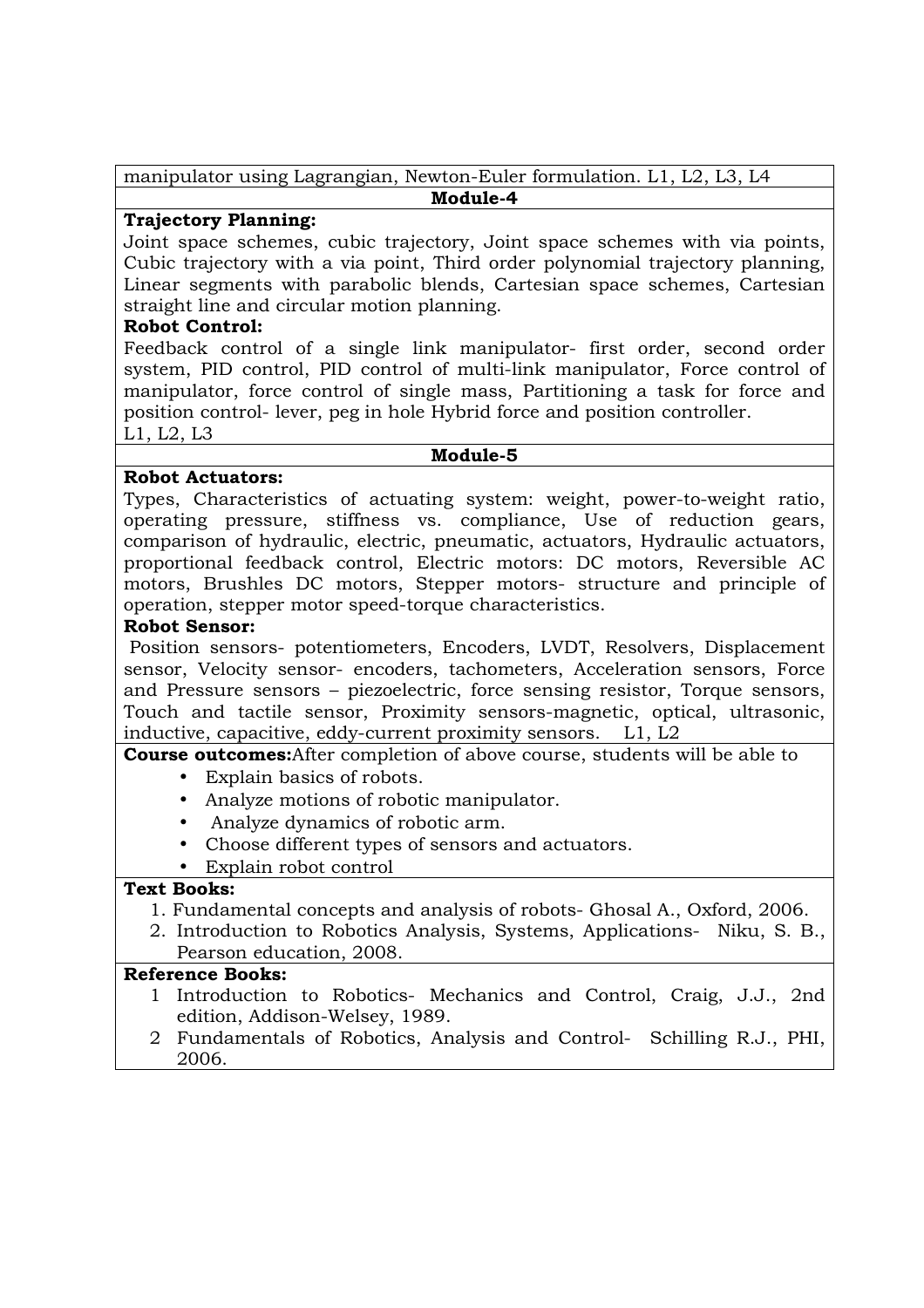manipulator using Lagrangian, Newton-Euler formulation. L1, L2, L3, L4

**Module-4**

**Trajectory Planning:**

Joint space schemes, cubic trajectory, Joint space schemes with via points, Cubic trajectory with a via point, Third order polynomial trajectory planning, Linear segments with parabolic blends, Cartesian space schemes, Cartesian straight line and circular motion planning.

**Robot Control:**

Feedback control of a single link manipulator- first order, second order system, PID control, PID control of multi-link manipulator, Force control of manipulator, force control of single mass, Partitioning a task for force and position control- lever, peg in hole Hybrid force and position controller.
L1, L2, L3

**Module-5**

**Robot Actuators:**

Types, Characteristics of actuating system: weight, power-to-weight ratio, operating pressure, stiffness vs. compliance, Use of reduction gears, comparison of hydraulic, electric, pneumatic, actuators, Hydraulic actuators, proportional feedback control, Electric motors: DC motors, Reversible AC motors, Brushles DC motors, Stepper motors- structure and principle of operation, stepper motor speed-torque characteristics.

**Robot Sensor:**

Position sensors- potentiometers, Encoders, LVDT, Resolvers, Displacement sensor, Velocity sensor- encoders, tachometers, Acceleration sensors, Force and Pressure sensors – piezoelectric, force sensing resistor, Torque sensors, Touch and tactile sensor, Proximity sensors-magnetic, optical, ultrasonic, inductive, capacitive, eddy-current proximity sensors. L1, L2

**Course outcomes:** After completion of above course, students will be able to

- Explain basics of robots.
- Analyze motions of robotic manipulator.
- Analyze dynamics of robotic arm.
- Choose different types of sensors and actuators.
- Explain robot control

**Text Books:**

1. Fundamental concepts and analysis of robots- Ghosal A., Oxford, 2006.
2. Introduction to Robotics Analysis, Systems, Applications- Niku, S. B., Pearson education, 2008.

**Reference Books:**

1. Introduction to Robotics- Mechanics and Control, Craig, J.J., 2nd edition, Addison-Welsey, 1989.
2. Fundamentals of Robotics, Analysis and Control- Schilling R.J., PHI, 2006.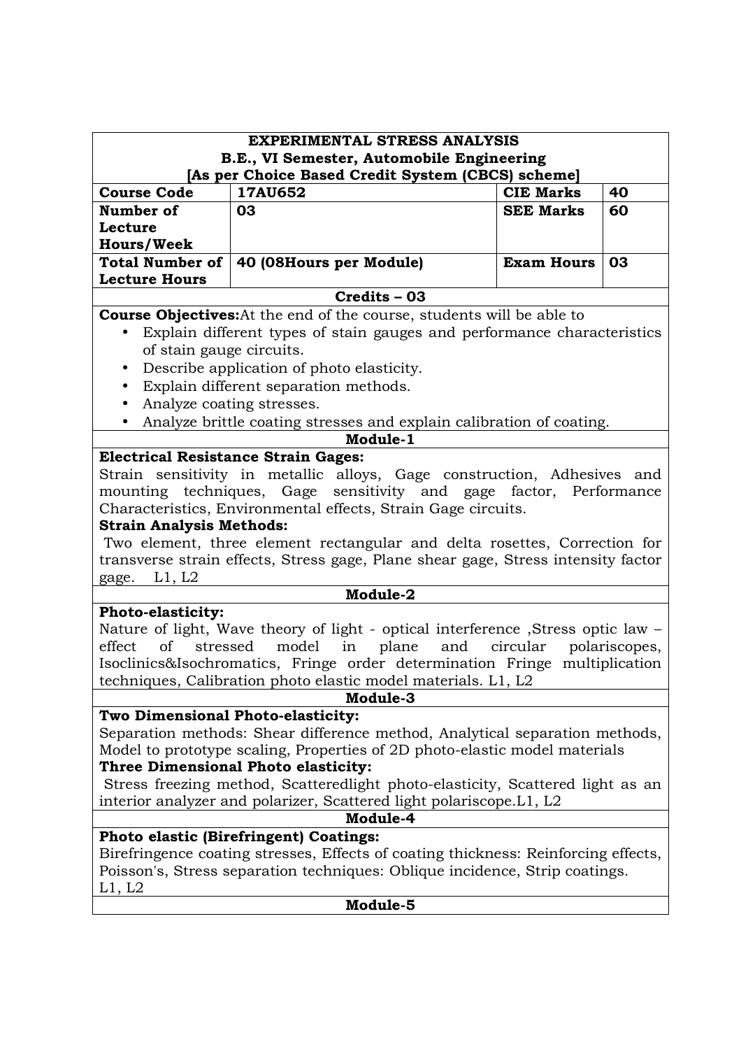| EXPERIMENTAL STRESS ANALYSIS<br>B.E., VI Semester, Automobile Engineering<br>[As per Choice Based Credit System (CBCS) scheme] | | | |
|---|---|---|---|
| **Course Code** | **17AU652** | **CIE Marks** | **40** |
| **Number of Lecture Hours/Week** | **03** | **SEE Marks** | **60** |
| **Total Number of Lecture Hours** | **40 (08Hours per Module)** | **Exam Hours** | **03** |
| **Credits – 03** | | | |

**Course Objectives:**At the end of the course, students will be able to

- Explain different types of stain gauges and performance characteristics of stain gauge circuits.
- Describe application of photo elasticity.
- Explain different separation methods.
- Analyze coating stresses.
- Analyze brittle coating stresses and explain calibration of coating.

**Module-1**

**Electrical Resistance Strain Gages:**

Strain sensitivity in metallic alloys, Gage construction, Adhesives and mounting techniques, Gage sensitivity and gage factor, Performance Characteristics, Environmental effects, Strain Gage circuits.

**Strain Analysis Methods:**

Two element, three element rectangular and delta rosettes, Correction for transverse strain effects, Stress gage, Plane shear gage, Stress intensity factor gage. L1, L2

**Module-2**

**Photo-elasticity:**

Nature of light, Wave theory of light - optical interference ,Stress optic law – effect of stressed model in plane and circular polariscopes, Isoclinics&Isochromatics, Fringe order determination Fringe multiplication techniques, Calibration photo elastic model materials. L1, L2

**Module-3**

**Two Dimensional Photo-elasticity:**

Separation methods: Shear difference method, Analytical separation methods, Model to prototype scaling, Properties of 2D photo-elastic model materials

**Three Dimensional Photo elasticity:**

Stress freezing method, Scatteredlight photo-elasticity, Scattered light as an interior analyzer and polarizer, Scattered light polariscope.L1, L2

**Module-4**

**Photo elastic (Birefringent) Coatings:**

Birefringence coating stresses, Effects of coating thickness: Reinforcing effects, Poisson's, Stress separation techniques: Oblique incidence, Strip coatings. L1, L2

**Module-5**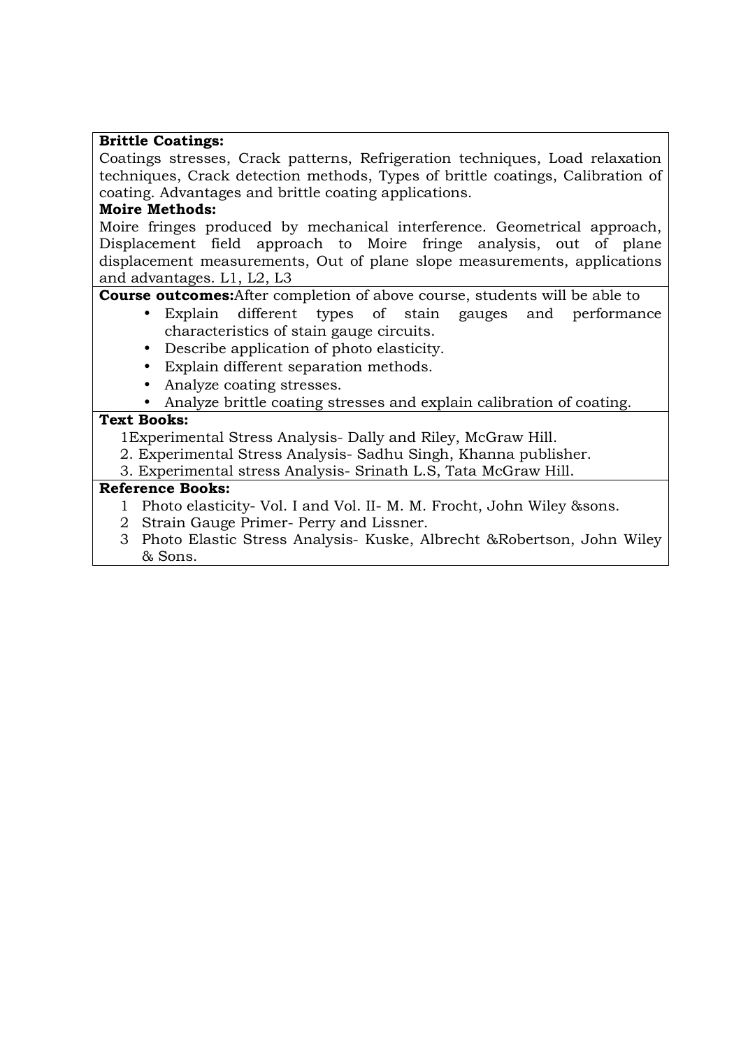**Brittle Coatings:**

Coatings stresses, Crack patterns, Refrigeration techniques, Load relaxation techniques, Crack detection methods, Types of brittle coatings, Calibration of coating. Advantages and brittle coating applications.

**Moire Methods:**

Moire fringes produced by mechanical interference. Geometrical approach, Displacement field approach to Moire fringe analysis, out of plane displacement measurements, Out of plane slope measurements, applications and advantages. L1, L2, L3

**Course outcomes:**After completion of above course, students will be able to

- Explain different types of stain gauges and performance characteristics of stain gauge circuits.
- Describe application of photo elasticity.
- Explain different separation methods.
- Analyze coating stresses.
- Analyze brittle coating stresses and explain calibration of coating.

**Text Books:**

1Experimental Stress Analysis- Dally and Riley, McGraw Hill.
2. Experimental Stress Analysis- Sadhu Singh, Khanna publisher.
3. Experimental stress Analysis- Srinath L.S, Tata McGraw Hill.

**Reference Books:**

1 Photo elasticity- Vol. I and Vol. II- M. M. Frocht, John Wiley &sons.
2 Strain Gauge Primer- Perry and Lissner.
3 Photo Elastic Stress Analysis- Kuske, Albrecht &Robertson, John Wiley & Sons.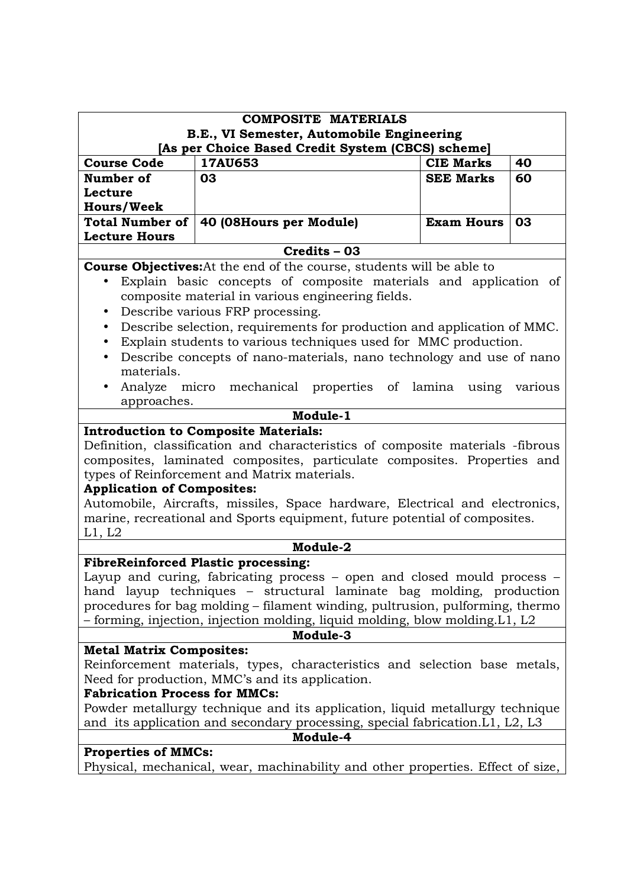| COMPOSITE MATERIALS<br>B.E., VI Semester, Automobile Engineering<br>[As per Choice Based Credit System (CBCS) scheme] | | | |
|---|---|---|---|
| **Course Code** | **17AU653** | **CIE Marks** | **40** |
| **Number of Lecture Hours/Week** | **03** | **SEE Marks** | **60** |
| **Total Number of Lecture Hours** | **40 (08Hours per Module)** | **Exam Hours** | **03** |
| **Credits – 03** | | | |

**Course Objectives:**At the end of the course, students will be able to

- Explain basic concepts of composite materials and application of composite material in various engineering fields.
- Describe various FRP processing.
- Describe selection, requirements for production and application of MMC.
- Explain students to various techniques used for MMC production.
- Describe concepts of nano-materials, nano technology and use of nano materials.
- Analyze micro mechanical properties of lamina using various approaches.

## Module-1

**Introduction to Composite Materials:**

Definition, classification and characteristics of composite materials -fibrous composites, laminated composites, particulate composites. Properties and types of Reinforcement and Matrix materials.

**Application of Composites:**

Automobile, Aircrafts, missiles, Space hardware, Electrical and electronics, marine, recreational and Sports equipment, future potential of composites.

L1, L2

## Module-2

**FibreReinforced Plastic processing:**

Layup and curing, fabricating process – open and closed mould process – hand layup techniques – structural laminate bag molding, production procedures for bag molding – filament winding, pultrusion, pulforming, thermo – forming, injection, injection molding, liquid molding, blow molding.L1, L2

## Module-3

**Metal Matrix Composites:**

Reinforcement materials, types, characteristics and selection base metals, Need for production, MMC's and its application.

**Fabrication Process for MMCs:**

Powder metallurgy technique and its application, liquid metallurgy technique and its application and secondary processing, special fabrication.L1, L2, L3

## Module-4

**Properties of MMCs:**

Physical, mechanical, wear, machinability and other properties. Effect of size,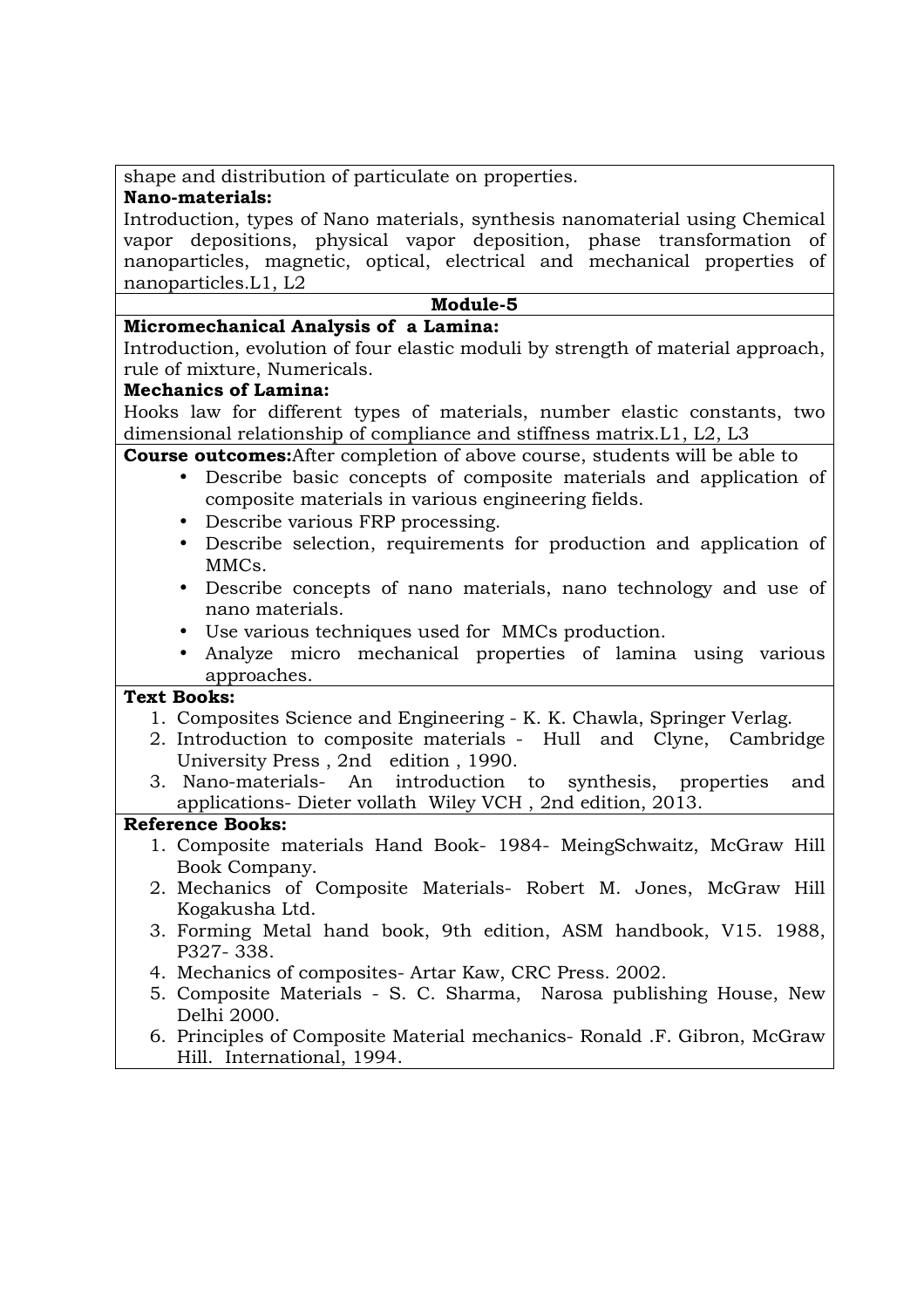shape and distribution of particulate on properties.

**Nano-materials:**

Introduction, types of Nano materials, synthesis nanomaterial using Chemical vapor depositions, physical vapor deposition, phase transformation of nanoparticles, magnetic, optical, electrical and mechanical properties of nanoparticles.L1, L2

**Module-5**

**Micromechanical Analysis of a Lamina:**

Introduction, evolution of four elastic moduli by strength of material approach, rule of mixture, Numericals.

**Mechanics of Lamina:**

Hooks law for different types of materials, number elastic constants, two dimensional relationship of compliance and stiffness matrix.L1, L2, L3

**Course outcomes:**After completion of above course, students will be able to

- Describe basic concepts of composite materials and application of composite materials in various engineering fields.
- Describe various FRP processing.
- Describe selection, requirements for production and application of MMCs.
- Describe concepts of nano materials, nano technology and use of nano materials.
- Use various techniques used for MMCs production.
- Analyze micro mechanical properties of lamina using various approaches.

**Text Books:**

1. Composites Science and Engineering - K. K. Chawla, Springer Verlag.
2. Introduction to composite materials - Hull and Clyne, Cambridge University Press , 2nd edition , 1990.
3. Nano-materials- An introduction to synthesis, properties and applications- Dieter vollath Wiley VCH , 2nd edition, 2013.

**Reference Books:**

1. Composite materials Hand Book- 1984- MeingSchwaitz, McGraw Hill Book Company.
2. Mechanics of Composite Materials- Robert M. Jones, McGraw Hill Kogakusha Ltd.
3. Forming Metal hand book, 9th edition, ASM handbook, V15. 1988, P327- 338.
4. Mechanics of composites- Artar Kaw, CRC Press. 2002.
5. Composite Materials - S. C. Sharma, Narosa publishing House, New Delhi 2000.
6. Principles of Composite Material mechanics- Ronald .F. Gibron, McGraw Hill. International, 1994.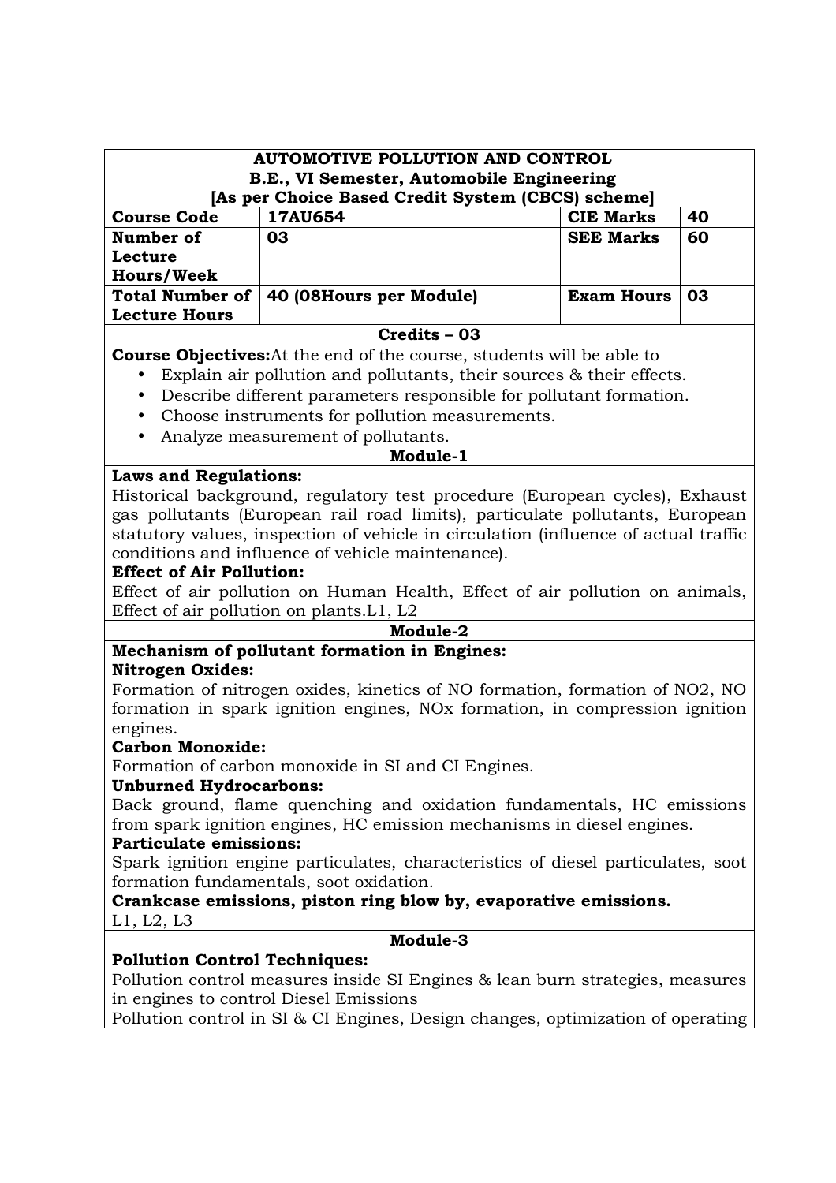# AUTOMOTIVE POLLUTION AND CONTROL

**B.E., VI Semester, Automobile Engineering**

**[As per Choice Based Credit System (CBCS) scheme]**

| Course Code | 17AU654 | CIE Marks | 40 |
|---|---|---|---|
| Number of Lecture Hours/Week | 03 | SEE Marks | 60 |
| Total Number of Lecture Hours | 40 (08Hours per Module) | Exam Hours | 03 |

**Credits – 03**

**Course Objectives:**At the end of the course, students will be able to

- Explain air pollution and pollutants, their sources & their effects.
- Describe different parameters responsible for pollutant formation.
- Choose instruments for pollution measurements.
- Analyze measurement of pollutants.

## Module-1

**Laws and Regulations:**

Historical background, regulatory test procedure (European cycles), Exhaust gas pollutants (European rail road limits), particulate pollutants, European statutory values, inspection of vehicle in circulation (influence of actual traffic conditions and influence of vehicle maintenance).

**Effect of Air Pollution:**

Effect of air pollution on Human Health, Effect of air pollution on animals, Effect of air pollution on plants.L1, L2

## Module-2

**Mechanism of pollutant formation in Engines:**

**Nitrogen Oxides:**

Formation of nitrogen oxides, kinetics of NO formation, formation of NO2, NO formation in spark ignition engines, NOx formation, in compression ignition engines.

**Carbon Monoxide:**

Formation of carbon monoxide in SI and CI Engines.

**Unburned Hydrocarbons:**

Back ground, flame quenching and oxidation fundamentals, HC emissions from spark ignition engines, HC emission mechanisms in diesel engines.

**Particulate emissions:**

Spark ignition engine particulates, characteristics of diesel particulates, soot formation fundamentals, soot oxidation.

**Crankcase emissions, piston ring blow by, evaporative emissions.**

L1, L2, L3

## Module-3

**Pollution Control Techniques:**

Pollution control measures inside SI Engines & lean burn strategies, measures in engines to control Diesel Emissions

Pollution control in SI & CI Engines, Design changes, optimization of operating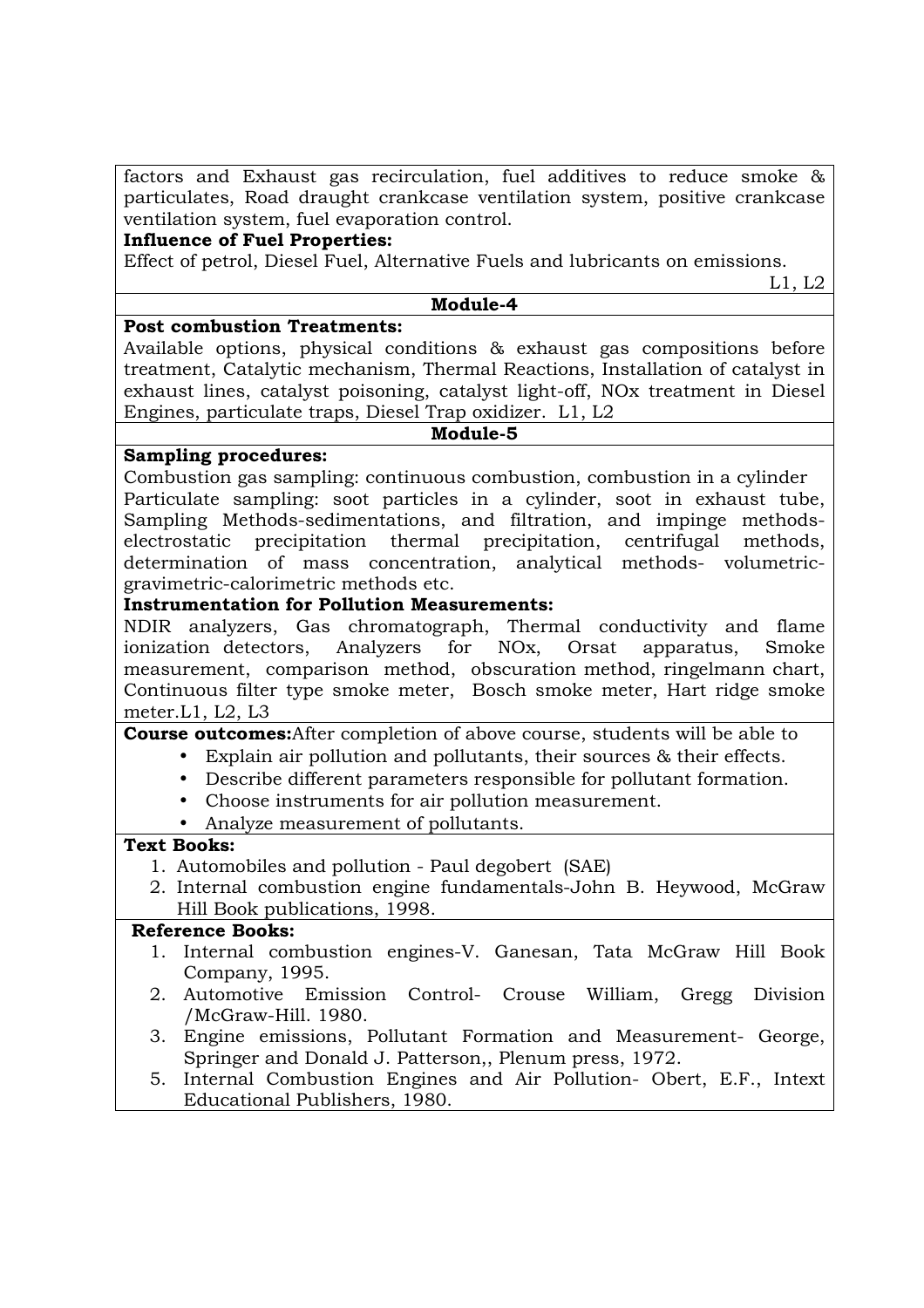factors and Exhaust gas recirculation, fuel additives to reduce smoke & particulates, Road draught crankcase ventilation system, positive crankcase ventilation system, fuel evaporation control.

**Influence of Fuel Properties:**

Effect of petrol, Diesel Fuel, Alternative Fuels and lubricants on emissions.

L1, L2

**Module-4**

**Post combustion Treatments:**

Available options, physical conditions & exhaust gas compositions before treatment, Catalytic mechanism, Thermal Reactions, Installation of catalyst in exhaust lines, catalyst poisoning, catalyst light-off, NOx treatment in Diesel Engines, particulate traps, Diesel Trap oxidizer. L1, L2

**Module-5**

**Sampling procedures:**

Combustion gas sampling: continuous combustion, combustion in a cylinder
Particulate sampling: soot particles in a cylinder, soot in exhaust tube, Sampling Methods-sedimentations, and filtration, and impinge methods-electrostatic precipitation thermal precipitation, centrifugal methods, determination of mass concentration, analytical methods- volumetric-gravimetric-calorimetric methods etc.

**Instrumentation for Pollution Measurements:**

NDIR analyzers, Gas chromatograph, Thermal conductivity and flame ionization detectors, Analyzers for NOx, Orsat apparatus, Smoke measurement, comparison method, obscuration method, ringelmann chart, Continuous filter type smoke meter, Bosch smoke meter, Hart ridge smoke meter.L1, L2, L3

**Course outcomes:**After completion of above course, students will be able to

- Explain air pollution and pollutants, their sources & their effects.
- Describe different parameters responsible for pollutant formation.
- Choose instruments for air pollution measurement.
- Analyze measurement of pollutants.

**Text Books:**

1. Automobiles and pollution - Paul degobert (SAE)
2. Internal combustion engine fundamentals-John B. Heywood, McGraw Hill Book publications, 1998.

**Reference Books:**

1. Internal combustion engines-V. Ganesan, Tata McGraw Hill Book Company, 1995.
2. Automotive Emission Control- Crouse William, Gregg Division /McGraw-Hill. 1980.
3. Engine emissions, Pollutant Formation and Measurement- George, Springer and Donald J. Patterson,, Plenum press, 1972.
5. Internal Combustion Engines and Air Pollution- Obert, E.F., Intext Educational Publishers, 1980.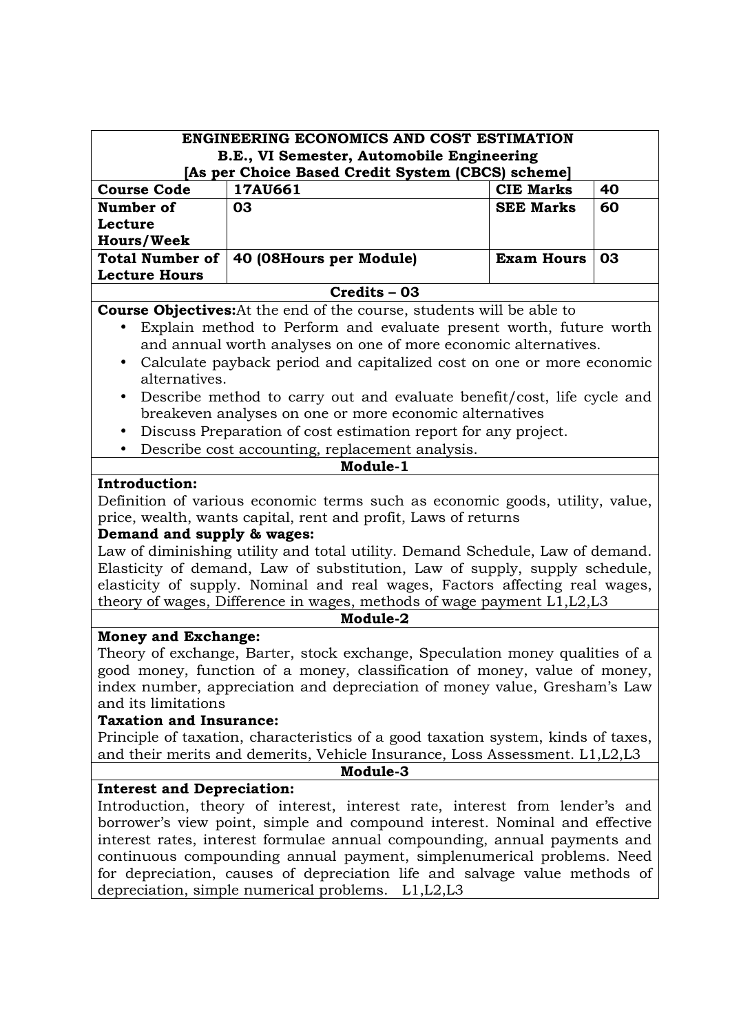| ENGINEERING ECONOMICS AND COST ESTIMATION<br>B.E., VI Semester, Automobile Engineering<br>[As per Choice Based Credit System (CBCS) scheme] | | | |
|---|---|---|---|
| **Course Code** | **17AU661** | **CIE Marks** | **40** |
| **Number of Lecture Hours/Week** | **03** | **SEE Marks** | **60** |
| **Total Number of Lecture Hours** | **40 (08Hours per Module)** | **Exam Hours** | **03** |
| **Credits – 03** | | | |

**Course Objectives:**At the end of the course, students will be able to

- Explain method to Perform and evaluate present worth, future worth and annual worth analyses on one of more economic alternatives.
- Calculate payback period and capitalized cost on one or more economic alternatives.
- Describe method to carry out and evaluate benefit/cost, life cycle and breakeven analyses on one or more economic alternatives
- Discuss Preparation of cost estimation report for any project.
- Describe cost accounting, replacement analysis.

## Module-1

**Introduction:**

Definition of various economic terms such as economic goods, utility, value, price, wealth, wants capital, rent and profit, Laws of returns

**Demand and supply & wages:**

Law of diminishing utility and total utility. Demand Schedule, Law of demand. Elasticity of demand, Law of substitution, Law of supply, supply schedule, elasticity of supply. Nominal and real wages, Factors affecting real wages, theory of wages, Difference in wages, methods of wage payment L1,L2,L3

## Module-2

**Money and Exchange:**

Theory of exchange, Barter, stock exchange, Speculation money qualities of a good money, function of a money, classification of money, value of money, index number, appreciation and depreciation of money value, Gresham's Law and its limitations

**Taxation and Insurance:**

Principle of taxation, characteristics of a good taxation system, kinds of taxes, and their merits and demerits, Vehicle Insurance, Loss Assessment. L1,L2,L3

## Module-3

**Interest and Depreciation:**

Introduction, theory of interest, interest rate, interest from lender's and borrower's view point, simple and compound interest. Nominal and effective interest rates, interest formulae annual compounding, annual payments and continuous compounding annual payment, simplenumerical problems. Need for depreciation, causes of depreciation life and salvage value methods of depreciation, simple numerical problems. L1,L2,L3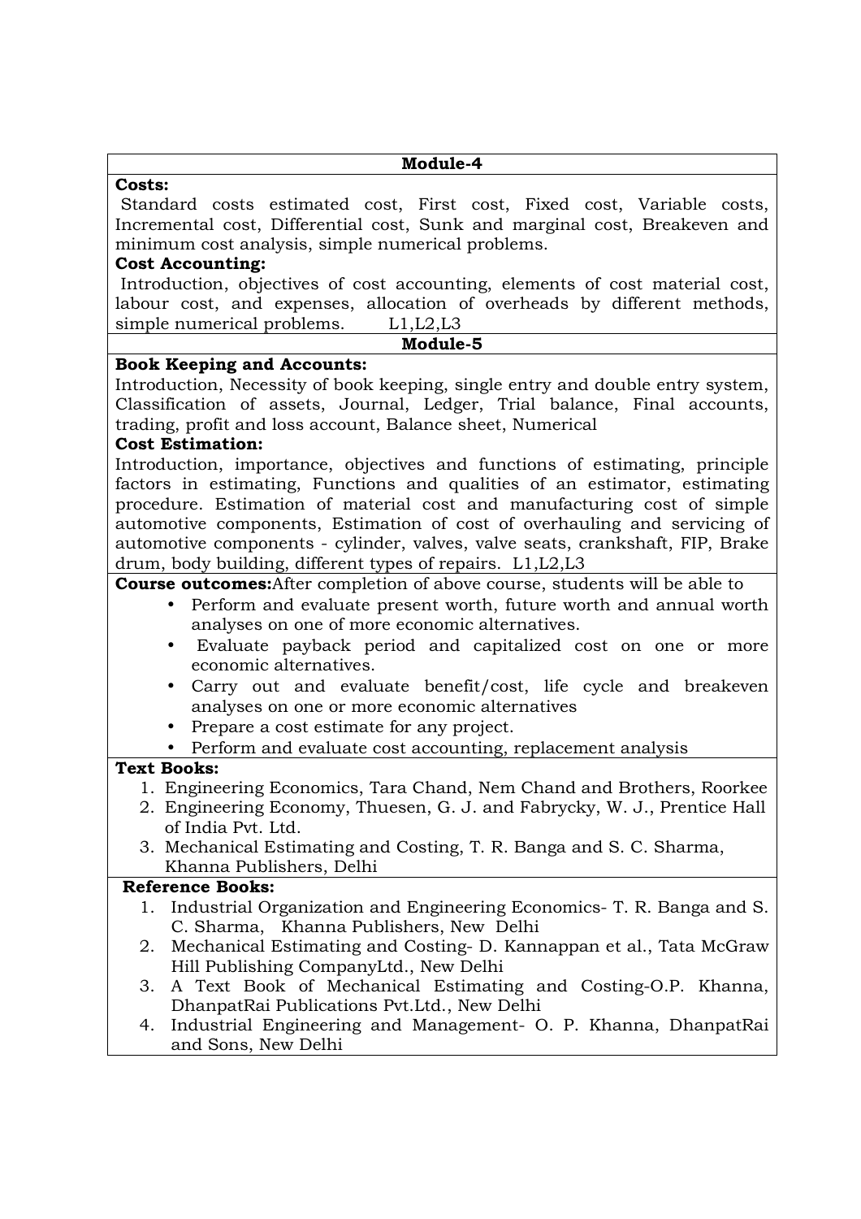## Module-4

**Costs:**

Standard costs estimated cost, First cost, Fixed cost, Variable costs, Incremental cost, Differential cost, Sunk and marginal cost, Breakeven and minimum cost analysis, simple numerical problems.

**Cost Accounting:**

Introduction, objectives of cost accounting, elements of cost material cost, labour cost, and expenses, allocation of overheads by different methods, simple numerical problems. L1,L2,L3

## Module-5

**Book Keeping and Accounts:**

Introduction, Necessity of book keeping, single entry and double entry system, Classification of assets, Journal, Ledger, Trial balance, Final accounts, trading, profit and loss account, Balance sheet, Numerical

**Cost Estimation:**

Introduction, importance, objectives and functions of estimating, principle factors in estimating, Functions and qualities of an estimator, estimating procedure. Estimation of material cost and manufacturing cost of simple automotive components, Estimation of cost of overhauling and servicing of automotive components - cylinder, valves, valve seats, crankshaft, FIP, Brake drum, body building, different types of repairs. L1,L2,L3

**Course outcomes:**After completion of above course, students will be able to

- Perform and evaluate present worth, future worth and annual worth analyses on one of more economic alternatives.
- Evaluate payback period and capitalized cost on one or more economic alternatives.
- Carry out and evaluate benefit/cost, life cycle and breakeven analyses on one or more economic alternatives
- Prepare a cost estimate for any project.
- Perform and evaluate cost accounting, replacement analysis

**Text Books:**

1. Engineering Economics, Tara Chand, Nem Chand and Brothers, Roorkee
2. Engineering Economy, Thuesen, G. J. and Fabrycky, W. J., Prentice Hall of India Pvt. Ltd.
3. Mechanical Estimating and Costing, T. R. Banga and S. C. Sharma, Khanna Publishers, Delhi

**Reference Books:**

1. Industrial Organization and Engineering Economics- T. R. Banga and S. C. Sharma, Khanna Publishers, New Delhi
2. Mechanical Estimating and Costing- D. Kannappan et al., Tata McGraw Hill Publishing CompanyLtd., New Delhi
3. A Text Book of Mechanical Estimating and Costing-O.P. Khanna, DhanpatRai Publications Pvt.Ltd., New Delhi
4. Industrial Engineering and Management- O. P. Khanna, DhanpatRai and Sons, New Delhi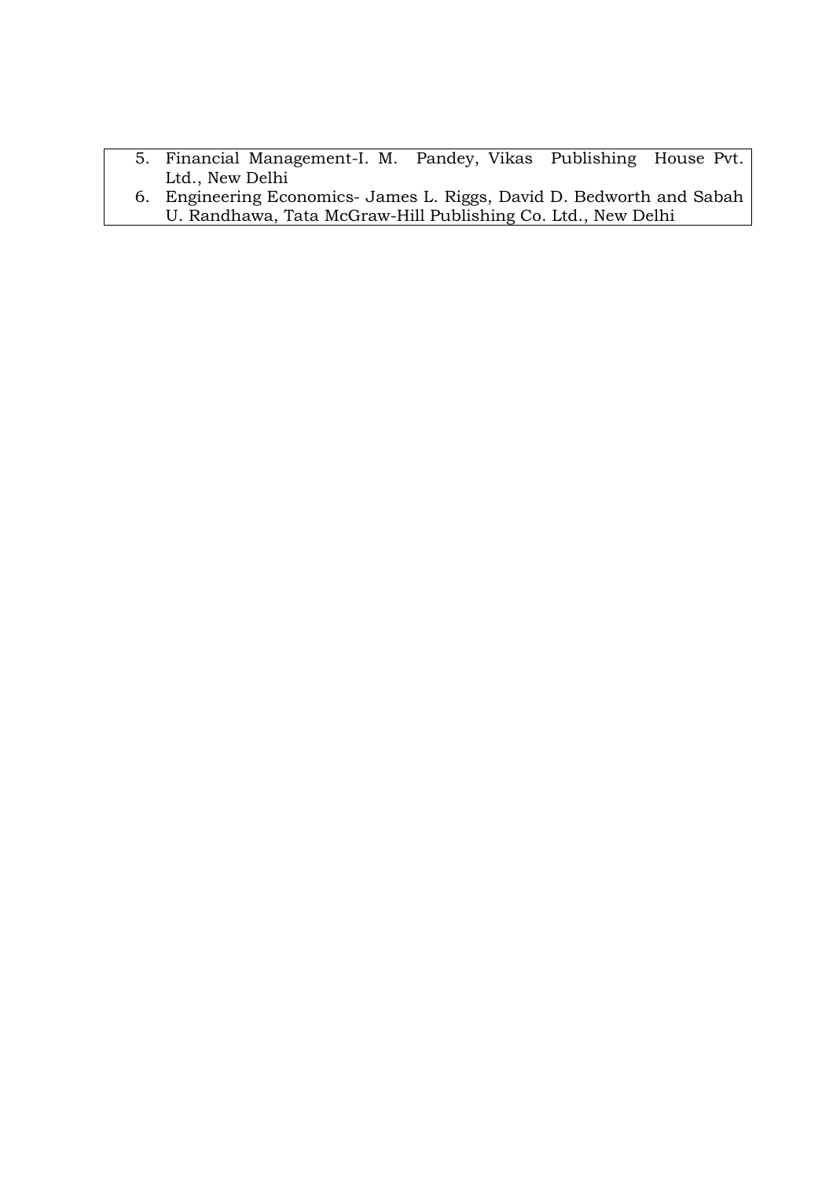5. Financial Management-I. M. Pandey, Vikas Publishing House Pvt. Ltd., New Delhi
6. Engineering Economics- James L. Riggs, David D. Bedworth and Sabah U. Randhawa, Tata McGraw-Hill Publishing Co. Ltd., New Delhi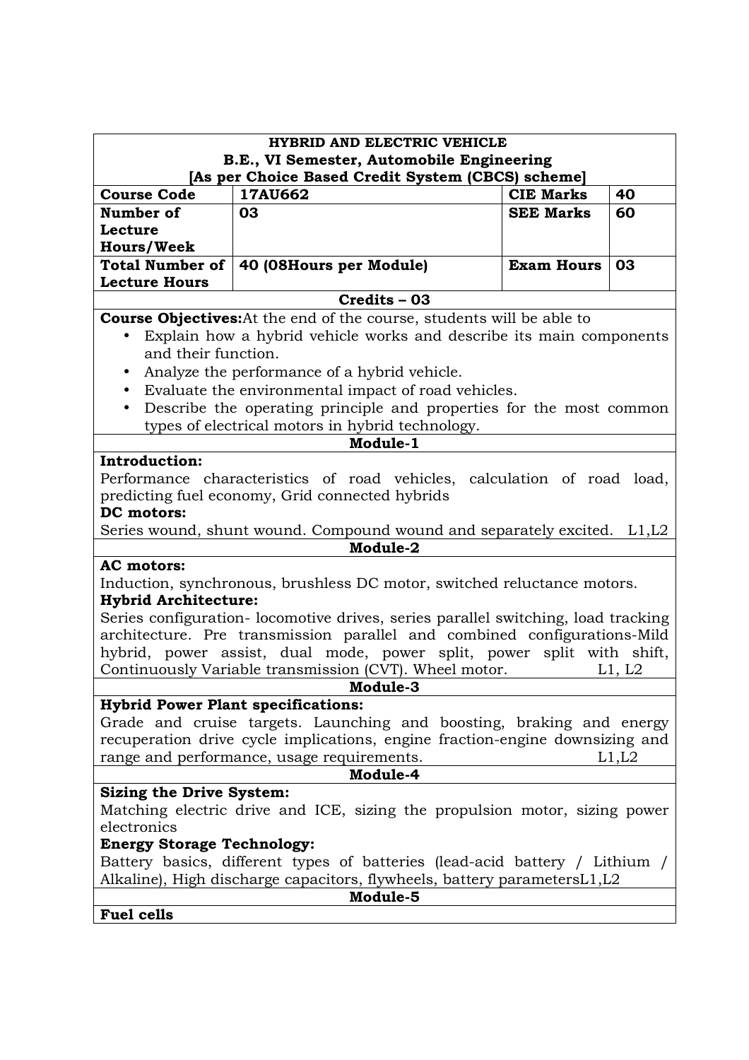| HYBRID AND ELECTRIC VEHICLE<br>B.E., VI Semester, Automobile Engineering<br>[As per Choice Based Credit System (CBCS) scheme] | | | |
|---|---|---|---|
| **Course Code** | **17AU662** | **CIE Marks** | **40** |
| **Number of Lecture Hours/Week** | **03** | **SEE Marks** | **60** |
| **Total Number of Lecture Hours** | **40 (08Hours per Module)** | **Exam Hours** | **03** |
| **Credits – 03** | | | |

**Course Objectives:**At the end of the course, students will be able to

- Explain how a hybrid vehicle works and describe its main components and their function.
- Analyze the performance of a hybrid vehicle.
- Evaluate the environmental impact of road vehicles.
- Describe the operating principle and properties for the most common types of electrical motors in hybrid technology.

## Module-1

**Introduction:**

Performance characteristics of road vehicles, calculation of road load, predicting fuel economy, Grid connected hybrids

**DC motors:**

Series wound, shunt wound. Compound wound and separately excited. L1,L2

## Module-2

**AC motors:**

Induction, synchronous, brushless DC motor, switched reluctance motors.

**Hybrid Architecture:**

Series configuration- locomotive drives, series parallel switching, load tracking architecture. Pre transmission parallel and combined configurations-Mild hybrid, power assist, dual mode, power split, power split with shift, Continuously Variable transmission (CVT). Wheel motor. L1, L2

## Module-3

**Hybrid Power Plant specifications:**

Grade and cruise targets. Launching and boosting, braking and energy recuperation drive cycle implications, engine fraction-engine downsizing and range and performance, usage requirements. L1,L2

## Module-4

**Sizing the Drive System:**

Matching electric drive and ICE, sizing the propulsion motor, sizing power electronics

**Energy Storage Technology:**

Battery basics, different types of batteries (lead-acid battery / Lithium / Alkaline), High discharge capacitors, flywheels, battery parametersL1,L2

## Module-5

**Fuel cells**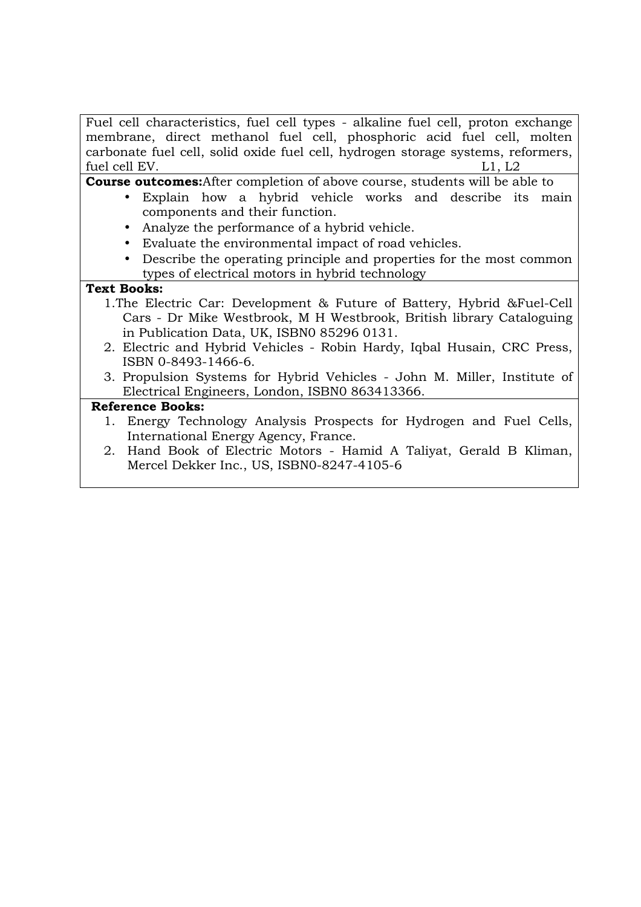Fuel cell characteristics, fuel cell types - alkaline fuel cell, proton exchange membrane, direct methanol fuel cell, phosphoric acid fuel cell, molten carbonate fuel cell, solid oxide fuel cell, hydrogen storage systems, reformers, fuel cell EV. L1, L2

**Course outcomes:**After completion of above course, students will be able to

- Explain how a hybrid vehicle works and describe its main components and their function.
- Analyze the performance of a hybrid vehicle.
- Evaluate the environmental impact of road vehicles.
- Describe the operating principle and properties for the most common types of electrical motors in hybrid technology

**Text Books:**

1. The Electric Car: Development & Future of Battery, Hybrid &Fuel-Cell Cars - Dr Mike Westbrook, M H Westbrook, British library Cataloguing in Publication Data, UK, ISBN0 85296 0131.
2. Electric and Hybrid Vehicles - Robin Hardy, Iqbal Husain, CRC Press, ISBN 0-8493-1466-6.
3. Propulsion Systems for Hybrid Vehicles - John M. Miller, Institute of Electrical Engineers, London, ISBN0 863413366.

**Reference Books:**

1. Energy Technology Analysis Prospects for Hydrogen and Fuel Cells, International Energy Agency, France.
2. Hand Book of Electric Motors - Hamid A Taliyat, Gerald B Kliman, Mercel Dekker Inc., US, ISBN0-8247-4105-6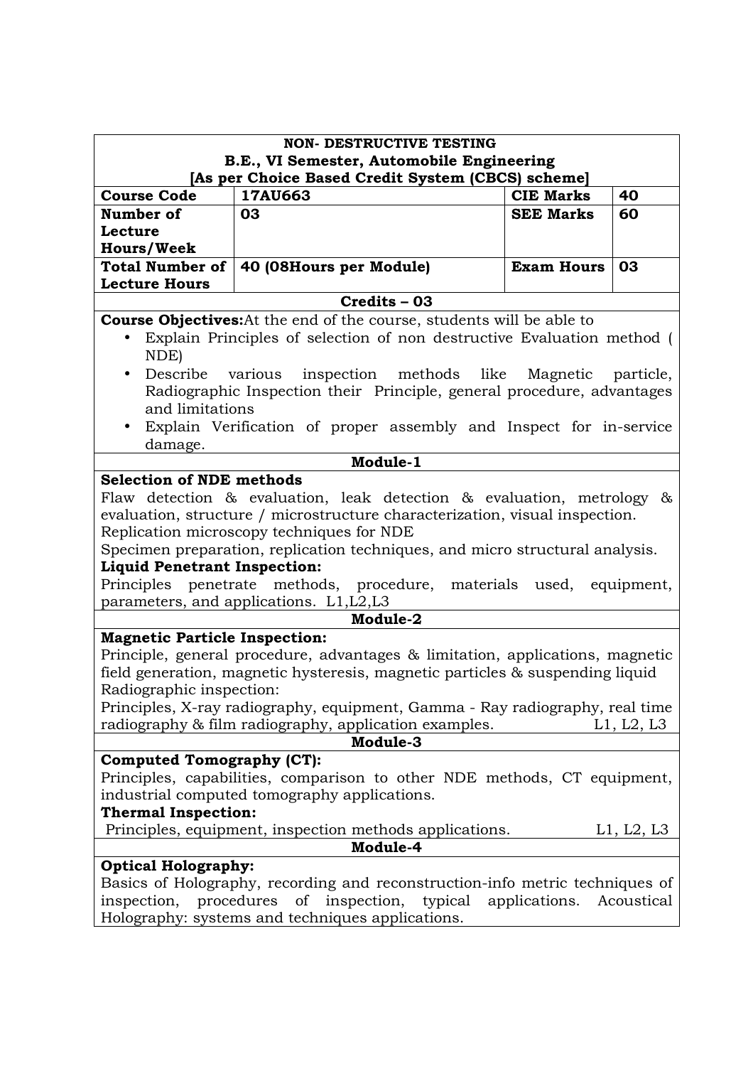**NON- DESTRUCTIVE TESTING**
**B.E., VI Semester, Automobile Engineering**
**[As per Choice Based Credit System (CBCS) scheme]**

| Course Code | 17AU663 | CIE Marks | 40 |
|---|---|---|---|
| Number of Lecture Hours/Week | 03 | SEE Marks | 60 |
| Total Number of Lecture Hours | 40 (08Hours per Module) | Exam Hours | 03 |

**Credits – 03**

**Course Objectives:**At the end of the course, students will be able to

- Explain Principles of selection of non destructive Evaluation method ( NDE)
- Describe various inspection methods like Magnetic particle, Radiographic Inspection their Principle, general procedure, advantages and limitations
- Explain Verification of proper assembly and Inspect for in-service damage.

**Module-1**

**Selection of NDE methods**

Flaw detection & evaluation, leak detection & evaluation, metrology & evaluation, structure / microstructure characterization, visual inspection.
Replication microscopy techniques for NDE
Specimen preparation, replication techniques, and micro structural analysis.

**Liquid Penetrant Inspection:**

Principles penetrate methods, procedure, materials used, equipment, parameters, and applications. L1,L2,L3

**Module-2**

**Magnetic Particle Inspection:**

Principle, general procedure, advantages & limitation, applications, magnetic field generation, magnetic hysteresis, magnetic particles & suspending liquid
Radiographic inspection:
Principles, X-ray radiography, equipment, Gamma - Ray radiography, real time radiography & film radiography, application examples. L1, L2, L3

**Module-3**

**Computed Tomography (CT):**

Principles, capabilities, comparison to other NDE methods, CT equipment, industrial computed tomography applications.

**Thermal Inspection:**

Principles, equipment, inspection methods applications. L1, L2, L3

**Module-4**

**Optical Holography:**

Basics of Holography, recording and reconstruction-info metric techniques of inspection, procedures of inspection, typical applications. Acoustical Holography: systems and techniques applications.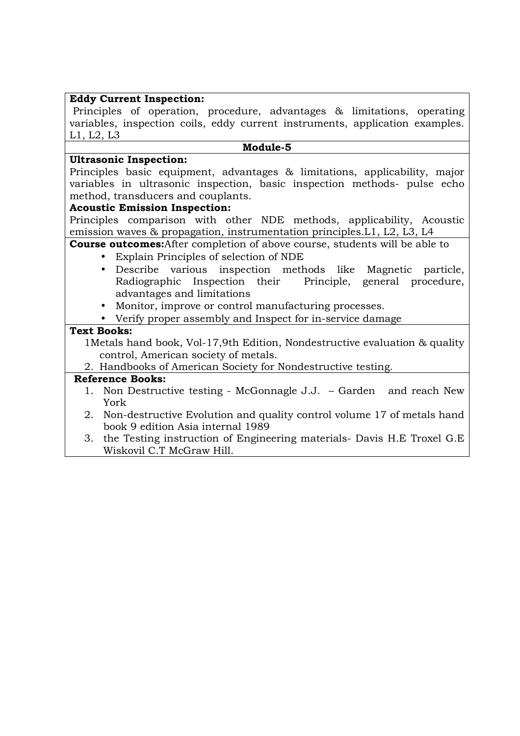**Eddy Current Inspection:**

Principles of operation, procedure, advantages & limitations, operating variables, inspection coils, eddy current instruments, application examples. L1, L2, L3

**Module-5**

**Ultrasonic Inspection:**

Principles basic equipment, advantages & limitations, applicability, major variables in ultrasonic inspection, basic inspection methods- pulse echo method, transducers and couplants.

**Acoustic Emission Inspection:**

Principles comparison with other NDE methods, applicability, Acoustic emission waves & propagation, instrumentation principles.L1, L2, L3, L4

**Course outcomes:**After completion of above course, students will be able to

- Explain Principles of selection of NDE
- Describe various inspection methods like Magnetic particle, Radiographic Inspection their Principle, general procedure, advantages and limitations
- Monitor, improve or control manufacturing processes.
- Verify proper assembly and Inspect for in-service damage

**Text Books:**

1Metals hand book, Vol-17,9th Edition, Nondestructive evaluation & quality control, American society of metals.

2. Handbooks of American Society for Nondestructive testing.

**Reference Books:**

1. Non Destructive testing - McGonnagle J.J. – Garden and reach New York
2. Non-destructive Evolution and quality control volume 17 of metals hand book 9 edition Asia internal 1989
3. the Testing instruction of Engineering materials- Davis H.E Troxel G.E Wiskovil C.T McGraw Hill.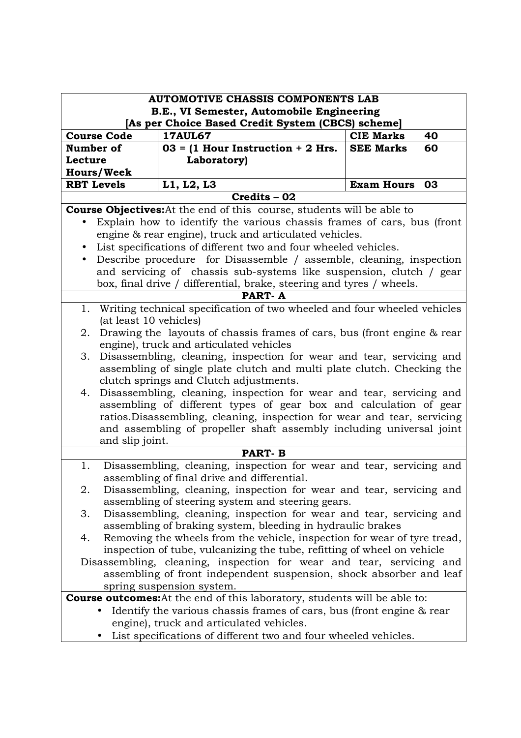**AUTOMOTIVE CHASSIS COMPONENTS LAB**
**B.E., VI Semester, Automobile Engineering**
**[As per Choice Based Credit System (CBCS) scheme]**

| **Course Code** | **17AUL67** | **CIE Marks** | **40** |
|---|---|---|---|
| **Number of Lecture Hours/Week** | **03 = (1 Hour Instruction + 2 Hrs. Laboratory)** | **SEE Marks** | **60** |
| **RBT Levels** | **L1, L2, L3** | **Exam Hours** | **03** |

**Credits – 02**

**Course Objectives:** At the end of this course, students will be able to

- Explain how to identify the various chassis frames of cars, bus (front engine & rear engine), truck and articulated vehicles.
- List specifications of different two and four wheeled vehicles.
- Describe procedure for Disassemble / assemble, cleaning, inspection and servicing of chassis sub-systems like suspension, clutch / gear box, final drive / differential, brake, steering and tyres / wheels.

**PART- A**

1. Writing technical specification of two wheeled and four wheeled vehicles (at least 10 vehicles)
2. Drawing the layouts of chassis frames of cars, bus (front engine & rear engine), truck and articulated vehicles
3. Disassembling, cleaning, inspection for wear and tear, servicing and assembling of single plate clutch and multi plate clutch. Checking the clutch springs and Clutch adjustments.
4. Disassembling, cleaning, inspection for wear and tear, servicing and assembling of different types of gear box and calculation of gear ratios. Disassembling, cleaning, inspection for wear and tear, servicing and assembling of propeller shaft assembly including universal joint and slip joint.

**PART- B**

1. Disassembling, cleaning, inspection for wear and tear, servicing and assembling of final drive and differential.
2. Disassembling, cleaning, inspection for wear and tear, servicing and assembling of steering system and steering gears.
3. Disassembling, cleaning, inspection for wear and tear, servicing and assembling of braking system, bleeding in hydraulic brakes
4. Removing the wheels from the vehicle, inspection for wear of tyre tread, inspection of tube, vulcanizing the tube, refitting of wheel on vehicle

Disassembling, cleaning, inspection for wear and tear, servicing and assembling of front independent suspension, shock absorber and leaf spring suspension system.

**Course outcomes:** At the end of this laboratory, students will be able to:

- Identify the various chassis frames of cars, bus (front engine & rear engine), truck and articulated vehicles.
- List specifications of different two and four wheeled vehicles.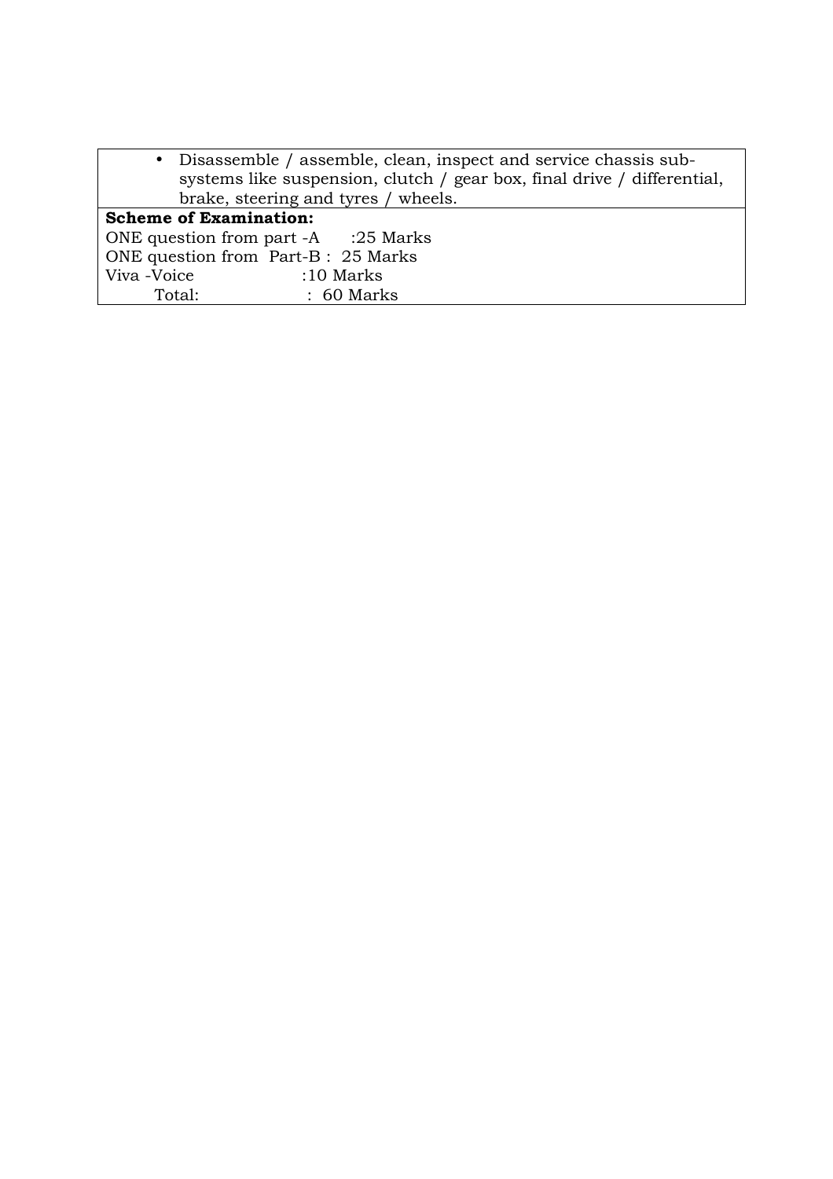- Disassemble / assemble, clean, inspect and service chassis sub-systems like suspension, clutch / gear box, final drive / differential, brake, steering and tyres / wheels.

**Scheme of Examination:**

ONE question from part -A :25 Marks
ONE question from Part-B : 25 Marks
Viva -Voice :10 Marks
Total: : 60 Marks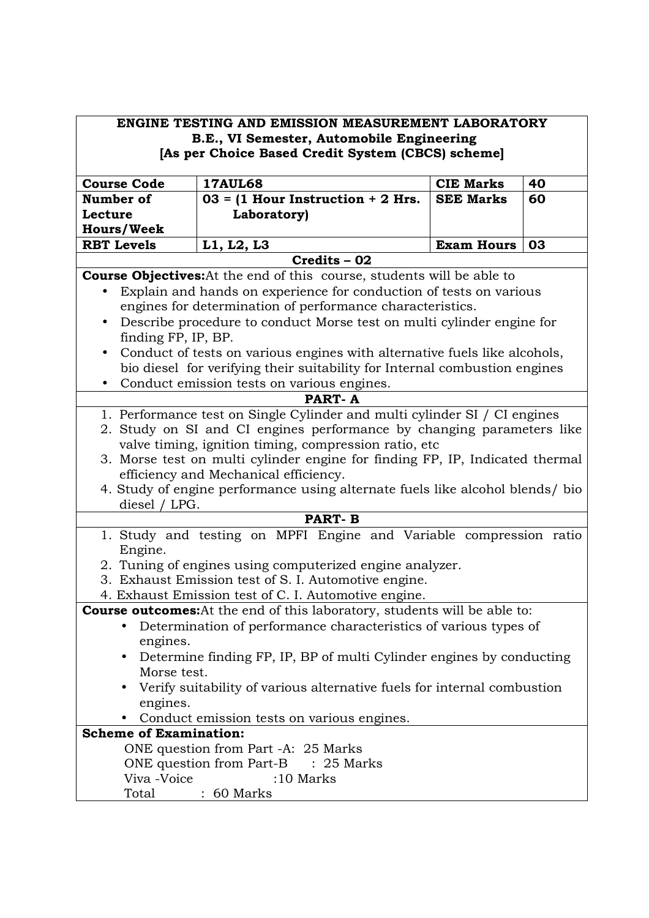## ENGINE TESTING AND EMISSION MEASUREMENT LABORATORY

**B.E., VI Semester, Automobile Engineering**

**[As per Choice Based Credit System (CBCS) scheme]**

| **Course Code** | **17AUL68** | **CIE Marks** | **40** |
|---|---|---|---|
| **Number of Lecture Hours/Week** | **03 = (1 Hour Instruction + 2 Hrs. Laboratory)** | **SEE Marks** | **60** |
| **RBT Levels** | **L1, L2, L3** | **Exam Hours** | **03** |

**Credits – 02**

**Course Objectives:** At the end of this course, students will be able to

- Explain and hands on experience for conduction of tests on various engines for determination of performance characteristics.
- Describe procedure to conduct Morse test on multi cylinder engine for finding FP, IP, BP.
- Conduct of tests on various engines with alternative fuels like alcohols, bio diesel for verifying their suitability for Internal combustion engines
- Conduct emission tests on various engines.

### PART- A

1. Performance test on Single Cylinder and multi cylinder SI / CI engines
2. Study on SI and CI engines performance by changing parameters like valve timing, ignition timing, compression ratio, etc
3. Morse test on multi cylinder engine for finding FP, IP, Indicated thermal efficiency and Mechanical efficiency.
4. Study of engine performance using alternate fuels like alcohol blends/ bio diesel / LPG.

### PART- B

1. Study and testing on MPFI Engine and Variable compression ratio Engine.
2. Tuning of engines using computerized engine analyzer.
3. Exhaust Emission test of S. I. Automotive engine.
4. Exhaust Emission test of C. I. Automotive engine.

**Course outcomes:** At the end of this laboratory, students will be able to:

- Determination of performance characteristics of various types of engines.
- Determine finding FP, IP, BP of multi Cylinder engines by conducting Morse test.
- Verify suitability of various alternative fuels for internal combustion engines.
- Conduct emission tests on various engines.

**Scheme of Examination:**

ONE question from Part -A: 25 Marks
ONE question from Part-B : 25 Marks
Viva -Voice :10 Marks
Total : 60 Marks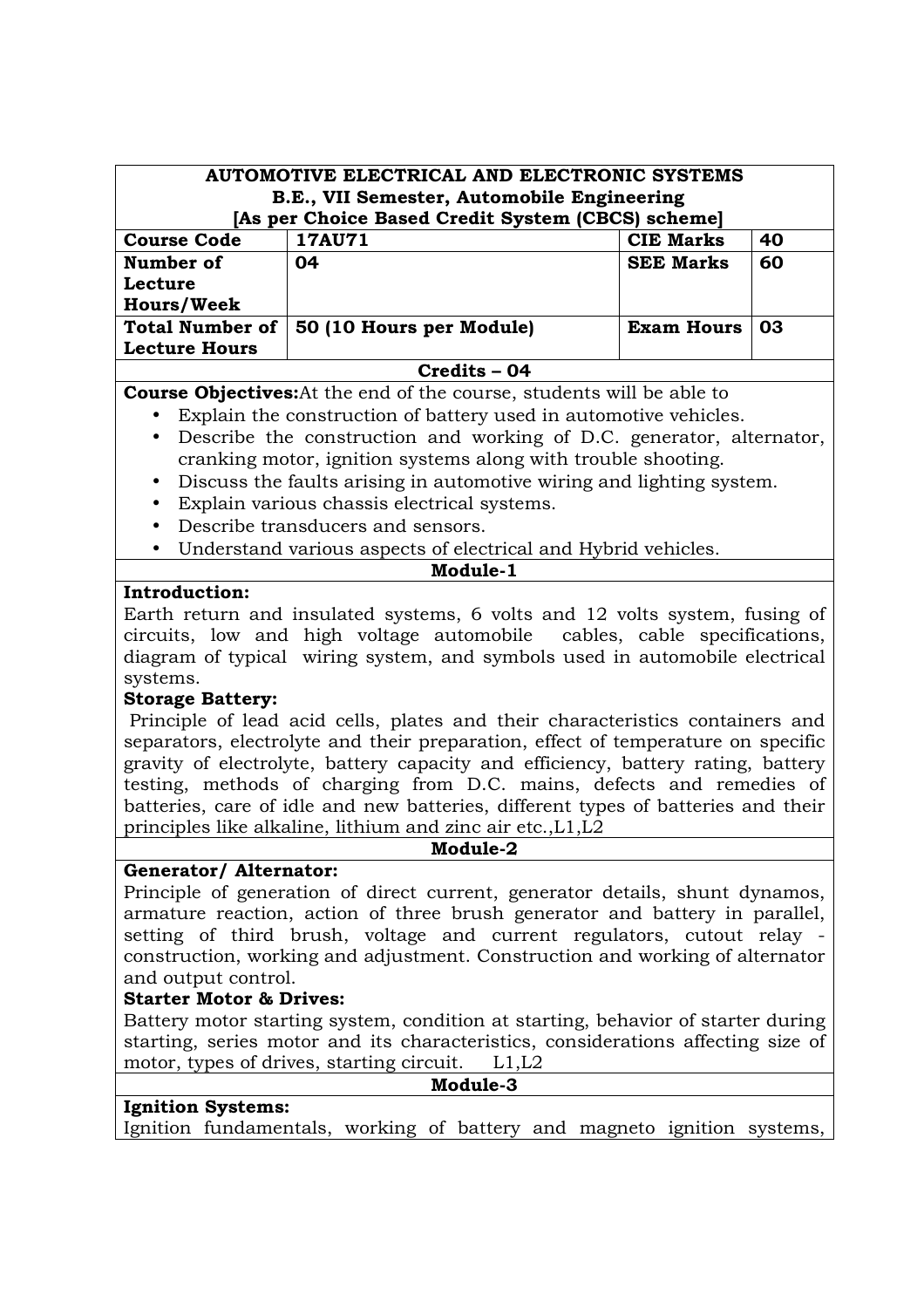**AUTOMOTIVE ELECTRICAL AND ELECTRONIC SYSTEMS**
**B.E., VII Semester, Automobile Engineering**
**[As per Choice Based Credit System (CBCS) scheme]**

| Course Code | 17AU71 | CIE Marks | 40 |
|---|---|---|---|
| Number of Lecture Hours/Week | 04 | SEE Marks | 60 |
| Total Number of Lecture Hours | 50 (10 Hours per Module) | Exam Hours | 03 |

**Credits – 04**

**Course Objectives:** At the end of the course, students will be able to

- Explain the construction of battery used in automotive vehicles.
- Describe the construction and working of D.C. generator, alternator, cranking motor, ignition systems along with trouble shooting.
- Discuss the faults arising in automotive wiring and lighting system.
- Explain various chassis electrical systems.
- Describe transducers and sensors.
- Understand various aspects of electrical and Hybrid vehicles.

## Module-1

**Introduction:**

Earth return and insulated systems, 6 volts and 12 volts system, fusing of circuits, low and high voltage automobile cables, cable specifications, diagram of typical wiring system, and symbols used in automobile electrical systems.

**Storage Battery:**

Principle of lead acid cells, plates and their characteristics containers and separators, electrolyte and their preparation, effect of temperature on specific gravity of electrolyte, battery capacity and efficiency, battery rating, battery testing, methods of charging from D.C. mains, defects and remedies of batteries, care of idle and new batteries, different types of batteries and their principles like alkaline, lithium and zinc air etc.,L1,L2

## Module-2

**Generator/ Alternator:**

Principle of generation of direct current, generator details, shunt dynamos, armature reaction, action of three brush generator and battery in parallel, setting of third brush, voltage and current regulators, cutout relay - construction, working and adjustment. Construction and working of alternator and output control.

**Starter Motor & Drives:**

Battery motor starting system, condition at starting, behavior of starter during starting, series motor and its characteristics, considerations affecting size of motor, types of drives, starting circuit. L1,L2

## Module-3

**Ignition Systems:**

Ignition fundamentals, working of battery and magneto ignition systems,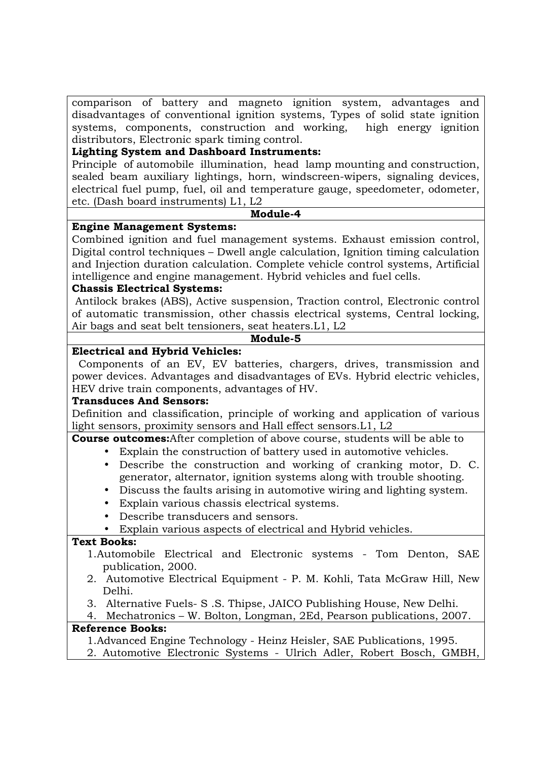comparison of battery and magneto ignition system, advantages and disadvantages of conventional ignition systems, Types of solid state ignition systems, components, construction and working, high energy ignition distributors, Electronic spark timing control.

**Lighting System and Dashboard Instruments:**

Principle of automobile illumination, head lamp mounting and construction, sealed beam auxiliary lightings, horn, windscreen-wipers, signaling devices, electrical fuel pump, fuel, oil and temperature gauge, speedometer, odometer, etc. (Dash board instruments) L1, L2

**Module-4**

**Engine Management Systems:**

Combined ignition and fuel management systems. Exhaust emission control, Digital control techniques – Dwell angle calculation, Ignition timing calculation and Injection duration calculation. Complete vehicle control systems, Artificial intelligence and engine management. Hybrid vehicles and fuel cells.

**Chassis Electrical Systems:**

Antilock brakes (ABS), Active suspension, Traction control, Electronic control of automatic transmission, other chassis electrical systems, Central locking, Air bags and seat belt tensioners, seat heaters.L1, L2

**Module-5**

**Electrical and Hybrid Vehicles:**

Components of an EV, EV batteries, chargers, drives, transmission and power devices. Advantages and disadvantages of EVs. Hybrid electric vehicles, HEV drive train components, advantages of HV.

**Transduces And Sensors:**

Definition and classification, principle of working and application of various light sensors, proximity sensors and Hall effect sensors.L1, L2

**Course outcomes:**After completion of above course, students will be able to

- Explain the construction of battery used in automotive vehicles.
- Describe the construction and working of cranking motor, D. C. generator, alternator, ignition systems along with trouble shooting.
- Discuss the faults arising in automotive wiring and lighting system.
- Explain various chassis electrical systems.
- Describe transducers and sensors.
- Explain various aspects of electrical and Hybrid vehicles.

**Text Books:**

1. Automobile Electrical and Electronic systems - Tom Denton, SAE publication, 2000.
2. Automotive Electrical Equipment - P. M. Kohli, Tata McGraw Hill, New Delhi.
3. Alternative Fuels- S .S. Thipse, JAICO Publishing House, New Delhi.
4. Mechatronics – W. Bolton, Longman, 2Ed, Pearson publications, 2007.

**Reference Books:**

1. Advanced Engine Technology - Heinz Heisler, SAE Publications, 1995.
2. Automotive Electronic Systems - Ulrich Adler, Robert Bosch, GMBH,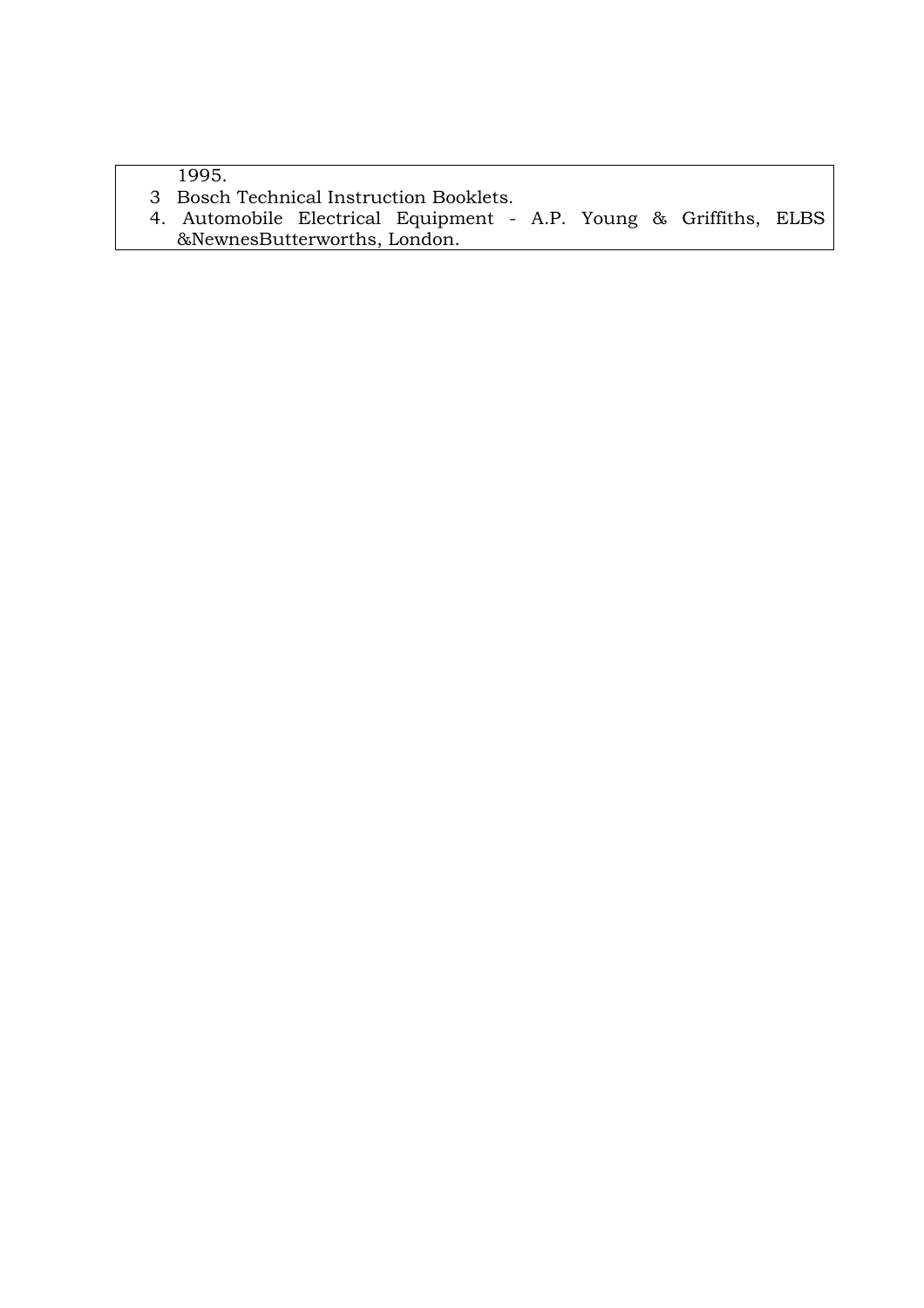1995.

3 Bosch Technical Instruction Booklets.

4. Automobile Electrical Equipment - A.P. Young & Griffiths, ELBS &NewnesButterworths, London.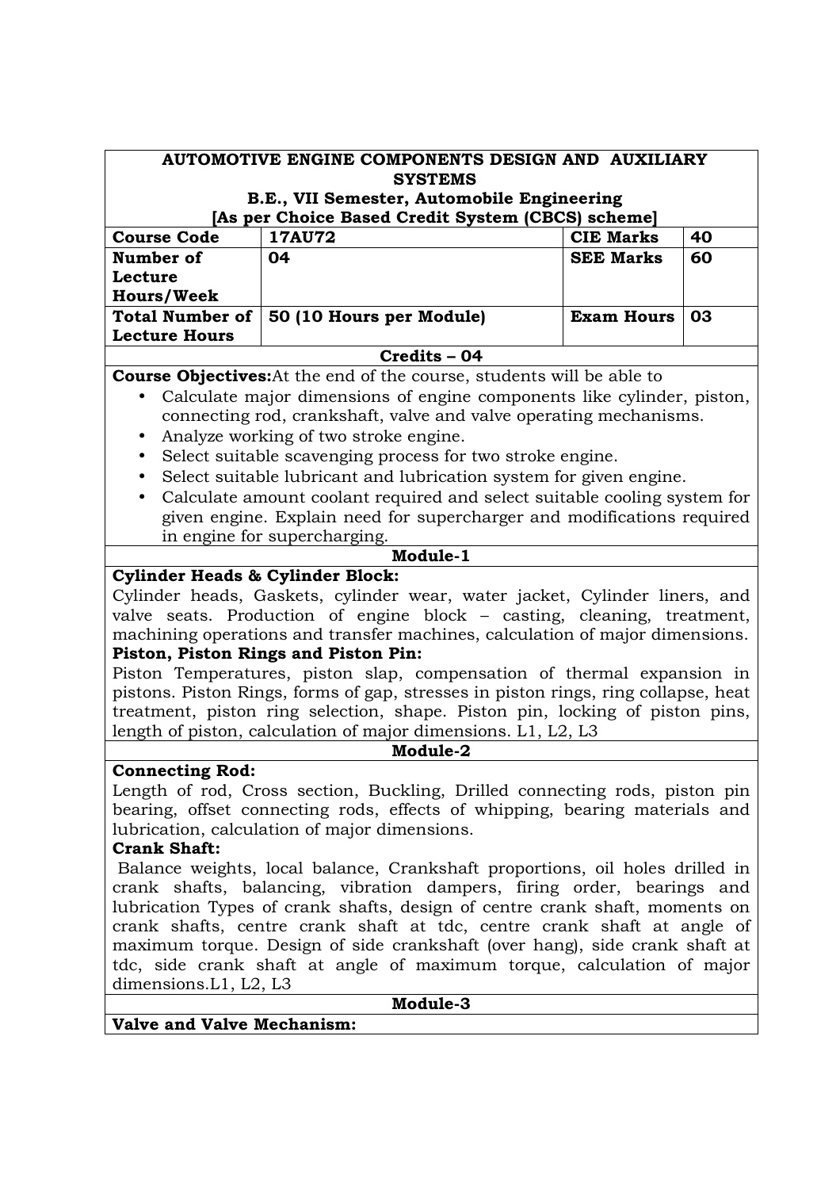| AUTOMOTIVE ENGINE COMPONENTS DESIGN AND AUXILIARY SYSTEMS<br>B.E., VII Semester, Automobile Engineering<br>[As per Choice Based Credit System (CBCS) scheme] | | | |
|---|---|---|---|
| **Course Code** | **17AU72** | **CIE Marks** | **40** |
| **Number of Lecture Hours/Week** | **04** | **SEE Marks** | **60** |
| **Total Number of Lecture Hours** | **50 (10 Hours per Module)** | **Exam Hours** | **03** |
| **Credits – 04** | | | |

**Course Objectives:** At the end of the course, students will be able to

- Calculate major dimensions of engine components like cylinder, piston, connecting rod, crankshaft, valve and valve operating mechanisms.
- Analyze working of two stroke engine.
- Select suitable scavenging process for two stroke engine.
- Select suitable lubricant and lubrication system for given engine.
- Calculate amount coolant required and select suitable cooling system for given engine. Explain need for supercharger and modifications required in engine for supercharging.

## Module-1

**Cylinder Heads & Cylinder Block:**

Cylinder heads, Gaskets, cylinder wear, water jacket, Cylinder liners, and valve seats. Production of engine block – casting, cleaning, treatment, machining operations and transfer machines, calculation of major dimensions.

**Piston, Piston Rings and Piston Pin:**

Piston Temperatures, piston slap, compensation of thermal expansion in pistons. Piston Rings, forms of gap, stresses in piston rings, ring collapse, heat treatment, piston ring selection, shape. Piston pin, locking of piston pins, length of piston, calculation of major dimensions. L1, L2, L3

## Module-2

**Connecting Rod:**

Length of rod, Cross section, Buckling, Drilled connecting rods, piston pin bearing, offset connecting rods, effects of whipping, bearing materials and lubrication, calculation of major dimensions.

**Crank Shaft:**

Balance weights, local balance, Crankshaft proportions, oil holes drilled in crank shafts, balancing, vibration dampers, firing order, bearings and lubrication Types of crank shafts, design of centre crank shaft, moments on crank shafts, centre crank shaft at tdc, centre crank shaft at angle of maximum torque. Design of side crankshaft (over hang), side crank shaft at tdc, side crank shaft at angle of maximum torque, calculation of major dimensions.L1, L2, L3

## Module-3

**Valve and Valve Mechanism:**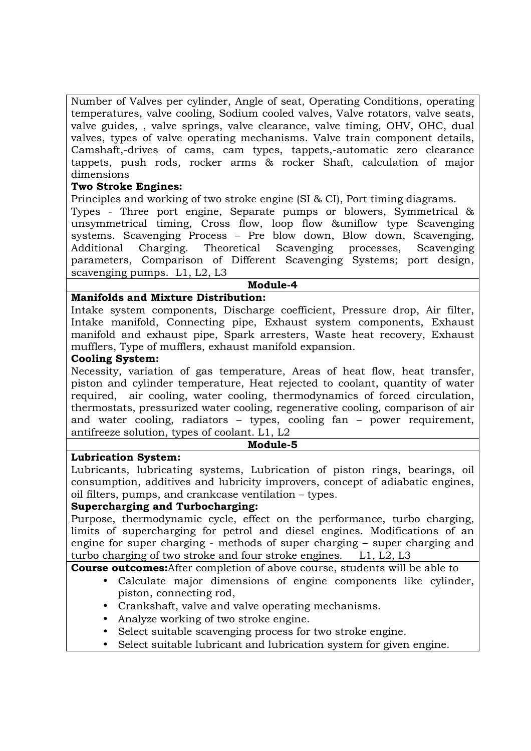Number of Valves per cylinder, Angle of seat, Operating Conditions, operating temperatures, valve cooling, Sodium cooled valves, Valve rotators, valve seats, valve guides, , valve springs, valve clearance, valve timing, OHV, OHC, dual valves, types of valve operating mechanisms. Valve train component details, Camshaft,-drives of cams, cam types, tappets,-automatic zero clearance tappets, push rods, rocker arms & rocker Shaft, calculation of major dimensions

**Two Stroke Engines:**

Principles and working of two stroke engine (SI & CI), Port timing diagrams.

Types - Three port engine, Separate pumps or blowers, Symmetrical & unsymmetrical timing, Cross flow, loop flow &uniflow type Scavenging systems. Scavenging Process – Pre blow down, Blow down, Scavenging, Additional Charging. Theoretical Scavenging processes, Scavenging parameters, Comparison of Different Scavenging Systems; port design, scavenging pumps. L1, L2, L3

**Module-4**

**Manifolds and Mixture Distribution:**

Intake system components, Discharge coefficient, Pressure drop, Air filter, Intake manifold, Connecting pipe, Exhaust system components, Exhaust manifold and exhaust pipe, Spark arresters, Waste heat recovery, Exhaust mufflers, Type of mufflers, exhaust manifold expansion.

**Cooling System:**

Necessity, variation of gas temperature, Areas of heat flow, heat transfer, piston and cylinder temperature, Heat rejected to coolant, quantity of water required, air cooling, water cooling, thermodynamics of forced circulation, thermostats, pressurized water cooling, regenerative cooling, comparison of air and water cooling, radiators – types, cooling fan – power requirement, antifreeze solution, types of coolant. L1, L2

**Module-5**

**Lubrication System:**

Lubricants, lubricating systems, Lubrication of piston rings, bearings, oil consumption, additives and lubricity improvers, concept of adiabatic engines, oil filters, pumps, and crankcase ventilation – types.

**Supercharging and Turbocharging:**

Purpose, thermodynamic cycle, effect on the performance, turbo charging, limits of supercharging for petrol and diesel engines. Modifications of an engine for super charging - methods of super charging – super charging and turbo charging of two stroke and four stroke engines. L1, L2, L3

**Course outcomes:** After completion of above course, students will be able to

- Calculate major dimensions of engine components like cylinder, piston, connecting rod,
- Crankshaft, valve and valve operating mechanisms.
- Analyze working of two stroke engine.
- Select suitable scavenging process for two stroke engine.
- Select suitable lubricant and lubrication system for given engine.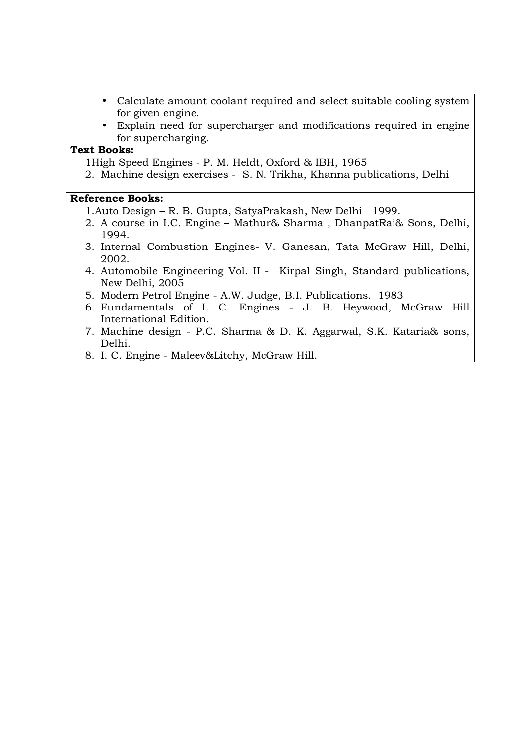- Calculate amount coolant required and select suitable cooling system for given engine.
- Explain need for supercharger and modifications required in engine for supercharging.

**Text Books:**

1High Speed Engines - P. M. Heldt, Oxford & IBH, 1965

2. Machine design exercises - S. N. Trikha, Khanna publications, Delhi

**Reference Books:**

1. Auto Design – R. B. Gupta, SatyaPrakash, New Delhi 1999.
2. A course in I.C. Engine – Mathur& Sharma , DhanpatRai& Sons, Delhi, 1994.
3. Internal Combustion Engines- V. Ganesan, Tata McGraw Hill, Delhi, 2002.
4. Automobile Engineering Vol. II - Kirpal Singh, Standard publications, New Delhi, 2005
5. Modern Petrol Engine - A.W. Judge, B.I. Publications. 1983
6. Fundamentals of I. C. Engines - J. B. Heywood, McGraw Hill International Edition.
7. Machine design - P.C. Sharma & D. K. Aggarwal, S.K. Kataria& sons, Delhi.
8. I. C. Engine - Maleev&Litchy, McGraw Hill.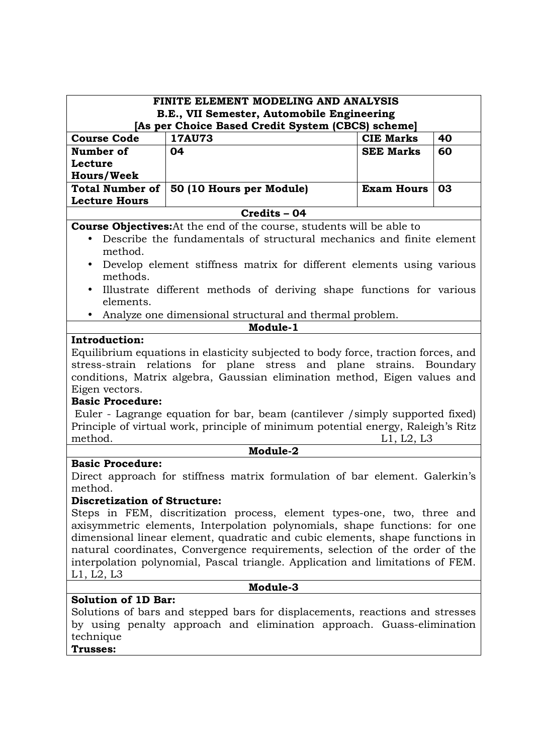# FINITE ELEMENT MODELING AND ANALYSIS

**B.E., VII Semester, Automobile Engineering**

**[As per Choice Based Credit System (CBCS) scheme]**

| Course Code | 17AU73 | CIE Marks | 40 |
|---|---|---|---|
| Number of Lecture Hours/Week | 04 | SEE Marks | 60 |
| Total Number of Lecture Hours | 50 (10 Hours per Module) | Exam Hours | 03 |

**Credits – 04**

**Course Objectives:** At the end of the course, students will be able to

- Describe the fundamentals of structural mechanics and finite element method.
- Develop element stiffness matrix for different elements using various methods.
- Illustrate different methods of deriving shape functions for various elements.
- Analyze one dimensional structural and thermal problem.

## Module-1

**Introduction:**

Equilibrium equations in elasticity subjected to body force, traction forces, and stress-strain relations for plane stress and plane strains. Boundary conditions, Matrix algebra, Gaussian elimination method, Eigen values and Eigen vectors.

**Basic Procedure:**

Euler - Lagrange equation for bar, beam (cantilever /simply supported fixed) Principle of virtual work, principle of minimum potential energy, Raleigh's Ritz method. L1, L2, L3

## Module-2

**Basic Procedure:**

Direct approach for stiffness matrix formulation of bar element. Galerkin's method.

**Discretization of Structure:**

Steps in FEM, discritization process, element types-one, two, three and axisymmetric elements, Interpolation polynomials, shape functions: for one dimensional linear element, quadratic and cubic elements, shape functions in natural coordinates, Convergence requirements, selection of the order of the interpolation polynomial, Pascal triangle. Application and limitations of FEM. L1, L2, L3

## Module-3

**Solution of 1D Bar:**

Solutions of bars and stepped bars for displacements, reactions and stresses by using penalty approach and elimination approach. Guass-elimination technique

**Trusses:**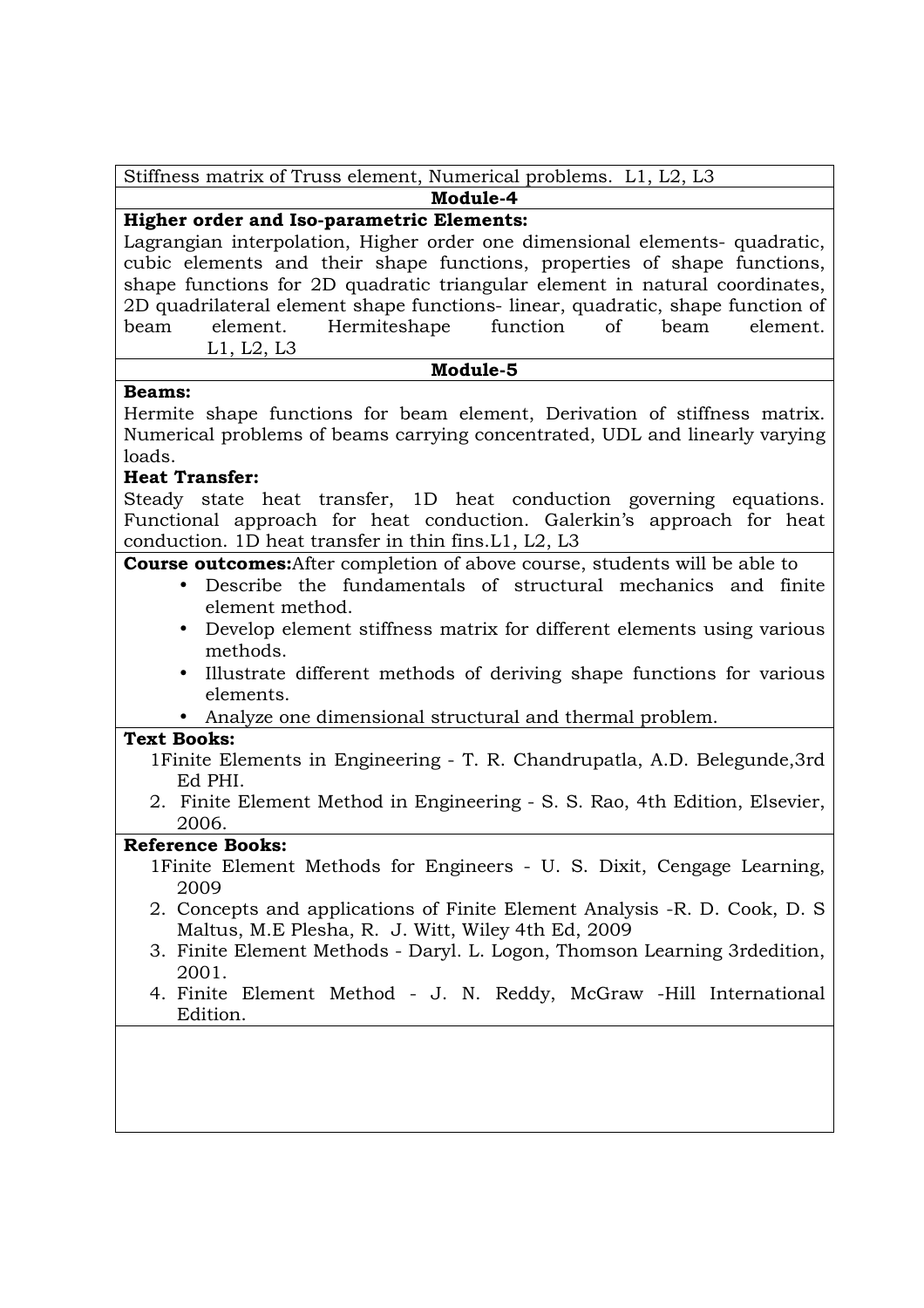Stiffness matrix of Truss element, Numerical problems. L1, L2, L3

## Module-4

**Higher order and Iso-parametric Elements:**

Lagrangian interpolation, Higher order one dimensional elements- quadratic, cubic elements and their shape functions, properties of shape functions, shape functions for 2D quadratic triangular element in natural coordinates, 2D quadrilateral element shape functions- linear, quadratic, shape function of beam element. Hermiteshape function of beam element. L1, L2, L3

## Module-5

**Beams:**

Hermite shape functions for beam element, Derivation of stiffness matrix. Numerical problems of beams carrying concentrated, UDL and linearly varying loads.

**Heat Transfer:**

Steady state heat transfer, 1D heat conduction governing equations. Functional approach for heat conduction. Galerkin's approach for heat conduction. 1D heat transfer in thin fins.L1, L2, L3

**Course outcomes:**After completion of above course, students will be able to

- Describe the fundamentals of structural mechanics and finite element method.
- Develop element stiffness matrix for different elements using various methods.
- Illustrate different methods of deriving shape functions for various elements.
- Analyze one dimensional structural and thermal problem.

**Text Books:**

1Finite Elements in Engineering - T. R. Chandrupatla, A.D. Belegunde,3rd Ed PHI.

2. Finite Element Method in Engineering - S. S. Rao, 4th Edition, Elsevier, 2006.

**Reference Books:**

1Finite Element Methods for Engineers - U. S. Dixit, Cengage Learning, 2009

2. Concepts and applications of Finite Element Analysis -R. D. Cook, D. S Maltus, M.E Plesha, R. J. Witt, Wiley 4th Ed, 2009
3. Finite Element Methods - Daryl. L. Logon, Thomson Learning 3rdedition, 2001.
4. Finite Element Method - J. N. Reddy, McGraw -Hill International Edition.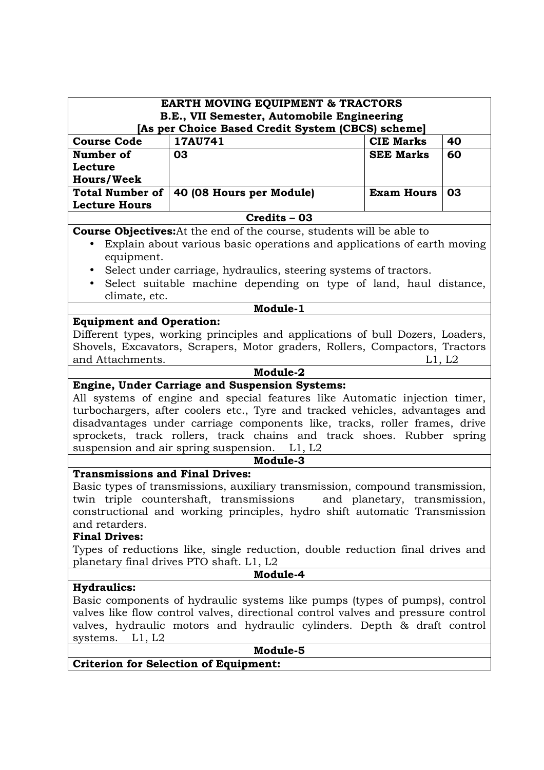# EARTH MOVING EQUIPMENT & TRACTORS

**B.E., VII Semester, Automobile Engineering**

**[As per Choice Based Credit System (CBCS) scheme]**

| Course Code | 17AU741 | CIE Marks | 40 |
|---|---|---|---|
| Number of Lecture Hours/Week | 03 | SEE Marks | 60 |
| Total Number of Lecture Hours | 40 (08 Hours per Module) | Exam Hours | 03 |

**Credits – 03**

**Course Objectives:** At the end of the course, students will be able to

- Explain about various basic operations and applications of earth moving equipment.
- Select under carriage, hydraulics, steering systems of tractors.
- Select suitable machine depending on type of land, haul distance, climate, etc.

## Module-1

**Equipment and Operation:**

Different types, working principles and applications of bull Dozers, Loaders, Shovels, Excavators, Scrapers, Motor graders, Rollers, Compactors, Tractors and Attachments. L1, L2

## Module-2

**Engine, Under Carriage and Suspension Systems:**

All systems of engine and special features like Automatic injection timer, turbochargers, after coolers etc., Tyre and tracked vehicles, advantages and disadvantages under carriage components like, tracks, roller frames, drive sprockets, track rollers, track chains and track shoes. Rubber spring suspension and air spring suspension. L1, L2

## Module-3

**Transmissions and Final Drives:**

Basic types of transmissions, auxiliary transmission, compound transmission, twin triple countershaft, transmissions and planetary, transmission, constructional and working principles, hydro shift automatic Transmission and retarders.

**Final Drives:**

Types of reductions like, single reduction, double reduction final drives and planetary final drives PTO shaft. L1, L2

## Module-4

**Hydraulics:**

Basic components of hydraulic systems like pumps (types of pumps), control valves like flow control valves, directional control valves and pressure control valves, hydraulic motors and hydraulic cylinders. Depth & draft control systems. L1, L2

## Module-5

**Criterion for Selection of Equipment:**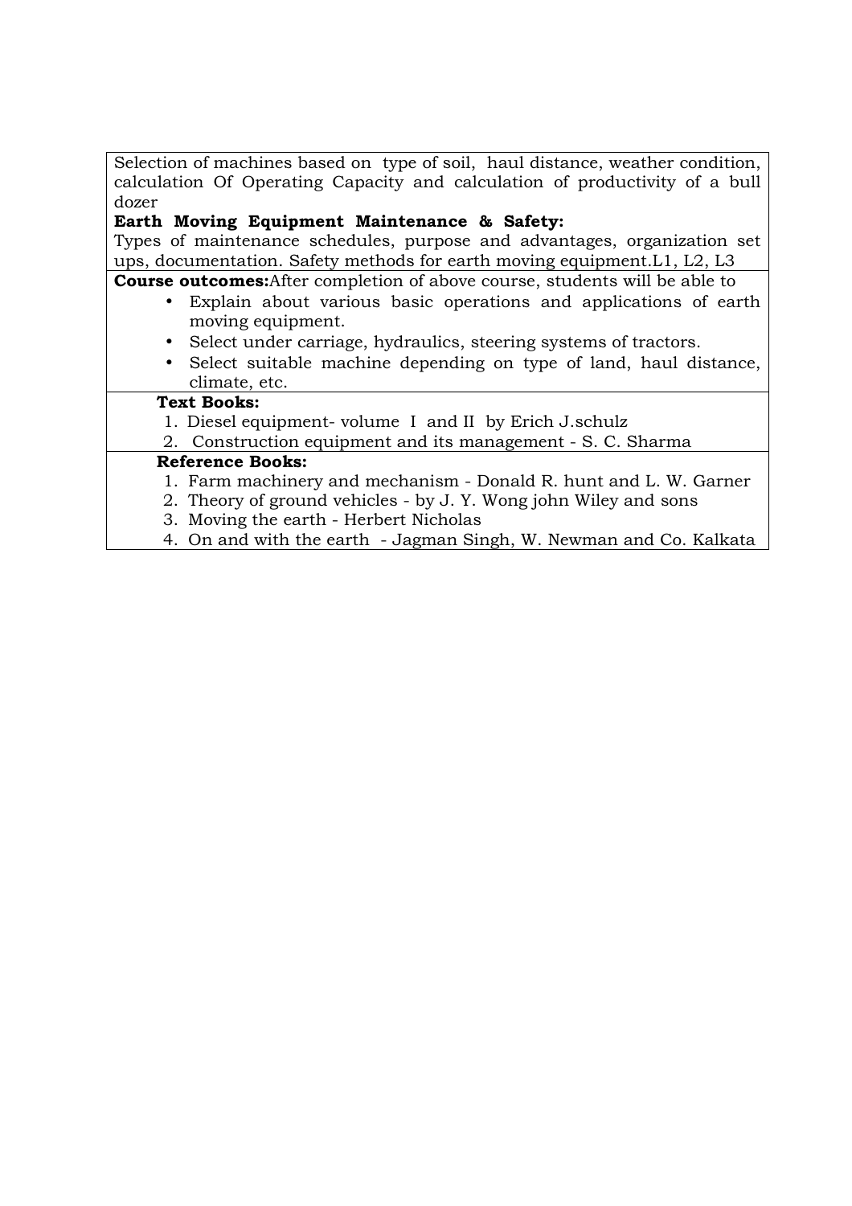Selection of machines based on type of soil, haul distance, weather condition, calculation Of Operating Capacity and calculation of productivity of a bull dozer

**Earth Moving Equipment Maintenance & Safety:**

Types of maintenance schedules, purpose and advantages, organization set ups, documentation. Safety methods for earth moving equipment.L1, L2, L3

**Course outcomes:**After completion of above course, students will be able to

- Explain about various basic operations and applications of earth moving equipment.
- Select under carriage, hydraulics, steering systems of tractors.
- Select suitable machine depending on type of land, haul distance, climate, etc.

**Text Books:**

1. Diesel equipment- volume I and II by Erich J.schulz
2. Construction equipment and its management - S. C. Sharma

**Reference Books:**

1. Farm machinery and mechanism - Donald R. hunt and L. W. Garner
2. Theory of ground vehicles - by J. Y. Wong john Wiley and sons
3. Moving the earth - Herbert Nicholas
4. On and with the earth - Jagman Singh, W. Newman and Co. Kalkata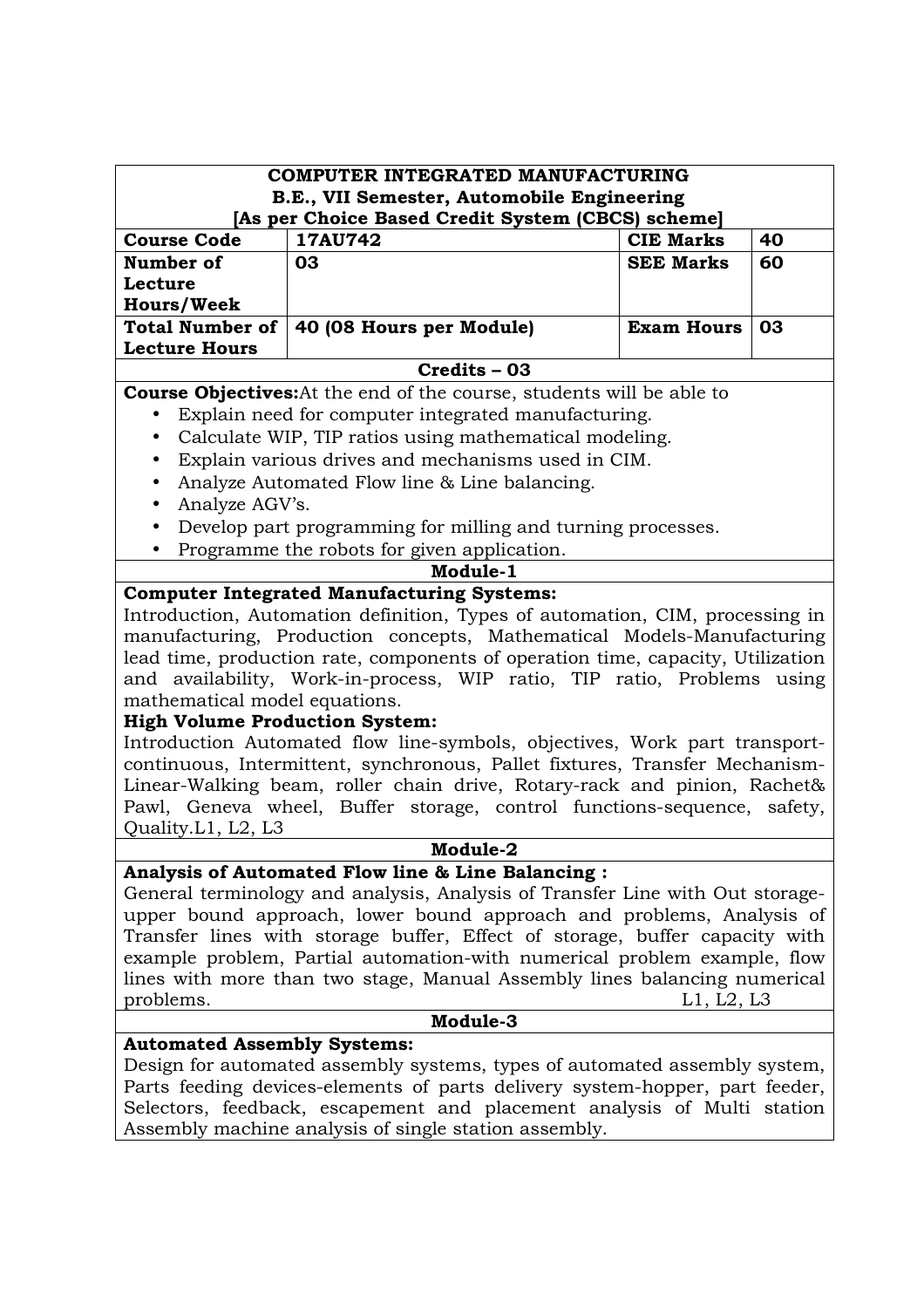| COMPUTER INTEGRATED MANUFACTURING<br>B.E., VII Semester, Automobile Engineering<br>[As per Choice Based Credit System (CBCS) scheme] | | | |
|---|---|---|---|
| **Course Code** | **17AU742** | **CIE Marks** | **40** |
| **Number of Lecture Hours/Week** | **03** | **SEE Marks** | **60** |
| **Total Number of Lecture Hours** | **40 (08 Hours per Module)** | **Exam Hours** | **03** |
| **Credits – 03** | | | |

**Course Objectives:**At the end of the course, students will be able to

- Explain need for computer integrated manufacturing.
- Calculate WIP, TIP ratios using mathematical modeling.
- Explain various drives and mechanisms used in CIM.
- Analyze Automated Flow line & Line balancing.
- Analyze AGV's.
- Develop part programming for milling and turning processes.
- Programme the robots for given application.

## Module-1

**Computer Integrated Manufacturing Systems:**

Introduction, Automation definition, Types of automation, CIM, processing in manufacturing, Production concepts, Mathematical Models-Manufacturing lead time, production rate, components of operation time, capacity, Utilization and availability, Work-in-process, WIP ratio, TIP ratio, Problems using mathematical model equations.

**High Volume Production System:**

Introduction Automated flow line-symbols, objectives, Work part transport-continuous, Intermittent, synchronous, Pallet fixtures, Transfer Mechanism-Linear-Walking beam, roller chain drive, Rotary-rack and pinion, Rachet& Pawl, Geneva wheel, Buffer storage, control functions-sequence, safety, Quality.L1, L2, L3

## Module-2

**Analysis of Automated Flow line & Line Balancing :**

General terminology and analysis, Analysis of Transfer Line with Out storage-upper bound approach, lower bound approach and problems, Analysis of Transfer lines with storage buffer, Effect of storage, buffer capacity with example problem, Partial automation-with numerical problem example, flow lines with more than two stage, Manual Assembly lines balancing numerical problems. L1, L2, L3

## Module-3

**Automated Assembly Systems:**

Design for automated assembly systems, types of automated assembly system, Parts feeding devices-elements of parts delivery system-hopper, part feeder, Selectors, feedback, escapement and placement analysis of Multi station Assembly machine analysis of single station assembly.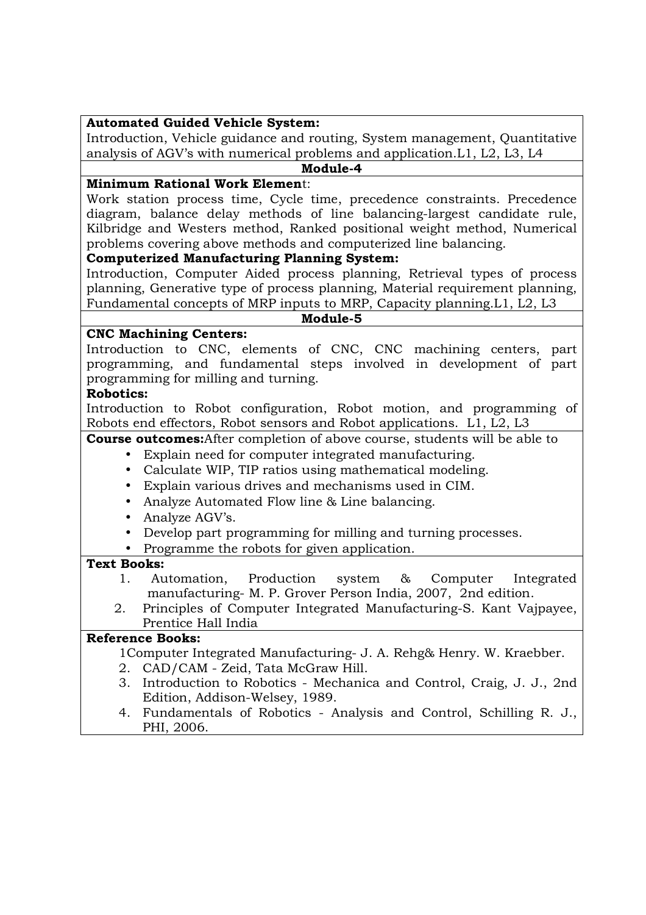**Automated Guided Vehicle System:**
Introduction, Vehicle guidance and routing, System management, Quantitative analysis of AGV's with numerical problems and application.L1, L2, L3, L4

**Module-4**

**Minimum Rational Work Elemen**t:
Work station process time, Cycle time, precedence constraints. Precedence diagram, balance delay methods of line balancing-largest candidate rule, Kilbridge and Westers method, Ranked positional weight method, Numerical problems covering above methods and computerized line balancing.

**Computerized Manufacturing Planning System:**
Introduction, Computer Aided process planning, Retrieval types of process planning, Generative type of process planning, Material requirement planning, Fundamental concepts of MRP inputs to MRP, Capacity planning.L1, L2, L3

**Module-5**

**CNC Machining Centers:**
Introduction to CNC, elements of CNC, CNC machining centers, part programming, and fundamental steps involved in development of part programming for milling and turning.

**Robotics:**
Introduction to Robot configuration, Robot motion, and programming of Robots end effectors, Robot sensors and Robot applications. L1, L2, L3

**Course outcomes:**After completion of above course, students will be able to

- Explain need for computer integrated manufacturing.
- Calculate WIP, TIP ratios using mathematical modeling.
- Explain various drives and mechanisms used in CIM.
- Analyze Automated Flow line & Line balancing.
- Analyze AGV's.
- Develop part programming for milling and turning processes.
- Programme the robots for given application.

**Text Books:**

1. Automation, Production system & Computer Integrated manufacturing- M. P. Grover Person India, 2007, 2nd edition.
2. Principles of Computer Integrated Manufacturing-S. Kant Vajpayee, Prentice Hall India

**Reference Books:**

1Computer Integrated Manufacturing- J. A. Rehg& Henry. W. Kraebber.
2. CAD/CAM - Zeid, Tata McGraw Hill.
3. Introduction to Robotics - Mechanica and Control, Craig, J. J., 2nd Edition, Addison-Welsey, 1989.
4. Fundamentals of Robotics - Analysis and Control, Schilling R. J., PHI, 2006.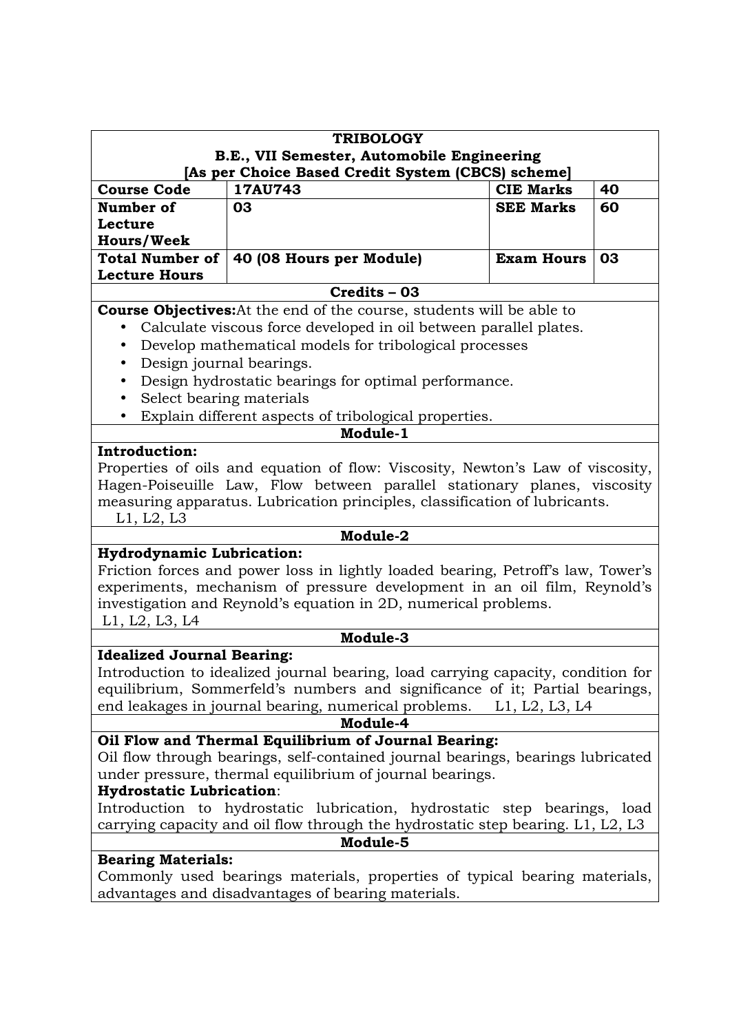| **TRIBOLOGY** | | | |
|---|---|---|---|
| **B.E., VII Semester, Automobile Engineering** | | | |
| **[As per Choice Based Credit System (CBCS) scheme]** | | | |
| **Course Code** | **17AU743** | **CIE Marks** | **40** |
| **Number of Lecture Hours/Week** | **03** | **SEE Marks** | **60** |
| **Total Number of Lecture Hours** | **40 (08 Hours per Module)** | **Exam Hours** | **03** |
| **Credits – 03** | | | |

**Course Objectives:** At the end of the course, students will be able to

- Calculate viscous force developed in oil between parallel plates.
- Develop mathematical models for tribological processes
- Design journal bearings.
- Design hydrostatic bearings for optimal performance.
- Select bearing materials
- Explain different aspects of tribological properties.

### Module-1

**Introduction:**

Properties of oils and equation of flow: Viscosity, Newton's Law of viscosity, Hagen-Poiseuille Law, Flow between parallel stationary planes, viscosity measuring apparatus. Lubrication principles, classification of lubricants.
L1, L2, L3

### Module-2

**Hydrodynamic Lubrication:**

Friction forces and power loss in lightly loaded bearing, Petroff's law, Tower's experiments, mechanism of pressure development in an oil film, Reynold's investigation and Reynold's equation in 2D, numerical problems.
L1, L2, L3, L4

### Module-3

**Idealized Journal Bearing:**

Introduction to idealized journal bearing, load carrying capacity, condition for equilibrium, Sommerfeld's numbers and significance of it; Partial bearings, end leakages in journal bearing, numerical problems. L1, L2, L3, L4

### Module-4

**Oil Flow and Thermal Equilibrium of Journal Bearing:**

Oil flow through bearings, self-contained journal bearings, bearings lubricated under pressure, thermal equilibrium of journal bearings.

**Hydrostatic Lubrication**:

Introduction to hydrostatic lubrication, hydrostatic step bearings, load carrying capacity and oil flow through the hydrostatic step bearing. L1, L2, L3

### Module-5

**Bearing Materials:**

Commonly used bearings materials, properties of typical bearing materials, advantages and disadvantages of bearing materials.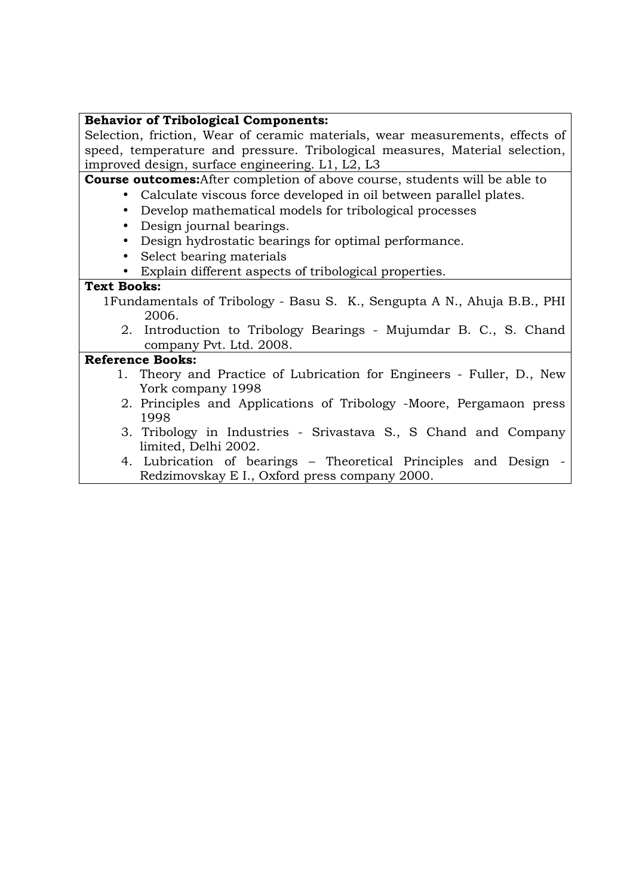**Behavior of Tribological Components:**
Selection, friction, Wear of ceramic materials, wear measurements, effects of speed, temperature and pressure. Tribological measures, Material selection, improved design, surface engineering. L1, L2, L3

**Course outcomes:**After completion of above course, students will be able to

- Calculate viscous force developed in oil between parallel plates.
- Develop mathematical models for tribological processes
- Design journal bearings.
- Design hydrostatic bearings for optimal performance.
- Select bearing materials
- Explain different aspects of tribological properties.

**Text Books:**

1Fundamentals of Tribology - Basu S. K., Sengupta A N., Ahuja B.B., PHI 2006.

2. Introduction to Tribology Bearings - Mujumdar B. C., S. Chand company Pvt. Ltd. 2008.

**Reference Books:**

1. Theory and Practice of Lubrication for Engineers - Fuller, D., New York company 1998
2. Principles and Applications of Tribology -Moore, Pergamaon press 1998
3. Tribology in Industries - Srivastava S., S Chand and Company limited, Delhi 2002.
4. Lubrication of bearings – Theoretical Principles and Design - Redzimovskay E I., Oxford press company 2000.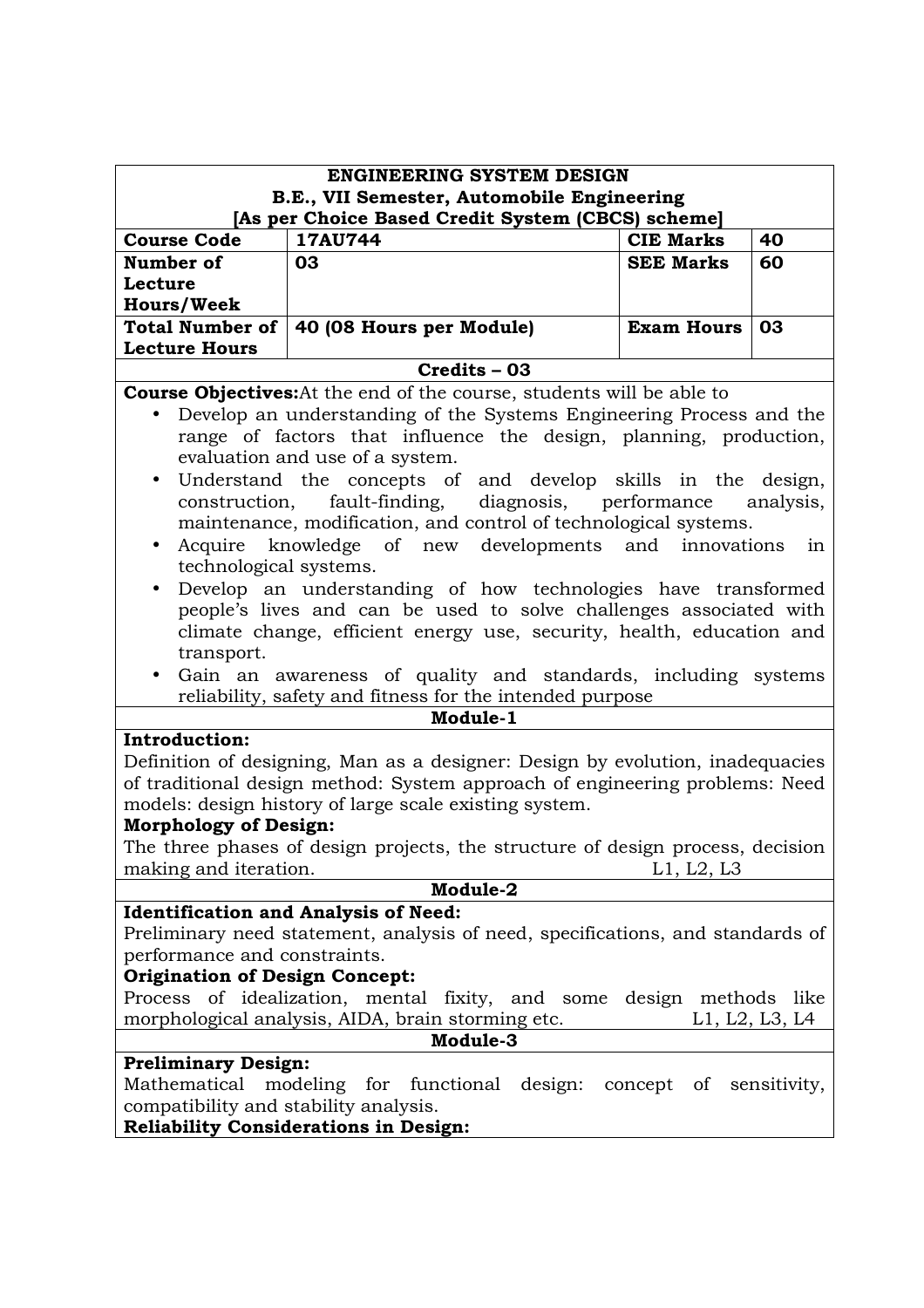**ENGINEERING SYSTEM DESIGN**
**B.E., VII Semester, Automobile Engineering**
**[As per Choice Based Credit System (CBCS) scheme]**

| **Course Code** | **17AU744** | **CIE Marks** | **40** |
|---|---|---|---|
| **Number of Lecture Hours/Week** | **03** | **SEE Marks** | **60** |
| **Total Number of Lecture Hours** | **40 (08 Hours per Module)** | **Exam Hours** | **03** |

**Credits – 03**

**Course Objectives:** At the end of the course, students will be able to

- Develop an understanding of the Systems Engineering Process and the range of factors that influence the design, planning, production, evaluation and use of a system.
- Understand the concepts of and develop skills in the design, construction, fault-finding, diagnosis, performance analysis, maintenance, modification, and control of technological systems.
- Acquire knowledge of new developments and innovations in technological systems.
- Develop an understanding of how technologies have transformed people's lives and can be used to solve challenges associated with climate change, efficient energy use, security, health, education and transport.
- Gain an awareness of quality and standards, including systems reliability, safety and fitness for the intended purpose

**Module-1**

**Introduction:**
Definition of designing, Man as a designer: Design by evolution, inadequacies of traditional design method: System approach of engineering problems: Need models: design history of large scale existing system.

**Morphology of Design:**
The three phases of design projects, the structure of design process, decision making and iteration. L1, L2, L3

**Module-2**

**Identification and Analysis of Need:**
Preliminary need statement, analysis of need, specifications, and standards of performance and constraints.

**Origination of Design Concept:**
Process of idealization, mental fixity, and some design methods like morphological analysis, AIDA, brain storming etc. L1, L2, L3, L4

**Module-3**

**Preliminary Design:**
Mathematical modeling for functional design: concept of sensitivity, compatibility and stability analysis.

**Reliability Considerations in Design:**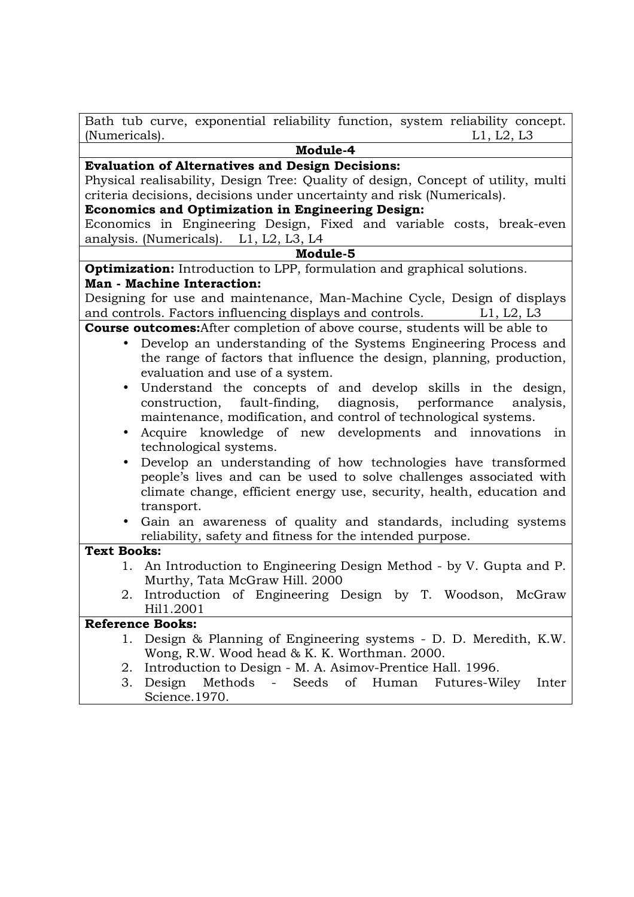Bath tub curve, exponential reliability function, system reliability concept. (Numericals). L1, L2, L3

### Module-4

**Evaluation of Alternatives and Design Decisions:**

Physical realisability, Design Tree: Quality of design, Concept of utility, multi criteria decisions, decisions under uncertainty and risk (Numericals).

**Economics and Optimization in Engineering Design:**

Economics in Engineering Design, Fixed and variable costs, break-even analysis. (Numericals). L1, L2, L3, L4

### Module-5

**Optimization:** Introduction to LPP, formulation and graphical solutions.

**Man - Machine Interaction:**

Designing for use and maintenance, Man-Machine Cycle, Design of displays and controls. Factors influencing displays and controls. L1, L2, L3

**Course outcomes:**After completion of above course, students will be able to

- Develop an understanding of the Systems Engineering Process and the range of factors that influence the design, planning, production, evaluation and use of a system.
- Understand the concepts of and develop skills in the design, construction, fault-finding, diagnosis, performance analysis, maintenance, modification, and control of technological systems.
- Acquire knowledge of new developments and innovations in technological systems.
- Develop an understanding of how technologies have transformed people's lives and can be used to solve challenges associated with climate change, efficient energy use, security, health, education and transport.
- Gain an awareness of quality and standards, including systems reliability, safety and fitness for the intended purpose.

**Text Books:**

1. An Introduction to Engineering Design Method - by V. Gupta and P. Murthy, Tata McGraw Hill. 2000
2. Introduction of Engineering Design by T. Woodson, McGraw Hil1.2001

**Reference Books:**

1. Design & Planning of Engineering systems - D. D. Meredith, K.W. Wong, R.W. Wood head & K. K. Worthman. 2000.
2. Introduction to Design - M. A. Asimov-Prentice Hall. 1996.
3. Design Methods - Seeds of Human Futures-Wiley Inter Science.1970.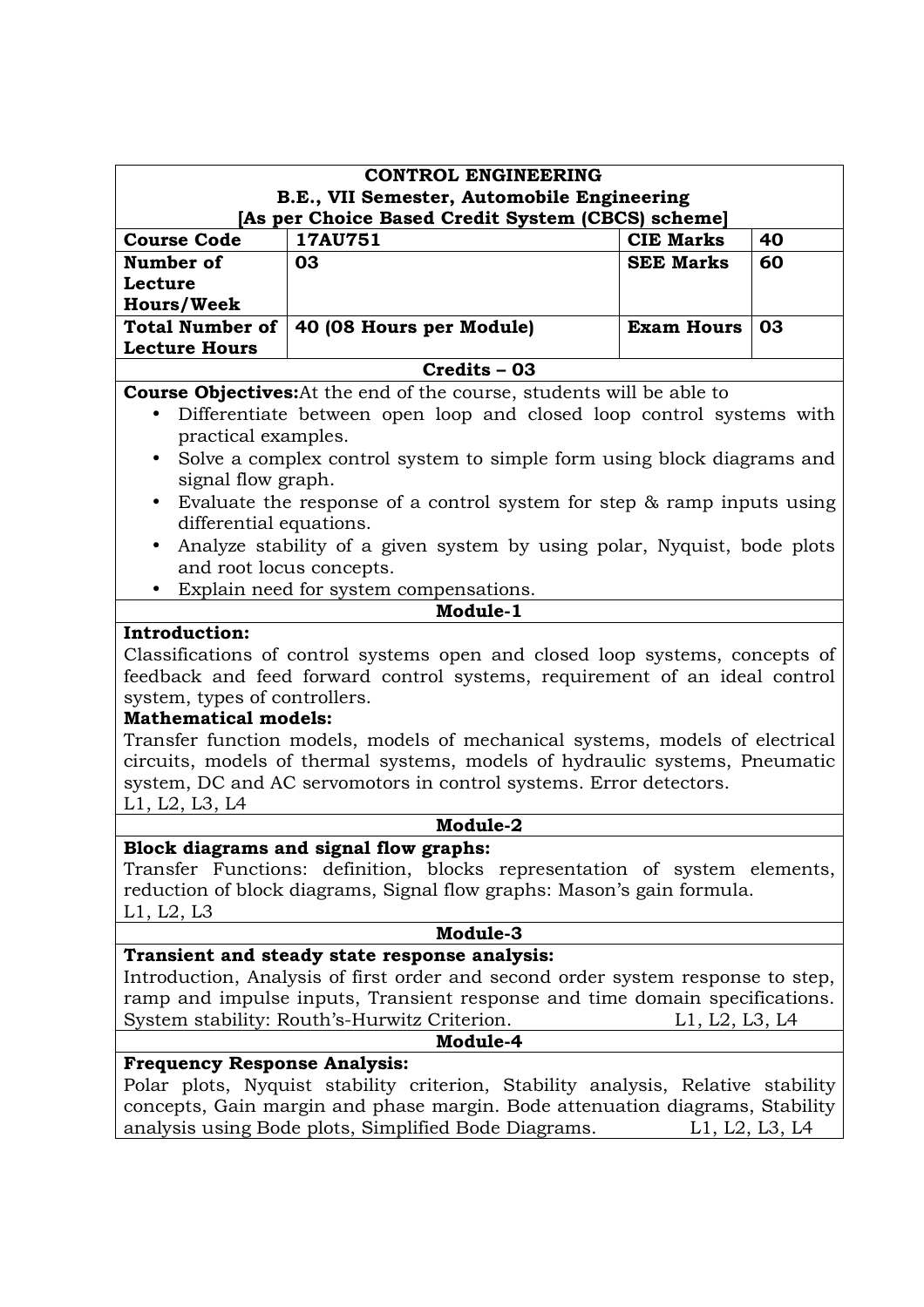| CONTROL ENGINEERING<br>B.E., VII Semester, Automobile Engineering<br>[As per Choice Based Credit System (CBCS) scheme] | | | |
|---|---|---|---|
| **Course Code** | **17AU751** | **CIE Marks** | **40** |
| **Number of Lecture Hours/Week** | **03** | **SEE Marks** | **60** |
| **Total Number of Lecture Hours** | **40 (08 Hours per Module)** | **Exam Hours** | **03** |
| **Credits – 03** | | | |

**Course Objectives:** At the end of the course, students will be able to

- Differentiate between open loop and closed loop control systems with practical examples.
- Solve a complex control system to simple form using block diagrams and signal flow graph.
- Evaluate the response of a control system for step & ramp inputs using differential equations.
- Analyze stability of a given system by using polar, Nyquist, bode plots and root locus concepts.
- Explain need for system compensations.

## Module-1

**Introduction:**

Classifications of control systems open and closed loop systems, concepts of feedback and feed forward control systems, requirement of an ideal control system, types of controllers.

**Mathematical models:**

Transfer function models, models of mechanical systems, models of electrical circuits, models of thermal systems, models of hydraulic systems, Pneumatic system, DC and AC servomotors in control systems. Error detectors.

L1, L2, L3, L4

## Module-2

**Block diagrams and signal flow graphs:**

Transfer Functions: definition, blocks representation of system elements, reduction of block diagrams, Signal flow graphs: Mason's gain formula.

L1, L2, L3

## Module-3

**Transient and steady state response analysis:**

Introduction, Analysis of first order and second order system response to step, ramp and impulse inputs, Transient response and time domain specifications. System stability: Routh's-Hurwitz Criterion. L1, L2, L3, L4

## Module-4

**Frequency Response Analysis:**

Polar plots, Nyquist stability criterion, Stability analysis, Relative stability concepts, Gain margin and phase margin. Bode attenuation diagrams, Stability analysis using Bode plots, Simplified Bode Diagrams. L1, L2, L3, L4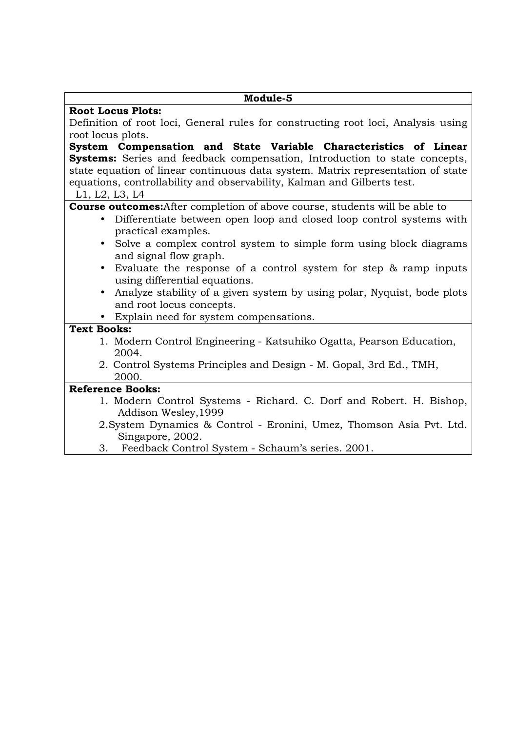## Module-5

**Root Locus Plots:**

Definition of root loci, General rules for constructing root loci, Analysis using root locus plots.

**System Compensation and State Variable Characteristics of Linear Systems:** Series and feedback compensation, Introduction to state concepts, state equation of linear continuous data system. Matrix representation of state equations, controllability and observability, Kalman and Gilberts test.

L1, L2, L3, L4

**Course outcomes:** After completion of above course, students will be able to

- Differentiate between open loop and closed loop control systems with practical examples.
- Solve a complex control system to simple form using block diagrams and signal flow graph.
- Evaluate the response of a control system for step & ramp inputs using differential equations.
- Analyze stability of a given system by using polar, Nyquist, bode plots and root locus concepts.
- Explain need for system compensations.

**Text Books:**

1. Modern Control Engineering - Katsuhiko Ogatta, Pearson Education, 2004.
2. Control Systems Principles and Design - M. Gopal, 3rd Ed., TMH, 2000.

**Reference Books:**

1. Modern Control Systems - Richard. C. Dorf and Robert. H. Bishop, Addison Wesley,1999
2. System Dynamics & Control - Eronini, Umez, Thomson Asia Pvt. Ltd. Singapore, 2002.
3. Feedback Control System - Schaum's series. 2001.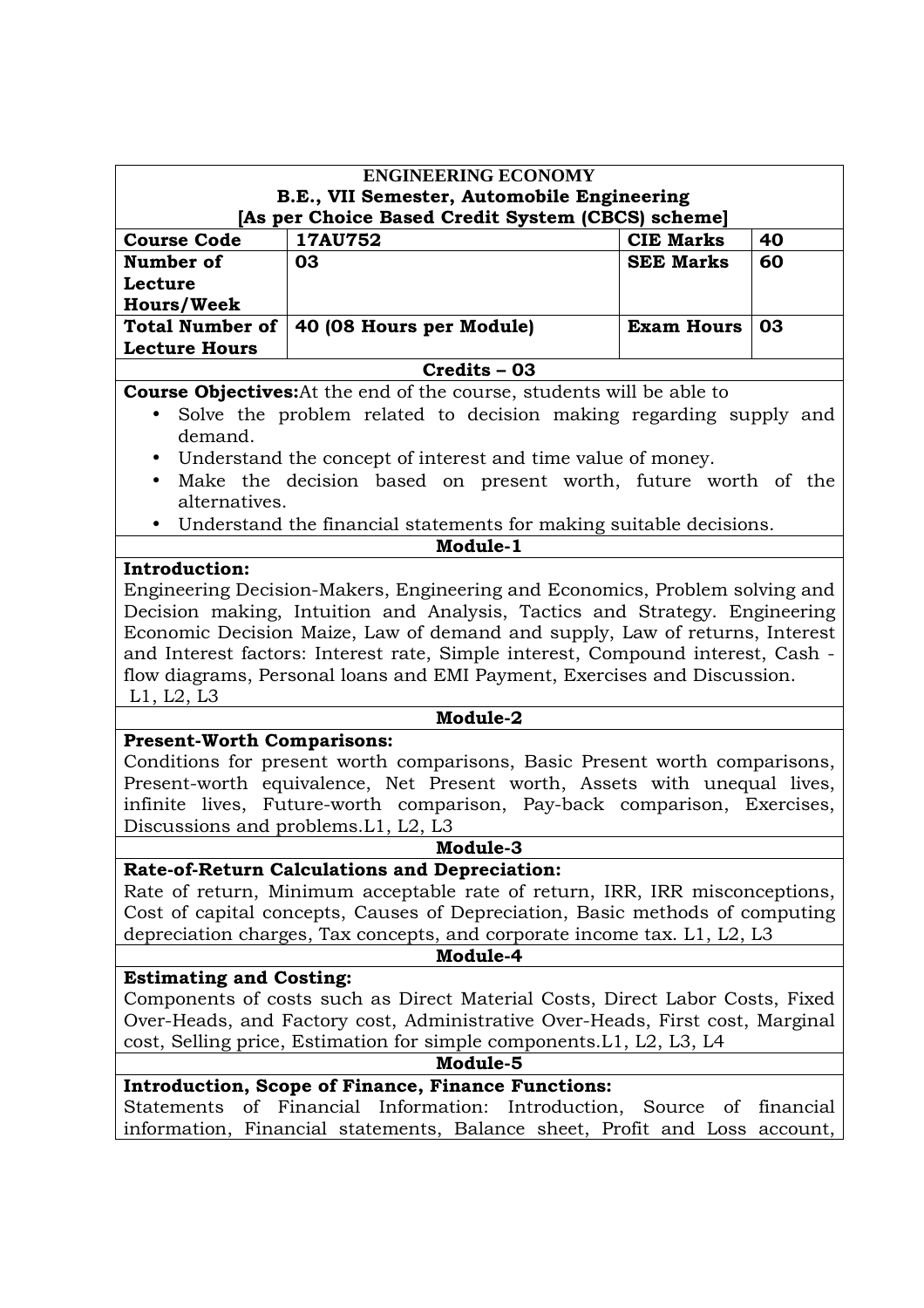| ENGINEERING ECONOMY<br>B.E., VII Semester, Automobile Engineering<br>[As per Choice Based Credit System (CBCS) scheme] | | | |
|---|---|---|---|
| **Course Code** | **17AU752** | **CIE Marks** | **40** |
| **Number of Lecture Hours/Week** | **03** | **SEE Marks** | **60** |
| **Total Number of Lecture Hours** | **40 (08 Hours per Module)** | **Exam Hours** | **03** |
| **Credits – 03** | | | |

**Course Objectives:** At the end of the course, students will be able to

- Solve the problem related to decision making regarding supply and demand.
- Understand the concept of interest and time value of money.
- Make the decision based on present worth, future worth of the alternatives.
- Understand the financial statements for making suitable decisions.

### Module-1

**Introduction:**

Engineering Decision-Makers, Engineering and Economics, Problem solving and Decision making, Intuition and Analysis, Tactics and Strategy. Engineering Economic Decision Maize, Law of demand and supply, Law of returns, Interest and Interest factors: Interest rate, Simple interest, Compound interest, Cash - flow diagrams, Personal loans and EMI Payment, Exercises and Discussion.
L1, L2, L3

### Module-2

**Present-Worth Comparisons:**

Conditions for present worth comparisons, Basic Present worth comparisons, Present-worth equivalence, Net Present worth, Assets with unequal lives, infinite lives, Future-worth comparison, Pay-back comparison, Exercises, Discussions and problems.L1, L2, L3

### Module-3

**Rate-of-Return Calculations and Depreciation:**

Rate of return, Minimum acceptable rate of return, IRR, IRR misconceptions, Cost of capital concepts, Causes of Depreciation, Basic methods of computing depreciation charges, Tax concepts, and corporate income tax. L1, L2, L3

### Module-4

**Estimating and Costing:**

Components of costs such as Direct Material Costs, Direct Labor Costs, Fixed Over-Heads, and Factory cost, Administrative Over-Heads, First cost, Marginal cost, Selling price, Estimation for simple components.L1, L2, L3, L4

### Module-5

**Introduction, Scope of Finance, Finance Functions:**

Statements of Financial Information: Introduction, Source of financial information, Financial statements, Balance sheet, Profit and Loss account,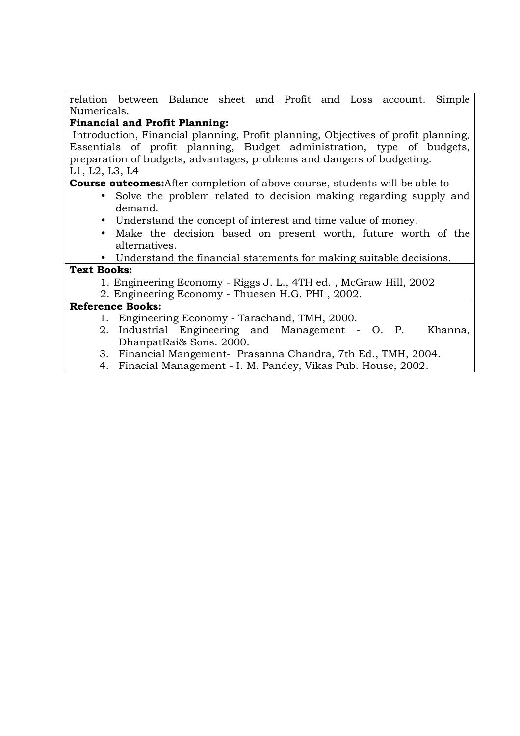relation between Balance sheet and Profit and Loss account. Simple Numericals.

**Financial and Profit Planning:**

Introduction, Financial planning, Profit planning, Objectives of profit planning, Essentials of profit planning, Budget administration, type of budgets, preparation of budgets, advantages, problems and dangers of budgeting.

L1, L2, L3, L4

**Course outcomes:**After completion of above course, students will be able to

- Solve the problem related to decision making regarding supply and demand.
- Understand the concept of interest and time value of money.
- Make the decision based on present worth, future worth of the alternatives.
- Understand the financial statements for making suitable decisions.

**Text Books:**

1. Engineering Economy - Riggs J. L., 4TH ed. , McGraw Hill, 2002
2. Engineering Economy - Thuesen H.G. PHI , 2002.

**Reference Books:**

1. Engineering Economy - Tarachand, TMH, 2000.
2. Industrial Engineering and Management - O. P. Khanna, DhanpatRai& Sons. 2000.
3. Financial Mangement- Prasanna Chandra, 7th Ed., TMH, 2004.
4. Finacial Management - I. M. Pandey, Vikas Pub. House, 2002.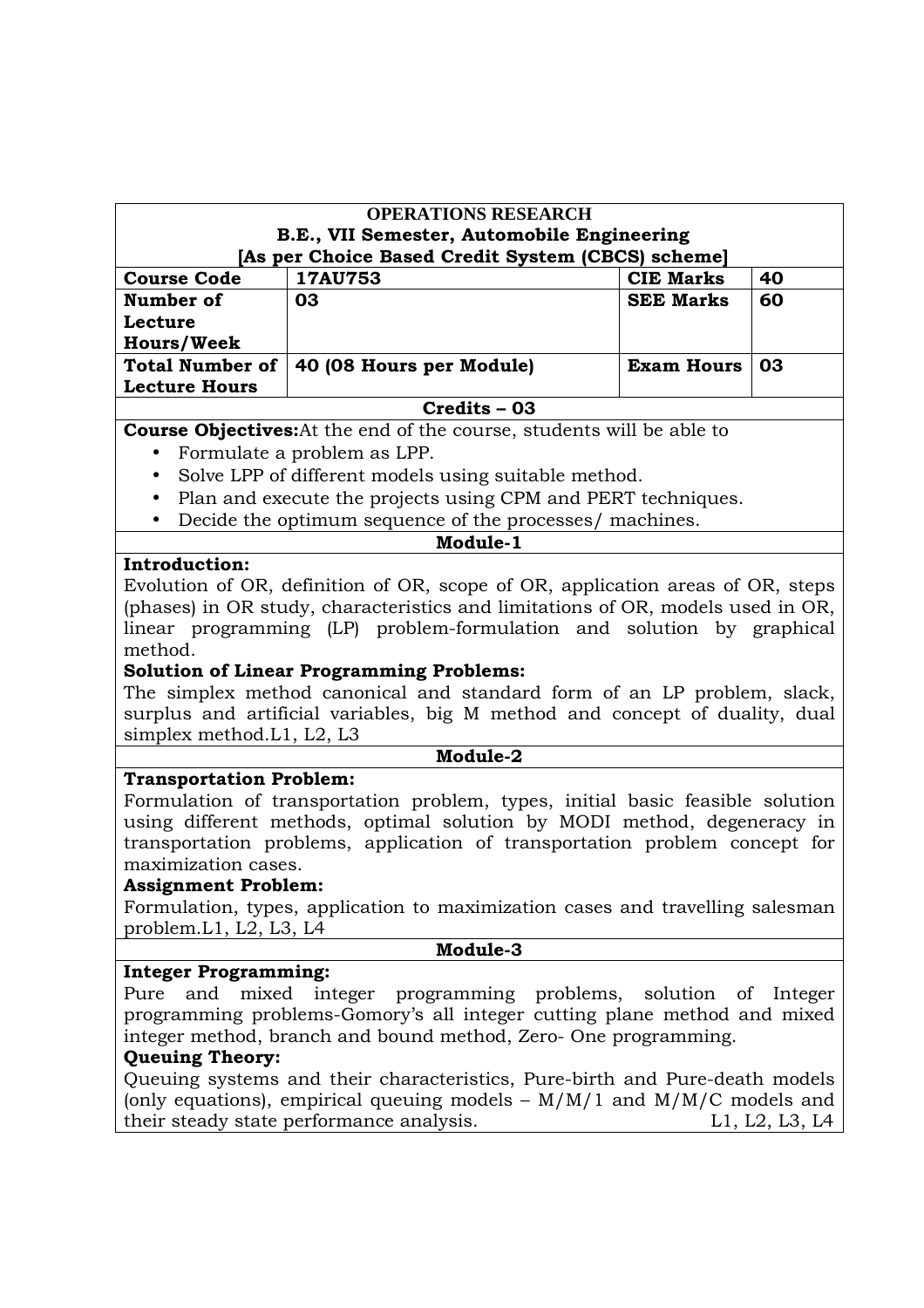| **OPERATIONS RESEARCH** | | | |
|---|---|---|---|
| **B.E., VII Semester, Automobile Engineering** | | | |
| **[As per Choice Based Credit System (CBCS) scheme]** | | | |
| **Course Code** | **17AU753** | **CIE Marks** | **40** |
| **Number of Lecture Hours/Week** | **03** | **SEE Marks** | **60** |
| **Total Number of Lecture Hours** | **40 (08 Hours per Module)** | **Exam Hours** | **03** |
| **Credits – 03** | | | |

**Course Objectives:** At the end of the course, students will be able to

- Formulate a problem as LPP.
- Solve LPP of different models using suitable method.
- Plan and execute the projects using CPM and PERT techniques.
- Decide the optimum sequence of the processes/ machines.

## Module-1

**Introduction:**

Evolution of OR, definition of OR, scope of OR, application areas of OR, steps (phases) in OR study, characteristics and limitations of OR, models used in OR, linear programming (LP) problem-formulation and solution by graphical method.

**Solution of Linear Programming Problems:**

The simplex method canonical and standard form of an LP problem, slack, surplus and artificial variables, big M method and concept of duality, dual simplex method. L1, L2, L3

## Module-2

**Transportation Problem:**

Formulation of transportation problem, types, initial basic feasible solution using different methods, optimal solution by MODI method, degeneracy in transportation problems, application of transportation problem concept for maximization cases.

**Assignment Problem:**

Formulation, types, application to maximization cases and travelling salesman problem. L1, L2, L3, L4

## Module-3

**Integer Programming:**

Pure and mixed integer programming problems, solution of Integer programming problems-Gomory's all integer cutting plane method and mixed integer method, branch and bound method, Zero- One programming.

**Queuing Theory:**

Queuing systems and their characteristics, Pure-birth and Pure-death models (only equations), empirical queuing models – M/M/1 and M/M/C models and their steady state performance analysis. L1, L2, L3, L4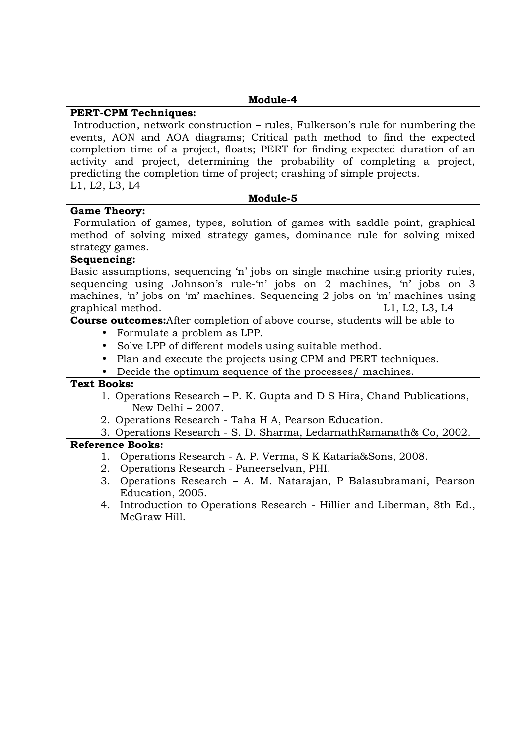### Module-4

**PERT-CPM Techniques:**

Introduction, network construction – rules, Fulkerson's rule for numbering the events, AON and AOA diagrams; Critical path method to find the expected completion time of a project, floats; PERT for finding expected duration of an activity and project, determining the probability of completing a project, predicting the completion time of project; crashing of simple projects.

L1, L2, L3, L4

### Module-5

**Game Theory:**

Formulation of games, types, solution of games with saddle point, graphical method of solving mixed strategy games, dominance rule for solving mixed strategy games.

**Sequencing:**

Basic assumptions, sequencing 'n' jobs on single machine using priority rules, sequencing using Johnson's rule-'n' jobs on 2 machines, 'n' jobs on 3 machines, 'n' jobs on 'm' machines. Sequencing 2 jobs on 'm' machines using graphical method. L1, L2, L3, L4

**Course outcomes:**After completion of above course, students will be able to

- Formulate a problem as LPP.
- Solve LPP of different models using suitable method.
- Plan and execute the projects using CPM and PERT techniques.
- Decide the optimum sequence of the processes/ machines.

**Text Books:**

1. Operations Research – P. K. Gupta and D S Hira, Chand Publications, New Delhi – 2007.
2. Operations Research - Taha H A, Pearson Education.
3. Operations Research - S. D. Sharma, LedarnathRamanath& Co, 2002.

**Reference Books:**

1. Operations Research - A. P. Verma, S K Kataria&Sons, 2008.
2. Operations Research - Paneerselvan, PHI.
3. Operations Research – A. M. Natarajan, P Balasubramani, Pearson Education, 2005.
4. Introduction to Operations Research - Hillier and Liberman, 8th Ed., McGraw Hill.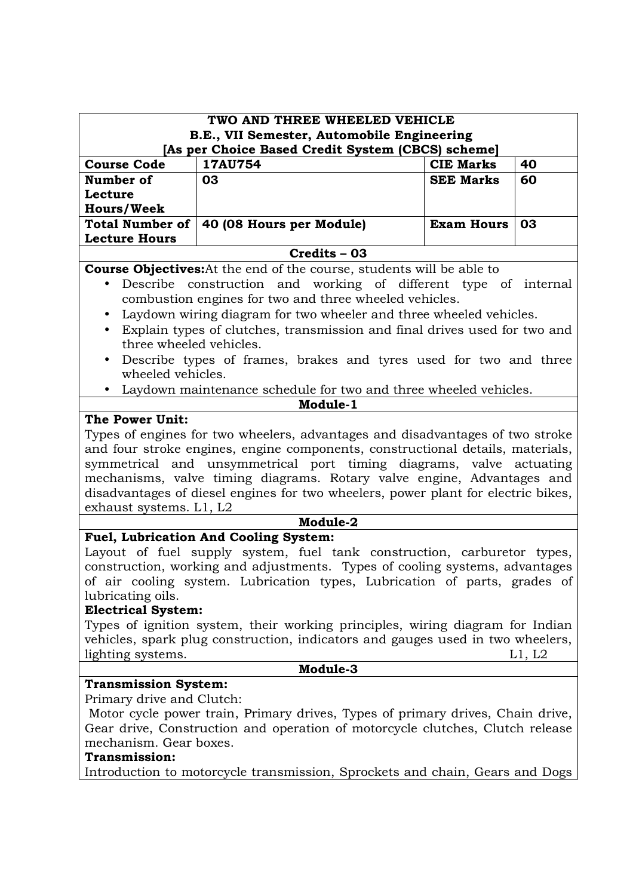| TWO AND THREE WHEELED VEHICLE<br>B.E., VII Semester, Automobile Engineering<br>[As per Choice Based Credit System (CBCS) scheme] | | | |
|---|---|---|---|
| **Course Code** | **17AU754** | **CIE Marks** | **40** |
| **Number of Lecture Hours/Week** | **03** | **SEE Marks** | **60** |
| **Total Number of Lecture Hours** | **40 (08 Hours per Module)** | **Exam Hours** | **03** |
| **Credits – 03** | | | |

**Course Objectives:** At the end of the course, students will be able to

- Describe construction and working of different type of internal combustion engines for two and three wheeled vehicles.
- Laydown wiring diagram for two wheeler and three wheeled vehicles.
- Explain types of clutches, transmission and final drives used for two and three wheeled vehicles.
- Describe types of frames, brakes and tyres used for two and three wheeled vehicles.
- Laydown maintenance schedule for two and three wheeled vehicles.

**Module-1**

**The Power Unit:**

Types of engines for two wheelers, advantages and disadvantages of two stroke and four stroke engines, engine components, constructional details, materials, symmetrical and unsymmetrical port timing diagrams, valve actuating mechanisms, valve timing diagrams. Rotary valve engine, Advantages and disadvantages of diesel engines for two wheelers, power plant for electric bikes, exhaust systems. L1, L2

**Module-2**

**Fuel, Lubrication And Cooling System:**

Layout of fuel supply system, fuel tank construction, carburetor types, construction, working and adjustments. Types of cooling systems, advantages of air cooling system. Lubrication types, Lubrication of parts, grades of lubricating oils.

**Electrical System:**

Types of ignition system, their working principles, wiring diagram for Indian vehicles, spark plug construction, indicators and gauges used in two wheelers, lighting systems. L1, L2

**Module-3**

**Transmission System:**

Primary drive and Clutch:

Motor cycle power train, Primary drives, Types of primary drives, Chain drive, Gear drive, Construction and operation of motorcycle clutches, Clutch release mechanism. Gear boxes.

**Transmission:**

Introduction to motorcycle transmission, Sprockets and chain, Gears and Dogs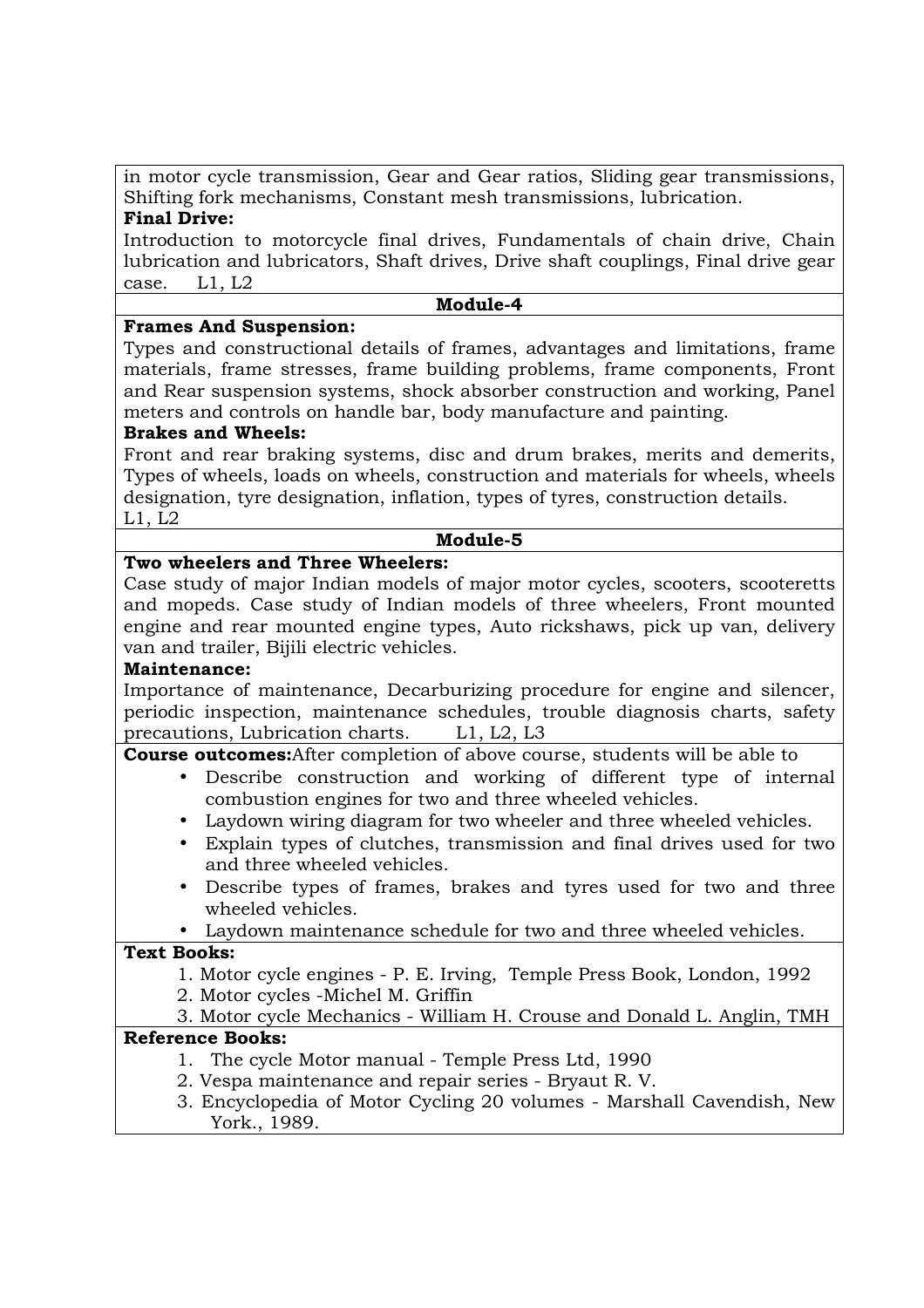in motor cycle transmission, Gear and Gear ratios, Sliding gear transmissions, Shifting fork mechanisms, Constant mesh transmissions, lubrication.

**Final Drive:**

Introduction to motorcycle final drives, Fundamentals of chain drive, Chain lubrication and lubricators, Shaft drives, Drive shaft couplings, Final drive gear case. L1, L2

**Module-4**

**Frames And Suspension:**

Types and constructional details of frames, advantages and limitations, frame materials, frame stresses, frame building problems, frame components, Front and Rear suspension systems, shock absorber construction and working, Panel meters and controls on handle bar, body manufacture and painting.

**Brakes and Wheels:**

Front and rear braking systems, disc and drum brakes, merits and demerits, Types of wheels, loads on wheels, construction and materials for wheels, wheels designation, tyre designation, inflation, types of tyres, construction details.
L1, L2

**Module-5**

**Two wheelers and Three Wheelers:**

Case study of major Indian models of major motor cycles, scooters, scooteretts and mopeds. Case study of Indian models of three wheelers, Front mounted engine and rear mounted engine types, Auto rickshaws, pick up van, delivery van and trailer, Bijili electric vehicles.

**Maintenance:**

Importance of maintenance, Decarburizing procedure for engine and silencer, periodic inspection, maintenance schedules, trouble diagnosis charts, safety precautions, Lubrication charts. L1, L2, L3

**Course outcomes:** After completion of above course, students will be able to

- Describe construction and working of different type of internal combustion engines for two and three wheeled vehicles.
- Laydown wiring diagram for two wheeler and three wheeled vehicles.
- Explain types of clutches, transmission and final drives used for two and three wheeled vehicles.
- Describe types of frames, brakes and tyres used for two and three wheeled vehicles.
- Laydown maintenance schedule for two and three wheeled vehicles.

**Text Books:**

1. Motor cycle engines - P. E. Irving, Temple Press Book, London, 1992
2. Motor cycles -Michel M. Griffin
3. Motor cycle Mechanics - William H. Crouse and Donald L. Anglin, TMH

**Reference Books:**

1. The cycle Motor manual - Temple Press Ltd, 1990
2. Vespa maintenance and repair series - Bryaut R. V.
3. Encyclopedia of Motor Cycling 20 volumes - Marshall Cavendish, New York., 1989.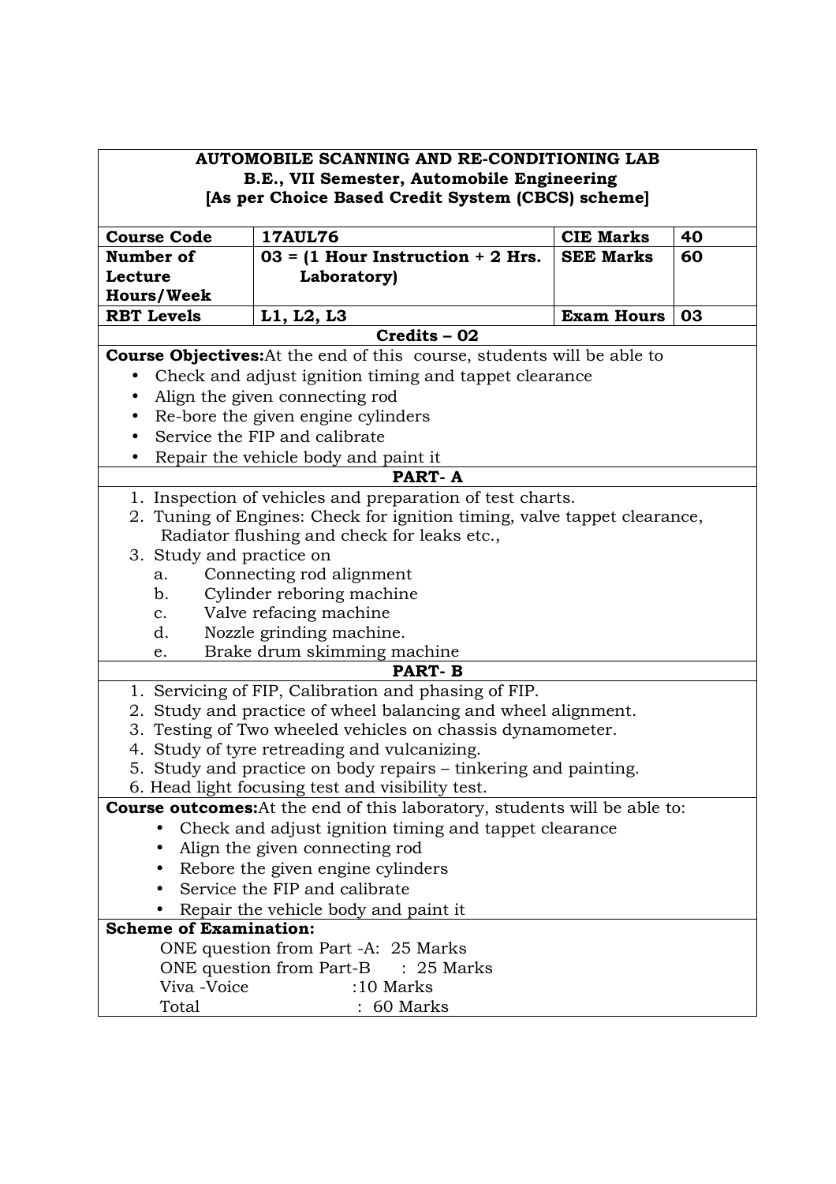**AUTOMOBILE SCANNING AND RE-CONDITIONING LAB**
**B.E., VII Semester, Automobile Engineering**
**[As per Choice Based Credit System (CBCS) scheme]**

| **Course Code** | **17AUL76** | **CIE Marks** | **40** |
|---|---|---|---|
| **Number of Lecture Hours/Week** | **03 = (1 Hour Instruction + 2 Hrs. Laboratory)** | **SEE Marks** | **60** |
| **RBT Levels** | **L1, L2, L3** | **Exam Hours** | **03** |

**Credits – 02**

**Course Objectives:** At the end of this course, students will be able to

- Check and adjust ignition timing and tappet clearance
- Align the given connecting rod
- Re-bore the given engine cylinders
- Service the FIP and calibrate
- Repair the vehicle body and paint it

**PART- A**

1. Inspection of vehicles and preparation of test charts.
2. Tuning of Engines: Check for ignition timing, valve tappet clearance, Radiator flushing and check for leaks etc.,
3. Study and practice on
   a. Connecting rod alignment
   b. Cylinder reboring machine
   c. Valve refacing machine
   d. Nozzle grinding machine.
   e. Brake drum skimming machine

**PART- B**

1. Servicing of FIP, Calibration and phasing of FIP.
2. Study and practice of wheel balancing and wheel alignment.
3. Testing of Two wheeled vehicles on chassis dynamometer.
4. Study of tyre retreading and vulcanizing.
5. Study and practice on body repairs – tinkering and painting.
6. Head light focusing test and visibility test.

**Course outcomes:** At the end of this laboratory, students will be able to:

- Check and adjust ignition timing and tappet clearance
- Align the given connecting rod
- Rebore the given engine cylinders
- Service the FIP and calibrate
- Repair the vehicle body and paint it

**Scheme of Examination:**

ONE question from Part -A: 25 Marks
ONE question from Part-B : 25 Marks
Viva -Voice :10 Marks
Total : 60 Marks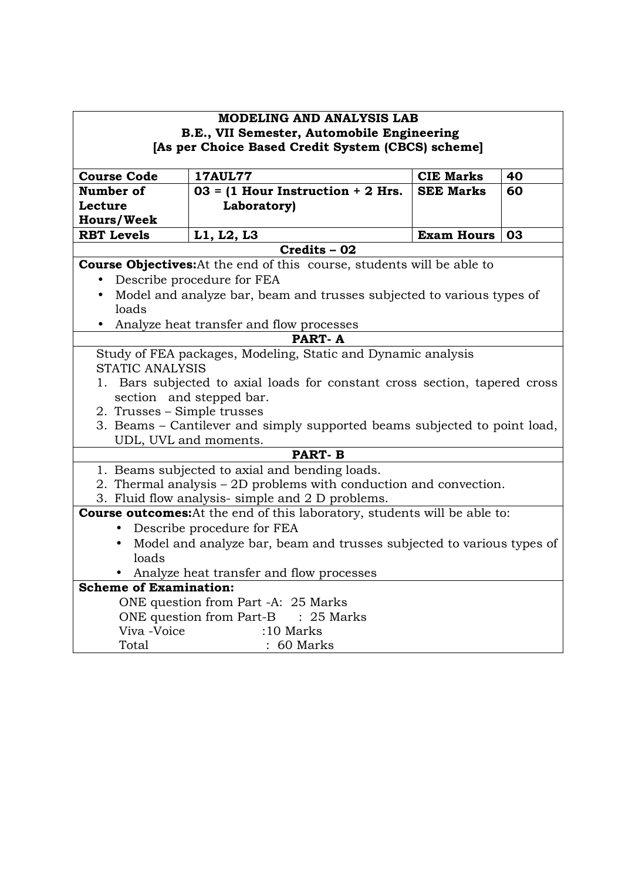# MODELING AND ANALYSIS LAB

**B.E., VII Semester, Automobile Engineering**

**[As per Choice Based Credit System (CBCS) scheme]**

| **Course Code** | **17AUL77** | **CIE Marks** | **40** |
|---|---|---|---|
| **Number of Lecture Hours/Week** | **03 = (1 Hour Instruction + 2 Hrs. Laboratory)** | **SEE Marks** | **60** |
| **RBT Levels** | **L1, L2, L3** | **Exam Hours** | **03** |

**Credits – 02**

**Course Objectives:** At the end of this course, students will be able to

- Describe procedure for FEA
- Model and analyze bar, beam and trusses subjected to various types of loads
- Analyze heat transfer and flow processes

## PART- A

Study of FEA packages, Modeling, Static and Dynamic analysis

STATIC ANALYSIS

1. Bars subjected to axial loads for constant cross section, tapered cross section and stepped bar.
2. Trusses – Simple trusses
3. Beams – Cantilever and simply supported beams subjected to point load, UDL, UVL and moments.

## PART- B

1. Beams subjected to axial and bending loads.
2. Thermal analysis – 2D problems with conduction and convection.
3. Fluid flow analysis- simple and 2 D problems.

**Course outcomes:** At the end of this laboratory, students will be able to:

- Describe procedure for FEA
- Model and analyze bar, beam and trusses subjected to various types of loads
- Analyze heat transfer and flow processes

**Scheme of Examination:**

ONE question from Part -A: 25 Marks

ONE question from Part-B : 25 Marks

Viva -Voice :10 Marks

Total : 60 Marks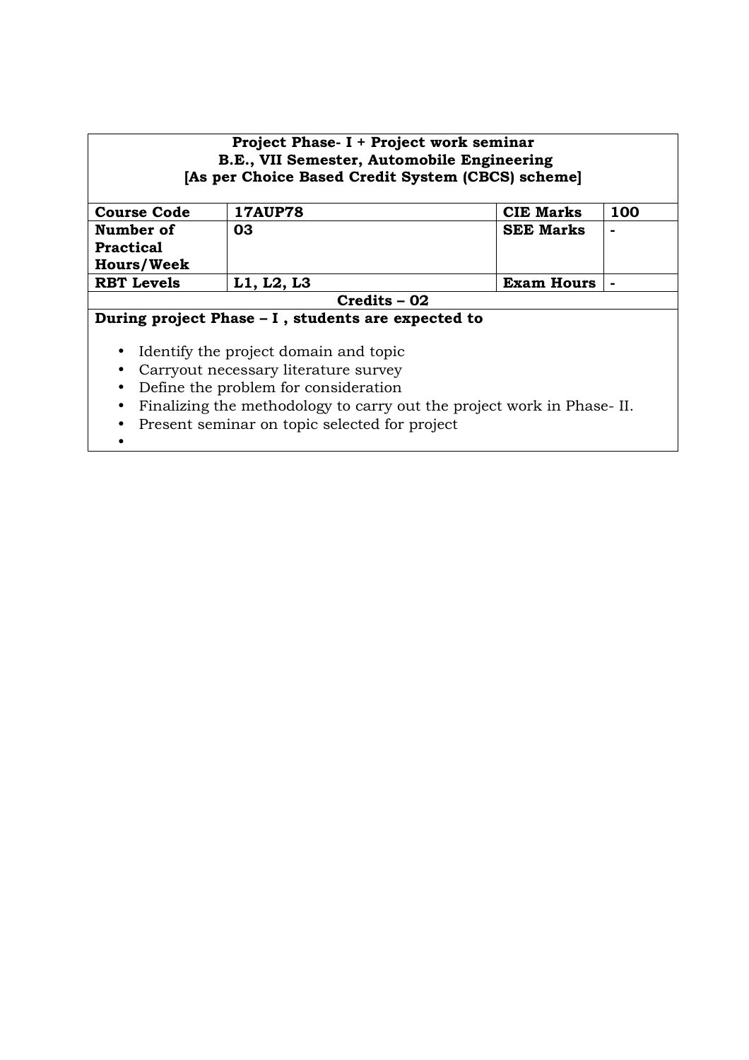**Project Phase- I + Project work seminar**
**B.E., VII Semester, Automobile Engineering**
**[As per Choice Based Credit System (CBCS) scheme]**

| **Course Code** | **17AUP78** | **CIE Marks** | **100** |
|---|---|---|---|
| **Number of Practical Hours/Week** | **03** | **SEE Marks** | **-** |
| **RBT Levels** | **L1, L2, L3** | **Exam Hours** | **-** |

**Credits – 02**

**During project Phase – I , students are expected to**

- Identify the project domain and topic
- Carryout necessary literature survey
- Define the problem for consideration
- Finalizing the methodology to carry out the project work in Phase- II.
- Present seminar on topic selected for project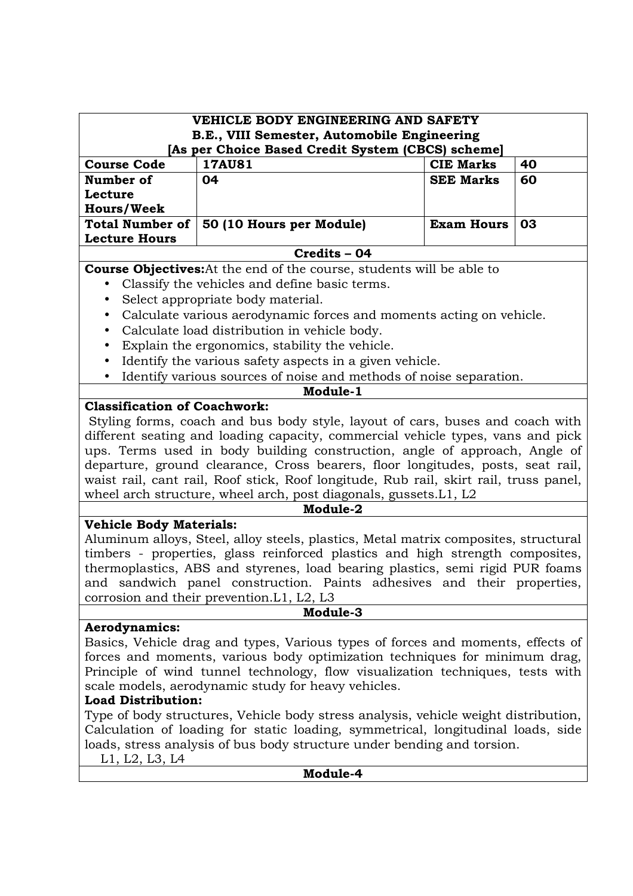| VEHICLE BODY ENGINEERING AND SAFETY<br>B.E., VIII Semester, Automobile Engineering<br>[As per Choice Based Credit System (CBCS) scheme] | | | |
|---|---|---|---|
| **Course Code** | **17AU81** | **CIE Marks** | **40** |
| **Number of Lecture Hours/Week** | **04** | **SEE Marks** | **60** |
| **Total Number of Lecture Hours** | **50 (10 Hours per Module)** | **Exam Hours** | **03** |
| **Credits – 04** | | | |

**Course Objectives:** At the end of the course, students will be able to

- Classify the vehicles and define basic terms.
- Select appropriate body material.
- Calculate various aerodynamic forces and moments acting on vehicle.
- Calculate load distribution in vehicle body.
- Explain the ergonomics, stability the vehicle.
- Identify the various safety aspects in a given vehicle.
- Identify various sources of noise and methods of noise separation.

## Module-1

**Classification of Coachwork:**

Styling forms, coach and bus body style, layout of cars, buses and coach with different seating and loading capacity, commercial vehicle types, vans and pick ups. Terms used in body building construction, angle of approach, Angle of departure, ground clearance, Cross bearers, floor longitudes, posts, seat rail, waist rail, cant rail, Roof stick, Roof longitude, Rub rail, skirt rail, truss panel, wheel arch structure, wheel arch, post diagonals, gussets.L1, L2

## Module-2

**Vehicle Body Materials:**

Aluminum alloys, Steel, alloy steels, plastics, Metal matrix composites, structural timbers - properties, glass reinforced plastics and high strength composites, thermoplastics, ABS and styrenes, load bearing plastics, semi rigid PUR foams and sandwich panel construction. Paints adhesives and their properties, corrosion and their prevention.L1, L2, L3

## Module-3

**Aerodynamics:**

Basics, Vehicle drag and types, Various types of forces and moments, effects of forces and moments, various body optimization techniques for minimum drag, Principle of wind tunnel technology, flow visualization techniques, tests with scale models, aerodynamic study for heavy vehicles.

**Load Distribution:**

Type of body structures, Vehicle body stress analysis, vehicle weight distribution, Calculation of loading for static loading, symmetrical, longitudinal loads, side loads, stress analysis of bus body structure under bending and torsion.

L1, L2, L3, L4

## Module-4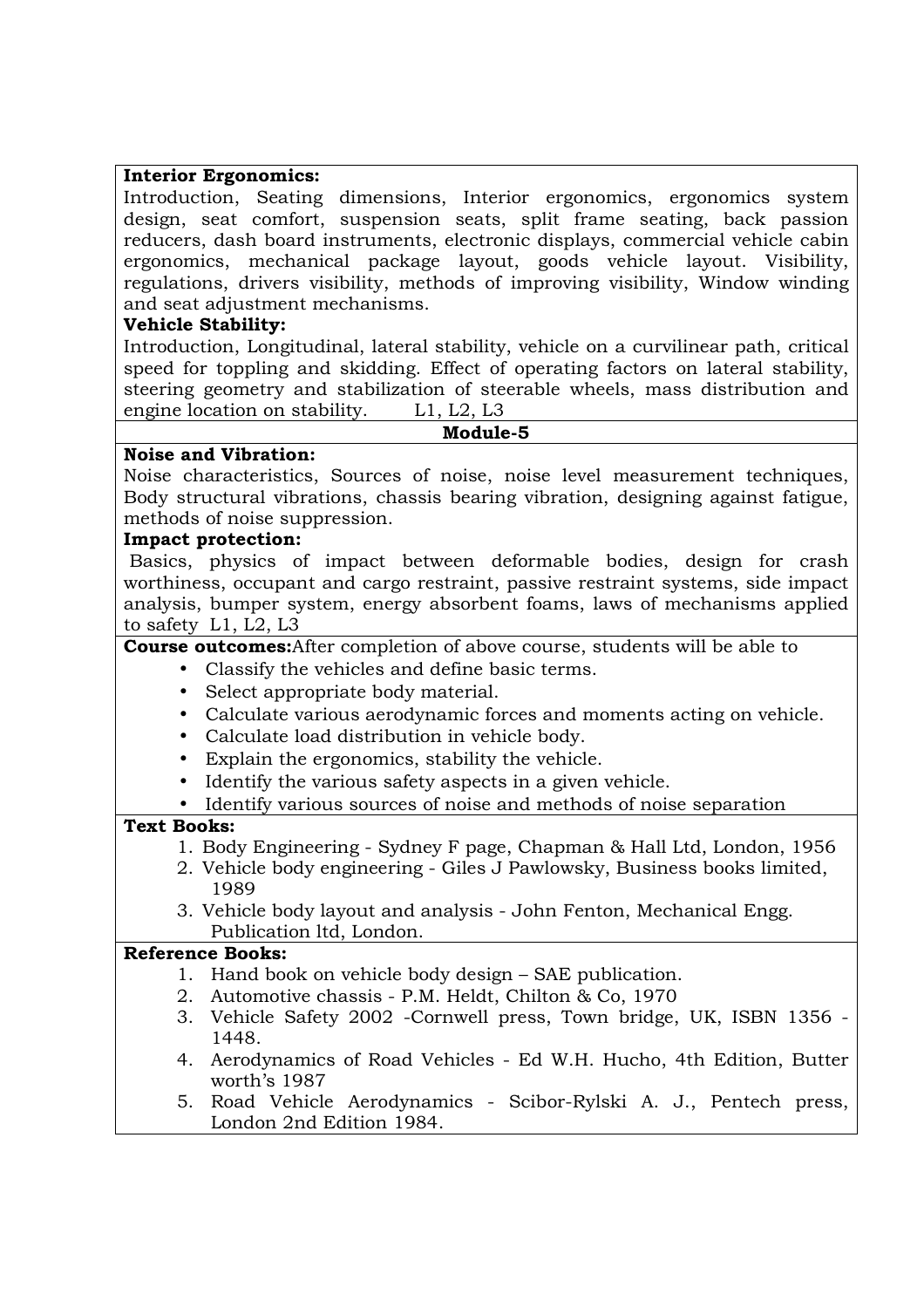**Interior Ergonomics:**
Introduction, Seating dimensions, Interior ergonomics, ergonomics system design, seat comfort, suspension seats, split frame seating, back passion reducers, dash board instruments, electronic displays, commercial vehicle cabin ergonomics, mechanical package layout, goods vehicle layout. Visibility, regulations, drivers visibility, methods of improving visibility, Window winding and seat adjustment mechanisms.

**Vehicle Stability:**
Introduction, Longitudinal, lateral stability, vehicle on a curvilinear path, critical speed for toppling and skidding. Effect of operating factors on lateral stability, steering geometry and stabilization of steerable wheels, mass distribution and engine location on stability. L1, L2, L3

**Module-5**

**Noise and Vibration:**
Noise characteristics, Sources of noise, noise level measurement techniques, Body structural vibrations, chassis bearing vibration, designing against fatigue, methods of noise suppression.

**Impact protection:**
Basics, physics of impact between deformable bodies, design for crash worthiness, occupant and cargo restraint, passive restraint systems, side impact analysis, bumper system, energy absorbent foams, laws of mechanisms applied to safety L1, L2, L3

**Course outcomes:** After completion of above course, students will be able to

- Classify the vehicles and define basic terms.
- Select appropriate body material.
- Calculate various aerodynamic forces and moments acting on vehicle.
- Calculate load distribution in vehicle body.
- Explain the ergonomics, stability the vehicle.
- Identify the various safety aspects in a given vehicle.
- Identify various sources of noise and methods of noise separation

**Text Books:**

1. Body Engineering - Sydney F page, Chapman & Hall Ltd, London, 1956
2. Vehicle body engineering - Giles J Pawlowsky, Business books limited, 1989
3. Vehicle body layout and analysis - John Fenton, Mechanical Engg. Publication ltd, London.

**Reference Books:**

1. Hand book on vehicle body design – SAE publication.
2. Automotive chassis - P.M. Heldt, Chilton & Co, 1970
3. Vehicle Safety 2002 -Cornwell press, Town bridge, UK, ISBN 1356 - 1448.
4. Aerodynamics of Road Vehicles - Ed W.H. Hucho, 4th Edition, Butter worth's 1987
5. Road Vehicle Aerodynamics - Scibor-Rylski A. J., Pentech press, London 2nd Edition 1984.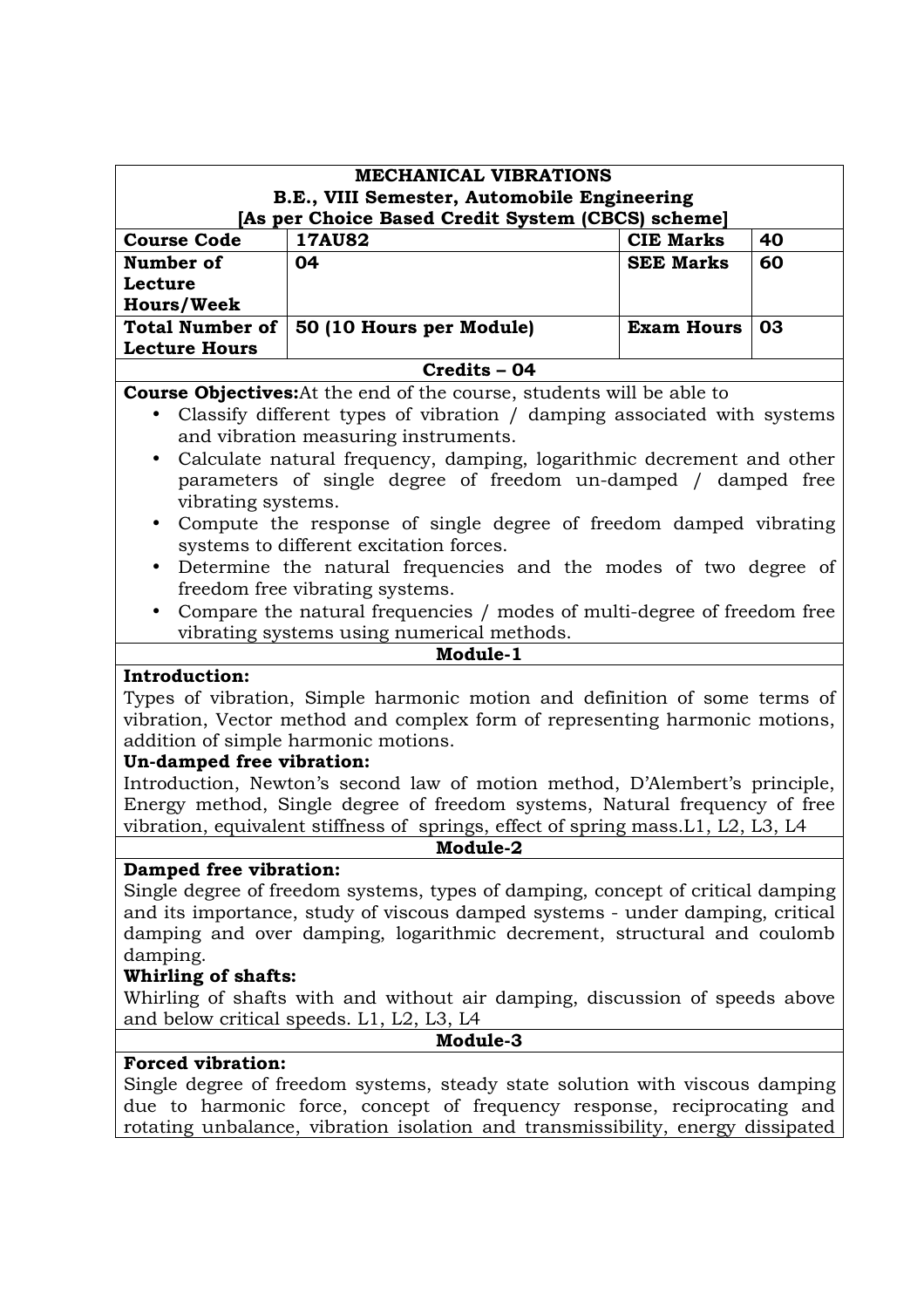| MECHANICAL VIBRATIONS<br>B.E., VIII Semester, Automobile Engineering<br>[As per Choice Based Credit System (CBCS) scheme] | | | |
|---|---|---|---|
| **Course Code** | **17AU82** | **CIE Marks** | **40** |
| **Number of Lecture Hours/Week** | **04** | **SEE Marks** | **60** |
| **Total Number of Lecture Hours** | **50 (10 Hours per Module)** | **Exam Hours** | **03** |
| **Credits – 04** | | | |

**Course Objectives:**At the end of the course, students will be able to

- Classify different types of vibration / damping associated with systems and vibration measuring instruments.
- Calculate natural frequency, damping, logarithmic decrement and other parameters of single degree of freedom un-damped / damped free vibrating systems.
- Compute the response of single degree of freedom damped vibrating systems to different excitation forces.
- Determine the natural frequencies and the modes of two degree of freedom free vibrating systems.
- Compare the natural frequencies / modes of multi-degree of freedom free vibrating systems using numerical methods.

## Module-1

**Introduction:**

Types of vibration, Simple harmonic motion and definition of some terms of vibration, Vector method and complex form of representing harmonic motions, addition of simple harmonic motions.

**Un-damped free vibration:**

Introduction, Newton's second law of motion method, D'Alembert's principle, Energy method, Single degree of freedom systems, Natural frequency of free vibration, equivalent stiffness of springs, effect of spring mass.L1, L2, L3, L4

## Module-2

**Damped free vibration:**

Single degree of freedom systems, types of damping, concept of critical damping and its importance, study of viscous damped systems - under damping, critical damping and over damping, logarithmic decrement, structural and coulomb damping.

**Whirling of shafts:**

Whirling of shafts with and without air damping, discussion of speeds above and below critical speeds. L1, L2, L3, L4

## Module-3

**Forced vibration:**

Single degree of freedom systems, steady state solution with viscous damping due to harmonic force, concept of frequency response, reciprocating and rotating unbalance, vibration isolation and transmissibility, energy dissipated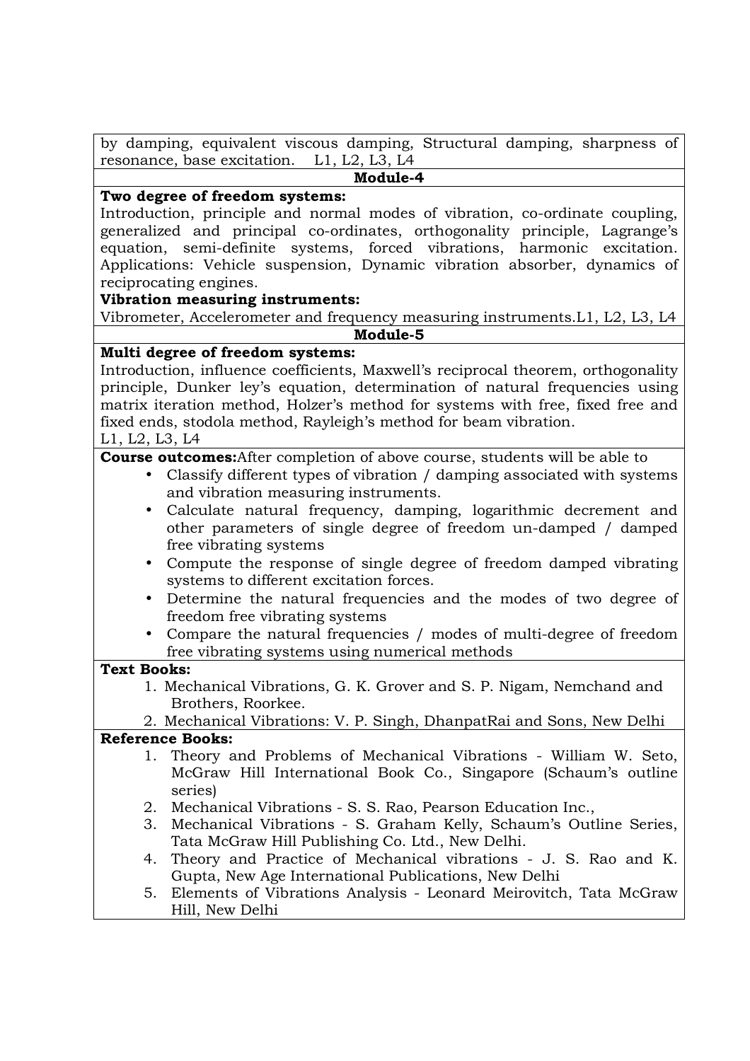by damping, equivalent viscous damping, Structural damping, sharpness of resonance, base excitation. L1, L2, L3, L4

## Module-4

**Two degree of freedom systems:**

Introduction, principle and normal modes of vibration, co-ordinate coupling, generalized and principal co-ordinates, orthogonality principle, Lagrange's equation, semi-definite systems, forced vibrations, harmonic excitation. Applications: Vehicle suspension, Dynamic vibration absorber, dynamics of reciprocating engines.

**Vibration measuring instruments:**

Vibrometer, Accelerometer and frequency measuring instruments.L1, L2, L3, L4

## Module-5

**Multi degree of freedom systems:**

Introduction, influence coefficients, Maxwell's reciprocal theorem, orthogonality principle, Dunker ley's equation, determination of natural frequencies using matrix iteration method, Holzer's method for systems with free, fixed free and fixed ends, stodola method, Rayleigh's method for beam vibration.

L1, L2, L3, L4

**Course outcomes:**After completion of above course, students will be able to

- Classify different types of vibration / damping associated with systems and vibration measuring instruments.
- Calculate natural frequency, damping, logarithmic decrement and other parameters of single degree of freedom un-damped / damped free vibrating systems
- Compute the response of single degree of freedom damped vibrating systems to different excitation forces.
- Determine the natural frequencies and the modes of two degree of freedom free vibrating systems
- Compare the natural frequencies / modes of multi-degree of freedom free vibrating systems using numerical methods

**Text Books:**

1. Mechanical Vibrations, G. K. Grover and S. P. Nigam, Nemchand and Brothers, Roorkee.
2. Mechanical Vibrations: V. P. Singh, DhanpatRai and Sons, New Delhi

**Reference Books:**

1. Theory and Problems of Mechanical Vibrations - William W. Seto, McGraw Hill International Book Co., Singapore (Schaum's outline series)
2. Mechanical Vibrations - S. S. Rao, Pearson Education Inc.,
3. Mechanical Vibrations - S. Graham Kelly, Schaum's Outline Series, Tata McGraw Hill Publishing Co. Ltd., New Delhi.
4. Theory and Practice of Mechanical vibrations - J. S. Rao and K. Gupta, New Age International Publications, New Delhi
5. Elements of Vibrations Analysis - Leonard Meirovitch, Tata McGraw Hill, New Delhi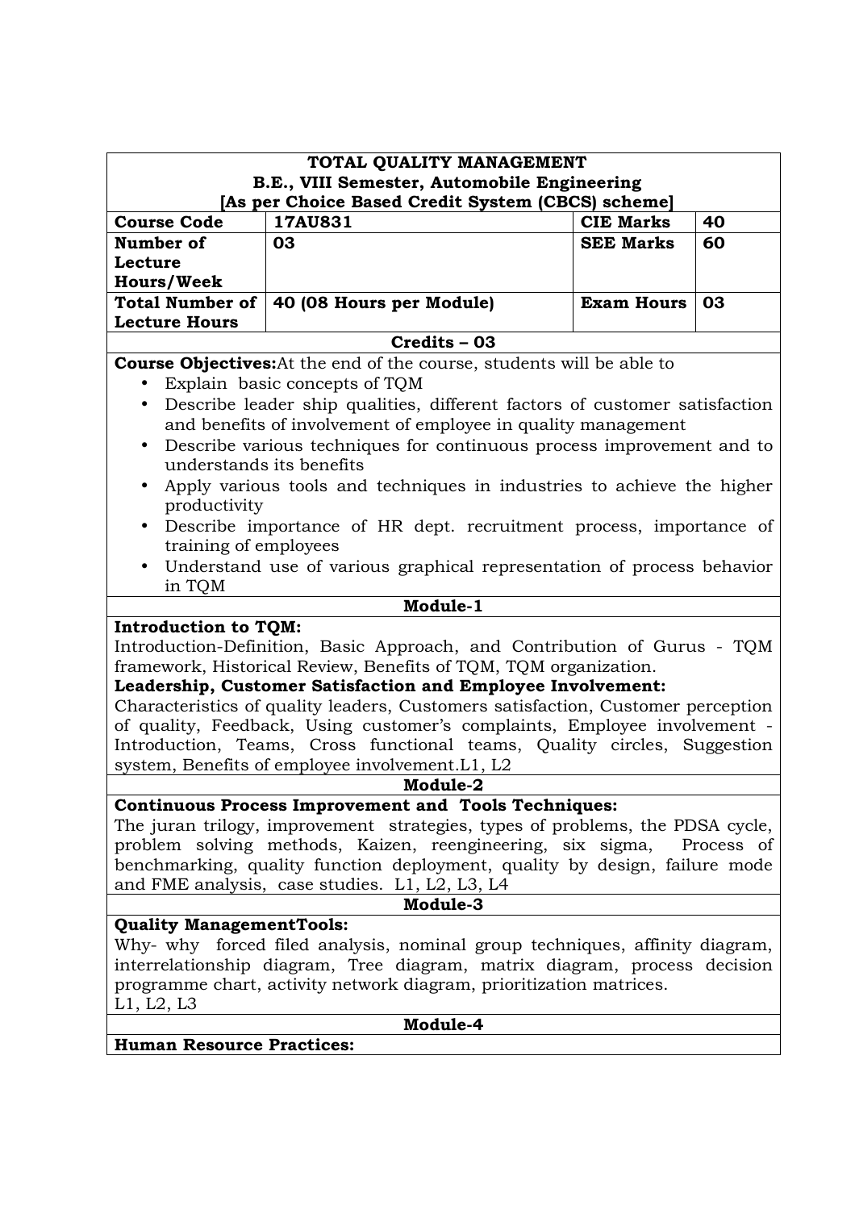| TOTAL QUALITY MANAGEMENT<br>B.E., VIII Semester, Automobile Engineering<br>[As per Choice Based Credit System (CBCS) scheme] | | | |
|---|---|---|---|
| **Course Code** | **17AU831** | **CIE Marks** | **40** |
| **Number of Lecture Hours/Week** | **03** | **SEE Marks** | **60** |
| **Total Number of Lecture Hours** | **40 (08 Hours per Module)** | **Exam Hours** | **03** |

**Credits – 03**

**Course Objectives:**At the end of the course, students will be able to

- Explain basic concepts of TQM
- Describe leader ship qualities, different factors of customer satisfaction and benefits of involvement of employee in quality management
- Describe various techniques for continuous process improvement and to understands its benefits
- Apply various tools and techniques in industries to achieve the higher productivity
- Describe importance of HR dept. recruitment process, importance of training of employees
- Understand use of various graphical representation of process behavior in TQM

## Module-1

**Introduction to TQM:**

Introduction-Definition, Basic Approach, and Contribution of Gurus - TQM framework, Historical Review, Benefits of TQM, TQM organization.

**Leadership, Customer Satisfaction and Employee Involvement:**

Characteristics of quality leaders, Customers satisfaction, Customer perception of quality, Feedback, Using customer's complaints, Employee involvement - Introduction, Teams, Cross functional teams, Quality circles, Suggestion system, Benefits of employee involvement.L1, L2

## Module-2

**Continuous Process Improvement and Tools Techniques:**

The juran trilogy, improvement strategies, types of problems, the PDSA cycle, problem solving methods, Kaizen, reengineering, six sigma, Process of benchmarking, quality function deployment, quality by design, failure mode and FME analysis, case studies. L1, L2, L3, L4

## Module-3

**Quality ManagementTools:**

Why- why forced filed analysis, nominal group techniques, affinity diagram, interrelationship diagram, Tree diagram, matrix diagram, process decision programme chart, activity network diagram, prioritization matrices.
L1, L2, L3

## Module-4

**Human Resource Practices:**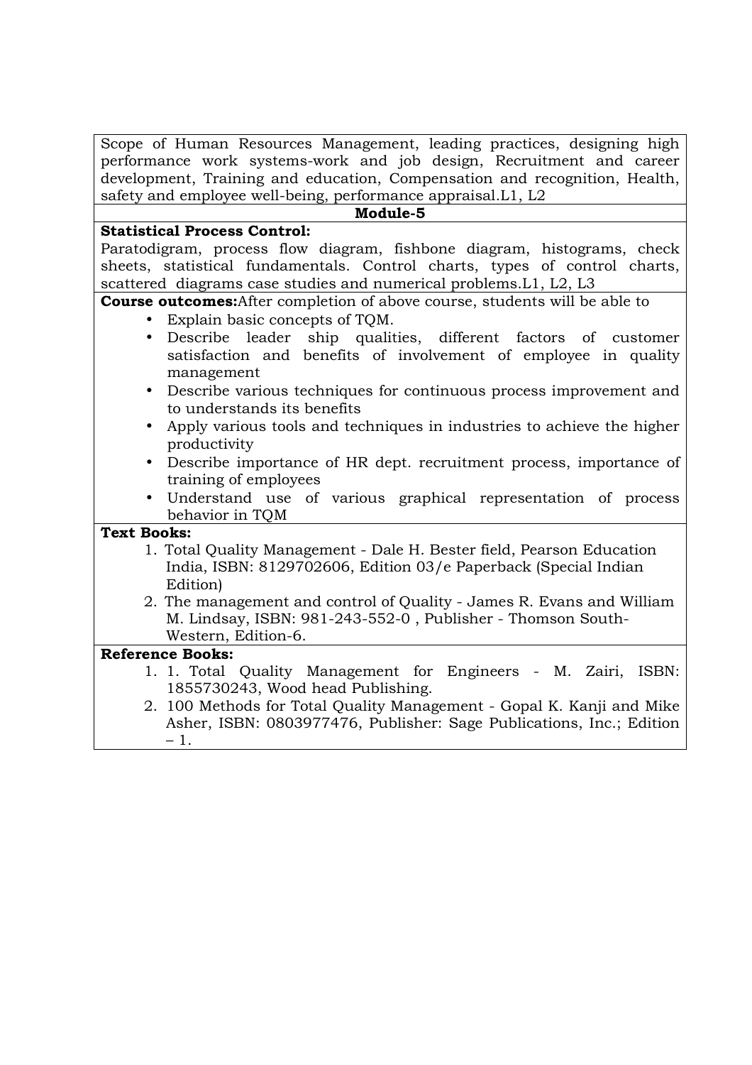Scope of Human Resources Management, leading practices, designing high performance work systems-work and job design, Recruitment and career development, Training and education, Compensation and recognition, Health, safety and employee well-being, performance appraisal.L1, L2

**Module-5**

**Statistical Process Control:**

Paratodigram, process flow diagram, fishbone diagram, histograms, check sheets, statistical fundamentals. Control charts, types of control charts, scattered diagrams case studies and numerical problems.L1, L2, L3

**Course outcomes:**After completion of above course, students will be able to

- Explain basic concepts of TQM.
- Describe leader ship qualities, different factors of customer satisfaction and benefits of involvement of employee in quality management
- Describe various techniques for continuous process improvement and to understands its benefits
- Apply various tools and techniques in industries to achieve the higher productivity
- Describe importance of HR dept. recruitment process, importance of training of employees
- Understand use of various graphical representation of process behavior in TQM

**Text Books:**

1. Total Quality Management - Dale H. Bester field, Pearson Education India, ISBN: 8129702606, Edition 03/e Paperback (Special Indian Edition)
2. The management and control of Quality - James R. Evans and William M. Lindsay, ISBN: 981-243-552-0 , Publisher - Thomson South-Western, Edition-6.

**Reference Books:**

1. 1. Total Quality Management for Engineers - M. Zairi, ISBN: 1855730243, Wood head Publishing.
2. 100 Methods for Total Quality Management - Gopal K. Kanji and Mike Asher, ISBN: 0803977476, Publisher: Sage Publications, Inc.; Edition – 1.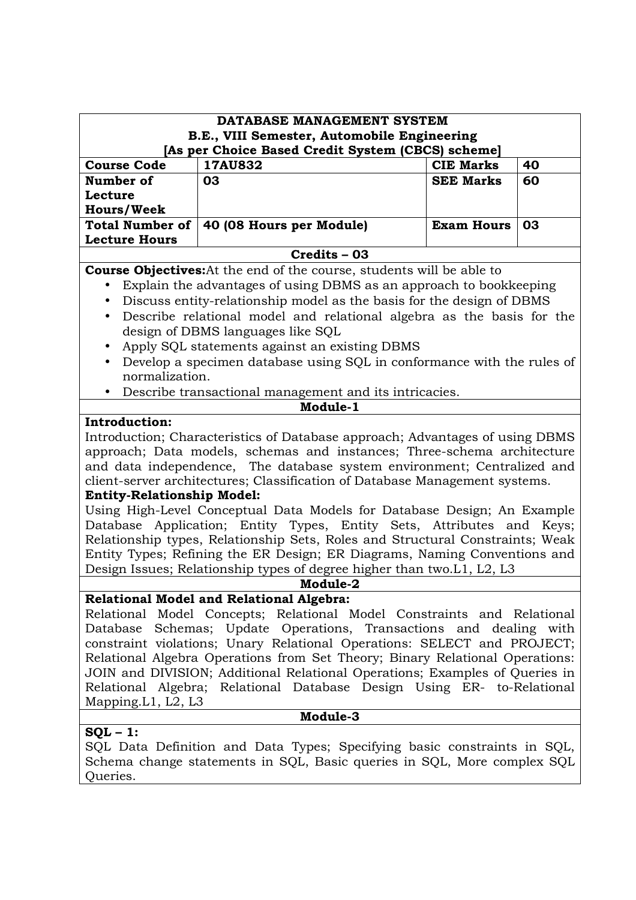| DATABASE MANAGEMENT SYSTEM<br>B.E., VIII Semester, Automobile Engineering<br>[As per Choice Based Credit System (CBCS) scheme] | | | |
|---|---|---|---|
| **Course Code** | **17AU832** | **CIE Marks** | **40** |
| **Number of Lecture Hours/Week** | **03** | **SEE Marks** | **60** |
| **Total Number of Lecture Hours** | **40 (08 Hours per Module)** | **Exam Hours** | **03** |
| **Credits – 03** | | | |

**Course Objectives:** At the end of the course, students will be able to

- Explain the advantages of using DBMS as an approach to bookkeeping
- Discuss entity-relationship model as the basis for the design of DBMS
- Describe relational model and relational algebra as the basis for the design of DBMS languages like SQL
- Apply SQL statements against an existing DBMS
- Develop a specimen database using SQL in conformance with the rules of normalization.
- Describe transactional management and its intricacies.

## Module-1

**Introduction:**

Introduction; Characteristics of Database approach; Advantages of using DBMS approach; Data models, schemas and instances; Three-schema architecture and data independence, The database system environment; Centralized and client-server architectures; Classification of Database Management systems.

**Entity-Relationship Model:**

Using High-Level Conceptual Data Models for Database Design; An Example Database Application; Entity Types, Entity Sets, Attributes and Keys; Relationship types, Relationship Sets, Roles and Structural Constraints; Weak Entity Types; Refining the ER Design; ER Diagrams, Naming Conventions and Design Issues; Relationship types of degree higher than two.L1, L2, L3

## Module-2

**Relational Model and Relational Algebra:**

Relational Model Concepts; Relational Model Constraints and Relational Database Schemas; Update Operations, Transactions and dealing with constraint violations; Unary Relational Operations: SELECT and PROJECT; Relational Algebra Operations from Set Theory; Binary Relational Operations: JOIN and DIVISION; Additional Relational Operations; Examples of Queries in Relational Algebra; Relational Database Design Using ER- to-Relational Mapping.L1, L2, L3

## Module-3

**SQL – 1:**

SQL Data Definition and Data Types; Specifying basic constraints in SQL, Schema change statements in SQL, Basic queries in SQL, More complex SQL Queries.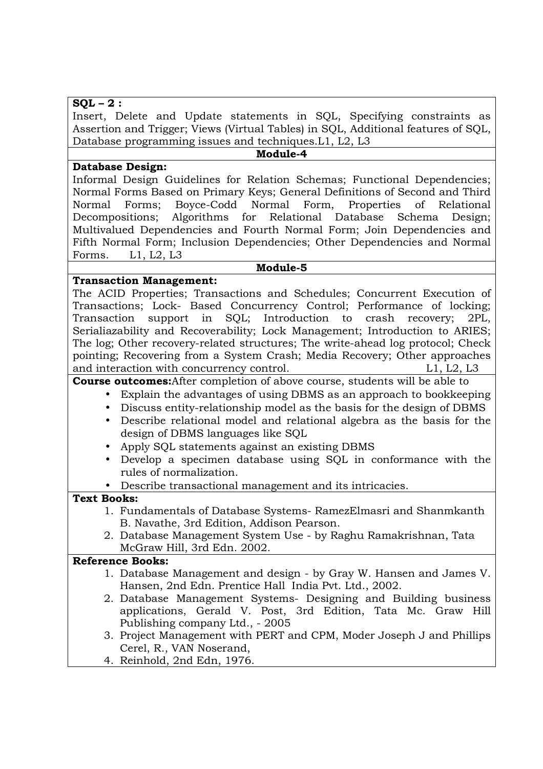**SQL – 2 :**

Insert, Delete and Update statements in SQL, Specifying constraints as Assertion and Trigger; Views (Virtual Tables) in SQL, Additional features of SQL, Database programming issues and techniques.L1, L2, L3

**Module-4**

**Database Design:**

Informal Design Guidelines for Relation Schemas; Functional Dependencies; Normal Forms Based on Primary Keys; General Definitions of Second and Third Normal Forms; Boyce-Codd Normal Form, Properties of Relational Decompositions; Algorithms for Relational Database Schema Design; Multivalued Dependencies and Fourth Normal Form; Join Dependencies and Fifth Normal Form; Inclusion Dependencies; Other Dependencies and Normal Forms. L1, L2, L3

**Module-5**

**Transaction Management:**

The ACID Properties; Transactions and Schedules; Concurrent Execution of Transactions; Lock- Based Concurrency Control; Performance of locking; Transaction support in SQL; Introduction to crash recovery; 2PL, Serialiazability and Recoverability; Lock Management; Introduction to ARIES; The log; Other recovery-related structures; The write-ahead log protocol; Check pointing; Recovering from a System Crash; Media Recovery; Other approaches and interaction with concurrency control. L1, L2, L3

**Course outcomes:**After completion of above course, students will be able to

- Explain the advantages of using DBMS as an approach to bookkeeping
- Discuss entity-relationship model as the basis for the design of DBMS
- Describe relational model and relational algebra as the basis for the design of DBMS languages like SQL
- Apply SQL statements against an existing DBMS
- Develop a specimen database using SQL in conformance with the rules of normalization.
- Describe transactional management and its intricacies.

**Text Books:**

1. Fundamentals of Database Systems- RamezElmasri and Shanmkanth B. Navathe, 3rd Edition, Addison Pearson.
2. Database Management System Use - by Raghu Ramakrishnan, Tata McGraw Hill, 3rd Edn. 2002.

**Reference Books:**

1. Database Management and design - by Gray W. Hansen and James V. Hansen, 2nd Edn. Prentice Hall India Pvt. Ltd., 2002.
2. Database Management Systems- Designing and Building business applications, Gerald V. Post, 3rd Edition, Tata Mc. Graw Hill Publishing company Ltd., - 2005
3. Project Management with PERT and CPM, Moder Joseph J and Phillips Cerel, R., VAN Noserand,
4. Reinhold, 2nd Edn, 1976.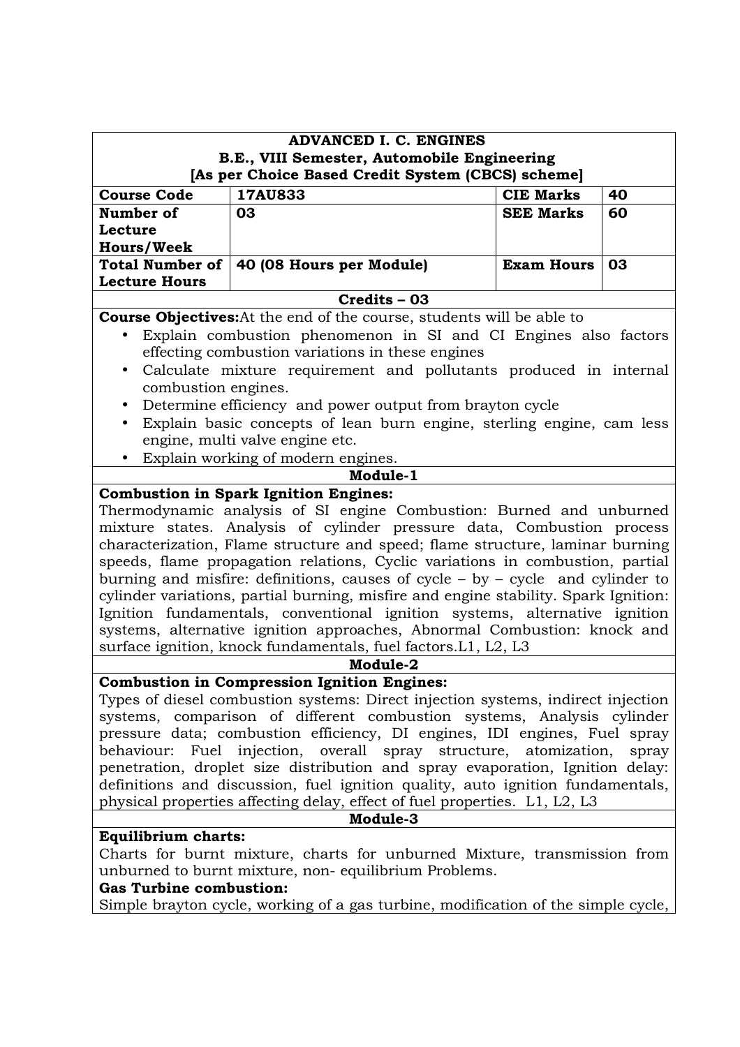| ADVANCED I. C. ENGINES<br>B.E., VIII Semester, Automobile Engineering<br>[As per Choice Based Credit System (CBCS) scheme] | | | |
|---|---|---|---|
| **Course Code** | **17AU833** | **CIE Marks** | **40** |
| **Number of Lecture Hours/Week** | **03** | **SEE Marks** | **60** |
| **Total Number of Lecture Hours** | **40 (08 Hours per Module)** | **Exam Hours** | **03** |
| **Credits – 03** | | | |

**Course Objectives:** At the end of the course, students will be able to

- Explain combustion phenomenon in SI and CI Engines also factors effecting combustion variations in these engines
- Calculate mixture requirement and pollutants produced in internal combustion engines.
- Determine efficiency and power output from brayton cycle
- Explain basic concepts of lean burn engine, sterling engine, cam less engine, multi valve engine etc.
- Explain working of modern engines.

**Module-1**

**Combustion in Spark Ignition Engines:**

Thermodynamic analysis of SI engine Combustion: Burned and unburned mixture states. Analysis of cylinder pressure data, Combustion process characterization, Flame structure and speed; flame structure, laminar burning speeds, flame propagation relations, Cyclic variations in combustion, partial burning and misfire: definitions, causes of cycle – by – cycle and cylinder to cylinder variations, partial burning, misfire and engine stability. Spark Ignition: Ignition fundamentals, conventional ignition systems, alternative ignition systems, alternative ignition approaches, Abnormal Combustion: knock and surface ignition, knock fundamentals, fuel factors.L1, L2, L3

**Module-2**

**Combustion in Compression Ignition Engines:**

Types of diesel combustion systems: Direct injection systems, indirect injection systems, comparison of different combustion systems, Analysis cylinder pressure data; combustion efficiency, DI engines, IDI engines, Fuel spray behaviour: Fuel injection, overall spray structure, atomization, spray penetration, droplet size distribution and spray evaporation, Ignition delay: definitions and discussion, fuel ignition quality, auto ignition fundamentals, physical properties affecting delay, effect of fuel properties. L1, L2, L3

**Module-3**

**Equilibrium charts:**

Charts for burnt mixture, charts for unburned Mixture, transmission from unburned to burnt mixture, non- equilibrium Problems.

**Gas Turbine combustion:**

Simple brayton cycle, working of a gas turbine, modification of the simple cycle,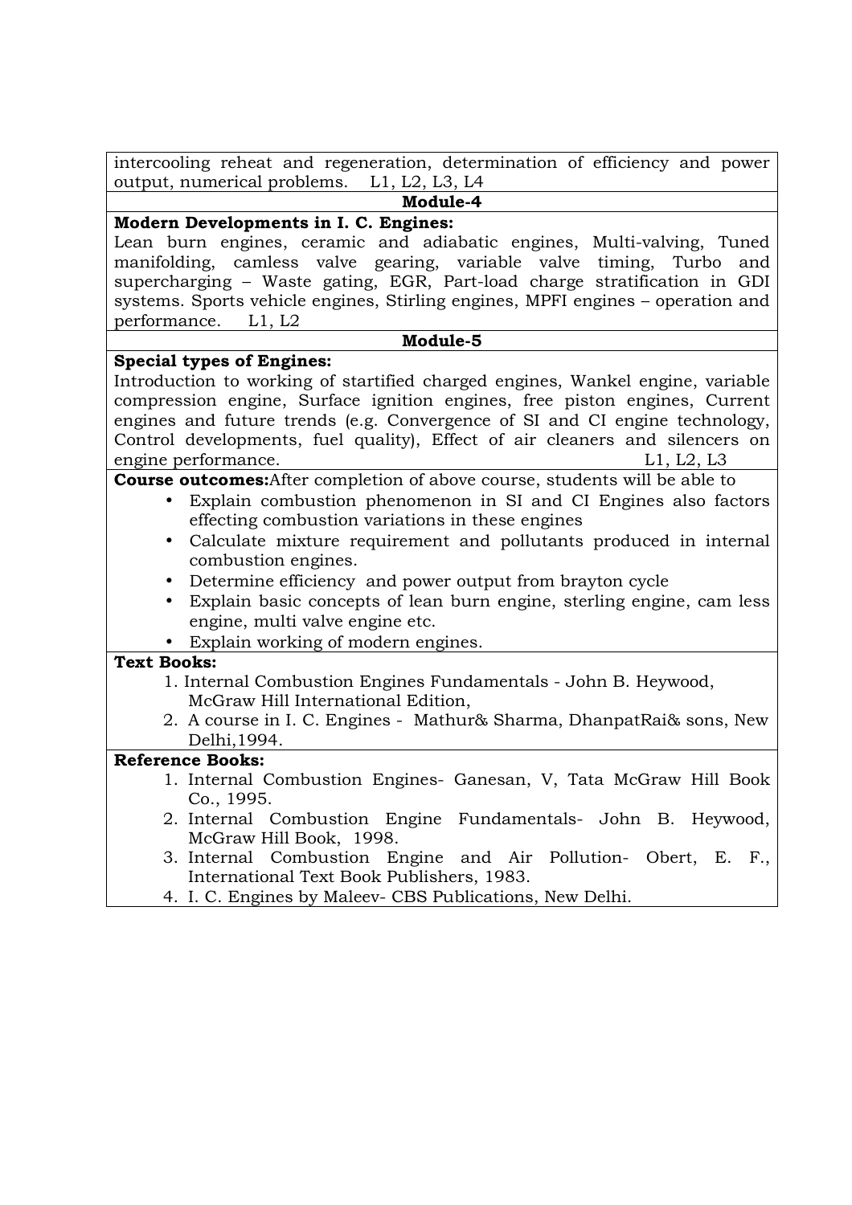intercooling reheat and regeneration, determination of efficiency and power output, numerical problems. L1, L2, L3, L4

**Module-4**

**Modern Developments in I. C. Engines:**
Lean burn engines, ceramic and adiabatic engines, Multi-valving, Tuned manifolding, camless valve gearing, variable valve timing, Turbo and supercharging – Waste gating, EGR, Part-load charge stratification in GDI systems. Sports vehicle engines, Stirling engines, MPFI engines – operation and performance. L1, L2

**Module-5**

**Special types of Engines:**
Introduction to working of startified charged engines, Wankel engine, variable compression engine, Surface ignition engines, free piston engines, Current engines and future trends (e.g. Convergence of SI and CI engine technology, Control developments, fuel quality), Effect of air cleaners and silencers on engine performance. L1, L2, L3

**Course outcomes:**After completion of above course, students will be able to

- Explain combustion phenomenon in SI and CI Engines also factors effecting combustion variations in these engines
- Calculate mixture requirement and pollutants produced in internal combustion engines.
- Determine efficiency and power output from brayton cycle
- Explain basic concepts of lean burn engine, sterling engine, cam less engine, multi valve engine etc.
- Explain working of modern engines.

**Text Books:**

1. Internal Combustion Engines Fundamentals - John B. Heywood, McGraw Hill International Edition,
2. A course in I. C. Engines - Mathur& Sharma, DhanpatRai& sons, New Delhi,1994.

**Reference Books:**

1. Internal Combustion Engines- Ganesan, V, Tata McGraw Hill Book Co., 1995.
2. Internal Combustion Engine Fundamentals- John B. Heywood, McGraw Hill Book, 1998.
3. Internal Combustion Engine and Air Pollution- Obert, E. F., International Text Book Publishers, 1983.
4. I. C. Engines by Maleev- CBS Publications, New Delhi.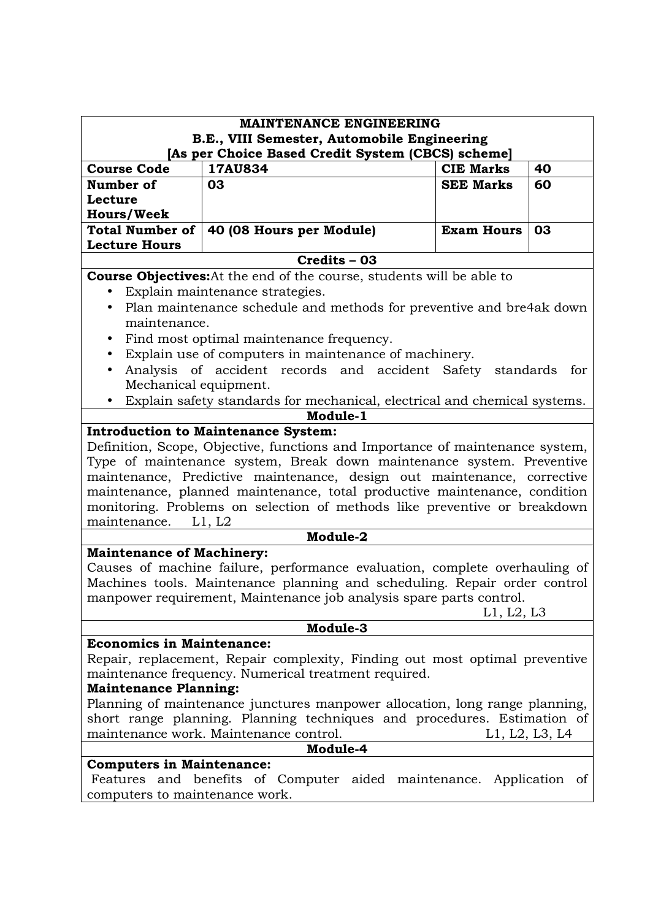**MAINTENANCE ENGINEERING**
**B.E., VIII Semester, Automobile Engineering**
**[As per Choice Based Credit System (CBCS) scheme]**

| Course Code | 17AU834 | CIE Marks | 40 |
|---|---|---|---|
| Number of Lecture Hours/Week | 03 | SEE Marks | 60 |
| Total Number of Lecture Hours | 40 (08 Hours per Module) | Exam Hours | 03 |

**Credits – 03**

**Course Objectives:** At the end of the course, students will be able to

- Explain maintenance strategies.
- Plan maintenance schedule and methods for preventive and bre4ak down maintenance.
- Find most optimal maintenance frequency.
- Explain use of computers in maintenance of machinery.
- Analysis of accident records and accident Safety standards for Mechanical equipment.
- Explain safety standards for mechanical, electrical and chemical systems.

**Module-1**

**Introduction to Maintenance System:**
Definition, Scope, Objective, functions and Importance of maintenance system, Type of maintenance system, Break down maintenance system. Preventive maintenance, Predictive maintenance, design out maintenance, corrective maintenance, planned maintenance, total productive maintenance, condition monitoring. Problems on selection of methods like preventive or breakdown maintenance. L1, L2

**Module-2**

**Maintenance of Machinery:**
Causes of machine failure, performance evaluation, complete overhauling of Machines tools. Maintenance planning and scheduling. Repair order control manpower requirement, Maintenance job analysis spare parts control.
L1, L2, L3

**Module-3**

**Economics in Maintenance:**
Repair, replacement, Repair complexity, Finding out most optimal preventive maintenance frequency. Numerical treatment required.

**Maintenance Planning:**
Planning of maintenance junctures manpower allocation, long range planning, short range planning. Planning techniques and procedures. Estimation of maintenance work. Maintenance control. L1, L2, L3, L4

**Module-4**

**Computers in Maintenance:**
Features and benefits of Computer aided maintenance. Application of computers to maintenance work.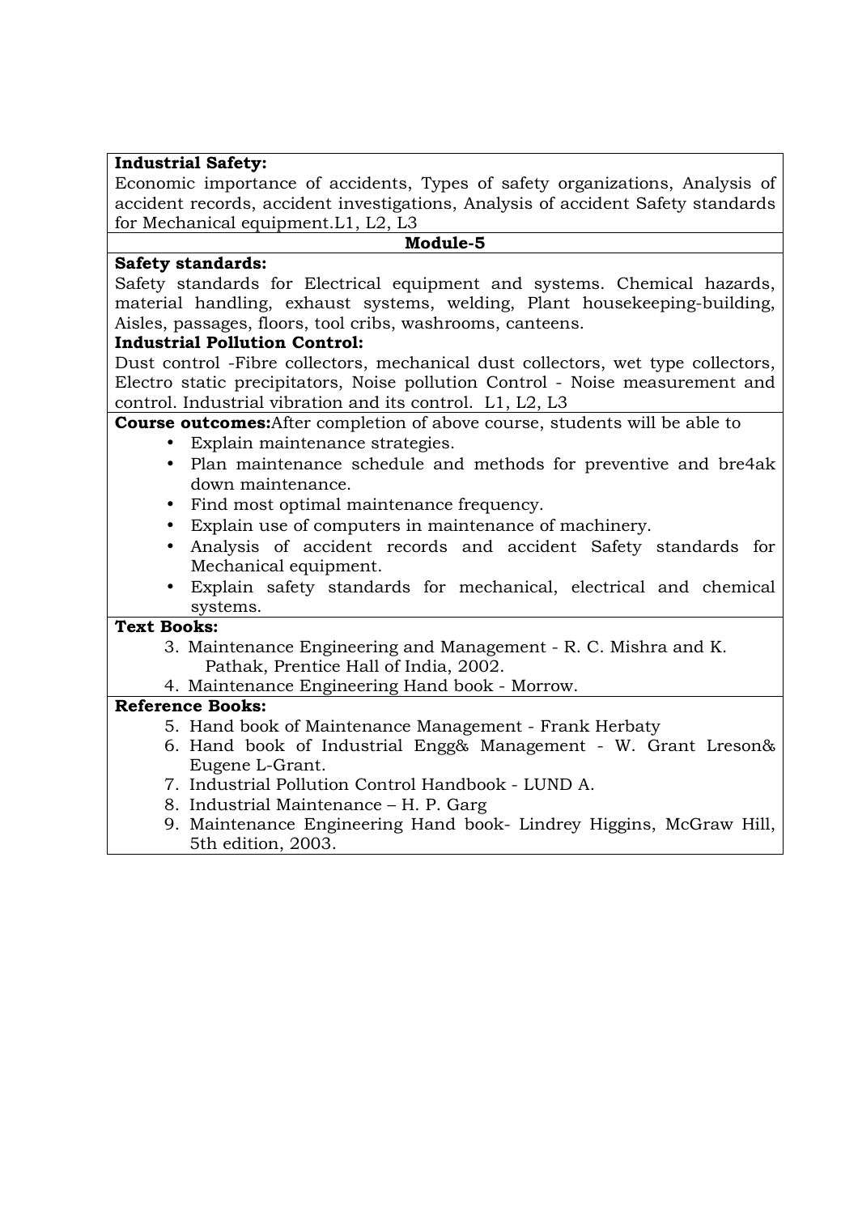**Industrial Safety:**
Economic importance of accidents, Types of safety organizations, Analysis of accident records, accident investigations, Analysis of accident Safety standards for Mechanical equipment.L1, L2, L3

**Module-5**

**Safety standards:**
Safety standards for Electrical equipment and systems. Chemical hazards, material handling, exhaust systems, welding, Plant housekeeping-building, Aisles, passages, floors, tool cribs, washrooms, canteens.

**Industrial Pollution Control:**
Dust control -Fibre collectors, mechanical dust collectors, wet type collectors, Electro static precipitators, Noise pollution Control - Noise measurement and control. Industrial vibration and its control. L1, L2, L3

**Course outcomes:**After completion of above course, students will be able to

- Explain maintenance strategies.
- Plan maintenance schedule and methods for preventive and bre4ak down maintenance.
- Find most optimal maintenance frequency.
- Explain use of computers in maintenance of machinery.
- Analysis of accident records and accident Safety standards for Mechanical equipment.
- Explain safety standards for mechanical, electrical and chemical systems.

**Text Books:**

3. Maintenance Engineering and Management - R. C. Mishra and K. Pathak, Prentice Hall of India, 2002.
4. Maintenance Engineering Hand book - Morrow.

**Reference Books:**

5. Hand book of Maintenance Management - Frank Herbaty
6. Hand book of Industrial Engg& Management - W. Grant Lreson& Eugene L-Grant.
7. Industrial Pollution Control Handbook - LUND A.
8. Industrial Maintenance – H. P. Garg
9. Maintenance Engineering Hand book- Lindrey Higgins, McGraw Hill, 5th edition, 2003.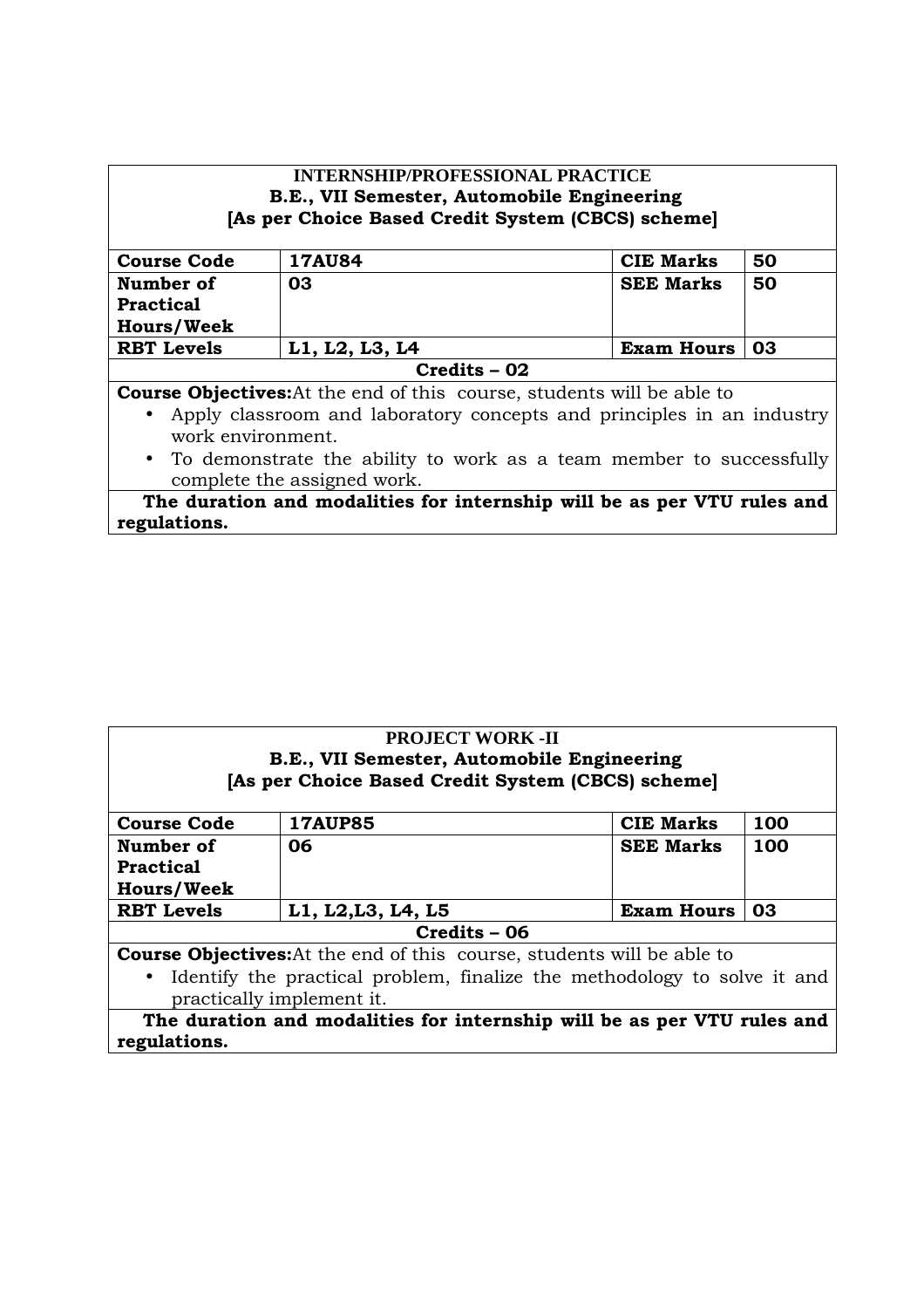| INTERNSHIP/PROFESSIONAL PRACTICE<br>B.E., VII Semester, Automobile Engineering<br>[As per Choice Based Credit System (CBCS) scheme] | | | |
|---|---|---|---|
| **Course Code** | **17AU84** | **CIE Marks** | **50** |
| **Number of Practical Hours/Week** | **03** | **SEE Marks** | **50** |
| **RBT Levels** | **L1, L2, L3, L4** | **Exam Hours** | **03** |
| **Credits – 02** | | | |

**Course Objectives:**At the end of this course, students will be able to

- Apply classroom and laboratory concepts and principles in an industry work environment.
- To demonstrate the ability to work as a team member to successfully complete the assigned work.

**The duration and modalities for internship will be as per VTU rules and regulations.**

| PROJECT WORK -II<br>B.E., VII Semester, Automobile Engineering<br>[As per Choice Based Credit System (CBCS) scheme] | | | |
|---|---|---|---|
| **Course Code** | **17AUP85** | **CIE Marks** | **100** |
| **Number of Practical Hours/Week** | **06** | **SEE Marks** | **100** |
| **RBT Levels** | **L1, L2,L3, L4, L5** | **Exam Hours** | **03** |
| **Credits – 06** | | | |

**Course Objectives:**At the end of this course, students will be able to

- Identify the practical problem, finalize the methodology to solve it and practically implement it.

**The duration and modalities for internship will be as per VTU rules and regulations.**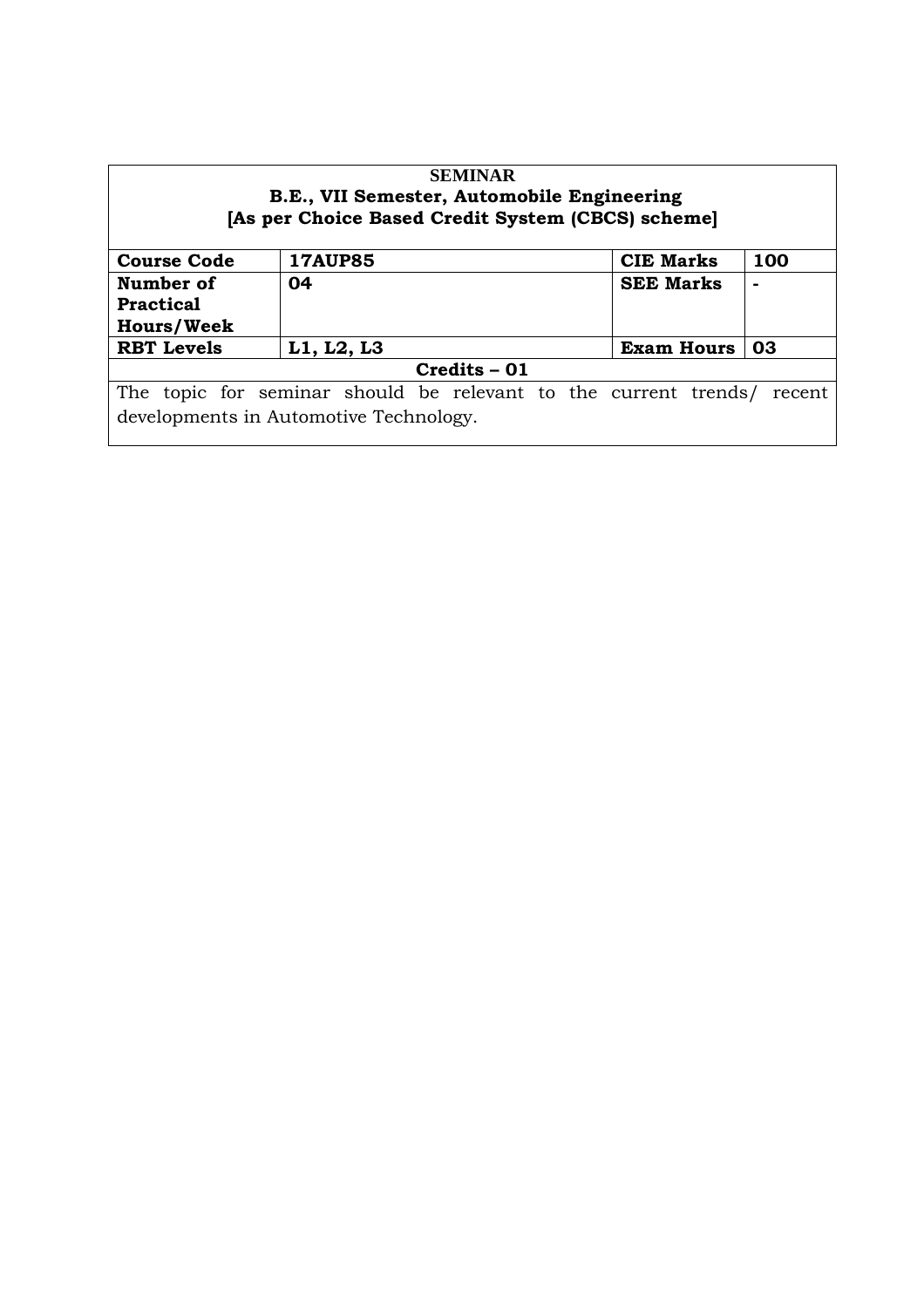**SEMINAR**

**B.E., VII Semester, Automobile Engineering**

**[As per Choice Based Credit System (CBCS) scheme]**

| | | | |
|---|---|---|---|
| **Course Code** | **17AUP85** | **CIE Marks** | **100** |
| **Number of Practical Hours/Week** | **04** | **SEE Marks** | **-** |
| **RBT Levels** | **L1, L2, L3** | **Exam Hours** | **03** |

**Credits – 01**

The topic for seminar should be relevant to the current trends/ recent developments in Automotive Technology.